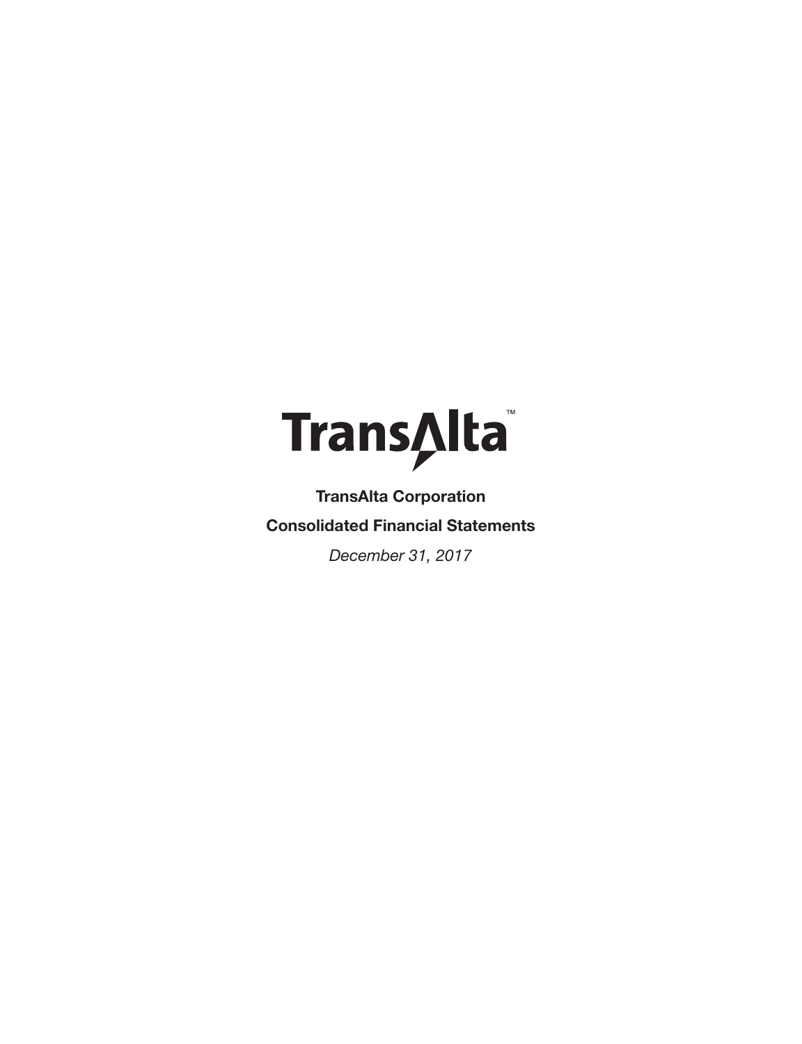TransAlta™

**TransAlta Corporation**

**Consolidated Financial Statements**

*December 31, 2017*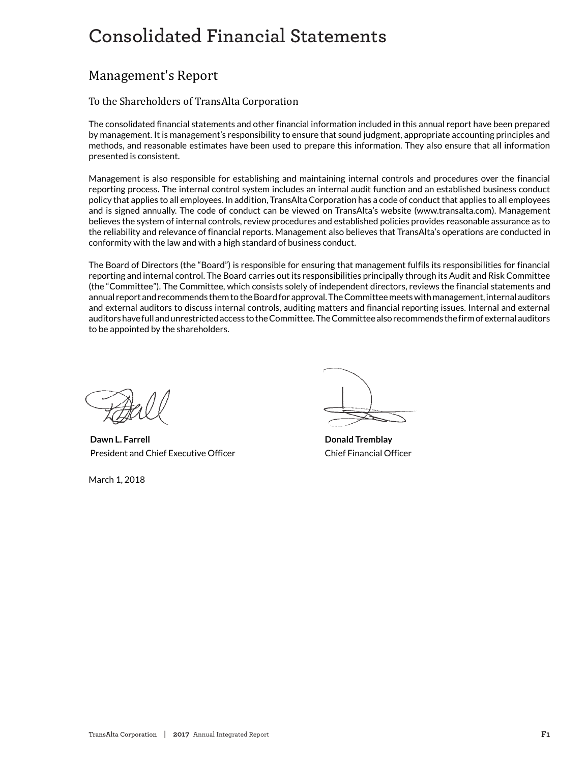# Consolidated Financial Statements

## Management's Report

### To the Shareholders of TransAlta Corporation

The consolidated financial statements and other financial information included in this annual report have been prepared by management. It is management's responsibility to ensure that sound judgment, appropriate accounting principles and methods, and reasonable estimates have been used to prepare this information. They also ensure that all information presented is consistent.

Management is also responsible for establishing and maintaining internal controls and procedures over the financial reporting process. The internal control system includes an internal audit function and an established business conduct policy that applies to all employees. In addition, TransAlta Corporation has a code of conduct that applies to all employees and is signed annually. The code of conduct can be viewed on TransAlta's website (www.transalta.com). Management believes the system of internal controls, review procedures and established policies provides reasonable assurance as to the reliability and relevance of financial reports. Management also believes that TransAlta's operations are conducted in conformity with the law and with a high standard of business conduct.

The Board of Directors (the "Board") is responsible for ensuring that management fulfils its responsibilities for financial reporting and internal control. The Board carries out its responsibilities principally through its Audit and Risk Committee (the "Committee"). The Committee, which consists solely of independent directors, reviews the financial statements and annual report and recommends them to the Board for approval. The Committee meets with management, internal auditors and external auditors to discuss internal controls, auditing matters and financial reporting issues. Internal and external auditors have full and unrestricted access to the Committee. The Committee also recommends the firm of external auditors to be appointed by the shareholders.

**Dawn L. Farrell**
President and Chief Executive Officer

**Donald Tremblay**
Chief Financial Officer

March 1, 2018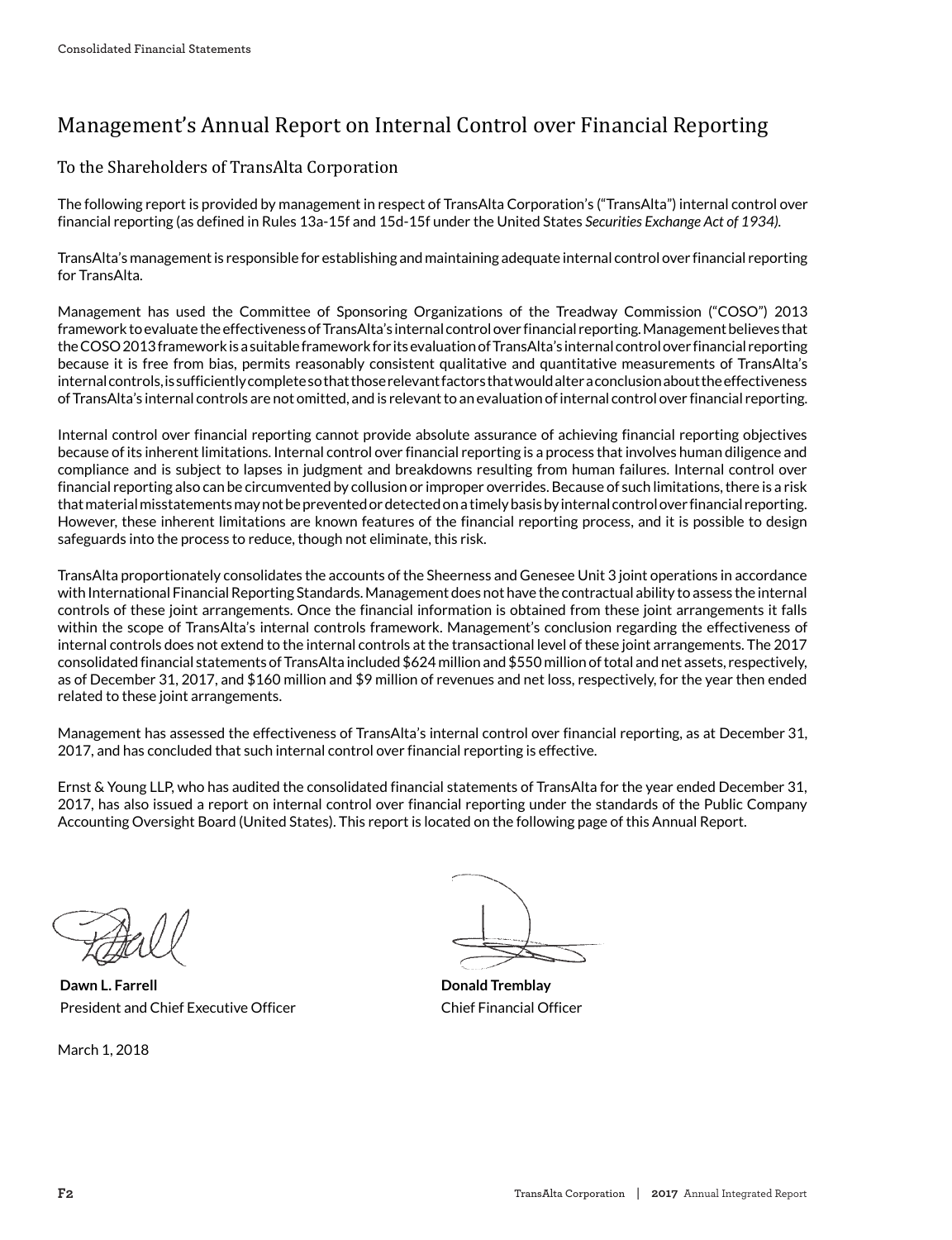# Management's Annual Report on Internal Control over Financial Reporting

## To the Shareholders of TransAlta Corporation

The following report is provided by management in respect of TransAlta Corporation's ("TransAlta") internal control over financial reporting (as defined in Rules 13a-15f and 15d-15f under the United States *Securities Exchange Act of 1934).*

TransAlta's management is responsible for establishing and maintaining adequate internal control over financial reporting for TransAlta.

Management has used the Committee of Sponsoring Organizations of the Treadway Commission ("COSO") 2013 framework to evaluate the effectiveness of TransAlta's internal control over financial reporting. Management believes that the COSO 2013 framework is a suitable framework for its evaluation of TransAlta's internal control over financial reporting because it is free from bias, permits reasonably consistent qualitative and quantitative measurements of TransAlta's internal controls, is sufficiently complete so that those relevant factors that would alter a conclusion about the effectiveness of TransAlta's internal controls are not omitted, and is relevant to an evaluation of internal control over financial reporting.

Internal control over financial reporting cannot provide absolute assurance of achieving financial reporting objectives because of its inherent limitations. Internal control over financial reporting is a process that involves human diligence and compliance and is subject to lapses in judgment and breakdowns resulting from human failures. Internal control over financial reporting also can be circumvented by collusion or improper overrides. Because of such limitations, there is a risk that material misstatements may not be prevented or detected on a timely basis by internal control over financial reporting. However, these inherent limitations are known features of the financial reporting process, and it is possible to design safeguards into the process to reduce, though not eliminate, this risk.

TransAlta proportionately consolidates the accounts of the Sheerness and Genesee Unit 3 joint operations in accordance with International Financial Reporting Standards. Management does not have the contractual ability to assess the internal controls of these joint arrangements. Once the financial information is obtained from these joint arrangements it falls within the scope of TransAlta's internal controls framework. Management's conclusion regarding the effectiveness of internal controls does not extend to the internal controls at the transactional level of these joint arrangements. The 2017 consolidated financial statements of TransAlta included $624 million and $550 million of total and net assets, respectively, as of December 31, 2017, and $160 million and $9 million of revenues and net loss, respectively, for the year then ended related to these joint arrangements.

Management has assessed the effectiveness of TransAlta's internal control over financial reporting, as at December 31, 2017, and has concluded that such internal control over financial reporting is effective.

Ernst & Young LLP, who has audited the consolidated financial statements of TransAlta for the year ended December 31, 2017, has also issued a report on internal control over financial reporting under the standards of the Public Company Accounting Oversight Board (United States). This report is located on the following page of this Annual Report.

**Dawn L. Farrell**
President and Chief Executive Officer

**Donald Tremblay**
Chief Financial Officer

March 1, 2018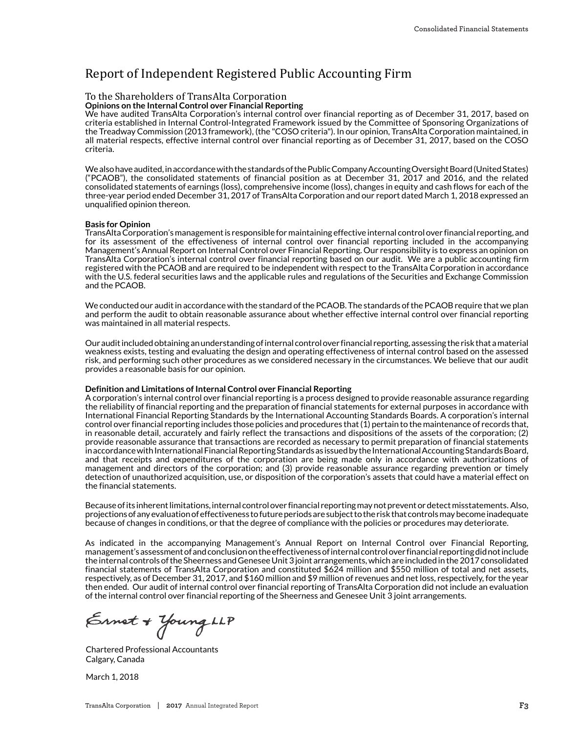# Report of Independent Registered Public Accounting Firm

## To the Shareholders of TransAlta Corporation

**Opinions on the Internal Control over Financial Reporting**

We have audited TransAlta Corporation's internal control over financial reporting as of December 31, 2017, based on criteria established in Internal Control-Integrated Framework issued by the Committee of Sponsoring Organizations of the Treadway Commission (2013 framework), (the "COSO criteria"). In our opinion, TransAlta Corporation maintained, in all material respects, effective internal control over financial reporting as of December 31, 2017, based on the COSO criteria.

We also have audited, in accordance with the standards of the Public Company Accounting Oversight Board (United States) ("PCAOB"), the consolidated statements of financial position as at December 31, 2017 and 2016, and the related consolidated statements of earnings (loss), comprehensive income (loss), changes in equity and cash flows for each of the three-year period ended December 31, 2017 of TransAlta Corporation and our report dated March 1, 2018 expressed an unqualified opinion thereon.

**Basis for Opinion**

TransAlta Corporation's management is responsible for maintaining effective internal control over financial reporting, and for its assessment of the effectiveness of internal control over financial reporting included in the accompanying Management's Annual Report on Internal Control over Financial Reporting. Our responsibility is to express an opinion on TransAlta Corporation's internal control over financial reporting based on our audit. We are a public accounting firm registered with the PCAOB and are required to be independent with respect to the TransAlta Corporation in accordance with the U.S. federal securities laws and the applicable rules and regulations of the Securities and Exchange Commission and the PCAOB.

We conducted our audit in accordance with the standard of the PCAOB. The standards of the PCAOB require that we plan and perform the audit to obtain reasonable assurance about whether effective internal control over financial reporting was maintained in all material respects.

Our audit included obtaining an understanding of internal control over financial reporting, assessing the risk that a material weakness exists, testing and evaluating the design and operating effectiveness of internal control based on the assessed risk, and performing such other procedures as we considered necessary in the circumstances. We believe that our audit provides a reasonable basis for our opinion.

**Definition and Limitations of Internal Control over Financial Reporting**

A corporation's internal control over financial reporting is a process designed to provide reasonable assurance regarding the reliability of financial reporting and the preparation of financial statements for external purposes in accordance with International Financial Reporting Standards by the International Accounting Standards Boards. A corporation's internal control over financial reporting includes those policies and procedures that (1) pertain to the maintenance of records that, in reasonable detail, accurately and fairly reflect the transactions and dispositions of the assets of the corporation; (2) provide reasonable assurance that transactions are recorded as necessary to permit preparation of financial statements in accordance with International Financial Reporting Standards as issued by the International Accounting Standards Board, and that receipts and expenditures of the corporation are being made only in accordance with authorizations of management and directors of the corporation; and (3) provide reasonable assurance regarding prevention or timely detection of unauthorized acquisition, use, or disposition of the corporation's assets that could have a material effect on the financial statements.

Because of its inherent limitations, internal control over financial reporting may not prevent or detect misstatements. Also, projections of any evaluation of effectiveness to future periods are subject to the risk that controls may become inadequate because of changes in conditions, or that the degree of compliance with the policies or procedures may deteriorate.

As indicated in the accompanying Management's Annual Report on Internal Control over Financial Reporting, management's assessment of and conclusion on the effectiveness of internal control over financial reporting did not include the internal controls of the Sheerness and Genesee Unit 3 joint arrangements, which are included in the 2017 consolidated financial statements of TransAlta Corporation and constituted $624 million and $550 million of total and net assets, respectively, as of December 31, 2017, and $160 million and $9 million of revenues and net loss, respectively, for the year then ended. Our audit of internal control over financial reporting of TransAlta Corporation did not include an evaluation of the internal control over financial reporting of the Sheerness and Genesee Unit 3 joint arrangements.

Ernst & Young LLP

Chartered Professional Accountants
Calgary, Canada

March 1, 2018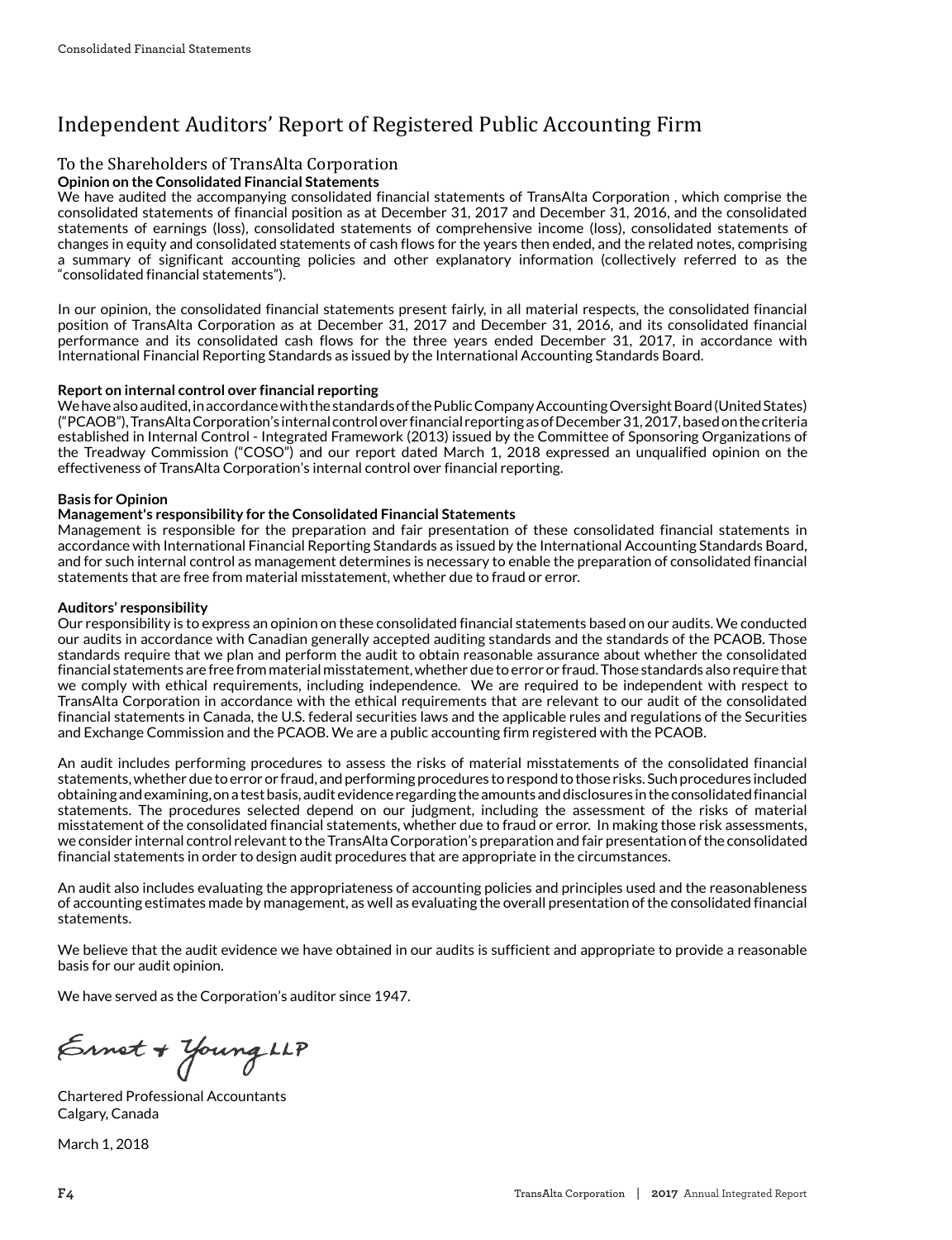# Independent Auditors' Report of Registered Public Accounting Firm

## To the Shareholders of TransAlta Corporation

**Opinion on the Consolidated Financial Statements**

We have audited the accompanying consolidated financial statements of TransAlta Corporation , which comprise the consolidated statements of financial position as at December 31, 2017 and December 31, 2016, and the consolidated statements of earnings (loss), consolidated statements of comprehensive income (loss), consolidated statements of changes in equity and consolidated statements of cash flows for the years then ended, and the related notes, comprising a summary of significant accounting policies and other explanatory information (collectively referred to as the "consolidated financial statements").

In our opinion, the consolidated financial statements present fairly, in all material respects, the consolidated financial position of TransAlta Corporation as at December 31, 2017 and December 31, 2016, and its consolidated financial performance and its consolidated cash flows for the three years ended December 31, 2017, in accordance with International Financial Reporting Standards as issued by the International Accounting Standards Board.

**Report on internal control over financial reporting**

We have also audited, in accordance with the standards of the Public Company Accounting Oversight Board (United States) ("PCAOB"), TransAlta Corporation's internal control over financial reporting as of December 31, 2017, based on the criteria established in Internal Control - Integrated Framework (2013) issued by the Committee of Sponsoring Organizations of the Treadway Commission ("COSO") and our report dated March 1, 2018 expressed an unqualified opinion on the effectiveness of TransAlta Corporation's internal control over financial reporting.

**Basis for Opinion**

**Management's responsibility for the Consolidated Financial Statements**

Management is responsible for the preparation and fair presentation of these consolidated financial statements in accordance with International Financial Reporting Standards as issued by the International Accounting Standards Board, and for such internal control as management determines is necessary to enable the preparation of consolidated financial statements that are free from material misstatement, whether due to fraud or error.

**Auditors' responsibility**

Our responsibility is to express an opinion on these consolidated financial statements based on our audits. We conducted our audits in accordance with Canadian generally accepted auditing standards and the standards of the PCAOB. Those standards require that we plan and perform the audit to obtain reasonable assurance about whether the consolidated financial statements are free from material misstatement, whether due to error or fraud. Those standards also require that we comply with ethical requirements, including independence. We are required to be independent with respect to TransAlta Corporation in accordance with the ethical requirements that are relevant to our audit of the consolidated financial statements in Canada, the U.S. federal securities laws and the applicable rules and regulations of the Securities and Exchange Commission and the PCAOB. We are a public accounting firm registered with the PCAOB.

An audit includes performing procedures to assess the risks of material misstatements of the consolidated financial statements, whether due to error or fraud, and performing procedures to respond to those risks. Such procedures included obtaining and examining, on a test basis, audit evidence regarding the amounts and disclosures in the consolidated financial statements. The procedures selected depend on our judgment, including the assessment of the risks of material misstatement of the consolidated financial statements, whether due to fraud or error. In making those risk assessments, we consider internal control relevant to the TransAlta Corporation's preparation and fair presentation of the consolidated financial statements in order to design audit procedures that are appropriate in the circumstances.

An audit also includes evaluating the appropriateness of accounting policies and principles used and the reasonableness of accounting estimates made by management, as well as evaluating the overall presentation of the consolidated financial statements.

We believe that the audit evidence we have obtained in our audits is sufficient and appropriate to provide a reasonable basis for our audit opinion.

We have served as the Corporation's auditor since 1947.

Ernst & Young LLP

Chartered Professional Accountants
Calgary, Canada

March 1, 2018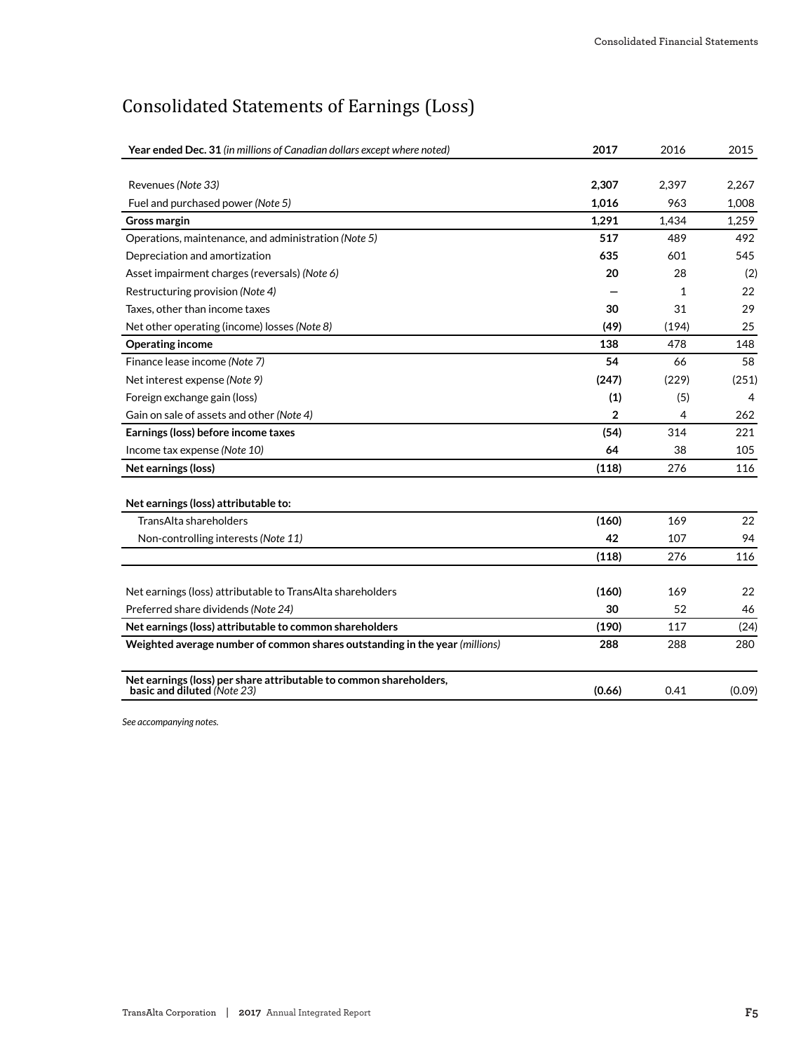# Consolidated Statements of Earnings (Loss)

| **Year ended Dec. 31** *(in millions of Canadian dollars except where noted)* | **2017** | 2016 | 2015 |
|---|---|---|---|
| Revenues *(Note 33)* | **2,307** | 2,397 | 2,267 |
| Fuel and purchased power *(Note 5)* | **1,016** | 963 | 1,008 |
| **Gross margin** | **1,291** | 1,434 | 1,259 |
| Operations, maintenance, and administration *(Note 5)* | **517** | 489 | 492 |
| Depreciation and amortization | **635** | 601 | 545 |
| Asset impairment charges (reversals) *(Note 6)* | **20** | 28 | (2) |
| Restructuring provision *(Note 4)* | **—** | 1 | 22 |
| Taxes, other than income taxes | **30** | 31 | 29 |
| Net other operating (income) losses *(Note 8)* | **(49)** | (194) | 25 |
| **Operating income** | **138** | 478 | 148 |
| Finance lease income *(Note 7)* | **54** | 66 | 58 |
| Net interest expense *(Note 9)* | **(247)** | (229) | (251) |
| Foreign exchange gain (loss) | **(1)** | (5) | 4 |
| Gain on sale of assets and other *(Note 4)* | **2** | 4 | 262 |
| **Earnings (loss) before income taxes** | **(54)** | 314 | 221 |
| Income tax expense *(Note 10)* | **64** | 38 | 105 |
| **Net earnings (loss)** | **(118)** | 276 | 116 |
| | | | |
| **Net earnings (loss) attributable to:** | | | |
| TransAlta shareholders | **(160)** | 169 | 22 |
| Non-controlling interests *(Note 11)* | **42** | 107 | 94 |
| | **(118)** | 276 | 116 |
| | | | |
| Net earnings (loss) attributable to TransAlta shareholders | **(160)** | 169 | 22 |
| Preferred share dividends *(Note 24)* | **30** | 52 | 46 |
| **Net earnings (loss) attributable to common shareholders** | **(190)** | 117 | (24) |
| **Weighted average number of common shares outstanding in the year** *(millions)* | **288** | 288 | 280 |
| | | | |
| **Net earnings (loss) per share attributable to common shareholders, basic and diluted** *(Note 23)* | **(0.66)** | 0.41 | (0.09) |

*See accompanying notes.*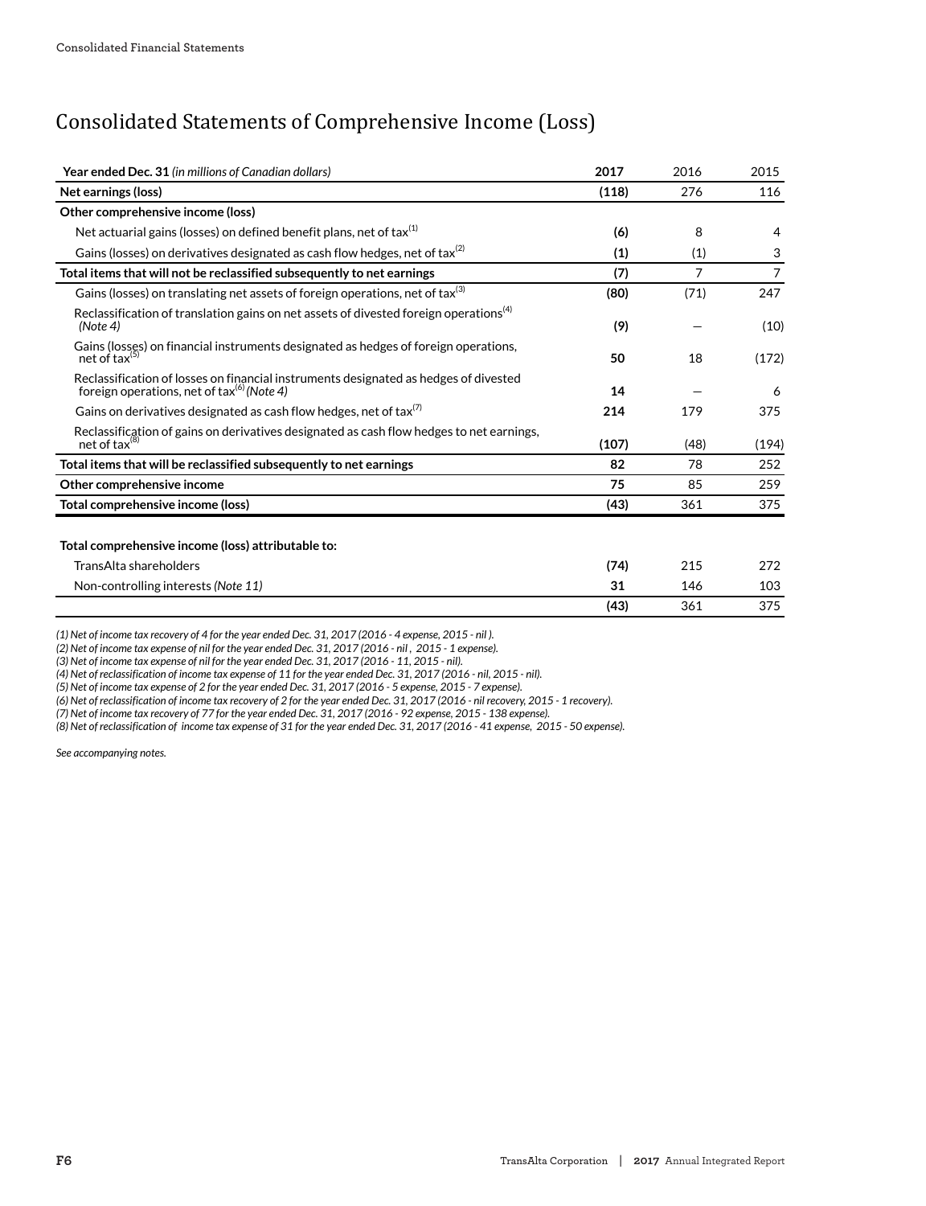# Consolidated Statements of Comprehensive Income (Loss)

| **Year ended Dec. 31** *(in millions of Canadian dollars)* | **2017** | 2016 | 2015 |
|---|---|---|---|
| **Net earnings (loss)** | **(118)** | 276 | 116 |
| **Other comprehensive income (loss)** | | | |
| Net actuarial gains (losses) on defined benefit plans, net of tax[1] | **(6)** | 8 | 4 |
| Gains (losses) on derivatives designated as cash flow hedges, net of tax[2] | **(1)** | (1) | 3 |
| **Total items that will not be reclassified subsequently to net earnings** | **(7)** | 7 | 7 |
| Gains (losses) on translating net assets of foreign operations, net of tax[3] | **(80)** | (71) | 247 |
| Reclassification of translation gains on net assets of divested foreign operations[4] *(Note 4)* | **(9)** | — | (10) |
| Gains (losses) on financial instruments designated as hedges of foreign operations, net of tax[5] | **50** | 18 | (172) |
| Reclassification of losses on financial instruments designated as hedges of divested foreign operations, net of tax[6] *(Note 4)* | **14** | — | 6 |
| Gains on derivatives designated as cash flow hedges, net of tax[7] | **214** | 179 | 375 |
| Reclassification of gains on derivatives designated as cash flow hedges to net earnings, net of tax[8] | **(107)** | (48) | (194) |
| **Total items that will be reclassified subsequently to net earnings** | **82** | 78 | 252 |
| **Other comprehensive income** | **75** | 85 | 259 |
| **Total comprehensive income (loss)** | **(43)** | 361 | 375 |
| | | | |
| **Total comprehensive income (loss) attributable to:** | | | |
| TransAlta shareholders | **(74)** | 215 | 272 |
| Non-controlling interests *(Note 11)* | **31** | 146 | 103 |
| | **(43)** | 361 | 375 |

*(1) Net of income tax recovery of 4 for the year ended Dec. 31, 2017 (2016 - 4 expense, 2015 - nil ).*
*(2) Net of income tax expense of nil for the year ended Dec. 31, 2017 (2016 - nil , 2015 - 1 expense).*
*(3) Net of income tax expense of nil for the year ended Dec. 31, 2017 (2016 - 11, 2015 - nil).*
*(4) Net of reclassification of income tax expense of 11 for the year ended Dec. 31, 2017 (2016 - nil, 2015 - nil).*
*(5) Net of income tax expense of 2 for the year ended Dec. 31, 2017 (2016 - 5 expense, 2015 - 7 expense).*
*(6) Net of reclassification of income tax recovery of 2 for the year ended Dec. 31, 2017 (2016 - nil recovery, 2015 - 1 recovery).*
*(7) Net of income tax recovery of 77 for the year ended Dec. 31, 2017 (2016 - 92 expense, 2015 - 138 expense).*
*(8) Net of reclassification of income tax expense of 31 for the year ended Dec. 31, 2017 (2016 - 41 expense, 2015 - 50 expense).*

*See accompanying notes.*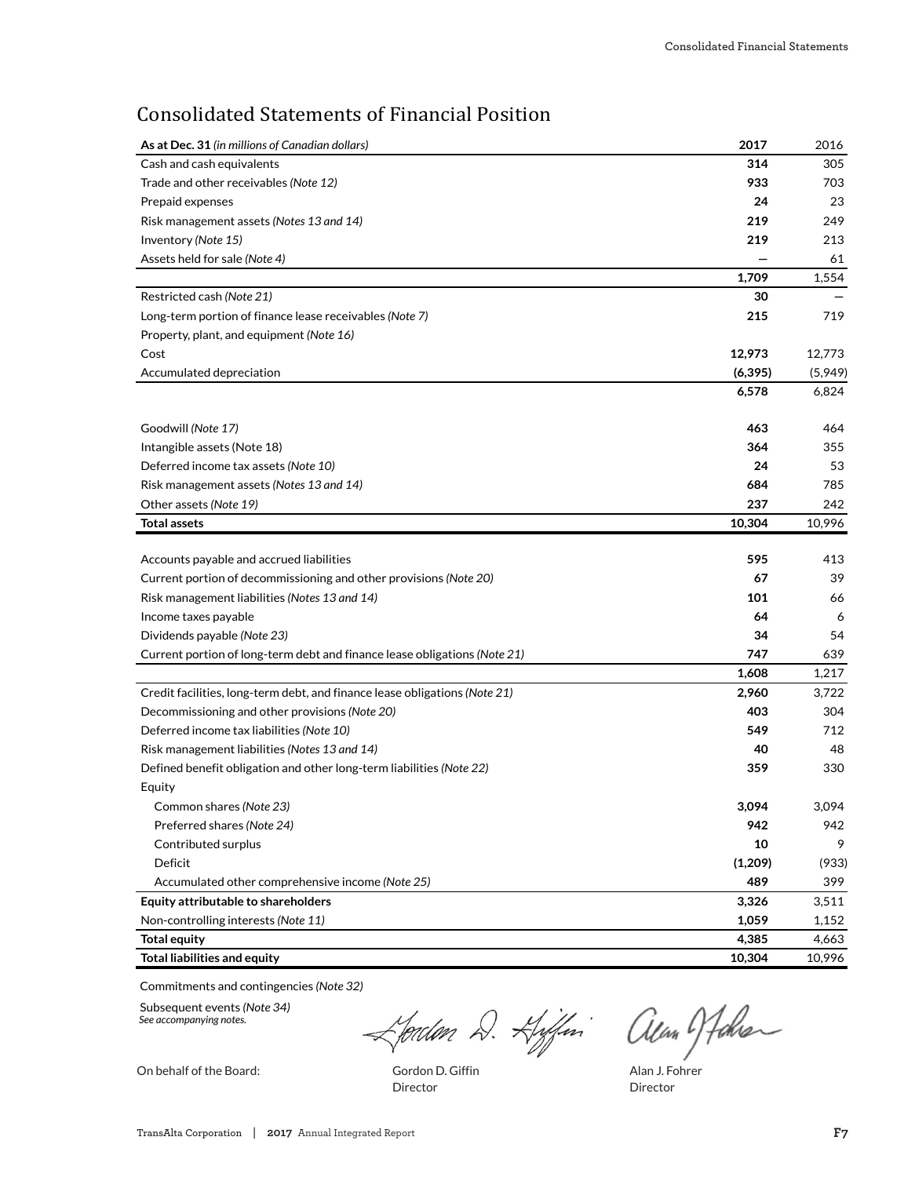# Consolidated Statements of Financial Position

| **As at Dec. 31** *(in millions of Canadian dollars)* | **2017** | 2016 |
|---|---|---|
| Cash and cash equivalents | **314** | 305 |
| Trade and other receivables *(Note 12)* | **933** | 703 |
| Prepaid expenses | **24** | 23 |
| Risk management assets *(Notes 13 and 14)* | **219** | 249 |
| Inventory *(Note 15)* | **219** | 213 |
| Assets held for sale *(Note 4)* | **—** | 61 |
| | **1,709** | 1,554 |
| Restricted cash *(Note 21)* | **30** | — |
| Long-term portion of finance lease receivables *(Note 7)* | **215** | 719 |
| Property, plant, and equipment *(Note 16)* | | |
| Cost | **12,973** | 12,773 |
| Accumulated depreciation | **(6,395)** | (5,949) |
| | **6,578** | 6,824 |
| Goodwill *(Note 17)* | **463** | 464 |
| Intangible assets (Note 18) | **364** | 355 |
| Deferred income tax assets *(Note 10)* | **24** | 53 |
| Risk management assets *(Notes 13 and 14)* | **684** | 785 |
| Other assets *(Note 19)* | **237** | 242 |
| **Total assets** | **10,304** | 10,996 |
| Accounts payable and accrued liabilities | **595** | 413 |
| Current portion of decommissioning and other provisions *(Note 20)* | **67** | 39 |
| Risk management liabilities *(Notes 13 and 14)* | **101** | 66 |
| Income taxes payable | **64** | 6 |
| Dividends payable *(Note 23)* | **34** | 54 |
| Current portion of long-term debt and finance lease obligations *(Note 21)* | **747** | 639 |
| | **1,608** | 1,217 |
| Credit facilities, long-term debt, and finance lease obligations *(Note 21)* | **2,960** | 3,722 |
| Decommissioning and other provisions *(Note 20)* | **403** | 304 |
| Deferred income tax liabilities *(Note 10)* | **549** | 712 |
| Risk management liabilities *(Notes 13 and 14)* | **40** | 48 |
| Defined benefit obligation and other long-term liabilities *(Note 22)* | **359** | 330 |
| Equity | | |
| Common shares *(Note 23)* | **3,094** | 3,094 |
| Preferred shares *(Note 24)* | **942** | 942 |
| Contributed surplus | **10** | 9 |
| Deficit | **(1,209)** | (933) |
| Accumulated other comprehensive income *(Note 25)* | **489** | 399 |
| **Equity attributable to shareholders** | **3,326** | 3,511 |
| Non-controlling interests *(Note 11)* | **1,059** | 1,152 |
| **Total equity** | **4,385** | 4,663 |
| **Total liabilities and equity** | **10,304** | 10,996 |

Commitments and contingencies *(Note 32)*

Subsequent events *(Note 34)*

*See accompanying notes.*

On behalf of the Board:

Gordon D. Giffin
Director

Alan J. Fohrer
Director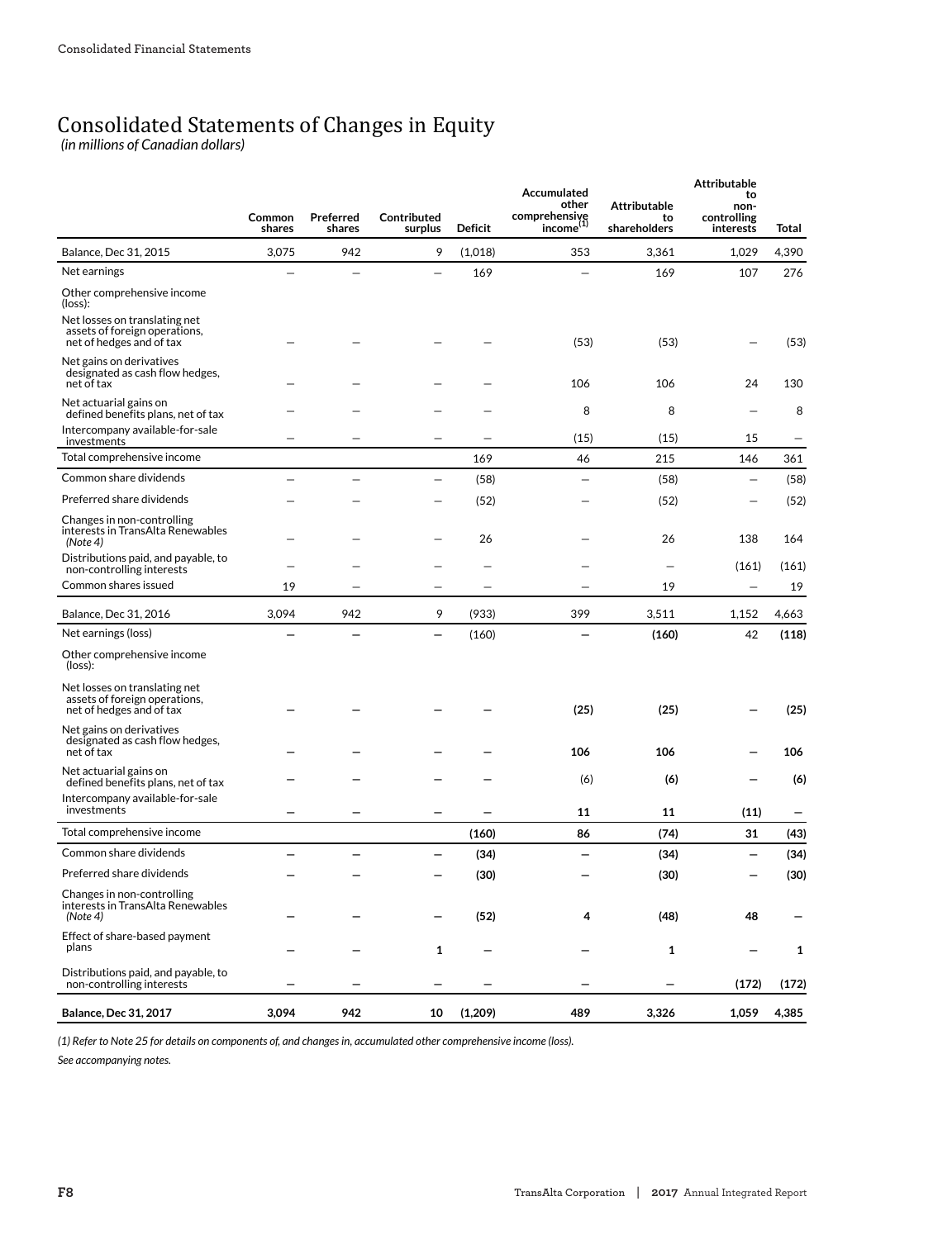# Consolidated Statements of Changes in Equity

*(in millions of Canadian dollars)*

| | Common shares | Preferred shares | Contributed surplus | Deficit | Accumulated other comprehensive income[1] | Attributable to shareholders | Attributable to non-controlling interests | Total |
|---|---|---|---|---|---|---|---|---|
| Balance, Dec 31, 2015 | 3,075 | 942 | 9 | (1,018) | 353 | 3,361 | 1,029 | 4,390 |
| Net earnings | — | — | — | 169 | — | 169 | 107 | 276 |
| Other comprehensive income (loss): | | | | | | | | |
| Net losses on translating net assets of foreign operations, net of hedges and of tax | — | — | — | — | (53) | (53) | — | (53) |
| Net gains on derivatives designated as cash flow hedges, net of tax | — | — | — | — | 106 | 106 | 24 | 130 |
| Net actuarial gains on defined benefits plans, net of tax | — | — | — | — | 8 | 8 | — | 8 |
| Intercompany available-for-sale investments | — | — | — | — | (15) | (15) | 15 | — |
| Total comprehensive income | | | | 169 | 46 | 215 | 146 | 361 |
| Common share dividends | — | — | — | (58) | — | (58) | — | (58) |
| Preferred share dividends | — | — | — | (52) | — | (52) | — | (52) |
| Changes in non-controlling interests in TransAlta Renewables *(Note 4)* | — | — | — | 26 | — | 26 | 138 | 164 |
| Distributions paid, and payable, to non-controlling interests | — | — | — | — | — | — | (161) | (161) |
| Common shares issued | 19 | — | — | — | — | 19 | — | 19 |
| Balance, Dec 31, 2016 | 3,094 | 942 | 9 | (933) | 399 | 3,511 | 1,152 | 4,663 |
| Net earnings (loss) | — | — | — | (160) | — | **(160)** | 42 | **(118)** |
| Other comprehensive income (loss): | | | | | | | | |
| Net losses on translating net assets of foreign operations, net of hedges and of tax | — | — | — | — | **(25)** | **(25)** | — | **(25)** |
| Net gains on derivatives designated as cash flow hedges, net of tax | — | — | — | — | **106** | **106** | — | **106** |
| Net actuarial gains on defined benefits plans, net of tax | — | — | — | — | (6) | **(6)** | — | **(6)** |
| Intercompany available-for-sale investments | — | — | — | — | **11** | **11** | **(11)** | — |
| Total comprehensive income | | | | **(160)** | **86** | **(74)** | **31** | **(43)** |
| Common share dividends | — | — | — | **(34)** | — | **(34)** | — | **(34)** |
| Preferred share dividends | — | — | — | **(30)** | — | **(30)** | — | **(30)** |
| Changes in non-controlling interests in TransAlta Renewables *(Note 4)* | — | — | — | **(52)** | **4** | **(48)** | **48** | — |
| Effect of share-based payment plans | — | — | **1** | — | — | **1** | — | **1** |
| Distributions paid, and payable, to non-controlling interests | — | — | — | — | — | — | **(172)** | **(172)** |
| **Balance, Dec 31, 2017** | **3,094** | **942** | **10** | **(1,209)** | **489** | **3,326** | **1,059** | **4,385** |

*(1) Refer to Note 25 for details on components of, and changes in, accumulated other comprehensive income (loss).*

*See accompanying notes.*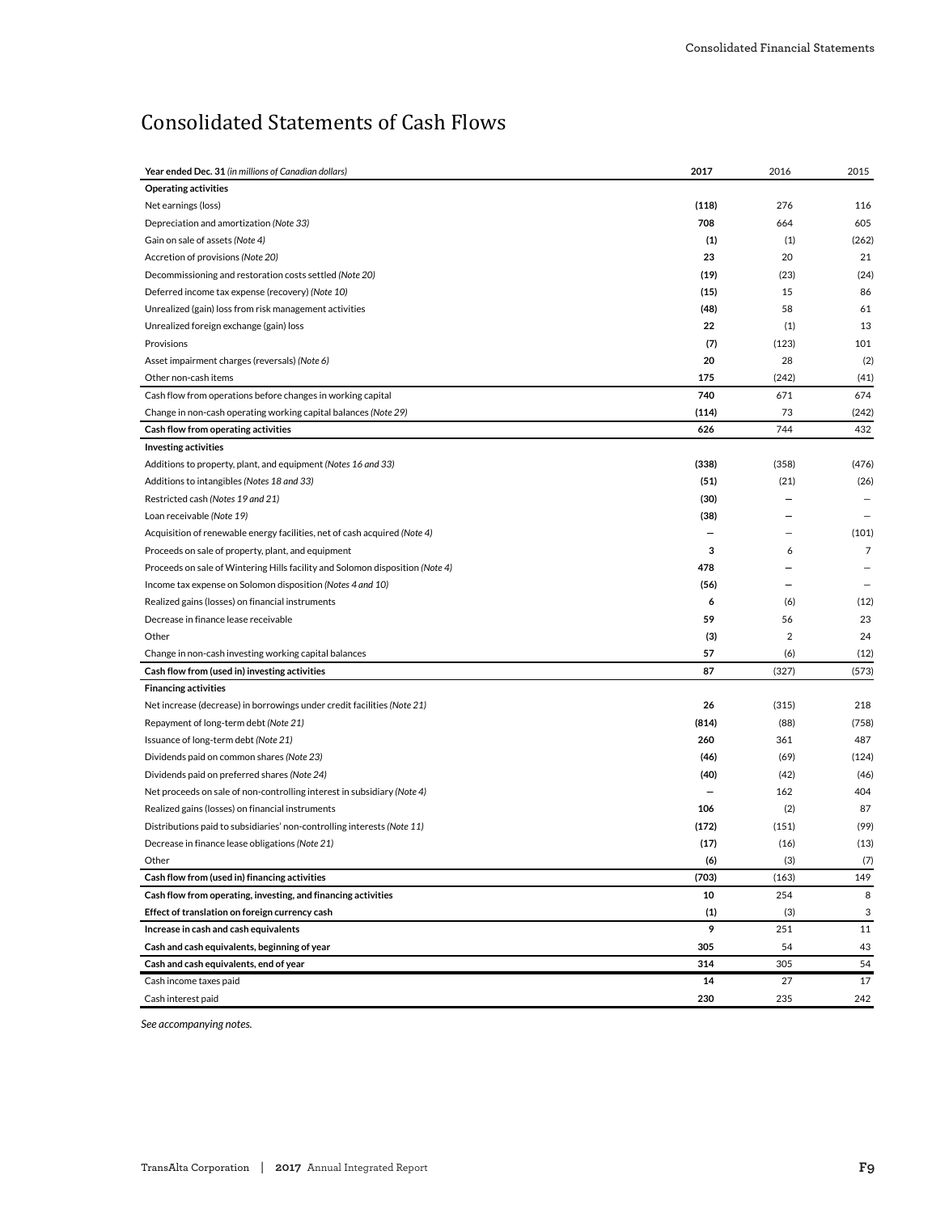# Consolidated Statements of Cash Flows

| Year ended Dec. 31 *(in millions of Canadian dollars)* | 2017 | 2016 | 2015 |
|---|---|---|---|
| **Operating activities** | | | |
| Net earnings (loss) | **(118)** | 276 | 116 |
| Depreciation and amortization *(Note 33)* | **708** | 664 | 605 |
| Gain on sale of assets *(Note 4)* | **(1)** | (1) | (262) |
| Accretion of provisions *(Note 20)* | **23** | 20 | 21 |
| Decommissioning and restoration costs settled *(Note 20)* | **(19)** | (23) | (24) |
| Deferred income tax expense (recovery) *(Note 10)* | **(15)** | 15 | 86 |
| Unrealized (gain) loss from risk management activities | **(48)** | 58 | 61 |
| Unrealized foreign exchange (gain) loss | **22** | (1) | 13 |
| Provisions | **(7)** | (123) | 101 |
| Asset impairment charges (reversals) *(Note 6)* | **20** | 28 | (2) |
| Other non-cash items | **175** | (242) | (41) |
| Cash flow from operations before changes in working capital | **740** | 671 | 674 |
| Change in non-cash operating working capital balances *(Note 29)* | **(114)** | 73 | (242) |
| **Cash flow from operating activities** | **626** | 744 | 432 |
| **Investing activities** | | | |
| Additions to property, plant, and equipment *(Notes 16 and 33)* | **(338)** | (358) | (476) |
| Additions to intangibles *(Notes 18 and 33)* | **(51)** | (21) | (26) |
| Restricted cash *(Notes 19 and 21)* | **(30)** | — | — |
| Loan receivable *(Note 19)* | **(38)** | — | — |
| Acquisition of renewable energy facilities, net of cash acquired *(Note 4)* | **—** | — | (101) |
| Proceeds on sale of property, plant, and equipment | **3** | 6 | 7 |
| Proceeds on sale of Wintering Hills facility and Solomon disposition *(Note 4)* | **478** | — | — |
| Income tax expense on Solomon disposition *(Notes 4 and 10)* | **(56)** | — | — |
| Realized gains (losses) on financial instruments | **6** | (6) | (12) |
| Decrease in finance lease receivable | **59** | 56 | 23 |
| Other | **(3)** | 2 | 24 |
| Change in non-cash investing working capital balances | **57** | (6) | (12) |
| **Cash flow from (used in) investing activities** | **87** | (327) | (573) |
| **Financing activities** | | | |
| Net increase (decrease) in borrowings under credit facilities *(Note 21)* | **26** | (315) | 218 |
| Repayment of long-term debt *(Note 21)* | **(814)** | (88) | (758) |
| Issuance of long-term debt *(Note 21)* | **260** | 361 | 487 |
| Dividends paid on common shares *(Note 23)* | **(46)** | (69) | (124) |
| Dividends paid on preferred shares *(Note 24)* | **(40)** | (42) | (46) |
| Net proceeds on sale of non-controlling interest in subsidiary *(Note 4)* | **—** | 162 | 404 |
| Realized gains (losses) on financial instruments | **106** | (2) | 87 |
| Distributions paid to subsidiaries' non-controlling interests *(Note 11)* | **(172)** | (151) | (99) |
| Decrease in finance lease obligations *(Note 21)* | **(17)** | (16) | (13) |
| Other | **(6)** | (3) | (7) |
| **Cash flow from (used in) financing activities** | **(703)** | (163) | 149 |
| **Cash flow from operating, investing, and financing activities** | **10** | 254 | 8 |
| **Effect of translation on foreign currency cash** | **(1)** | (3) | 3 |
| **Increase in cash and cash equivalents** | **9** | 251 | 11 |
| **Cash and cash equivalents, beginning of year** | **305** | 54 | 43 |
| **Cash and cash equivalents, end of year** | **314** | 305 | 54 |
| Cash income taxes paid | **14** | 27 | 17 |
| Cash interest paid | **230** | 235 | 242 |

*See accompanying notes.*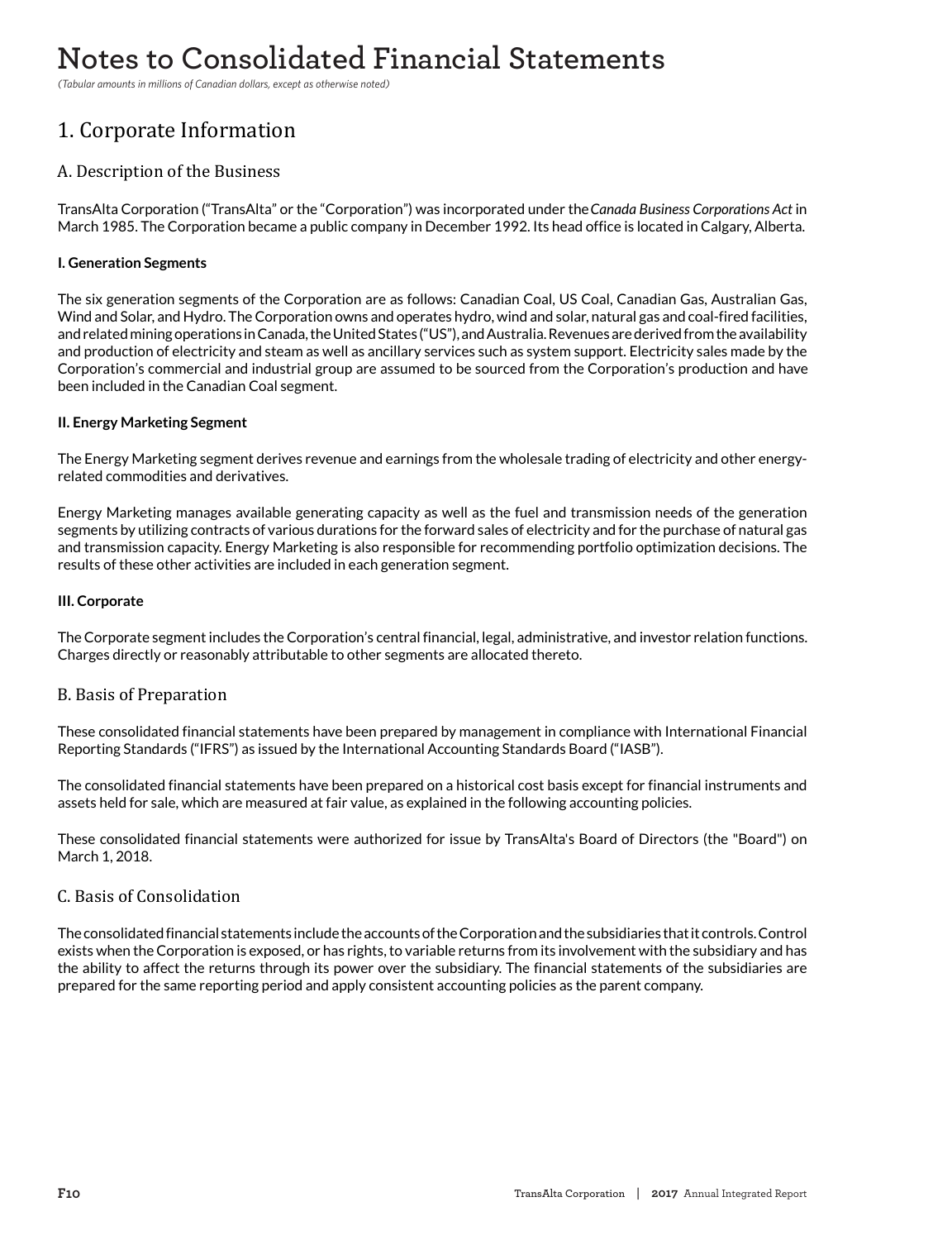# Notes to Consolidated Financial Statements

*(Tabular amounts in millions of Canadian dollars, except as otherwise noted)*

## 1. Corporate Information

### A. Description of the Business

TransAlta Corporation ("TransAlta" or the "Corporation") was incorporated under the *Canada Business Corporations Act* in March 1985. The Corporation became a public company in December 1992. Its head office is located in Calgary, Alberta.

**I. Generation Segments**

The six generation segments of the Corporation are as follows: Canadian Coal, US Coal, Canadian Gas, Australian Gas, Wind and Solar, and Hydro. The Corporation owns and operates hydro, wind and solar, natural gas and coal-fired facilities, and related mining operations in Canada, the United States ("US"), and Australia. Revenues are derived from the availability and production of electricity and steam as well as ancillary services such as system support. Electricity sales made by the Corporation's commercial and industrial group are assumed to be sourced from the Corporation's production and have been included in the Canadian Coal segment.

**II. Energy Marketing Segment**

The Energy Marketing segment derives revenue and earnings from the wholesale trading of electricity and other energy-related commodities and derivatives.

Energy Marketing manages available generating capacity as well as the fuel and transmission needs of the generation segments by utilizing contracts of various durations for the forward sales of electricity and for the purchase of natural gas and transmission capacity. Energy Marketing is also responsible for recommending portfolio optimization decisions. The results of these other activities are included in each generation segment.

**III. Corporate**

The Corporate segment includes the Corporation's central financial, legal, administrative, and investor relation functions. Charges directly or reasonably attributable to other segments are allocated thereto.

### B. Basis of Preparation

These consolidated financial statements have been prepared by management in compliance with International Financial Reporting Standards ("IFRS") as issued by the International Accounting Standards Board ("IASB").

The consolidated financial statements have been prepared on a historical cost basis except for financial instruments and assets held for sale, which are measured at fair value, as explained in the following accounting policies.

These consolidated financial statements were authorized for issue by TransAlta's Board of Directors (the "Board") on March 1, 2018.

### C. Basis of Consolidation

The consolidated financial statements include the accounts of the Corporation and the subsidiaries that it controls. Control exists when the Corporation is exposed, or has rights, to variable returns from its involvement with the subsidiary and has the ability to affect the returns through its power over the subsidiary. The financial statements of the subsidiaries are prepared for the same reporting period and apply consistent accounting policies as the parent company.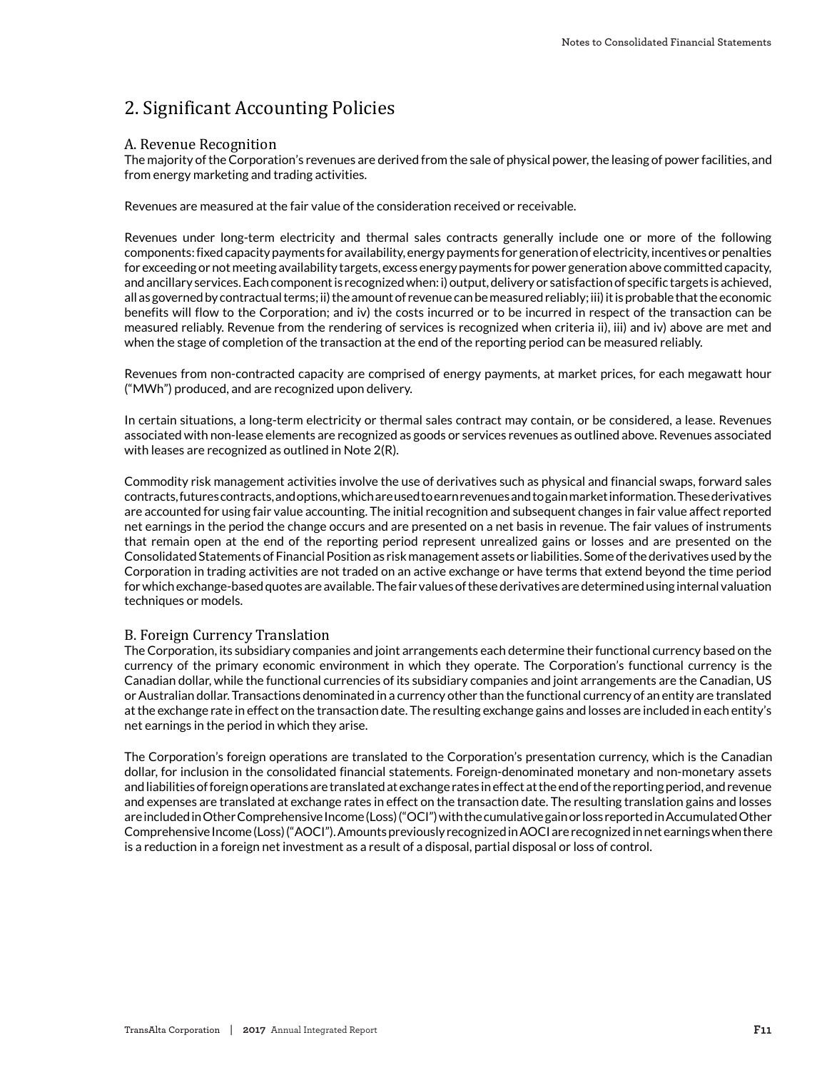## 2. Significant Accounting Policies

### A. Revenue Recognition

The majority of the Corporation's revenues are derived from the sale of physical power, the leasing of power facilities, and from energy marketing and trading activities.

Revenues are measured at the fair value of the consideration received or receivable.

Revenues under long-term electricity and thermal sales contracts generally include one or more of the following components: fixed capacity payments for availability, energy payments for generation of electricity, incentives or penalties for exceeding or not meeting availability targets, excess energy payments for power generation above committed capacity, and ancillary services. Each component is recognized when: i) output, delivery or satisfaction of specific targets is achieved, all as governed by contractual terms; ii) the amount of revenue can be measured reliably; iii) it is probable that the economic benefits will flow to the Corporation; and iv) the costs incurred or to be incurred in respect of the transaction can be measured reliably. Revenue from the rendering of services is recognized when criteria ii), iii) and iv) above are met and when the stage of completion of the transaction at the end of the reporting period can be measured reliably.

Revenues from non-contracted capacity are comprised of energy payments, at market prices, for each megawatt hour ("MWh") produced, and are recognized upon delivery.

In certain situations, a long-term electricity or thermal sales contract may contain, or be considered, a lease. Revenues associated with non-lease elements are recognized as goods or services revenues as outlined above. Revenues associated with leases are recognized as outlined in Note 2(R).

Commodity risk management activities involve the use of derivatives such as physical and financial swaps, forward sales contracts, futures contracts, and options, which are used to earn revenues and to gain market information. These derivatives are accounted for using fair value accounting. The initial recognition and subsequent changes in fair value affect reported net earnings in the period the change occurs and are presented on a net basis in revenue. The fair values of instruments that remain open at the end of the reporting period represent unrealized gains or losses and are presented on the Consolidated Statements of Financial Position as risk management assets or liabilities. Some of the derivatives used by the Corporation in trading activities are not traded on an active exchange or have terms that extend beyond the time period for which exchange-based quotes are available. The fair values of these derivatives are determined using internal valuation techniques or models.

### B. Foreign Currency Translation

The Corporation, its subsidiary companies and joint arrangements each determine their functional currency based on the currency of the primary economic environment in which they operate. The Corporation's functional currency is the Canadian dollar, while the functional currencies of its subsidiary companies and joint arrangements are the Canadian, US or Australian dollar. Transactions denominated in a currency other than the functional currency of an entity are translated at the exchange rate in effect on the transaction date. The resulting exchange gains and losses are included in each entity's net earnings in the period in which they arise.

The Corporation's foreign operations are translated to the Corporation's presentation currency, which is the Canadian dollar, for inclusion in the consolidated financial statements. Foreign-denominated monetary and non-monetary assets and liabilities of foreign operations are translated at exchange rates in effect at the end of the reporting period, and revenue and expenses are translated at exchange rates in effect on the transaction date. The resulting translation gains and losses are included in Other Comprehensive Income (Loss) ("OCI") with the cumulative gain or loss reported in Accumulated Other Comprehensive Income (Loss) ("AOCI"). Amounts previously recognized in AOCI are recognized in net earnings when there is a reduction in a foreign net investment as a result of a disposal, partial disposal or loss of control.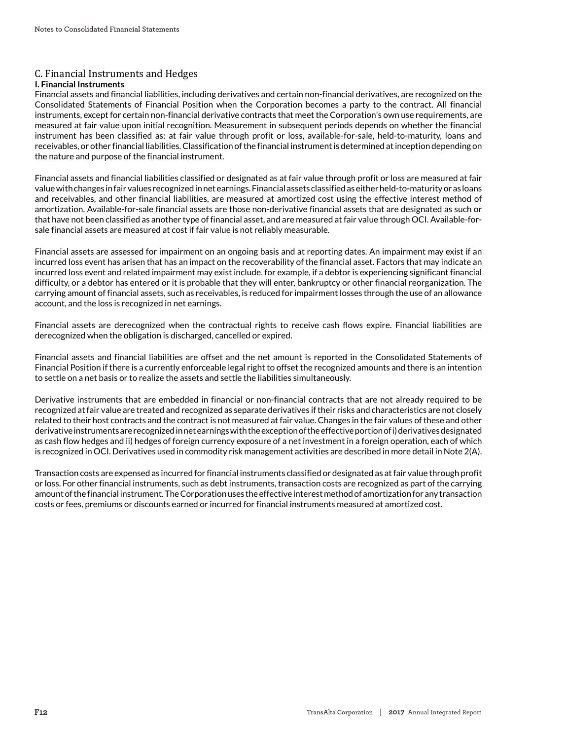## C. Financial Instruments and Hedges

### I. Financial Instruments

Financial assets and financial liabilities, including derivatives and certain non-financial derivatives, are recognized on the Consolidated Statements of Financial Position when the Corporation becomes a party to the contract. All financial instruments, except for certain non-financial derivative contracts that meet the Corporation's own use requirements, are measured at fair value upon initial recognition. Measurement in subsequent periods depends on whether the financial instrument has been classified as: at fair value through profit or loss, available-for-sale, held-to-maturity, loans and receivables, or other financial liabilities. Classification of the financial instrument is determined at inception depending on the nature and purpose of the financial instrument.

Financial assets and financial liabilities classified or designated as at fair value through profit or loss are measured at fair value with changes in fair values recognized in net earnings. Financial assets classified as either held-to-maturity or as loans and receivables, and other financial liabilities, are measured at amortized cost using the effective interest method of amortization. Available-for-sale financial assets are those non-derivative financial assets that are designated as such or that have not been classified as another type of financial asset, and are measured at fair value through OCI. Available-for-sale financial assets are measured at cost if fair value is not reliably measurable.

Financial assets are assessed for impairment on an ongoing basis and at reporting dates. An impairment may exist if an incurred loss event has arisen that has an impact on the recoverability of the financial asset. Factors that may indicate an incurred loss event and related impairment may exist include, for example, if a debtor is experiencing significant financial difficulty, or a debtor has entered or it is probable that they will enter, bankruptcy or other financial reorganization. The carrying amount of financial assets, such as receivables, is reduced for impairment losses through the use of an allowance account, and the loss is recognized in net earnings.

Financial assets are derecognized when the contractual rights to receive cash flows expire. Financial liabilities are derecognized when the obligation is discharged, cancelled or expired.

Financial assets and financial liabilities are offset and the net amount is reported in the Consolidated Statements of Financial Position if there is a currently enforceable legal right to offset the recognized amounts and there is an intention to settle on a net basis or to realize the assets and settle the liabilities simultaneously.

Derivative instruments that are embedded in financial or non-financial contracts that are not already required to be recognized at fair value are treated and recognized as separate derivatives if their risks and characteristics are not closely related to their host contracts and the contract is not measured at fair value. Changes in the fair values of these and other derivative instruments are recognized in net earnings with the exception of the effective portion of i) derivatives designated as cash flow hedges and ii) hedges of foreign currency exposure of a net investment in a foreign operation, each of which is recognized in OCI. Derivatives used in commodity risk management activities are described in more detail in Note 2(A).

Transaction costs are expensed as incurred for financial instruments classified or designated as at fair value through profit or loss. For other financial instruments, such as debt instruments, transaction costs are recognized as part of the carrying amount of the financial instrument. The Corporation uses the effective interest method of amortization for any transaction costs or fees, premiums or discounts earned or incurred for financial instruments measured at amortized cost.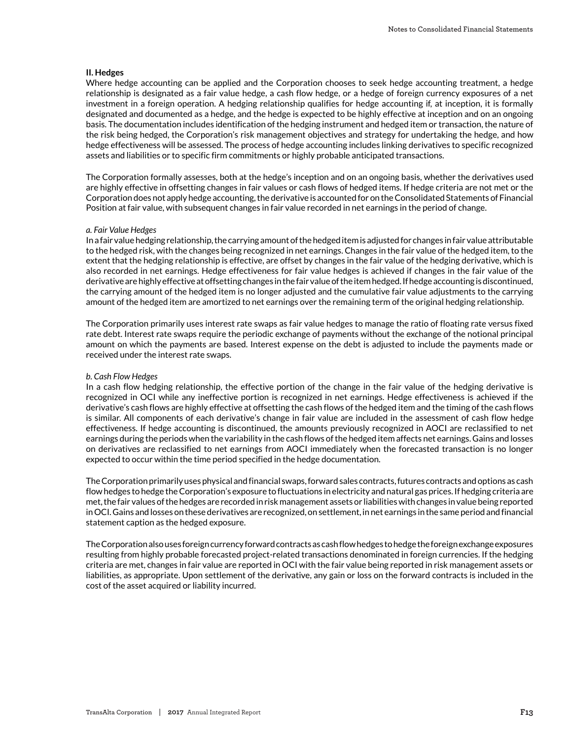### II. Hedges

Where hedge accounting can be applied and the Corporation chooses to seek hedge accounting treatment, a hedge relationship is designated as a fair value hedge, a cash flow hedge, or a hedge of foreign currency exposures of a net investment in a foreign operation. A hedging relationship qualifies for hedge accounting if, at inception, it is formally designated and documented as a hedge, and the hedge is expected to be highly effective at inception and on an ongoing basis. The documentation includes identification of the hedging instrument and hedged item or transaction, the nature of the risk being hedged, the Corporation's risk management objectives and strategy for undertaking the hedge, and how hedge effectiveness will be assessed. The process of hedge accounting includes linking derivatives to specific recognized assets and liabilities or to specific firm commitments or highly probable anticipated transactions.

The Corporation formally assesses, both at the hedge's inception and on an ongoing basis, whether the derivatives used are highly effective in offsetting changes in fair values or cash flows of hedged items. If hedge criteria are not met or the Corporation does not apply hedge accounting, the derivative is accounted for on the Consolidated Statements of Financial Position at fair value, with subsequent changes in fair value recorded in net earnings in the period of change.

*a. Fair Value Hedges*

In a fair value hedging relationship, the carrying amount of the hedged item is adjusted for changes in fair value attributable to the hedged risk, with the changes being recognized in net earnings. Changes in the fair value of the hedged item, to the extent that the hedging relationship is effective, are offset by changes in the fair value of the hedging derivative, which is also recorded in net earnings. Hedge effectiveness for fair value hedges is achieved if changes in the fair value of the derivative are highly effective at offsetting changes in the fair value of the item hedged. If hedge accounting is discontinued, the carrying amount of the hedged item is no longer adjusted and the cumulative fair value adjustments to the carrying amount of the hedged item are amortized to net earnings over the remaining term of the original hedging relationship.

The Corporation primarily uses interest rate swaps as fair value hedges to manage the ratio of floating rate versus fixed rate debt. Interest rate swaps require the periodic exchange of payments without the exchange of the notional principal amount on which the payments are based. Interest expense on the debt is adjusted to include the payments made or received under the interest rate swaps.

*b. Cash Flow Hedges*

In a cash flow hedging relationship, the effective portion of the change in the fair value of the hedging derivative is recognized in OCI while any ineffective portion is recognized in net earnings. Hedge effectiveness is achieved if the derivative's cash flows are highly effective at offsetting the cash flows of the hedged item and the timing of the cash flows is similar. All components of each derivative's change in fair value are included in the assessment of cash flow hedge effectiveness. If hedge accounting is discontinued, the amounts previously recognized in AOCI are reclassified to net earnings during the periods when the variability in the cash flows of the hedged item affects net earnings. Gains and losses on derivatives are reclassified to net earnings from AOCI immediately when the forecasted transaction is no longer expected to occur within the time period specified in the hedge documentation.

The Corporation primarily uses physical and financial swaps, forward sales contracts, futures contracts and options as cash flow hedges to hedge the Corporation's exposure to fluctuations in electricity and natural gas prices. If hedging criteria are met, the fair values of the hedges are recorded in risk management assets or liabilities with changes in value being reported in OCI. Gains and losses on these derivatives are recognized, on settlement, in net earnings in the same period and financial statement caption as the hedged exposure.

The Corporation also uses foreign currency forward contracts as cash flow hedges to hedge the foreign exchange exposures resulting from highly probable forecasted project-related transactions denominated in foreign currencies. If the hedging criteria are met, changes in fair value are reported in OCI with the fair value being reported in risk management assets or liabilities, as appropriate. Upon settlement of the derivative, any gain or loss on the forward contracts is included in the cost of the asset acquired or liability incurred.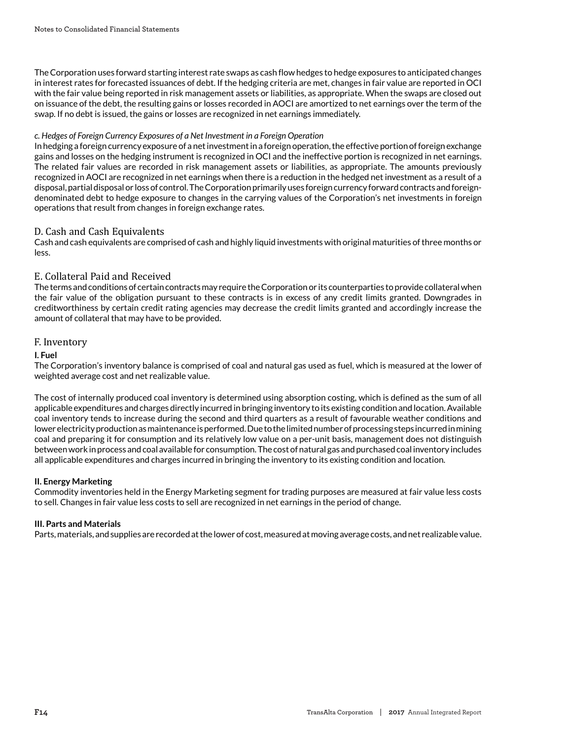The Corporation uses forward starting interest rate swaps as cash flow hedges to hedge exposures to anticipated changes in interest rates for forecasted issuances of debt. If the hedging criteria are met, changes in fair value are reported in OCI with the fair value being reported in risk management assets or liabilities, as appropriate. When the swaps are closed out on issuance of the debt, the resulting gains or losses recorded in AOCI are amortized to net earnings over the term of the swap. If no debt is issued, the gains or losses are recognized in net earnings immediately.

*c. Hedges of Foreign Currency Exposures of a Net Investment in a Foreign Operation*

In hedging a foreign currency exposure of a net investment in a foreign operation, the effective portion of foreign exchange gains and losses on the hedging instrument is recognized in OCI and the ineffective portion is recognized in net earnings. The related fair values are recorded in risk management assets or liabilities, as appropriate. The amounts previously recognized in AOCI are recognized in net earnings when there is a reduction in the hedged net investment as a result of a disposal, partial disposal or loss of control. The Corporation primarily uses foreign currency forward contracts and foreign-denominated debt to hedge exposure to changes in the carrying values of the Corporation's net investments in foreign operations that result from changes in foreign exchange rates.

## D. Cash and Cash Equivalents

Cash and cash equivalents are comprised of cash and highly liquid investments with original maturities of three months or less.

## E. Collateral Paid and Received

The terms and conditions of certain contracts may require the Corporation or its counterparties to provide collateral when the fair value of the obligation pursuant to these contracts is in excess of any credit limits granted. Downgrades in creditworthiness by certain credit rating agencies may decrease the credit limits granted and accordingly increase the amount of collateral that may have to be provided.

## F. Inventory

### I. Fuel

The Corporation's inventory balance is comprised of coal and natural gas used as fuel, which is measured at the lower of weighted average cost and net realizable value.

The cost of internally produced coal inventory is determined using absorption costing, which is defined as the sum of all applicable expenditures and charges directly incurred in bringing inventory to its existing condition and location. Available coal inventory tends to increase during the second and third quarters as a result of favourable weather conditions and lower electricity production as maintenance is performed. Due to the limited number of processing steps incurred in mining coal and preparing it for consumption and its relatively low value on a per-unit basis, management does not distinguish between work in process and coal available for consumption. The cost of natural gas and purchased coal inventory includes all applicable expenditures and charges incurred in bringing the inventory to its existing condition and location.

### II. Energy Marketing

Commodity inventories held in the Energy Marketing segment for trading purposes are measured at fair value less costs to sell. Changes in fair value less costs to sell are recognized in net earnings in the period of change.

### III. Parts and Materials

Parts, materials, and supplies are recorded at the lower of cost, measured at moving average costs, and net realizable value.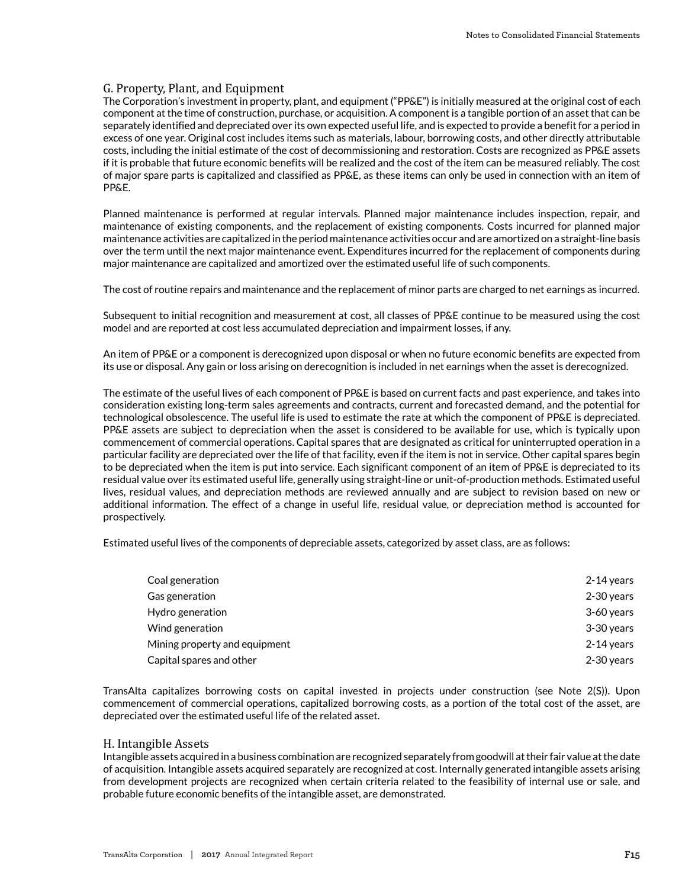## G. Property, Plant, and Equipment

The Corporation's investment in property, plant, and equipment ("PP&E") is initially measured at the original cost of each component at the time of construction, purchase, or acquisition. A component is a tangible portion of an asset that can be separately identified and depreciated over its own expected useful life, and is expected to provide a benefit for a period in excess of one year. Original cost includes items such as materials, labour, borrowing costs, and other directly attributable costs, including the initial estimate of the cost of decommissioning and restoration. Costs are recognized as PP&E assets if it is probable that future economic benefits will be realized and the cost of the item can be measured reliably. The cost of major spare parts is capitalized and classified as PP&E, as these items can only be used in connection with an item of PP&E.

Planned maintenance is performed at regular intervals. Planned major maintenance includes inspection, repair, and maintenance of existing components, and the replacement of existing components. Costs incurred for planned major maintenance activities are capitalized in the period maintenance activities occur and are amortized on a straight-line basis over the term until the next major maintenance event. Expenditures incurred for the replacement of components during major maintenance are capitalized and amortized over the estimated useful life of such components.

The cost of routine repairs and maintenance and the replacement of minor parts are charged to net earnings as incurred.

Subsequent to initial recognition and measurement at cost, all classes of PP&E continue to be measured using the cost model and are reported at cost less accumulated depreciation and impairment losses, if any.

An item of PP&E or a component is derecognized upon disposal or when no future economic benefits are expected from its use or disposal. Any gain or loss arising on derecognition is included in net earnings when the asset is derecognized.

The estimate of the useful lives of each component of PP&E is based on current facts and past experience, and takes into consideration existing long-term sales agreements and contracts, current and forecasted demand, and the potential for technological obsolescence. The useful life is used to estimate the rate at which the component of PP&E is depreciated. PP&E assets are subject to depreciation when the asset is considered to be available for use, which is typically upon commencement of commercial operations. Capital spares that are designated as critical for uninterrupted operation in a particular facility are depreciated over the life of that facility, even if the item is not in service. Other capital spares begin to be depreciated when the item is put into service. Each significant component of an item of PP&E is depreciated to its residual value over its estimated useful life, generally using straight-line or unit-of-production methods. Estimated useful lives, residual values, and depreciation methods are reviewed annually and are subject to revision based on new or additional information. The effect of a change in useful life, residual value, or depreciation method is accounted for prospectively.

Estimated useful lives of the components of depreciable assets, categorized by asset class, are as follows:

| | |
|---|---|
| Coal generation | 2-14 years |
| Gas generation | 2-30 years |
| Hydro generation | 3-60 years |
| Wind generation | 3-30 years |
| Mining property and equipment | 2-14 years |
| Capital spares and other | 2-30 years |

TransAlta capitalizes borrowing costs on capital invested in projects under construction (see Note 2(S)). Upon commencement of commercial operations, capitalized borrowing costs, as a portion of the total cost of the asset, are depreciated over the estimated useful life of the related asset.

## H. Intangible Assets

Intangible assets acquired in a business combination are recognized separately from goodwill at their fair value at the date of acquisition. Intangible assets acquired separately are recognized at cost. Internally generated intangible assets arising from development projects are recognized when certain criteria related to the feasibility of internal use or sale, and probable future economic benefits of the intangible asset, are demonstrated.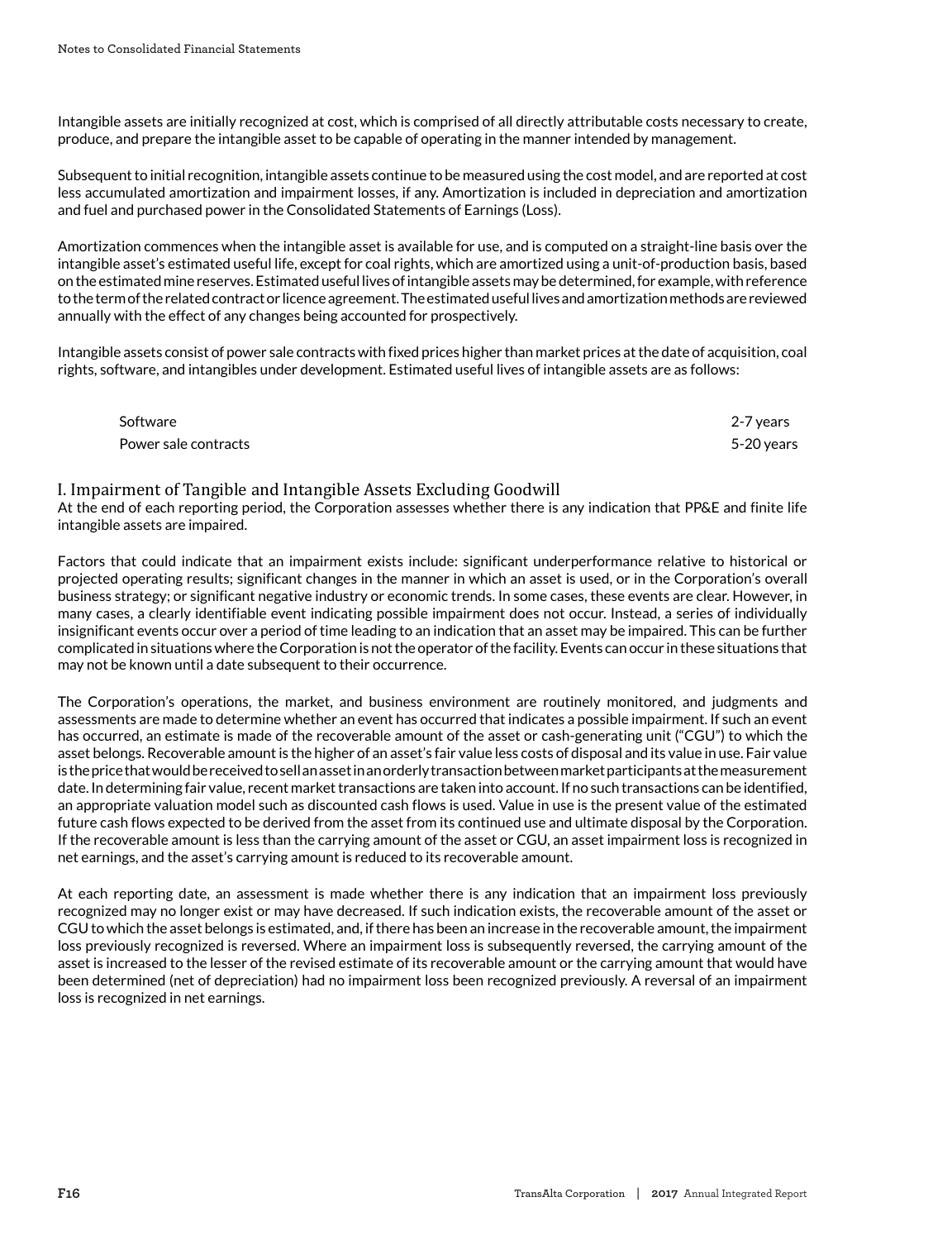Intangible assets are initially recognized at cost, which is comprised of all directly attributable costs necessary to create, produce, and prepare the intangible asset to be capable of operating in the manner intended by management.

Subsequent to initial recognition, intangible assets continue to be measured using the cost model, and are reported at cost less accumulated amortization and impairment losses, if any. Amortization is included in depreciation and amortization and fuel and purchased power in the Consolidated Statements of Earnings (Loss).

Amortization commences when the intangible asset is available for use, and is computed on a straight-line basis over the intangible asset's estimated useful life, except for coal rights, which are amortized using a unit-of-production basis, based on the estimated mine reserves. Estimated useful lives of intangible assets may be determined, for example, with reference to the term of the related contract or licence agreement. The estimated useful lives and amortization methods are reviewed annually with the effect of any changes being accounted for prospectively.

Intangible assets consist of power sale contracts with fixed prices higher than market prices at the date of acquisition, coal rights, software, and intangibles under development. Estimated useful lives of intangible assets are as follows:

| | |
|---|---|
| Software | 2-7 years |
| Power sale contracts | 5-20 years |

## I. Impairment of Tangible and Intangible Assets Excluding Goodwill

At the end of each reporting period, the Corporation assesses whether there is any indication that PP&E and finite life intangible assets are impaired.

Factors that could indicate that an impairment exists include: significant underperformance relative to historical or projected operating results; significant changes in the manner in which an asset is used, or in the Corporation's overall business strategy; or significant negative industry or economic trends. In some cases, these events are clear. However, in many cases, a clearly identifiable event indicating possible impairment does not occur. Instead, a series of individually insignificant events occur over a period of time leading to an indication that an asset may be impaired. This can be further complicated in situations where the Corporation is not the operator of the facility. Events can occur in these situations that may not be known until a date subsequent to their occurrence.

The Corporation's operations, the market, and business environment are routinely monitored, and judgments and assessments are made to determine whether an event has occurred that indicates a possible impairment. If such an event has occurred, an estimate is made of the recoverable amount of the asset or cash-generating unit ("CGU") to which the asset belongs. Recoverable amount is the higher of an asset's fair value less costs of disposal and its value in use. Fair value is the price that would be received to sell an asset in an orderly transaction between market participants at the measurement date. In determining fair value, recent market transactions are taken into account. If no such transactions can be identified, an appropriate valuation model such as discounted cash flows is used. Value in use is the present value of the estimated future cash flows expected to be derived from the asset from its continued use and ultimate disposal by the Corporation. If the recoverable amount is less than the carrying amount of the asset or CGU, an asset impairment loss is recognized in net earnings, and the asset's carrying amount is reduced to its recoverable amount.

At each reporting date, an assessment is made whether there is any indication that an impairment loss previously recognized may no longer exist or may have decreased. If such indication exists, the recoverable amount of the asset or CGU to which the asset belongs is estimated, and, if there has been an increase in the recoverable amount, the impairment loss previously recognized is reversed. Where an impairment loss is subsequently reversed, the carrying amount of the asset is increased to the lesser of the revised estimate of its recoverable amount or the carrying amount that would have been determined (net of depreciation) had no impairment loss been recognized previously. A reversal of an impairment loss is recognized in net earnings.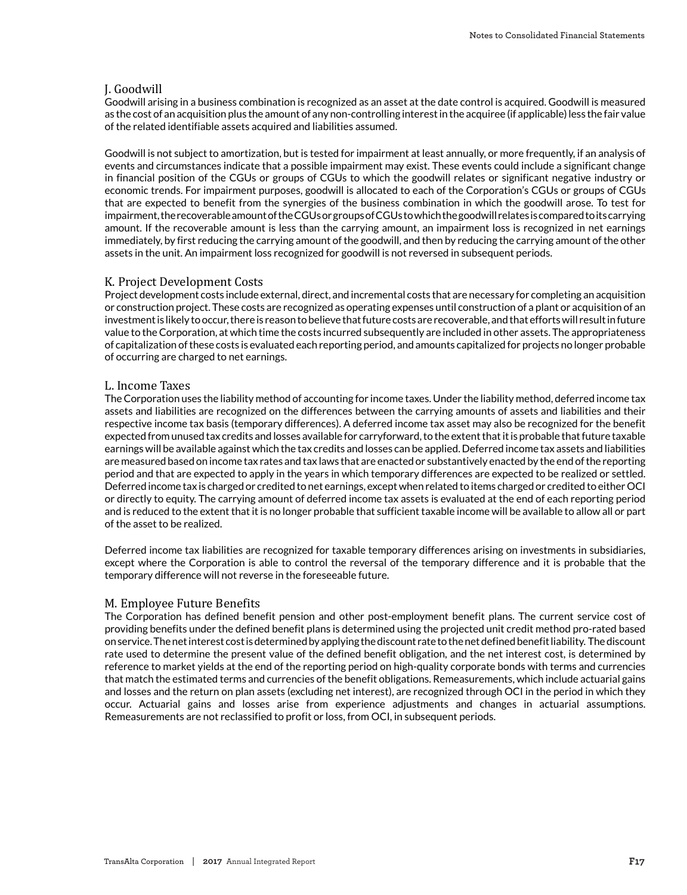### J. Goodwill

Goodwill arising in a business combination is recognized as an asset at the date control is acquired. Goodwill is measured as the cost of an acquisition plus the amount of any non-controlling interest in the acquiree (if applicable) less the fair value of the related identifiable assets acquired and liabilities assumed.

Goodwill is not subject to amortization, but is tested for impairment at least annually, or more frequently, if an analysis of events and circumstances indicate that a possible impairment may exist. These events could include a significant change in financial position of the CGUs or groups of CGUs to which the goodwill relates or significant negative industry or economic trends. For impairment purposes, goodwill is allocated to each of the Corporation's CGUs or groups of CGUs that are expected to benefit from the synergies of the business combination in which the goodwill arose. To test for impairment, the recoverable amount of the CGUs or groups of CGUs to which the goodwill relates is compared to its carrying amount. If the recoverable amount is less than the carrying amount, an impairment loss is recognized in net earnings immediately, by first reducing the carrying amount of the goodwill, and then by reducing the carrying amount of the other assets in the unit. An impairment loss recognized for goodwill is not reversed in subsequent periods.

### K. Project Development Costs

Project development costs include external, direct, and incremental costs that are necessary for completing an acquisition or construction project. These costs are recognized as operating expenses until construction of a plant or acquisition of an investment is likely to occur, there is reason to believe that future costs are recoverable, and that efforts will result in future value to the Corporation, at which time the costs incurred subsequently are included in other assets. The appropriateness of capitalization of these costs is evaluated each reporting period, and amounts capitalized for projects no longer probable of occurring are charged to net earnings.

### L. Income Taxes

The Corporation uses the liability method of accounting for income taxes. Under the liability method, deferred income tax assets and liabilities are recognized on the differences between the carrying amounts of assets and liabilities and their respective income tax basis (temporary differences). A deferred income tax asset may also be recognized for the benefit expected from unused tax credits and losses available for carryforward, to the extent that it is probable that future taxable earnings will be available against which the tax credits and losses can be applied. Deferred income tax assets and liabilities are measured based on income tax rates and tax laws that are enacted or substantively enacted by the end of the reporting period and that are expected to apply in the years in which temporary differences are expected to be realized or settled. Deferred income tax is charged or credited to net earnings, except when related to items charged or credited to either OCI or directly to equity. The carrying amount of deferred income tax assets is evaluated at the end of each reporting period and is reduced to the extent that it is no longer probable that sufficient taxable income will be available to allow all or part of the asset to be realized.

Deferred income tax liabilities are recognized for taxable temporary differences arising on investments in subsidiaries, except where the Corporation is able to control the reversal of the temporary difference and it is probable that the temporary difference will not reverse in the foreseeable future.

### M. Employee Future Benefits

The Corporation has defined benefit pension and other post-employment benefit plans. The current service cost of providing benefits under the defined benefit plans is determined using the projected unit credit method pro-rated based on service. The net interest cost is determined by applying the discount rate to the net defined benefit liability. The discount rate used to determine the present value of the defined benefit obligation, and the net interest cost, is determined by reference to market yields at the end of the reporting period on high-quality corporate bonds with terms and currencies that match the estimated terms and currencies of the benefit obligations. Remeasurements, which include actuarial gains and losses and the return on plan assets (excluding net interest), are recognized through OCI in the period in which they occur. Actuarial gains and losses arise from experience adjustments and changes in actuarial assumptions. Remeasurements are not reclassified to profit or loss, from OCI, in subsequent periods.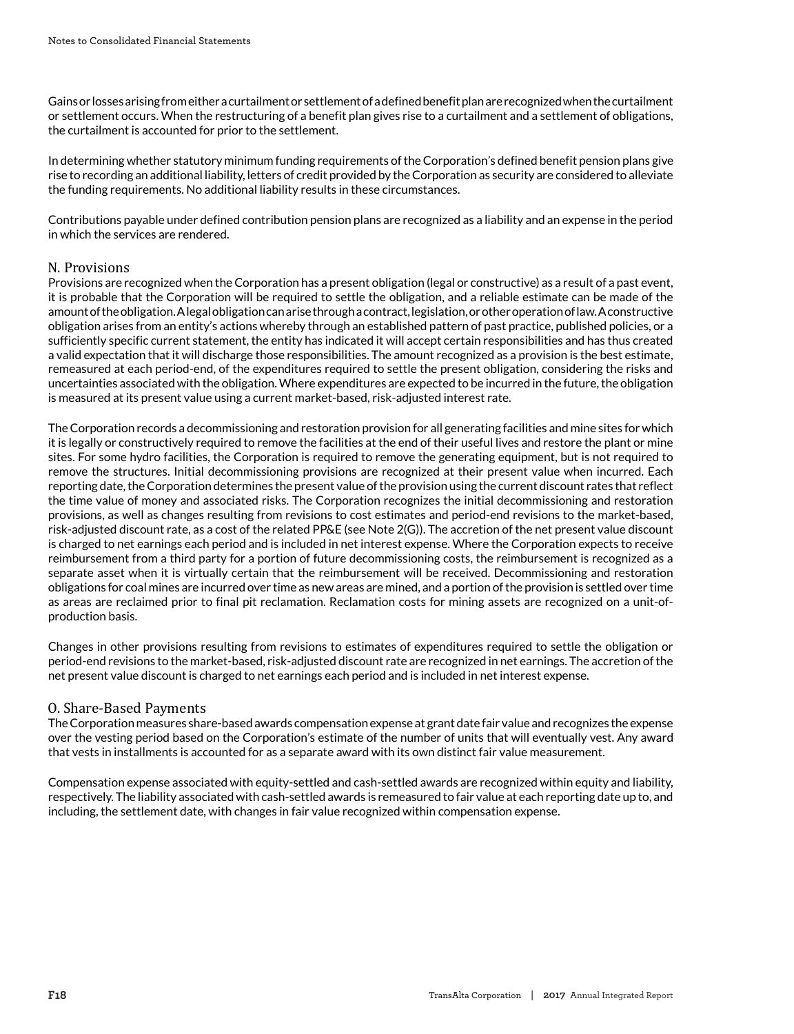Gains or losses arising from either a curtailment or settlement of a defined benefit plan are recognized when the curtailment or settlement occurs. When the restructuring of a benefit plan gives rise to a curtailment and a settlement of obligations, the curtailment is accounted for prior to the settlement.

In determining whether statutory minimum funding requirements of the Corporation's defined benefit pension plans give rise to recording an additional liability, letters of credit provided by the Corporation as security are considered to alleviate the funding requirements. No additional liability results in these circumstances.

Contributions payable under defined contribution pension plans are recognized as a liability and an expense in the period in which the services are rendered.

## N. Provisions

Provisions are recognized when the Corporation has a present obligation (legal or constructive) as a result of a past event, it is probable that the Corporation will be required to settle the obligation, and a reliable estimate can be made of the amount of the obligation. A legal obligation can arise through a contract, legislation, or other operation of law. A constructive obligation arises from an entity's actions whereby through an established pattern of past practice, published policies, or a sufficiently specific current statement, the entity has indicated it will accept certain responsibilities and has thus created a valid expectation that it will discharge those responsibilities. The amount recognized as a provision is the best estimate, remeasured at each period-end, of the expenditures required to settle the present obligation, considering the risks and uncertainties associated with the obligation. Where expenditures are expected to be incurred in the future, the obligation is measured at its present value using a current market-based, risk-adjusted interest rate.

The Corporation records a decommissioning and restoration provision for all generating facilities and mine sites for which it is legally or constructively required to remove the facilities at the end of their useful lives and restore the plant or mine sites. For some hydro facilities, the Corporation is required to remove the generating equipment, but is not required to remove the structures. Initial decommissioning provisions are recognized at their present value when incurred. Each reporting date, the Corporation determines the present value of the provision using the current discount rates that reflect the time value of money and associated risks. The Corporation recognizes the initial decommissioning and restoration provisions, as well as changes resulting from revisions to cost estimates and period-end revisions to the market-based, risk-adjusted discount rate, as a cost of the related PP&E (see Note 2(G)). The accretion of the net present value discount is charged to net earnings each period and is included in net interest expense. Where the Corporation expects to receive reimbursement from a third party for a portion of future decommissioning costs, the reimbursement is recognized as a separate asset when it is virtually certain that the reimbursement will be received. Decommissioning and restoration obligations for coal mines are incurred over time as new areas are mined, and a portion of the provision is settled over time as areas are reclaimed prior to final pit reclamation. Reclamation costs for mining assets are recognized on a unit-of-production basis.

Changes in other provisions resulting from revisions to estimates of expenditures required to settle the obligation or period-end revisions to the market-based, risk-adjusted discount rate are recognized in net earnings. The accretion of the net present value discount is charged to net earnings each period and is included in net interest expense.

## O. Share-Based Payments

The Corporation measures share-based awards compensation expense at grant date fair value and recognizes the expense over the vesting period based on the Corporation's estimate of the number of units that will eventually vest. Any award that vests in installments is accounted for as a separate award with its own distinct fair value measurement.

Compensation expense associated with equity-settled and cash-settled awards are recognized within equity and liability, respectively. The liability associated with cash-settled awards is remeasured to fair value at each reporting date up to, and including, the settlement date, with changes in fair value recognized within compensation expense.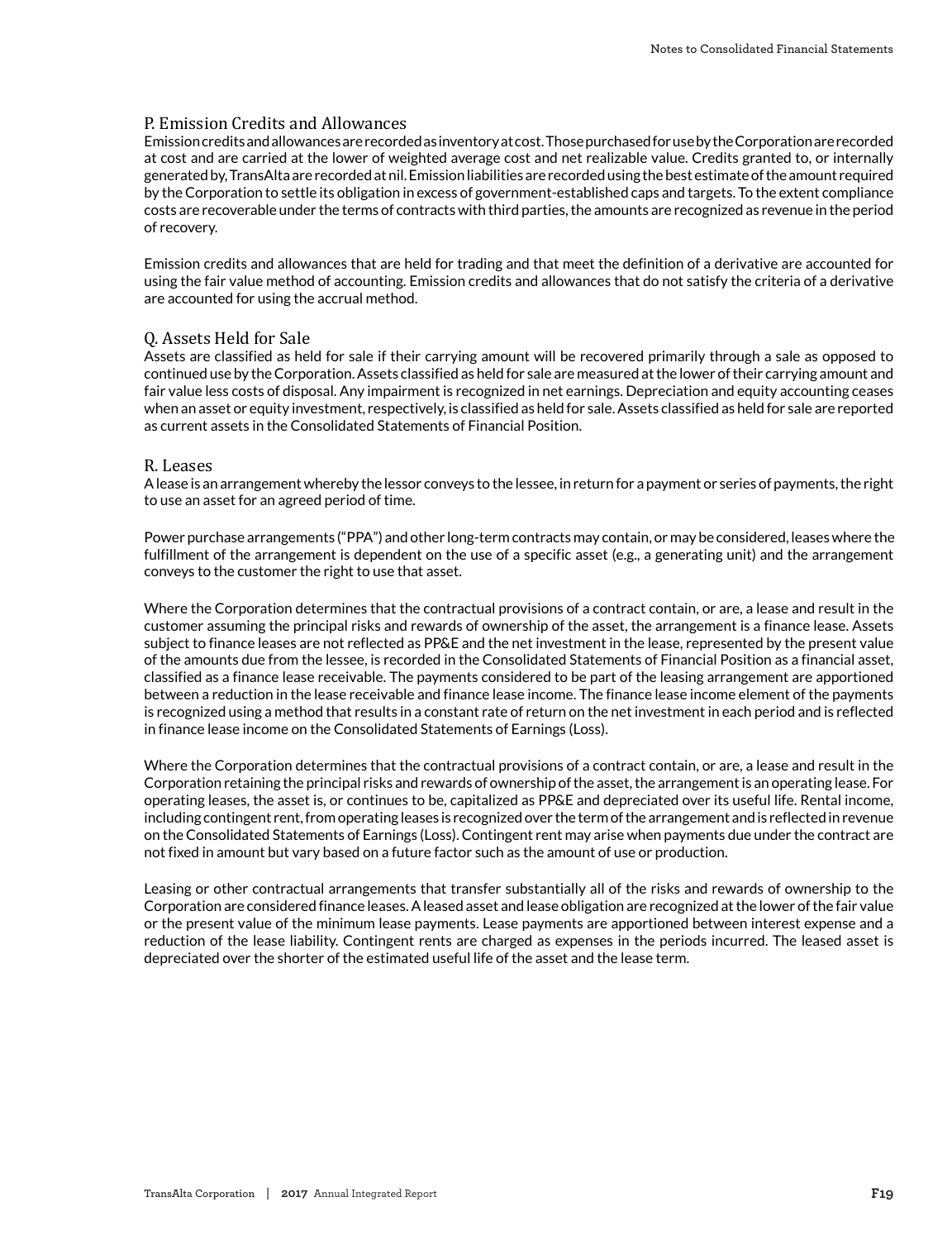## P. Emission Credits and Allowances

Emission credits and allowances are recorded as inventory at cost. Those purchased for use by the Corporation are recorded at cost and are carried at the lower of weighted average cost and net realizable value. Credits granted to, or internally generated by, TransAlta are recorded at nil. Emission liabilities are recorded using the best estimate of the amount required by the Corporation to settle its obligation in excess of government-established caps and targets. To the extent compliance costs are recoverable under the terms of contracts with third parties, the amounts are recognized as revenue in the period of recovery.

Emission credits and allowances that are held for trading and that meet the definition of a derivative are accounted for using the fair value method of accounting. Emission credits and allowances that do not satisfy the criteria of a derivative are accounted for using the accrual method.

## Q. Assets Held for Sale

Assets are classified as held for sale if their carrying amount will be recovered primarily through a sale as opposed to continued use by the Corporation. Assets classified as held for sale are measured at the lower of their carrying amount and fair value less costs of disposal. Any impairment is recognized in net earnings. Depreciation and equity accounting ceases when an asset or equity investment, respectively, is classified as held for sale. Assets classified as held for sale are reported as current assets in the Consolidated Statements of Financial Position.

## R. Leases

A lease is an arrangement whereby the lessor conveys to the lessee, in return for a payment or series of payments, the right to use an asset for an agreed period of time.

Power purchase arrangements ("PPA") and other long-term contracts may contain, or may be considered, leases where the fulfillment of the arrangement is dependent on the use of a specific asset (e.g., a generating unit) and the arrangement conveys to the customer the right to use that asset.

Where the Corporation determines that the contractual provisions of a contract contain, or are, a lease and result in the customer assuming the principal risks and rewards of ownership of the asset, the arrangement is a finance lease. Assets subject to finance leases are not reflected as PP&E and the net investment in the lease, represented by the present value of the amounts due from the lessee, is recorded in the Consolidated Statements of Financial Position as a financial asset, classified as a finance lease receivable. The payments considered to be part of the leasing arrangement are apportioned between a reduction in the lease receivable and finance lease income. The finance lease income element of the payments is recognized using a method that results in a constant rate of return on the net investment in each period and is reflected in finance lease income on the Consolidated Statements of Earnings (Loss).

Where the Corporation determines that the contractual provisions of a contract contain, or are, a lease and result in the Corporation retaining the principal risks and rewards of ownership of the asset, the arrangement is an operating lease. For operating leases, the asset is, or continues to be, capitalized as PP&E and depreciated over its useful life. Rental income, including contingent rent, from operating leases is recognized over the term of the arrangement and is reflected in revenue on the Consolidated Statements of Earnings (Loss). Contingent rent may arise when payments due under the contract are not fixed in amount but vary based on a future factor such as the amount of use or production.

Leasing or other contractual arrangements that transfer substantially all of the risks and rewards of ownership to the Corporation are considered finance leases. A leased asset and lease obligation are recognized at the lower of the fair value or the present value of the minimum lease payments. Lease payments are apportioned between interest expense and a reduction of the lease liability. Contingent rents are charged as expenses in the periods incurred. The leased asset is depreciated over the shorter of the estimated useful life of the asset and the lease term.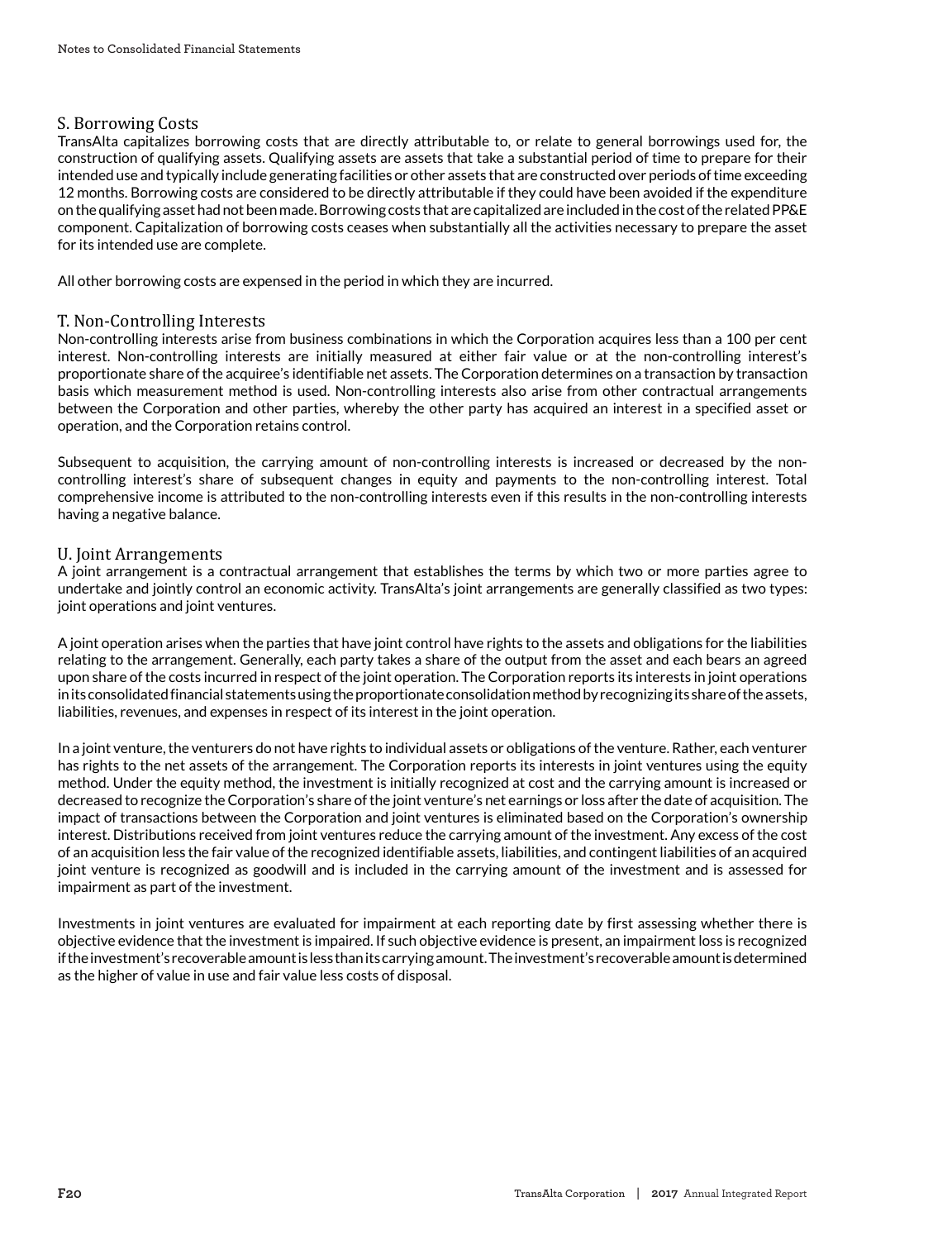### S. Borrowing Costs

TransAlta capitalizes borrowing costs that are directly attributable to, or relate to general borrowings used for, the construction of qualifying assets. Qualifying assets are assets that take a substantial period of time to prepare for their intended use and typically include generating facilities or other assets that are constructed over periods of time exceeding 12 months. Borrowing costs are considered to be directly attributable if they could have been avoided if the expenditure on the qualifying asset had not been made. Borrowing costs that are capitalized are included in the cost of the related PP&E component. Capitalization of borrowing costs ceases when substantially all the activities necessary to prepare the asset for its intended use are complete.

All other borrowing costs are expensed in the period in which they are incurred.

### T. Non-Controlling Interests

Non-controlling interests arise from business combinations in which the Corporation acquires less than a 100 per cent interest. Non-controlling interests are initially measured at either fair value or at the non-controlling interest's proportionate share of the acquiree's identifiable net assets. The Corporation determines on a transaction by transaction basis which measurement method is used. Non-controlling interests also arise from other contractual arrangements between the Corporation and other parties, whereby the other party has acquired an interest in a specified asset or operation, and the Corporation retains control.

Subsequent to acquisition, the carrying amount of non-controlling interests is increased or decreased by the non-controlling interest's share of subsequent changes in equity and payments to the non-controlling interest. Total comprehensive income is attributed to the non-controlling interests even if this results in the non-controlling interests having a negative balance.

### U. Joint Arrangements

A joint arrangement is a contractual arrangement that establishes the terms by which two or more parties agree to undertake and jointly control an economic activity. TransAlta's joint arrangements are generally classified as two types: joint operations and joint ventures.

A joint operation arises when the parties that have joint control have rights to the assets and obligations for the liabilities relating to the arrangement. Generally, each party takes a share of the output from the asset and each bears an agreed upon share of the costs incurred in respect of the joint operation. The Corporation reports its interests in joint operations in its consolidated financial statements using the proportionate consolidation method by recognizing its share of the assets, liabilities, revenues, and expenses in respect of its interest in the joint operation.

In a joint venture, the venturers do not have rights to individual assets or obligations of the venture. Rather, each venturer has rights to the net assets of the arrangement. The Corporation reports its interests in joint ventures using the equity method. Under the equity method, the investment is initially recognized at cost and the carrying amount is increased or decreased to recognize the Corporation's share of the joint venture's net earnings or loss after the date of acquisition. The impact of transactions between the Corporation and joint ventures is eliminated based on the Corporation's ownership interest. Distributions received from joint ventures reduce the carrying amount of the investment. Any excess of the cost of an acquisition less the fair value of the recognized identifiable assets, liabilities, and contingent liabilities of an acquired joint venture is recognized as goodwill and is included in the carrying amount of the investment and is assessed for impairment as part of the investment.

Investments in joint ventures are evaluated for impairment at each reporting date by first assessing whether there is objective evidence that the investment is impaired. If such objective evidence is present, an impairment loss is recognized if the investment's recoverable amount is less than its carrying amount. The investment's recoverable amount is determined as the higher of value in use and fair value less costs of disposal.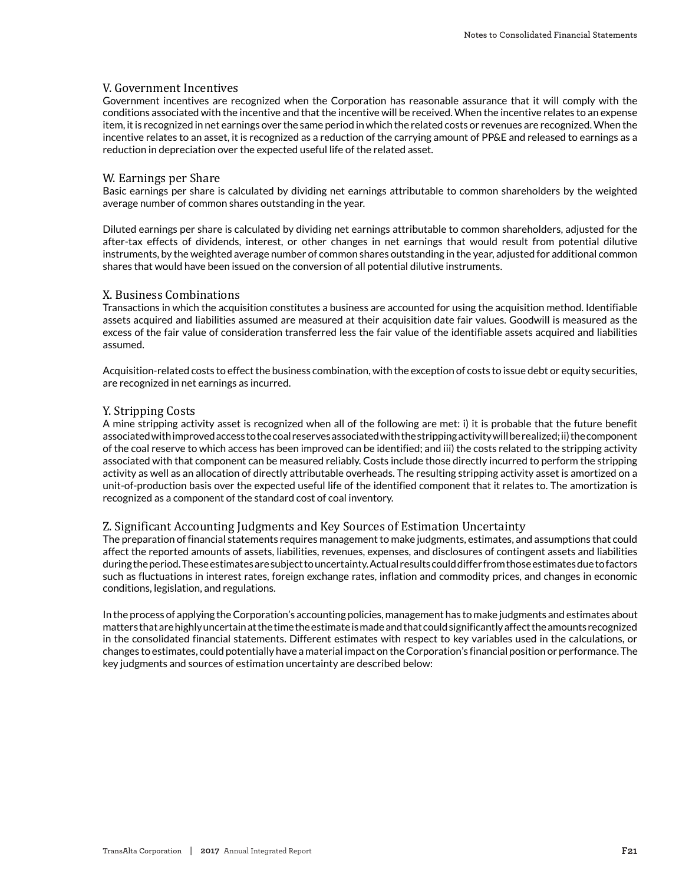### V. Government Incentives

Government incentives are recognized when the Corporation has reasonable assurance that it will comply with the conditions associated with the incentive and that the incentive will be received. When the incentive relates to an expense item, it is recognized in net earnings over the same period in which the related costs or revenues are recognized. When the incentive relates to an asset, it is recognized as a reduction of the carrying amount of PP&E and released to earnings as a reduction in depreciation over the expected useful life of the related asset.

### W. Earnings per Share

Basic earnings per share is calculated by dividing net earnings attributable to common shareholders by the weighted average number of common shares outstanding in the year.

Diluted earnings per share is calculated by dividing net earnings attributable to common shareholders, adjusted for the after-tax effects of dividends, interest, or other changes in net earnings that would result from potential dilutive instruments, by the weighted average number of common shares outstanding in the year, adjusted for additional common shares that would have been issued on the conversion of all potential dilutive instruments.

### X. Business Combinations

Transactions in which the acquisition constitutes a business are accounted for using the acquisition method. Identifiable assets acquired and liabilities assumed are measured at their acquisition date fair values. Goodwill is measured as the excess of the fair value of consideration transferred less the fair value of the identifiable assets acquired and liabilities assumed.

Acquisition-related costs to effect the business combination, with the exception of costs to issue debt or equity securities, are recognized in net earnings as incurred.

### Y. Stripping Costs

A mine stripping activity asset is recognized when all of the following are met: i) it is probable that the future benefit associated with improved access to the coal reserves associated with the stripping activity will be realized; ii) the component of the coal reserve to which access has been improved can be identified; and iii) the costs related to the stripping activity associated with that component can be measured reliably. Costs include those directly incurred to perform the stripping activity as well as an allocation of directly attributable overheads. The resulting stripping activity asset is amortized on a unit-of-production basis over the expected useful life of the identified component that it relates to. The amortization is recognized as a component of the standard cost of coal inventory.

### Z. Significant Accounting Judgments and Key Sources of Estimation Uncertainty

The preparation of financial statements requires management to make judgments, estimates, and assumptions that could affect the reported amounts of assets, liabilities, revenues, expenses, and disclosures of contingent assets and liabilities during the period. These estimates are subject to uncertainty. Actual results could differ from those estimates due to factors such as fluctuations in interest rates, foreign exchange rates, inflation and commodity prices, and changes in economic conditions, legislation, and regulations.

In the process of applying the Corporation's accounting policies, management has to make judgments and estimates about matters that are highly uncertain at the time the estimate is made and that could significantly affect the amounts recognized in the consolidated financial statements. Different estimates with respect to key variables used in the calculations, or changes to estimates, could potentially have a material impact on the Corporation's financial position or performance. The key judgments and sources of estimation uncertainty are described below: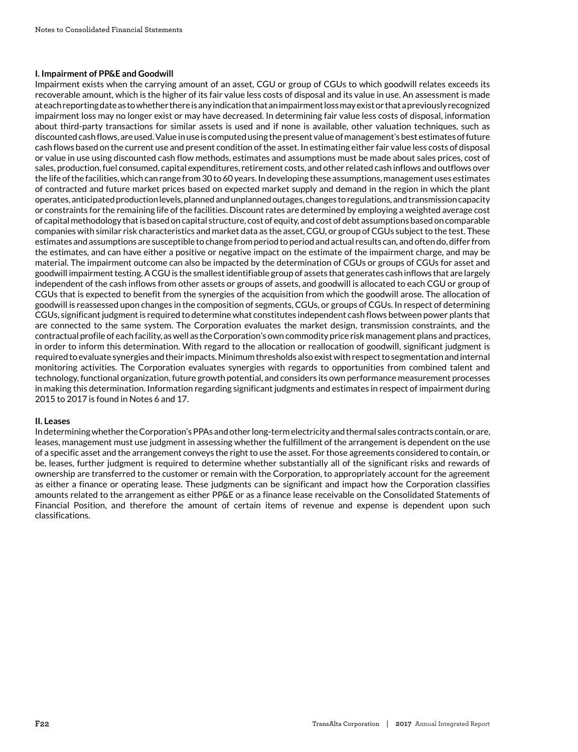### I. Impairment of PP&E and Goodwill

Impairment exists when the carrying amount of an asset, CGU or group of CGUs to which goodwill relates exceeds its recoverable amount, which is the higher of its fair value less costs of disposal and its value in use. An assessment is made at each reporting date as to whether there is any indication that an impairment loss may exist or that a previously recognized impairment loss may no longer exist or may have decreased. In determining fair value less costs of disposal, information about third-party transactions for similar assets is used and if none is available, other valuation techniques, such as discounted cash flows, are used. Value in use is computed using the present value of management's best estimates of future cash flows based on the current use and present condition of the asset. In estimating either fair value less costs of disposal or value in use using discounted cash flow methods, estimates and assumptions must be made about sales prices, cost of sales, production, fuel consumed, capital expenditures, retirement costs, and other related cash inflows and outflows over the life of the facilities, which can range from 30 to 60 years. In developing these assumptions, management uses estimates of contracted and future market prices based on expected market supply and demand in the region in which the plant operates, anticipated production levels, planned and unplanned outages, changes to regulations, and transmission capacity or constraints for the remaining life of the facilities. Discount rates are determined by employing a weighted average cost of capital methodology that is based on capital structure, cost of equity, and cost of debt assumptions based on comparable companies with similar risk characteristics and market data as the asset, CGU, or group of CGUs subject to the test. These estimates and assumptions are susceptible to change from period to period and actual results can, and often do, differ from the estimates, and can have either a positive or negative impact on the estimate of the impairment charge, and may be material. The impairment outcome can also be impacted by the determination of CGUs or groups of CGUs for asset and goodwill impairment testing. A CGU is the smallest identifiable group of assets that generates cash inflows that are largely independent of the cash inflows from other assets or groups of assets, and goodwill is allocated to each CGU or group of CGUs that is expected to benefit from the synergies of the acquisition from which the goodwill arose. The allocation of goodwill is reassessed upon changes in the composition of segments, CGUs, or groups of CGUs. In respect of determining CGUs, significant judgment is required to determine what constitutes independent cash flows between power plants that are connected to the same system. The Corporation evaluates the market design, transmission constraints, and the contractual profile of each facility, as well as the Corporation's own commodity price risk management plans and practices, in order to inform this determination. With regard to the allocation or reallocation of goodwill, significant judgment is required to evaluate synergies and their impacts. Minimum thresholds also exist with respect to segmentation and internal monitoring activities. The Corporation evaluates synergies with regards to opportunities from combined talent and technology, functional organization, future growth potential, and considers its own performance measurement processes in making this determination. Information regarding significant judgments and estimates in respect of impairment during 2015 to 2017 is found in Notes 6 and 17.

### II. Leases

In determining whether the Corporation's PPAs and other long-term electricity and thermal sales contracts contain, or are, leases, management must use judgment in assessing whether the fulfillment of the arrangement is dependent on the use of a specific asset and the arrangement conveys the right to use the asset. For those agreements considered to contain, or be, leases, further judgment is required to determine whether substantially all of the significant risks and rewards of ownership are transferred to the customer or remain with the Corporation, to appropriately account for the agreement as either a finance or operating lease. These judgments can be significant and impact how the Corporation classifies amounts related to the arrangement as either PP&E or as a finance lease receivable on the Consolidated Statements of Financial Position, and therefore the amount of certain items of revenue and expense is dependent upon such classifications.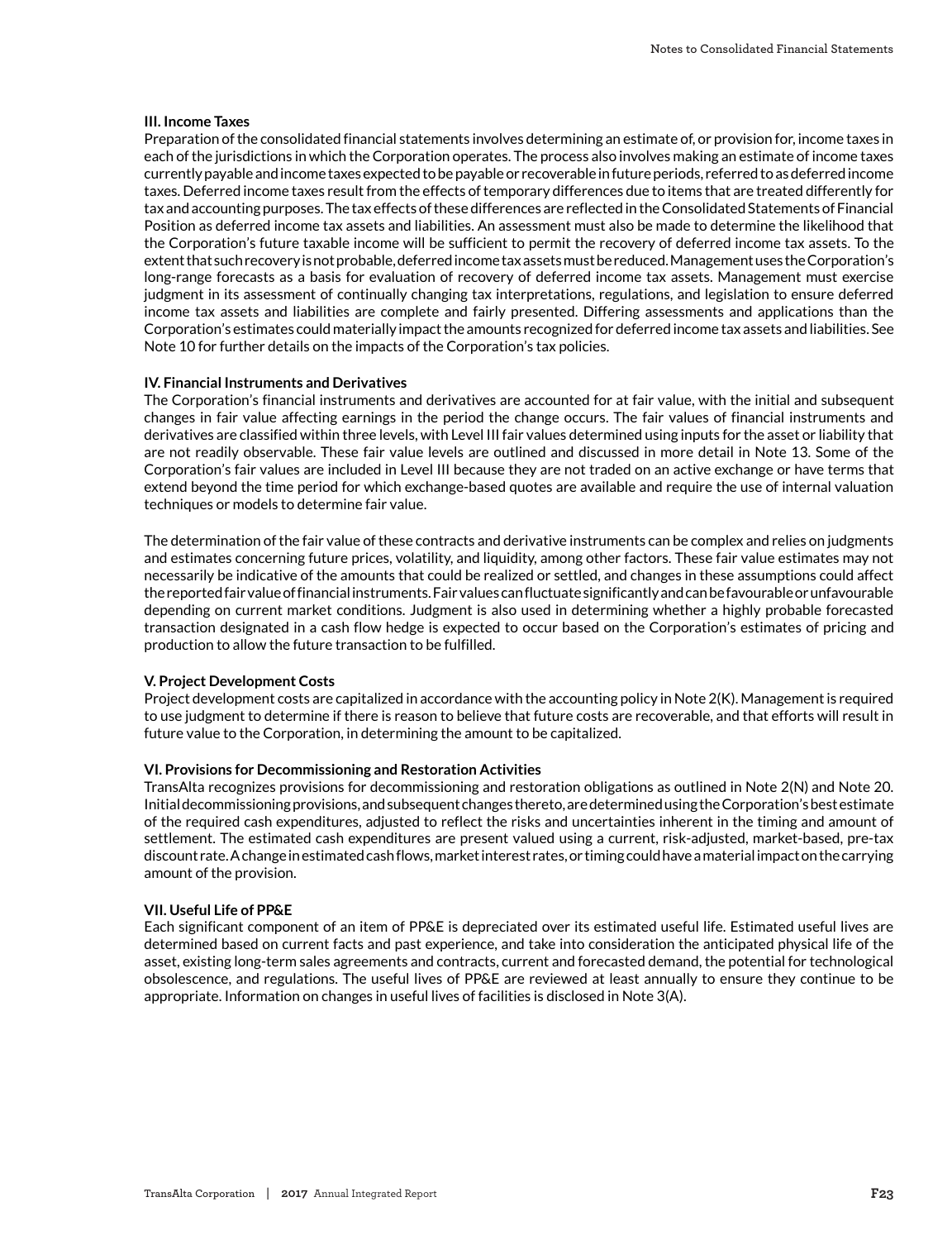**III. Income Taxes**

Preparation of the consolidated financial statements involves determining an estimate of, or provision for, income taxes in each of the jurisdictions in which the Corporation operates. The process also involves making an estimate of income taxes currently payable and income taxes expected to be payable or recoverable in future periods, referred to as deferred income taxes. Deferred income taxes result from the effects of temporary differences due to items that are treated differently for tax and accounting purposes. The tax effects of these differences are reflected in the Consolidated Statements of Financial Position as deferred income tax assets and liabilities. An assessment must also be made to determine the likelihood that the Corporation's future taxable income will be sufficient to permit the recovery of deferred income tax assets. To the extent that such recovery is not probable, deferred income tax assets must be reduced. Management uses the Corporation's long-range forecasts as a basis for evaluation of recovery of deferred income tax assets. Management must exercise judgment in its assessment of continually changing tax interpretations, regulations, and legislation to ensure deferred income tax assets and liabilities are complete and fairly presented. Differing assessments and applications than the Corporation's estimates could materially impact the amounts recognized for deferred income tax assets and liabilities. See Note 10 for further details on the impacts of the Corporation's tax policies.

**IV. Financial Instruments and Derivatives**

The Corporation's financial instruments and derivatives are accounted for at fair value, with the initial and subsequent changes in fair value affecting earnings in the period the change occurs. The fair values of financial instruments and derivatives are classified within three levels, with Level III fair values determined using inputs for the asset or liability that are not readily observable. These fair value levels are outlined and discussed in more detail in Note 13. Some of the Corporation's fair values are included in Level III because they are not traded on an active exchange or have terms that extend beyond the time period for which exchange-based quotes are available and require the use of internal valuation techniques or models to determine fair value.

The determination of the fair value of these contracts and derivative instruments can be complex and relies on judgments and estimates concerning future prices, volatility, and liquidity, among other factors. These fair value estimates may not necessarily be indicative of the amounts that could be realized or settled, and changes in these assumptions could affect the reported fair value of financial instruments. Fair values can fluctuate significantly and can be favourable or unfavourable depending on current market conditions. Judgment is also used in determining whether a highly probable forecasted transaction designated in a cash flow hedge is expected to occur based on the Corporation's estimates of pricing and production to allow the future transaction to be fulfilled.

**V. Project Development Costs**

Project development costs are capitalized in accordance with the accounting policy in Note 2(K). Management is required to use judgment to determine if there is reason to believe that future costs are recoverable, and that efforts will result in future value to the Corporation, in determining the amount to be capitalized.

**VI. Provisions for Decommissioning and Restoration Activities**

TransAlta recognizes provisions for decommissioning and restoration obligations as outlined in Note 2(N) and Note 20. Initial decommissioning provisions, and subsequent changes thereto, are determined using the Corporation's best estimate of the required cash expenditures, adjusted to reflect the risks and uncertainties inherent in the timing and amount of settlement. The estimated cash expenditures are present valued using a current, risk-adjusted, market-based, pre-tax discount rate. A change in estimated cash flows, market interest rates, or timing could have a material impact on the carrying amount of the provision.

**VII. Useful Life of PP&E**

Each significant component of an item of PP&E is depreciated over its estimated useful life. Estimated useful lives are determined based on current facts and past experience, and take into consideration the anticipated physical life of the asset, existing long-term sales agreements and contracts, current and forecasted demand, the potential for technological obsolescence, and regulations. The useful lives of PP&E are reviewed at least annually to ensure they continue to be appropriate. Information on changes in useful lives of facilities is disclosed in Note 3(A).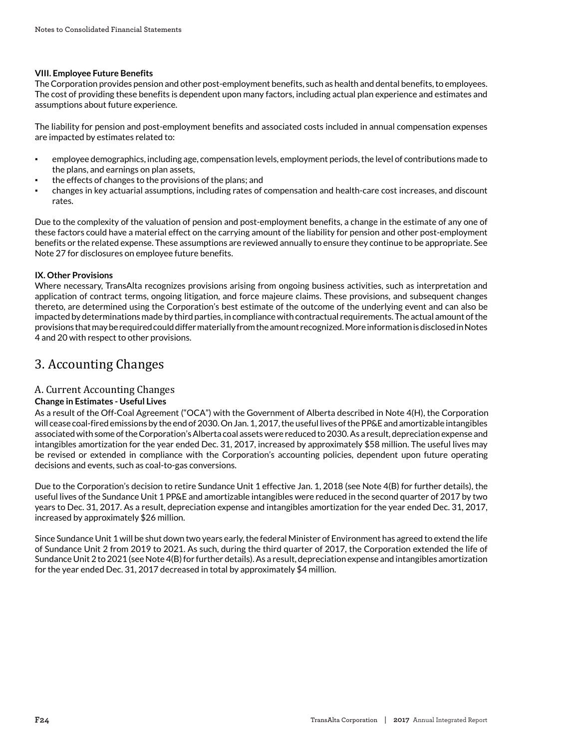**VIII. Employee Future Benefits**

The Corporation provides pension and other post-employment benefits, such as health and dental benefits, to employees. The cost of providing these benefits is dependent upon many factors, including actual plan experience and estimates and assumptions about future experience.

The liability for pension and post-employment benefits and associated costs included in annual compensation expenses are impacted by estimates related to:

- employee demographics, including age, compensation levels, employment periods, the level of contributions made to the plans, and earnings on plan assets,
- the effects of changes to the provisions of the plans; and
- changes in key actuarial assumptions, including rates of compensation and health-care cost increases, and discount rates.

Due to the complexity of the valuation of pension and post-employment benefits, a change in the estimate of any one of these factors could have a material effect on the carrying amount of the liability for pension and other post-employment benefits or the related expense. These assumptions are reviewed annually to ensure they continue to be appropriate. See Note 27 for disclosures on employee future benefits.

**IX. Other Provisions**

Where necessary, TransAlta recognizes provisions arising from ongoing business activities, such as interpretation and application of contract terms, ongoing litigation, and force majeure claims. These provisions, and subsequent changes thereto, are determined using the Corporation's best estimate of the outcome of the underlying event and can also be impacted by determinations made by third parties, in compliance with contractual requirements. The actual amount of the provisions that may be required could differ materially from the amount recognized. More information is disclosed in Notes 4 and 20 with respect to other provisions.

# 3. Accounting Changes

## A. Current Accounting Changes

**Change in Estimates - Useful Lives**

As a result of the Off-Coal Agreement ("OCA") with the Government of Alberta described in Note 4(H), the Corporation will cease coal-fired emissions by the end of 2030. On Jan. 1, 2017, the useful lives of the PP&E and amortizable intangibles associated with some of the Corporation's Alberta coal assets were reduced to 2030. As a result, depreciation expense and intangibles amortization for the year ended Dec. 31, 2017, increased by approximately $58 million. The useful lives may be revised or extended in compliance with the Corporation's accounting policies, dependent upon future operating decisions and events, such as coal-to-gas conversions.

Due to the Corporation's decision to retire Sundance Unit 1 effective Jan. 1, 2018 (see Note 4(B) for further details), the useful lives of the Sundance Unit 1 PP&E and amortizable intangibles were reduced in the second quarter of 2017 by two years to Dec. 31, 2017. As a result, depreciation expense and intangibles amortization for the year ended Dec. 31, 2017, increased by approximately $26 million.

Since Sundance Unit 1 will be shut down two years early, the federal Minister of Environment has agreed to extend the life of Sundance Unit 2 from 2019 to 2021. As such, during the third quarter of 2017, the Corporation extended the life of Sundance Unit 2 to 2021 (see Note 4(B) for further details). As a result, depreciation expense and intangibles amortization for the year ended Dec. 31, 2017 decreased in total by approximately $4 million.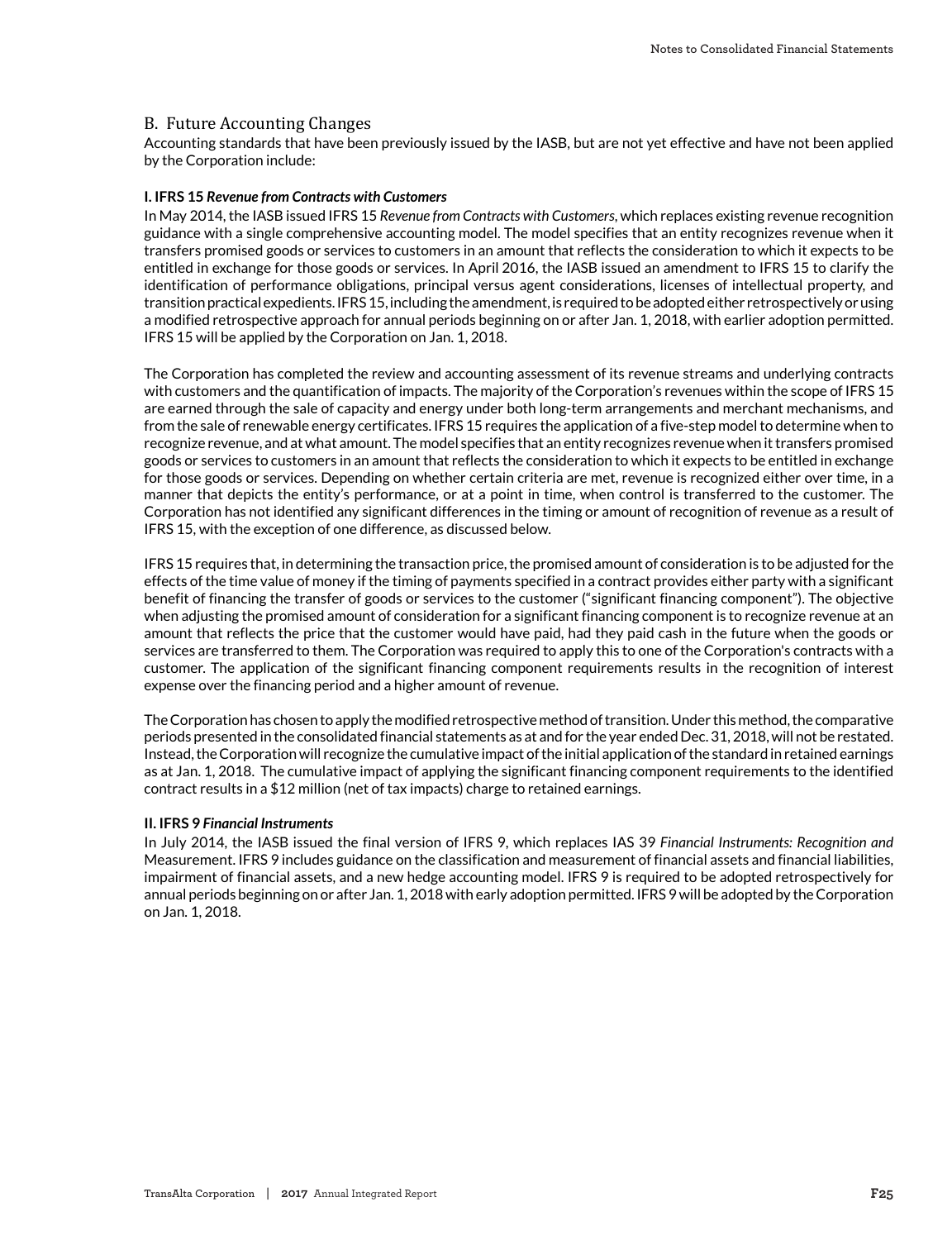## B. Future Accounting Changes

Accounting standards that have been previously issued by the IASB, but are not yet effective and have not been applied by the Corporation include:

### I. IFRS 15 *Revenue from Contracts with Customers*

In May 2014, the IASB issued IFRS 15 *Revenue from Contracts with Customers*, which replaces existing revenue recognition guidance with a single comprehensive accounting model. The model specifies that an entity recognizes revenue when it transfers promised goods or services to customers in an amount that reflects the consideration to which it expects to be entitled in exchange for those goods or services. In April 2016, the IASB issued an amendment to IFRS 15 to clarify the identification of performance obligations, principal versus agent considerations, licenses of intellectual property, and transition practical expedients. IFRS 15, including the amendment, is required to be adopted either retrospectively or using a modified retrospective approach for annual periods beginning on or after Jan. 1, 2018, with earlier adoption permitted. IFRS 15 will be applied by the Corporation on Jan. 1, 2018.

The Corporation has completed the review and accounting assessment of its revenue streams and underlying contracts with customers and the quantification of impacts. The majority of the Corporation's revenues within the scope of IFRS 15 are earned through the sale of capacity and energy under both long-term arrangements and merchant mechanisms, and from the sale of renewable energy certificates. IFRS 15 requires the application of a five-step model to determine when to recognize revenue, and at what amount. The model specifies that an entity recognizes revenue when it transfers promised goods or services to customers in an amount that reflects the consideration to which it expects to be entitled in exchange for those goods or services. Depending on whether certain criteria are met, revenue is recognized either over time, in a manner that depicts the entity's performance, or at a point in time, when control is transferred to the customer. The Corporation has not identified any significant differences in the timing or amount of recognition of revenue as a result of IFRS 15, with the exception of one difference, as discussed below.

IFRS 15 requires that, in determining the transaction price, the promised amount of consideration is to be adjusted for the effects of the time value of money if the timing of payments specified in a contract provides either party with a significant benefit of financing the transfer of goods or services to the customer ("significant financing component"). The objective when adjusting the promised amount of consideration for a significant financing component is to recognize revenue at an amount that reflects the price that the customer would have paid, had they paid cash in the future when the goods or services are transferred to them. The Corporation was required to apply this to one of the Corporation's contracts with a customer. The application of the significant financing component requirements results in the recognition of interest expense over the financing period and a higher amount of revenue.

The Corporation has chosen to apply the modified retrospective method of transition. Under this method, the comparative periods presented in the consolidated financial statements as at and for the year ended Dec. 31, 2018, will not be restated. Instead, the Corporation will recognize the cumulative impact of the initial application of the standard in retained earnings as at Jan. 1, 2018. The cumulative impact of applying the significant financing component requirements to the identified contract results in a $12 million (net of tax impacts) charge to retained earnings.

### II. IFRS 9 *Financial Instruments*

In July 2014, the IASB issued the final version of IFRS 9, which replaces IAS 39 *Financial Instruments: Recognition and* Measurement. IFRS 9 includes guidance on the classification and measurement of financial assets and financial liabilities, impairment of financial assets, and a new hedge accounting model. IFRS 9 is required to be adopted retrospectively for annual periods beginning on or after Jan. 1, 2018 with early adoption permitted. IFRS 9 will be adopted by the Corporation on Jan. 1, 2018.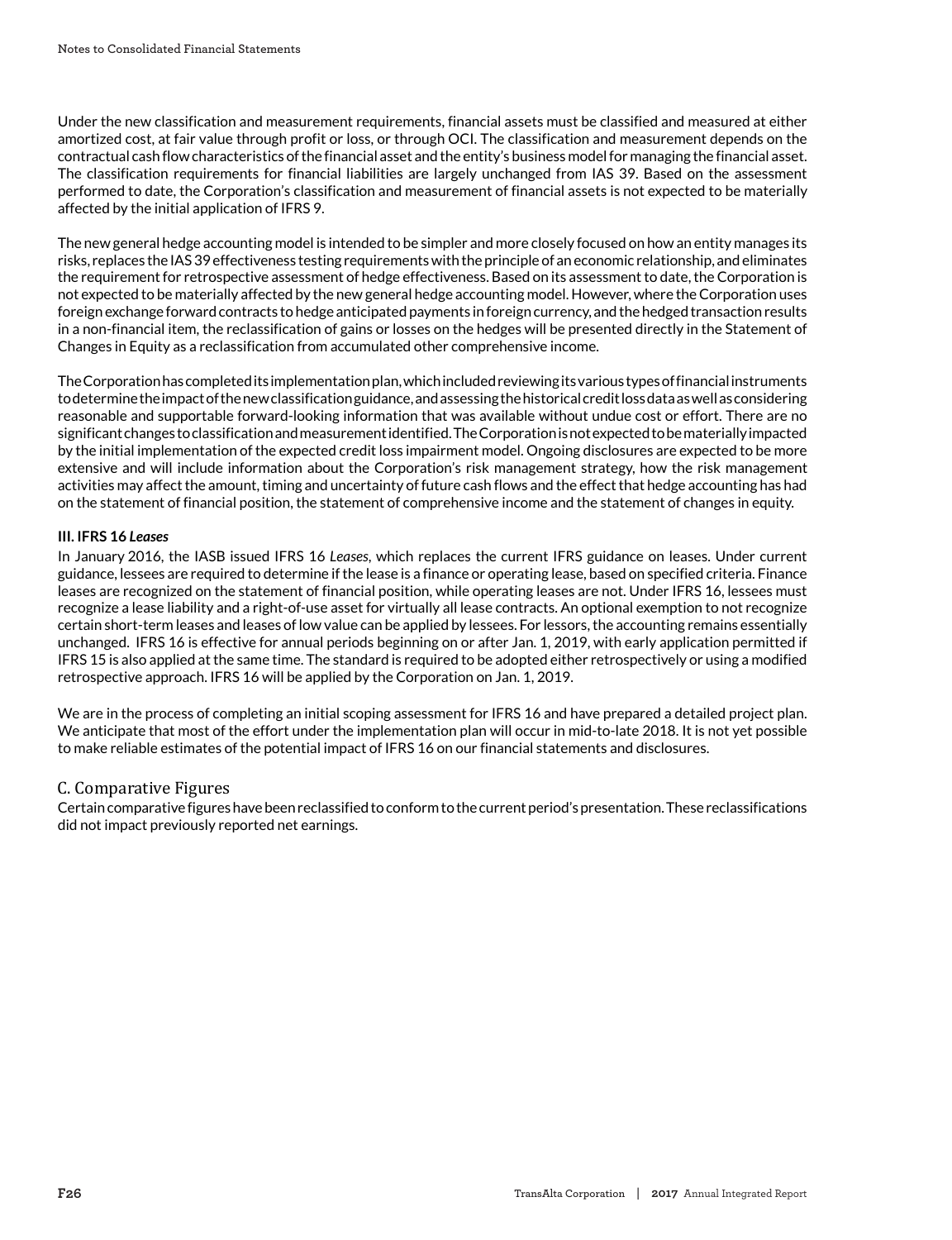Under the new classification and measurement requirements, financial assets must be classified and measured at either amortized cost, at fair value through profit or loss, or through OCI. The classification and measurement depends on the contractual cash flow characteristics of the financial asset and the entity's business model for managing the financial asset. The classification requirements for financial liabilities are largely unchanged from IAS 39. Based on the assessment performed to date, the Corporation's classification and measurement of financial assets is not expected to be materially affected by the initial application of IFRS 9.

The new general hedge accounting model is intended to be simpler and more closely focused on how an entity manages its risks, replaces the IAS 39 effectiveness testing requirements with the principle of an economic relationship, and eliminates the requirement for retrospective assessment of hedge effectiveness. Based on its assessment to date, the Corporation is not expected to be materially affected by the new general hedge accounting model. However, where the Corporation uses foreign exchange forward contracts to hedge anticipated payments in foreign currency, and the hedged transaction results in a non-financial item, the reclassification of gains or losses on the hedges will be presented directly in the Statement of Changes in Equity as a reclassification from accumulated other comprehensive income.

The Corporation has completed its implementation plan, which included reviewing its various types of financial instruments to determine the impact of the new classification guidance, and assessing the historical credit loss data as well as considering reasonable and supportable forward-looking information that was available without undue cost or effort. There are no significant changes to classification and measurement identified. The Corporation is not expected to be materially impacted by the initial implementation of the expected credit loss impairment model. Ongoing disclosures are expected to be more extensive and will include information about the Corporation's risk management strategy, how the risk management activities may affect the amount, timing and uncertainty of future cash flows and the effect that hedge accounting has had on the statement of financial position, the statement of comprehensive income and the statement of changes in equity.

**III. IFRS 16 *Leases***

In January 2016, the IASB issued IFRS 16 *Leases*, which replaces the current IFRS guidance on leases. Under current guidance, lessees are required to determine if the lease is a finance or operating lease, based on specified criteria. Finance leases are recognized on the statement of financial position, while operating leases are not. Under IFRS 16, lessees must recognize a lease liability and a right-of-use asset for virtually all lease contracts. An optional exemption to not recognize certain short-term leases and leases of low value can be applied by lessees. For lessors, the accounting remains essentially unchanged. IFRS 16 is effective for annual periods beginning on or after Jan. 1, 2019, with early application permitted if IFRS 15 is also applied at the same time. The standard is required to be adopted either retrospectively or using a modified retrospective approach. IFRS 16 will be applied by the Corporation on Jan. 1, 2019.

We are in the process of completing an initial scoping assessment for IFRS 16 and have prepared a detailed project plan. We anticipate that most of the effort under the implementation plan will occur in mid-to-late 2018. It is not yet possible to make reliable estimates of the potential impact of IFRS 16 on our financial statements and disclosures.

## C. Comparative Figures

Certain comparative figures have been reclassified to conform to the current period's presentation. These reclassifications did not impact previously reported net earnings.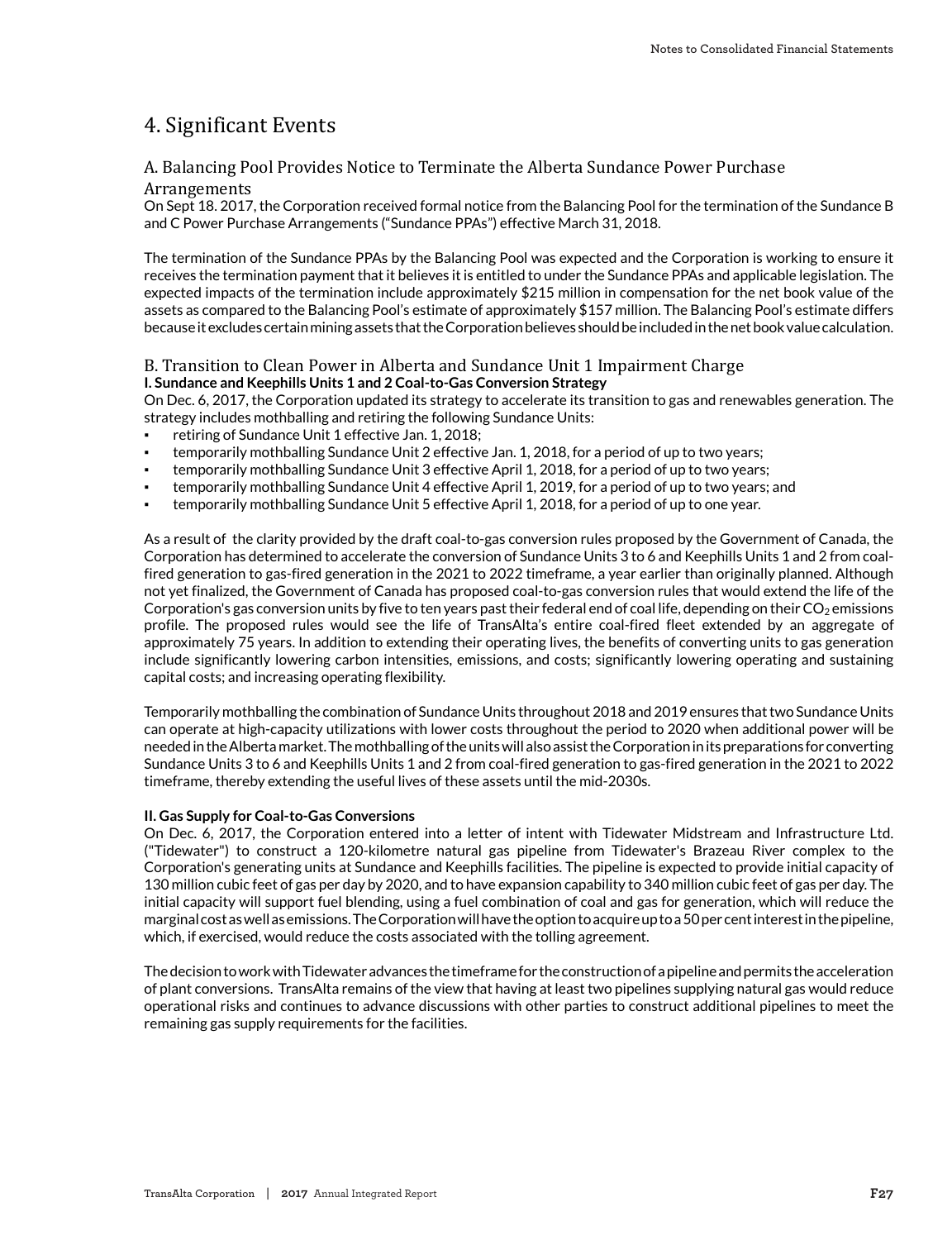# 4. Significant Events

## A. Balancing Pool Provides Notice to Terminate the Alberta Sundance Power Purchase Arrangements

On Sept 18. 2017, the Corporation received formal notice from the Balancing Pool for the termination of the Sundance B and C Power Purchase Arrangements ("Sundance PPAs") effective March 31, 2018.

The termination of the Sundance PPAs by the Balancing Pool was expected and the Corporation is working to ensure it receives the termination payment that it believes it is entitled to under the Sundance PPAs and applicable legislation. The expected impacts of the termination include approximately $215 million in compensation for the net book value of the assets as compared to the Balancing Pool's estimate of approximately $157 million. The Balancing Pool's estimate differs because it excludes certain mining assets that the Corporation believes should be included in the net book value calculation.

## B. Transition to Clean Power in Alberta and Sundance Unit 1 Impairment Charge

**I. Sundance and Keephills Units 1 and 2 Coal-to-Gas Conversion Strategy**

On Dec. 6, 2017, the Corporation updated its strategy to accelerate its transition to gas and renewables generation. The strategy includes mothballing and retiring the following Sundance Units:

- retiring of Sundance Unit 1 effective Jan. 1, 2018;
- temporarily mothballing Sundance Unit 2 effective Jan. 1, 2018, for a period of up to two years;
- temporarily mothballing Sundance Unit 3 effective April 1, 2018, for a period of up to two years;
- temporarily mothballing Sundance Unit 4 effective April 1, 2019, for a period of up to two years; and
- temporarily mothballing Sundance Unit 5 effective April 1, 2018, for a period of up to one year.

As a result of the clarity provided by the draft coal-to-gas conversion rules proposed by the Government of Canada, the Corporation has determined to accelerate the conversion of Sundance Units 3 to 6 and Keephills Units 1 and 2 from coal-fired generation to gas-fired generation in the 2021 to 2022 timeframe, a year earlier than originally planned. Although not yet finalized, the Government of Canada has proposed coal-to-gas conversion rules that would extend the life of the Corporation's gas conversion units by five to ten years past their federal end of coal life, depending on their $CO_2$ emissions profile. The proposed rules would see the life of TransAlta's entire coal-fired fleet extended by an aggregate of approximately 75 years. In addition to extending their operating lives, the benefits of converting units to gas generation include significantly lowering carbon intensities, emissions, and costs; significantly lowering operating and sustaining capital costs; and increasing operating flexibility.

Temporarily mothballing the combination of Sundance Units throughout 2018 and 2019 ensures that two Sundance Units can operate at high-capacity utilizations with lower costs throughout the period to 2020 when additional power will be needed in the Alberta market. The mothballing of the units will also assist the Corporation in its preparations for converting Sundance Units 3 to 6 and Keephills Units 1 and 2 from coal-fired generation to gas-fired generation in the 2021 to 2022 timeframe, thereby extending the useful lives of these assets until the mid-2030s.

**II. Gas Supply for Coal-to-Gas Conversions**

On Dec. 6, 2017, the Corporation entered into a letter of intent with Tidewater Midstream and Infrastructure Ltd. ("Tidewater") to construct a 120-kilometre natural gas pipeline from Tidewater's Brazeau River complex to the Corporation's generating units at Sundance and Keephills facilities. The pipeline is expected to provide initial capacity of 130 million cubic feet of gas per day by 2020, and to have expansion capability to 340 million cubic feet of gas per day. The initial capacity will support fuel blending, using a fuel combination of coal and gas for generation, which will reduce the marginal cost as well as emissions. The Corporation will have the option to acquire up to a 50 per cent interest in the pipeline, which, if exercised, would reduce the costs associated with the tolling agreement.

The decision to work with Tidewater advances the timeframe for the construction of a pipeline and permits the acceleration of plant conversions. TransAlta remains of the view that having at least two pipelines supplying natural gas would reduce operational risks and continues to advance discussions with other parties to construct additional pipelines to meet the remaining gas supply requirements for the facilities.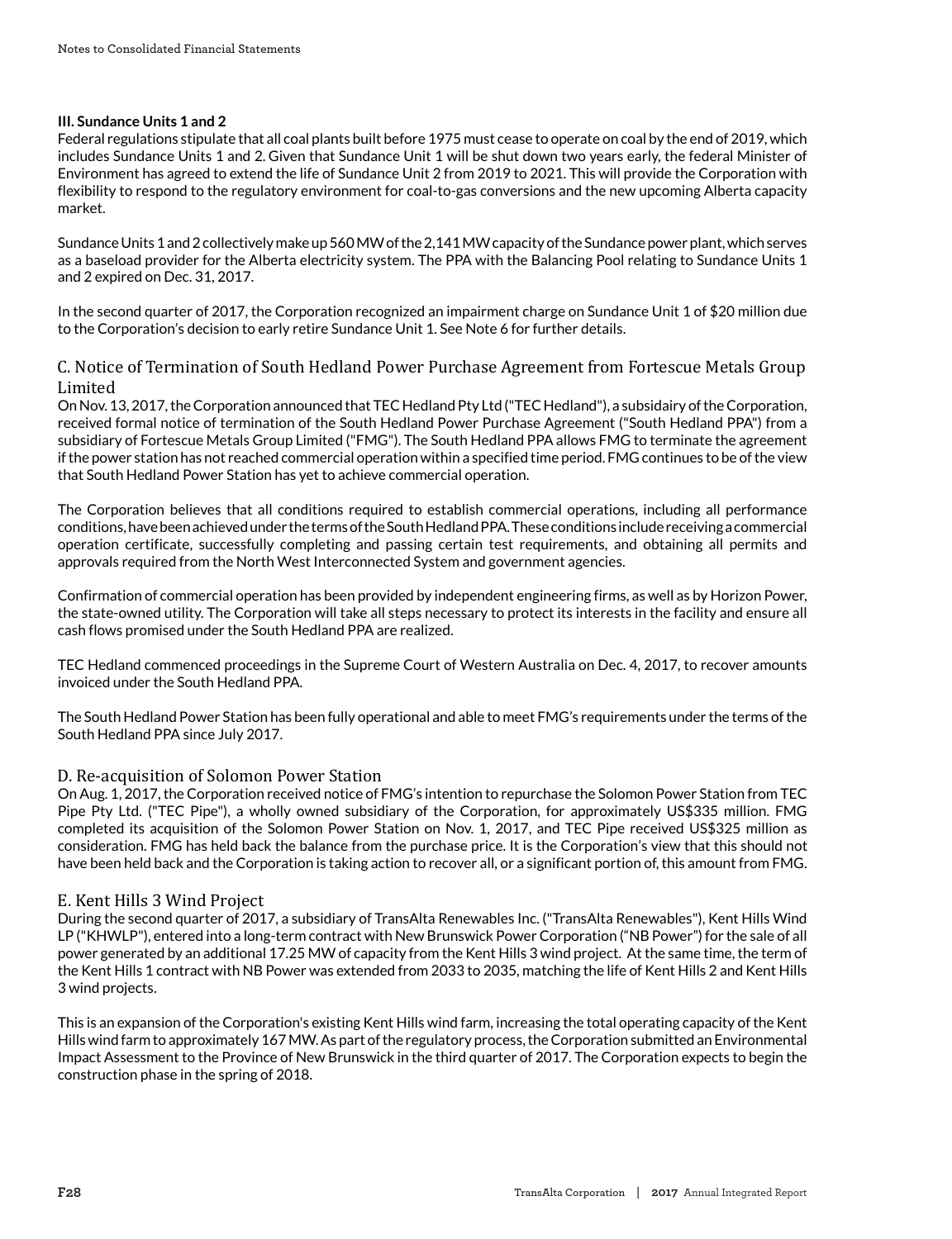### III. Sundance Units 1 and 2

Federal regulations stipulate that all coal plants built before 1975 must cease to operate on coal by the end of 2019, which includes Sundance Units 1 and 2. Given that Sundance Unit 1 will be shut down two years early, the federal Minister of Environment has agreed to extend the life of Sundance Unit 2 from 2019 to 2021. This will provide the Corporation with flexibility to respond to the regulatory environment for coal-to-gas conversions and the new upcoming Alberta capacity market.

Sundance Units 1 and 2 collectively make up 560 MW of the 2,141 MW capacity of the Sundance power plant, which serves as a baseload provider for the Alberta electricity system. The PPA with the Balancing Pool relating to Sundance Units 1 and 2 expired on Dec. 31, 2017.

In the second quarter of 2017, the Corporation recognized an impairment charge on Sundance Unit 1 of $20 million due to the Corporation's decision to early retire Sundance Unit 1. See Note 6 for further details.

## C. Notice of Termination of South Hedland Power Purchase Agreement from Fortescue Metals Group Limited

On Nov. 13, 2017, the Corporation announced that TEC Hedland Pty Ltd ("TEC Hedland"), a subsidairy of the Corporation, received formal notice of termination of the South Hedland Power Purchase Agreement ("South Hedland PPA") from a subsidiary of Fortescue Metals Group Limited ("FMG"). The South Hedland PPA allows FMG to terminate the agreement if the power station has not reached commercial operation within a specified time period. FMG continues to be of the view that South Hedland Power Station has yet to achieve commercial operation.

The Corporation believes that all conditions required to establish commercial operations, including all performance conditions, have been achieved under the terms of the South Hedland PPA. These conditions include receiving a commercial operation certificate, successfully completing and passing certain test requirements, and obtaining all permits and approvals required from the North West Interconnected System and government agencies.

Confirmation of commercial operation has been provided by independent engineering firms, as well as by Horizon Power, the state-owned utility. The Corporation will take all steps necessary to protect its interests in the facility and ensure all cash flows promised under the South Hedland PPA are realized.

TEC Hedland commenced proceedings in the Supreme Court of Western Australia on Dec. 4, 2017, to recover amounts invoiced under the South Hedland PPA.

The South Hedland Power Station has been fully operational and able to meet FMG's requirements under the terms of the South Hedland PPA since July 2017.

## D. Re-acquisition of Solomon Power Station

On Aug. 1, 2017, the Corporation received notice of FMG's intention to repurchase the Solomon Power Station from TEC Pipe Pty Ltd. ("TEC Pipe"), a wholly owned subsidiary of the Corporation, for approximately US$335 million. FMG completed its acquisition of the Solomon Power Station on Nov. 1, 2017, and TEC Pipe received US$325 million as consideration. FMG has held back the balance from the purchase price. It is the Corporation's view that this should not have been held back and the Corporation is taking action to recover all, or a significant portion of, this amount from FMG.

## E. Kent Hills 3 Wind Project

During the second quarter of 2017, a subsidiary of TransAlta Renewables Inc. ("TransAlta Renewables"), Kent Hills Wind LP ("KHWLP"), entered into a long-term contract with New Brunswick Power Corporation ("NB Power") for the sale of all power generated by an additional 17.25 MW of capacity from the Kent Hills 3 wind project. At the same time, the term of the Kent Hills 1 contract with NB Power was extended from 2033 to 2035, matching the life of Kent Hills 2 and Kent Hills 3 wind projects.

This is an expansion of the Corporation's existing Kent Hills wind farm, increasing the total operating capacity of the Kent Hills wind farm to approximately 167 MW. As part of the regulatory process, the Corporation submitted an Environmental Impact Assessment to the Province of New Brunswick in the third quarter of 2017. The Corporation expects to begin the construction phase in the spring of 2018.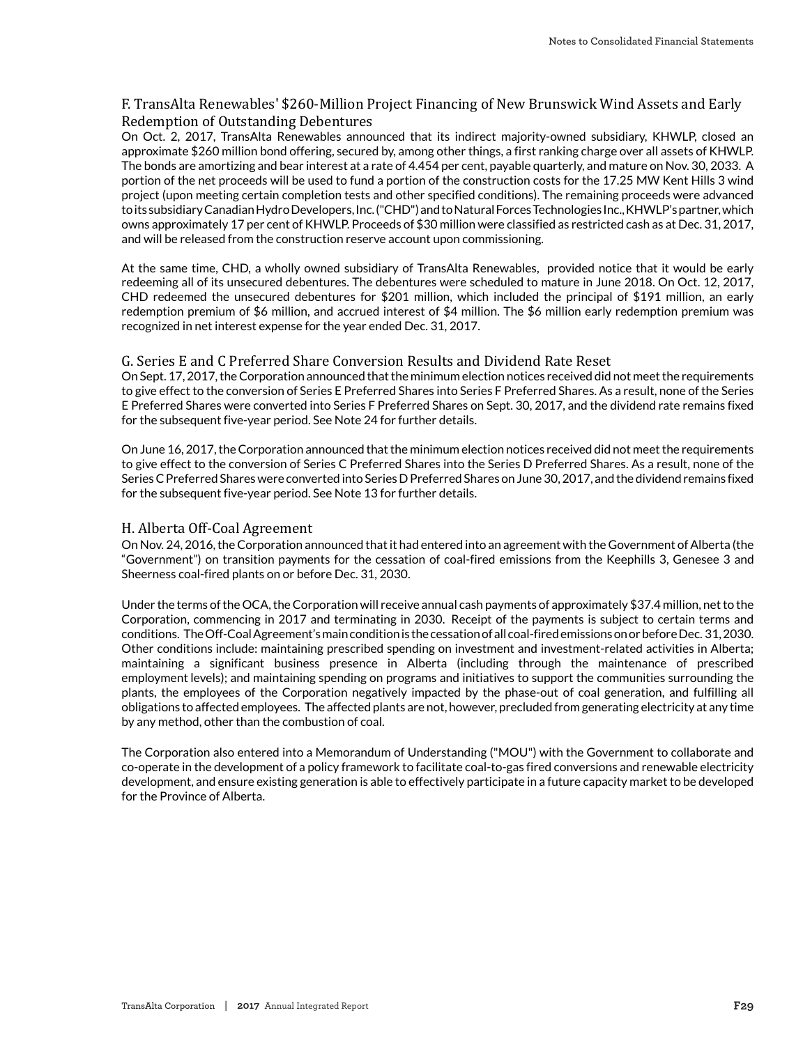### F. TransAlta Renewables' $260-Million Project Financing of New Brunswick Wind Assets and Early Redemption of Outstanding Debentures

On Oct. 2, 2017, TransAlta Renewables announced that its indirect majority-owned subsidiary, KHWLP, closed an approximate $260 million bond offering, secured by, among other things, a first ranking charge over all assets of KHWLP. The bonds are amortizing and bear interest at a rate of 4.454 per cent, payable quarterly, and mature on Nov. 30, 2033. A portion of the net proceeds will be used to fund a portion of the construction costs for the 17.25 MW Kent Hills 3 wind project (upon meeting certain completion tests and other specified conditions). The remaining proceeds were advanced to its subsidiary Canadian Hydro Developers, Inc. ("CHD") and to Natural Forces Technologies Inc., KHWLP's partner, which owns approximately 17 per cent of KHWLP. Proceeds of $30 million were classified as restricted cash as at Dec. 31, 2017, and will be released from the construction reserve account upon commissioning.

At the same time, CHD, a wholly owned subsidiary of TransAlta Renewables, provided notice that it would be early redeeming all of its unsecured debentures. The debentures were scheduled to mature in June 2018. On Oct. 12, 2017, CHD redeemed the unsecured debentures for $201 million, which included the principal of $191 million, an early redemption premium of $6 million, and accrued interest of $4 million. The $6 million early redemption premium was recognized in net interest expense for the year ended Dec. 31, 2017.

### G. Series E and C Preferred Share Conversion Results and Dividend Rate Reset

On Sept. 17, 2017, the Corporation announced that the minimum election notices received did not meet the requirements to give effect to the conversion of Series E Preferred Shares into Series F Preferred Shares. As a result, none of the Series E Preferred Shares were converted into Series F Preferred Shares on Sept. 30, 2017, and the dividend rate remains fixed for the subsequent five-year period. See Note 24 for further details.

On June 16, 2017, the Corporation announced that the minimum election notices received did not meet the requirements to give effect to the conversion of Series C Preferred Shares into the Series D Preferred Shares. As a result, none of the Series C Preferred Shares were converted into Series D Preferred Shares on June 30, 2017, and the dividend remains fixed for the subsequent five-year period. See Note 13 for further details.

### H. Alberta Off-Coal Agreement

On Nov. 24, 2016, the Corporation announced that it had entered into an agreement with the Government of Alberta (the "Government") on transition payments for the cessation of coal-fired emissions from the Keephills 3, Genesee 3 and Sheerness coal-fired plants on or before Dec. 31, 2030.

Under the terms of the OCA, the Corporation will receive annual cash payments of approximately $37.4 million, net to the Corporation, commencing in 2017 and terminating in 2030. Receipt of the payments is subject to certain terms and conditions. The Off-Coal Agreement's main condition is the cessation of all coal-fired emissions on or before Dec. 31, 2030. Other conditions include: maintaining prescribed spending on investment and investment-related activities in Alberta; maintaining a significant business presence in Alberta (including through the maintenance of prescribed employment levels); and maintaining spending on programs and initiatives to support the communities surrounding the plants, the employees of the Corporation negatively impacted by the phase-out of coal generation, and fulfilling all obligations to affected employees. The affected plants are not, however, precluded from generating electricity at any time by any method, other than the combustion of coal.

The Corporation also entered into a Memorandum of Understanding ("MOU") with the Government to collaborate and co-operate in the development of a policy framework to facilitate coal-to-gas fired conversions and renewable electricity development, and ensure existing generation is able to effectively participate in a future capacity market to be developed for the Province of Alberta.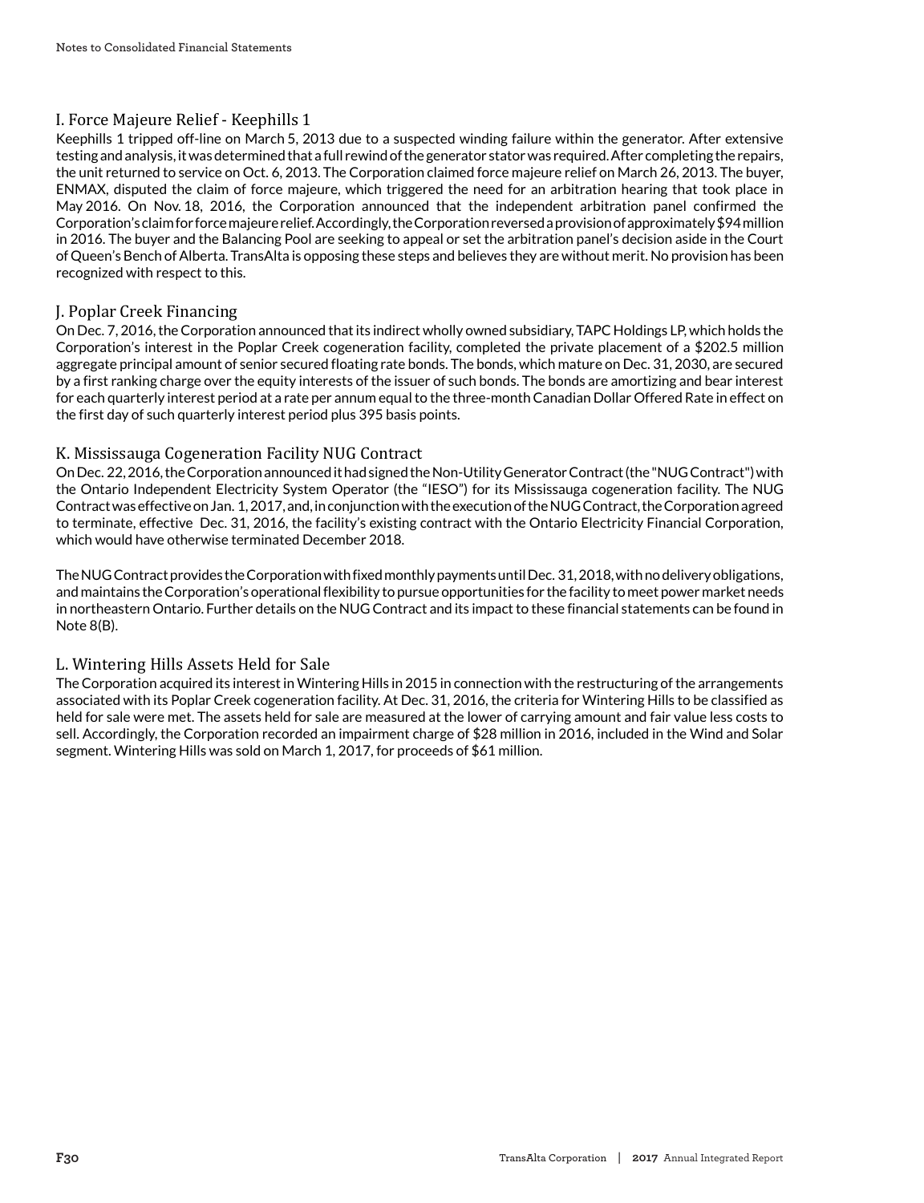## I. Force Majeure Relief - Keephills 1

Keephills 1 tripped off-line on March 5, 2013 due to a suspected winding failure within the generator. After extensive testing and analysis, it was determined that a full rewind of the generator stator was required. After completing the repairs, the unit returned to service on Oct. 6, 2013. The Corporation claimed force majeure relief on March 26, 2013. The buyer, ENMAX, disputed the claim of force majeure, which triggered the need for an arbitration hearing that took place in May 2016. On Nov. 18, 2016, the Corporation announced that the independent arbitration panel confirmed the Corporation's claim for force majeure relief. Accordingly, the Corporation reversed a provision of approximately $94 million in 2016. The buyer and the Balancing Pool are seeking to appeal or set the arbitration panel's decision aside in the Court of Queen's Bench of Alberta. TransAlta is opposing these steps and believes they are without merit. No provision has been recognized with respect to this.

## J. Poplar Creek Financing

On Dec. 7, 2016, the Corporation announced that its indirect wholly owned subsidiary, TAPC Holdings LP, which holds the Corporation's interest in the Poplar Creek cogeneration facility, completed the private placement of a $202.5 million aggregate principal amount of senior secured floating rate bonds. The bonds, which mature on Dec. 31, 2030, are secured by a first ranking charge over the equity interests of the issuer of such bonds. The bonds are amortizing and bear interest for each quarterly interest period at a rate per annum equal to the three-month Canadian Dollar Offered Rate in effect on the first day of such quarterly interest period plus 395 basis points.

## K. Mississauga Cogeneration Facility NUG Contract

On Dec. 22, 2016, the Corporation announced it had signed the Non-Utility Generator Contract (the "NUG Contract") with the Ontario Independent Electricity System Operator (the "IESO") for its Mississauga cogeneration facility. The NUG Contract was effective on Jan. 1, 2017, and, in conjunction with the execution of the NUG Contract, the Corporation agreed to terminate, effective Dec. 31, 2016, the facility's existing contract with the Ontario Electricity Financial Corporation, which would have otherwise terminated December 2018.

The NUG Contract provides the Corporation with fixed monthly payments until Dec. 31, 2018, with no delivery obligations, and maintains the Corporation's operational flexibility to pursue opportunities for the facility to meet power market needs in northeastern Ontario. Further details on the NUG Contract and its impact to these financial statements can be found in Note 8(B).

## L. Wintering Hills Assets Held for Sale

The Corporation acquired its interest in Wintering Hills in 2015 in connection with the restructuring of the arrangements associated with its Poplar Creek cogeneration facility. At Dec. 31, 2016, the criteria for Wintering Hills to be classified as held for sale were met. The assets held for sale are measured at the lower of carrying amount and fair value less costs to sell. Accordingly, the Corporation recorded an impairment charge of $28 million in 2016, included in the Wind and Solar segment. Wintering Hills was sold on March 1, 2017, for proceeds of $61 million.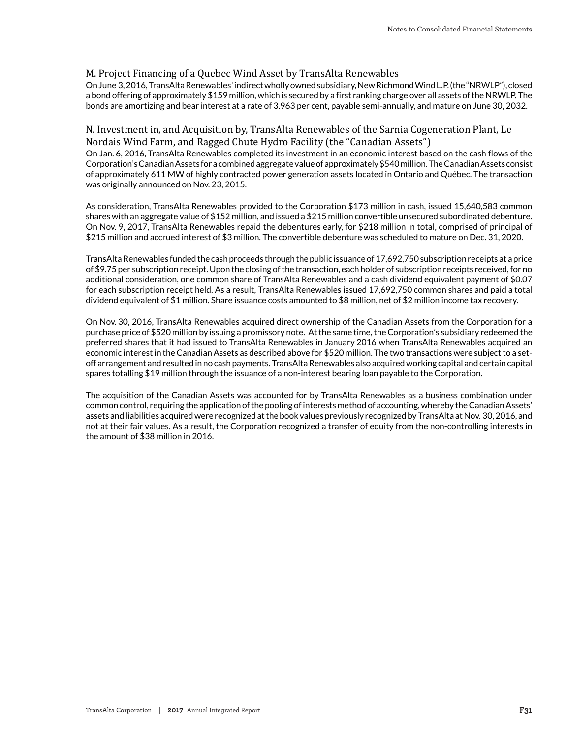### M. Project Financing of a Quebec Wind Asset by TransAlta Renewables

On June 3, 2016, TransAlta Renewables' indirect wholly owned subsidiary, New Richmond Wind L.P. (the "NRWLP"), closed a bond offering of approximately $159 million, which is secured by a first ranking charge over all assets of the NRWLP. The bonds are amortizing and bear interest at a rate of 3.963 per cent, payable semi-annually, and mature on June 30, 2032.

### N. Investment in, and Acquisition by, TransAlta Renewables of the Sarnia Cogeneration Plant, Le Nordais Wind Farm, and Ragged Chute Hydro Facility (the "Canadian Assets")

On Jan. 6, 2016, TransAlta Renewables completed its investment in an economic interest based on the cash flows of the Corporation's Canadian Assets for a combined aggregate value of approximately $540 million. The Canadian Assets consist of approximately 611 MW of highly contracted power generation assets located in Ontario and Québec. The transaction was originally announced on Nov. 23, 2015.

As consideration, TransAlta Renewables provided to the Corporation $173 million in cash, issued 15,640,583 common shares with an aggregate value of $152 million, and issued a $215 million convertible unsecured subordinated debenture. On Nov. 9, 2017, TransAlta Renewables repaid the debentures early, for $218 million in total, comprised of principal of $215 million and accrued interest of $3 million. The convertible debenture was scheduled to mature on Dec. 31, 2020.

TransAlta Renewables funded the cash proceeds through the public issuance of 17,692,750 subscription receipts at a price of $9.75 per subscription receipt. Upon the closing of the transaction, each holder of subscription receipts received, for no additional consideration, one common share of TransAlta Renewables and a cash dividend equivalent payment of $0.07 for each subscription receipt held. As a result, TransAlta Renewables issued 17,692,750 common shares and paid a total dividend equivalent of $1 million. Share issuance costs amounted to $8 million, net of $2 million income tax recovery.

On Nov. 30, 2016, TransAlta Renewables acquired direct ownership of the Canadian Assets from the Corporation for a purchase price of $520 million by issuing a promissory note. At the same time, the Corporation's subsidiary redeemed the preferred shares that it had issued to TransAlta Renewables in January 2016 when TransAlta Renewables acquired an economic interest in the Canadian Assets as described above for $520 million. The two transactions were subject to a set-off arrangement and resulted in no cash payments. TransAlta Renewables also acquired working capital and certain capital spares totalling $19 million through the issuance of a non-interest bearing loan payable to the Corporation.

The acquisition of the Canadian Assets was accounted for by TransAlta Renewables as a business combination under common control, requiring the application of the pooling of interests method of accounting, whereby the Canadian Assets' assets and liabilities acquired were recognized at the book values previously recognized by TransAlta at Nov. 30, 2016, and not at their fair values. As a result, the Corporation recognized a transfer of equity from the non-controlling interests in the amount of $38 million in 2016.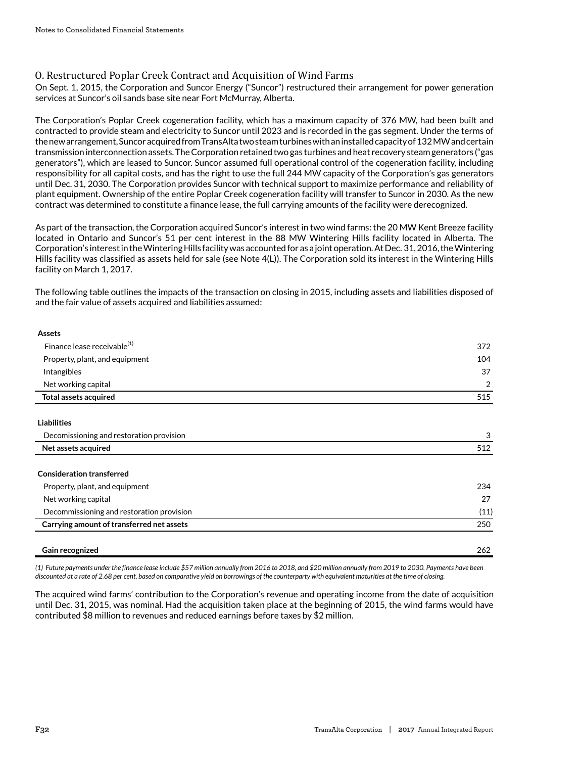## O. Restructured Poplar Creek Contract and Acquisition of Wind Farms

On Sept. 1, 2015, the Corporation and Suncor Energy ("Suncor") restructured their arrangement for power generation services at Suncor's oil sands base site near Fort McMurray, Alberta.

The Corporation's Poplar Creek cogeneration facility, which has a maximum capacity of 376 MW, had been built and contracted to provide steam and electricity to Suncor until 2023 and is recorded in the gas segment. Under the terms of the new arrangement, Suncor acquired from TransAlta two steam turbines with an installed capacity of 132 MW and certain transmission interconnection assets. The Corporation retained two gas turbines and heat recovery steam generators ("gas generators"), which are leased to Suncor. Suncor assumed full operational control of the cogeneration facility, including responsibility for all capital costs, and has the right to use the full 244 MW capacity of the Corporation's gas generators until Dec. 31, 2030. The Corporation provides Suncor with technical support to maximize performance and reliability of plant equipment. Ownership of the entire Poplar Creek cogeneration facility will transfer to Suncor in 2030. As the new contract was determined to constitute a finance lease, the full carrying amounts of the facility were derecognized.

As part of the transaction, the Corporation acquired Suncor's interest in two wind farms: the 20 MW Kent Breeze facility located in Ontario and Suncor's 51 per cent interest in the 88 MW Wintering Hills facility located in Alberta. The Corporation's interest in the Wintering Hills facility was accounted for as a joint operation. At Dec. 31, 2016, the Wintering Hills facility was classified as assets held for sale (see Note 4(L)). The Corporation sold its interest in the Wintering Hills facility on March 1, 2017.

The following table outlines the impacts of the transaction on closing in 2015, including assets and liabilities disposed of and the fair value of assets acquired and liabilities assumed:

| | |
|---|---|
| **Assets** | |
| Finance lease receivable[1] | 372 |
| Property, plant, and equipment | 104 |
| Intangibles | 37 |
| Net working capital | 2 |
| **Total assets acquired** | 515 |
| **Liabilities** | |
| Decommissioning and restoration provision | 3 |
| **Net assets acquired** | 512 |
| **Consideration transferred** | |
| Property, plant, and equipment | 234 |
| Net working capital | 27 |
| Decommissioning and restoration provision | (11) |
| **Carrying amount of transferred net assets** | 250 |
| **Gain recognized** | 262 |

*(1) Future payments under the finance lease include $57 million annually from 2016 to 2018, and $20 million annually from 2019 to 2030. Payments have been discounted at a rate of 2.68 per cent, based on comparative yield on borrowings of the counterparty with equivalent maturities at the time of closing.*

The acquired wind farms' contribution to the Corporation's revenue and operating income from the date of acquisition until Dec. 31, 2015, was nominal. Had the acquisition taken place at the beginning of 2015, the wind farms would have contributed $8 million to revenues and reduced earnings before taxes by $2 million.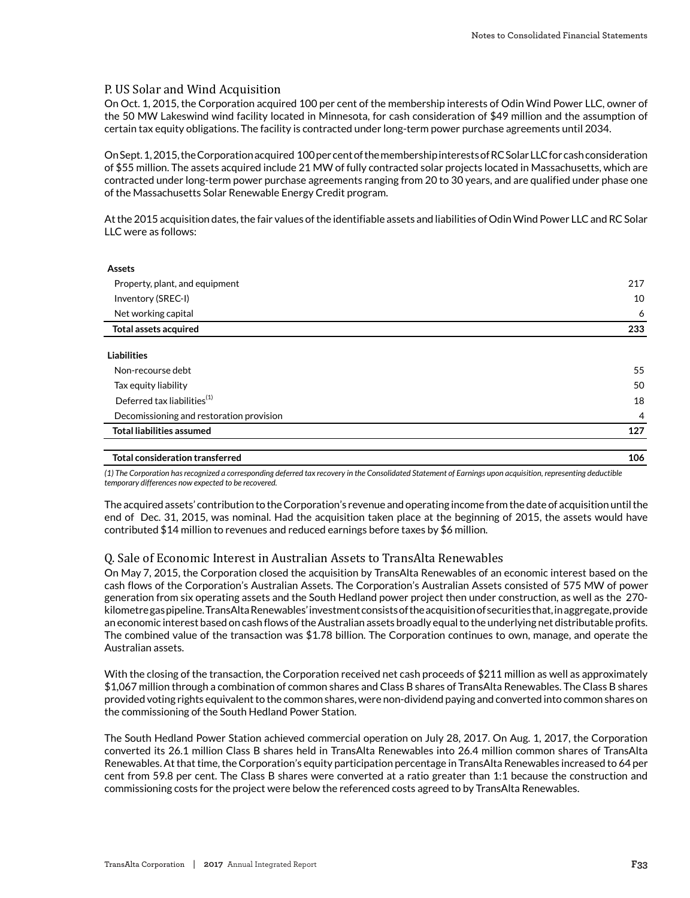## P. US Solar and Wind Acquisition

On Oct. 1, 2015, the Corporation acquired 100 per cent of the membership interests of Odin Wind Power LLC, owner of the 50 MW Lakeswind wind facility located in Minnesota, for cash consideration of $49 million and the assumption of certain tax equity obligations. The facility is contracted under long-term power purchase agreements until 2034.

On Sept. 1, 2015, the Corporation acquired 100 per cent of the membership interests of RC Solar LLC for cash consideration of $55 million. The assets acquired include 21 MW of fully contracted solar projects located in Massachusetts, which are contracted under long-term power purchase agreements ranging from 20 to 30 years, and are qualified under phase one of the Massachusetts Solar Renewable Energy Credit program.

At the 2015 acquisition dates, the fair values of the identifiable assets and liabilities of Odin Wind Power LLC and RC Solar LLC were as follows:

| | |
|---|---|
| **Assets** | |
| Property, plant, and equipment | 217 |
| Inventory (SREC-I) | 10 |
| Net working capital | 6 |
| **Total assets acquired** | **233** |
| **Liabilities** | |
| Non-recourse debt | 55 |
| Tax equity liability | 50 |
| Deferred tax liabilities(1) | 18 |
| Decomissioning and restoration provision | 4 |
| **Total liabilities assumed** | **127** |
| **Total consideration transferred** | **106** |

*(1) The Corporation has recognized a corresponding deferred tax recovery in the Consolidated Statement of Earnings upon acquisition, representing deductible temporary differences now expected to be recovered.*

The acquired assets' contribution to the Corporation's revenue and operating income from the date of acquisition until the end of Dec. 31, 2015, was nominal. Had the acquisition taken place at the beginning of 2015, the assets would have contributed $14 million to revenues and reduced earnings before taxes by $6 million.

## Q. Sale of Economic Interest in Australian Assets to TransAlta Renewables

On May 7, 2015, the Corporation closed the acquisition by TransAlta Renewables of an economic interest based on the cash flows of the Corporation's Australian Assets. The Corporation's Australian Assets consisted of 575 MW of power generation from six operating assets and the South Hedland power project then under construction, as well as the 270-kilometre gas pipeline. TransAlta Renewables' investment consists of the acquisition of securities that, in aggregate, provide an economic interest based on cash flows of the Australian assets broadly equal to the underlying net distributable profits. The combined value of the transaction was $1.78 billion. The Corporation continues to own, manage, and operate the Australian assets.

With the closing of the transaction, the Corporation received net cash proceeds of $211 million as well as approximately $1,067 million through a combination of common shares and Class B shares of TransAlta Renewables. The Class B shares provided voting rights equivalent to the common shares, were non-dividend paying and converted into common shares on the commissioning of the South Hedland Power Station.

The South Hedland Power Station achieved commercial operation on July 28, 2017. On Aug. 1, 2017, the Corporation converted its 26.1 million Class B shares held in TransAlta Renewables into 26.4 million common shares of TransAlta Renewables. At that time, the Corporation's equity participation percentage in TransAlta Renewables increased to 64 per cent from 59.8 per cent. The Class B shares were converted at a ratio greater than 1:1 because the construction and commissioning costs for the project were below the referenced costs agreed to by TransAlta Renewables.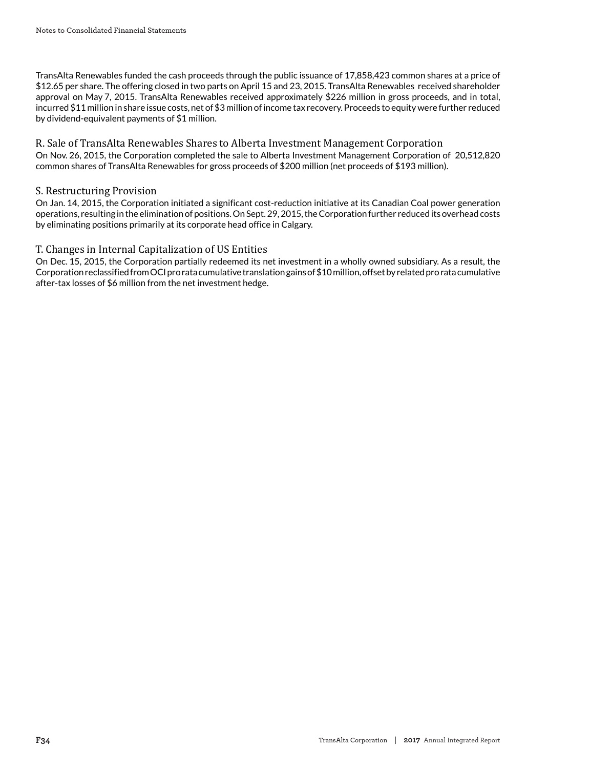TransAlta Renewables funded the cash proceeds through the public issuance of 17,858,423 common shares at a price of $12.65 per share. The offering closed in two parts on April 15 and 23, 2015. TransAlta Renewables received shareholder approval on May 7, 2015. TransAlta Renewables received approximately $226 million in gross proceeds, and in total, incurred $11 million in share issue costs, net of $3 million of income tax recovery. Proceeds to equity were further reduced by dividend-equivalent payments of $1 million.

## R. Sale of TransAlta Renewables Shares to Alberta Investment Management Corporation

On Nov. 26, 2015, the Corporation completed the sale to Alberta Investment Management Corporation of 20,512,820 common shares of TransAlta Renewables for gross proceeds of $200 million (net proceeds of $193 million).

## S. Restructuring Provision

On Jan. 14, 2015, the Corporation initiated a significant cost-reduction initiative at its Canadian Coal power generation operations, resulting in the elimination of positions. On Sept. 29, 2015, the Corporation further reduced its overhead costs by eliminating positions primarily at its corporate head office in Calgary.

## T. Changes in Internal Capitalization of US Entities

On Dec. 15, 2015, the Corporation partially redeemed its net investment in a wholly owned subsidiary. As a result, the Corporation reclassified from OCI pro rata cumulative translation gains of $10 million, offset by related pro rata cumulative after-tax losses of $6 million from the net investment hedge.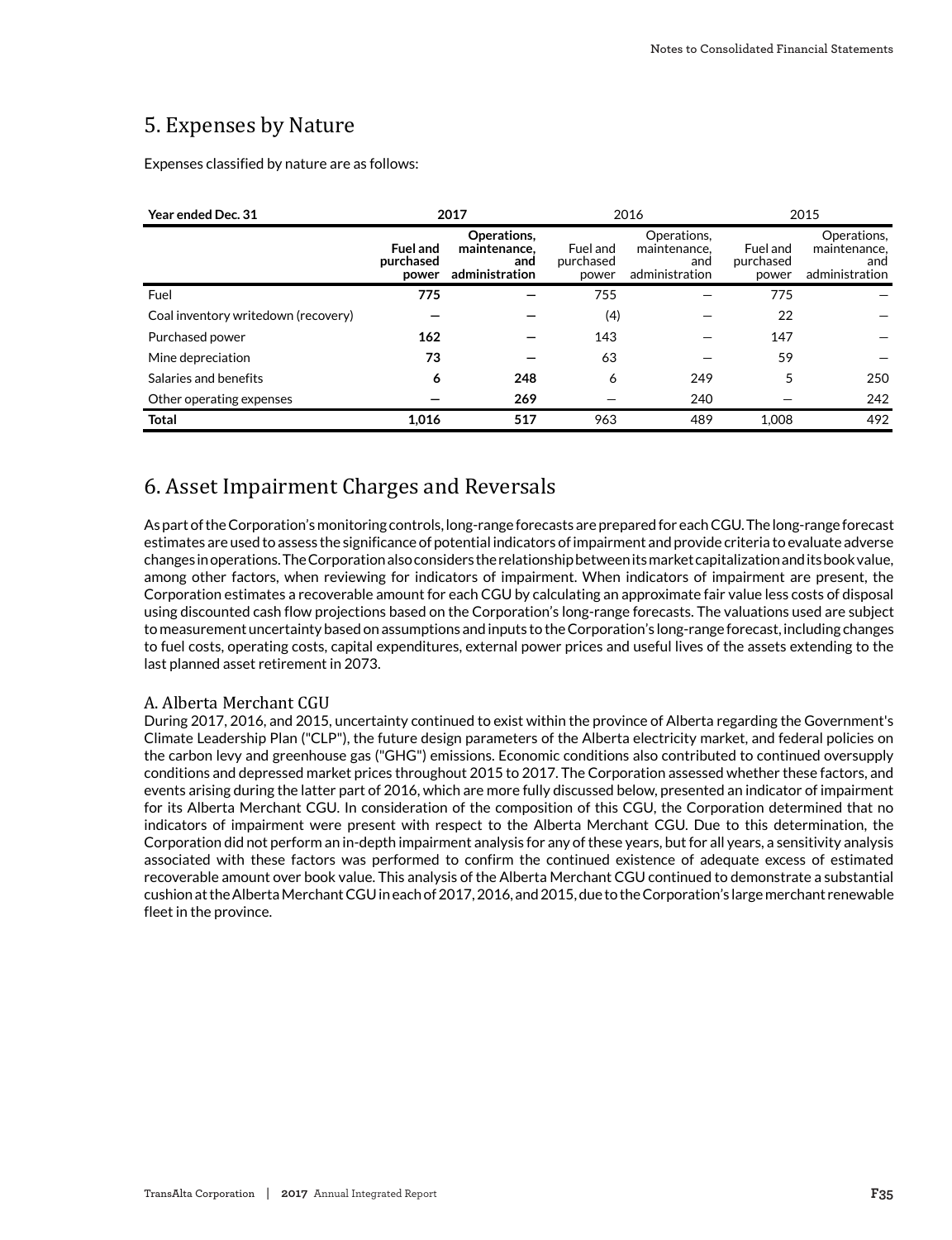## 5. Expenses by Nature

Expenses classified by nature are as follows:

| Year ended Dec. 31 | 2017 | | 2016 | | 2015 | |
|---|---|---|---|---|---|---|
| | **Fuel and purchased power** | **Operations, maintenance, and administration** | Fuel and purchased power | Operations, maintenance, and administration | Fuel and purchased power | Operations, maintenance, and administration |
| Fuel | **775** | **—** | 755 | — | 775 | — |
| Coal inventory writedown (recovery) | **—** | **—** | (4) | — | 22 | — |
| Purchased power | **162** | **—** | 143 | — | 147 | — |
| Mine depreciation | **73** | **—** | 63 | — | 59 | — |
| Salaries and benefits | **6** | **248** | 6 | 249 | 5 | 250 |
| Other operating expenses | **—** | **269** | — | 240 | — | 242 |
| **Total** | **1,016** | **517** | 963 | 489 | 1,008 | 492 |

## 6. Asset Impairment Charges and Reversals

As part of the Corporation's monitoring controls, long-range forecasts are prepared for each CGU. The long-range forecast estimates are used to assess the significance of potential indicators of impairment and provide criteria to evaluate adverse changes in operations. The Corporation also considers the relationship between its market capitalization and its book value, among other factors, when reviewing for indicators of impairment. When indicators of impairment are present, the Corporation estimates a recoverable amount for each CGU by calculating an approximate fair value less costs of disposal using discounted cash flow projections based on the Corporation's long-range forecasts. The valuations used are subject to measurement uncertainty based on assumptions and inputs to the Corporation's long-range forecast, including changes to fuel costs, operating costs, capital expenditures, external power prices and useful lives of the assets extending to the last planned asset retirement in 2073.

### A. Alberta Merchant CGU

During 2017, 2016, and 2015, uncertainty continued to exist within the province of Alberta regarding the Government's Climate Leadership Plan ("CLP"), the future design parameters of the Alberta electricity market, and federal policies on the carbon levy and greenhouse gas ("GHG") emissions. Economic conditions also contributed to continued oversupply conditions and depressed market prices throughout 2015 to 2017. The Corporation assessed whether these factors, and events arising during the latter part of 2016, which are more fully discussed below, presented an indicator of impairment for its Alberta Merchant CGU. In consideration of the composition of this CGU, the Corporation determined that no indicators of impairment were present with respect to the Alberta Merchant CGU. Due to this determination, the Corporation did not perform an in-depth impairment analysis for any of these years, but for all years, a sensitivity analysis associated with these factors was performed to confirm the continued existence of adequate excess of estimated recoverable amount over book value. This analysis of the Alberta Merchant CGU continued to demonstrate a substantial cushion at the Alberta Merchant CGU in each of 2017, 2016, and 2015, due to the Corporation's large merchant renewable fleet in the province.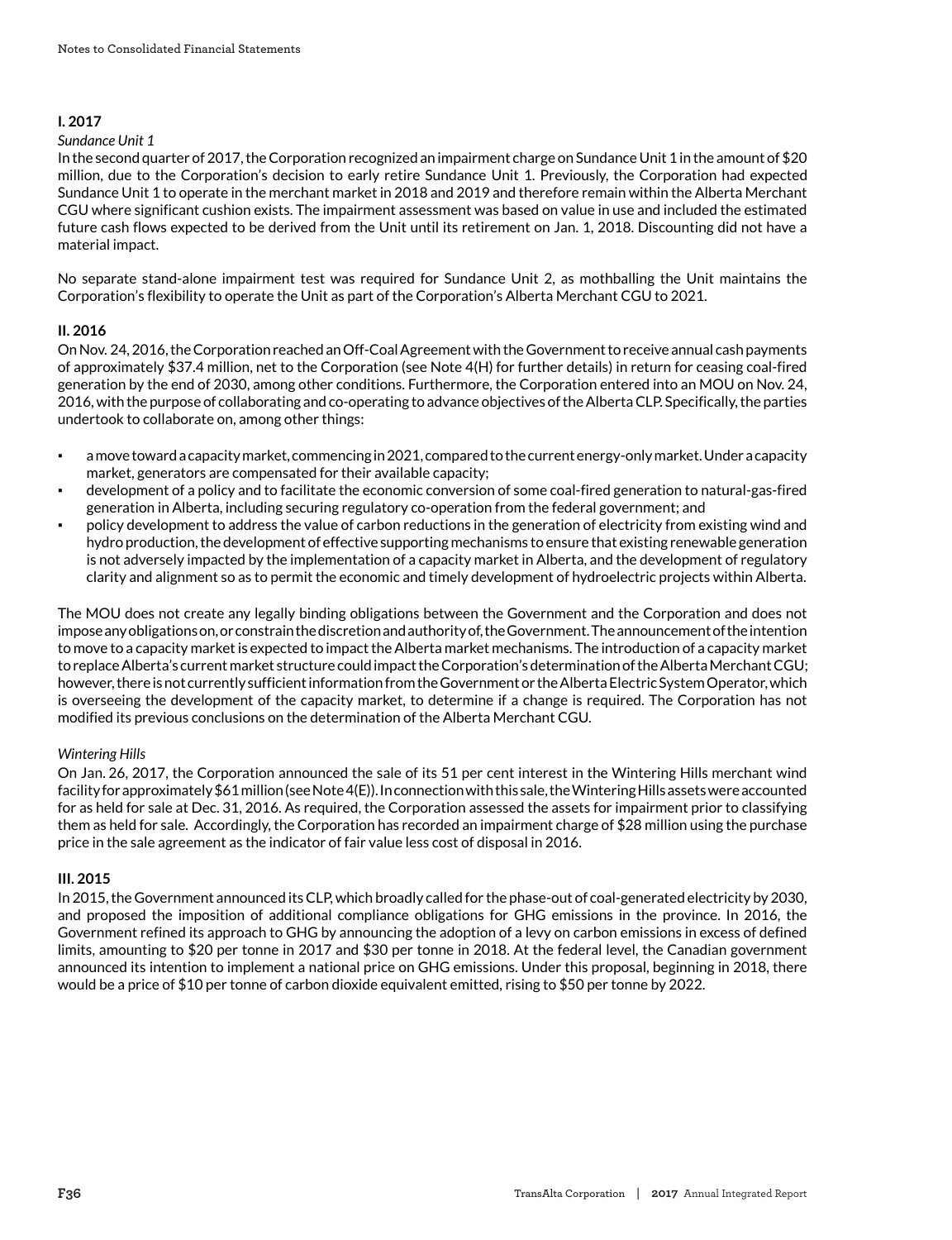### I. 2017

*Sundance Unit 1*

In the second quarter of 2017, the Corporation recognized an impairment charge on Sundance Unit 1 in the amount of $20 million, due to the Corporation's decision to early retire Sundance Unit 1. Previously, the Corporation had expected Sundance Unit 1 to operate in the merchant market in 2018 and 2019 and therefore remain within the Alberta Merchant CGU where significant cushion exists. The impairment assessment was based on value in use and included the estimated future cash flows expected to be derived from the Unit until its retirement on Jan. 1, 2018. Discounting did not have a material impact.

No separate stand-alone impairment test was required for Sundance Unit 2, as mothballing the Unit maintains the Corporation's flexibility to operate the Unit as part of the Corporation's Alberta Merchant CGU to 2021.

### II. 2016

On Nov. 24, 2016, the Corporation reached an Off-Coal Agreement with the Government to receive annual cash payments of approximately $37.4 million, net to the Corporation (see Note 4(H) for further details) in return for ceasing coal-fired generation by the end of 2030, among other conditions. Furthermore, the Corporation entered into an MOU on Nov. 24, 2016, with the purpose of collaborating and co-operating to advance objectives of the Alberta CLP. Specifically, the parties undertook to collaborate on, among other things:

- a move toward a capacity market, commencing in 2021, compared to the current energy-only market. Under a capacity market, generators are compensated for their available capacity;
- development of a policy and to facilitate the economic conversion of some coal-fired generation to natural-gas-fired generation in Alberta, including securing regulatory co-operation from the federal government; and
- policy development to address the value of carbon reductions in the generation of electricity from existing wind and hydro production, the development of effective supporting mechanisms to ensure that existing renewable generation is not adversely impacted by the implementation of a capacity market in Alberta, and the development of regulatory clarity and alignment so as to permit the economic and timely development of hydroelectric projects within Alberta.

The MOU does not create any legally binding obligations between the Government and the Corporation and does not impose any obligations on, or constrain the discretion and authority of, the Government. The announcement of the intention to move to a capacity market is expected to impact the Alberta market mechanisms. The introduction of a capacity market to replace Alberta's current market structure could impact the Corporation's determination of the Alberta Merchant CGU; however, there is not currently sufficient information from the Government or the Alberta Electric System Operator, which is overseeing the development of the capacity market, to determine if a change is required. The Corporation has not modified its previous conclusions on the determination of the Alberta Merchant CGU.

*Wintering Hills*

On Jan. 26, 2017, the Corporation announced the sale of its 51 per cent interest in the Wintering Hills merchant wind facility for approximately $61 million (see Note 4(E)). In connection with this sale, the Wintering Hills assets were accounted for as held for sale at Dec. 31, 2016. As required, the Corporation assessed the assets for impairment prior to classifying them as held for sale. Accordingly, the Corporation has recorded an impairment charge of $28 million using the purchase price in the sale agreement as the indicator of fair value less cost of disposal in 2016.

### III. 2015

In 2015, the Government announced its CLP, which broadly called for the phase-out of coal-generated electricity by 2030, and proposed the imposition of additional compliance obligations for GHG emissions in the province. In 2016, the Government refined its approach to GHG by announcing the adoption of a levy on carbon emissions in excess of defined limits, amounting to $20 per tonne in 2017 and $30 per tonne in 2018. At the federal level, the Canadian government announced its intention to implement a national price on GHG emissions. Under this proposal, beginning in 2018, there would be a price of $10 per tonne of carbon dioxide equivalent emitted, rising to $50 per tonne by 2022.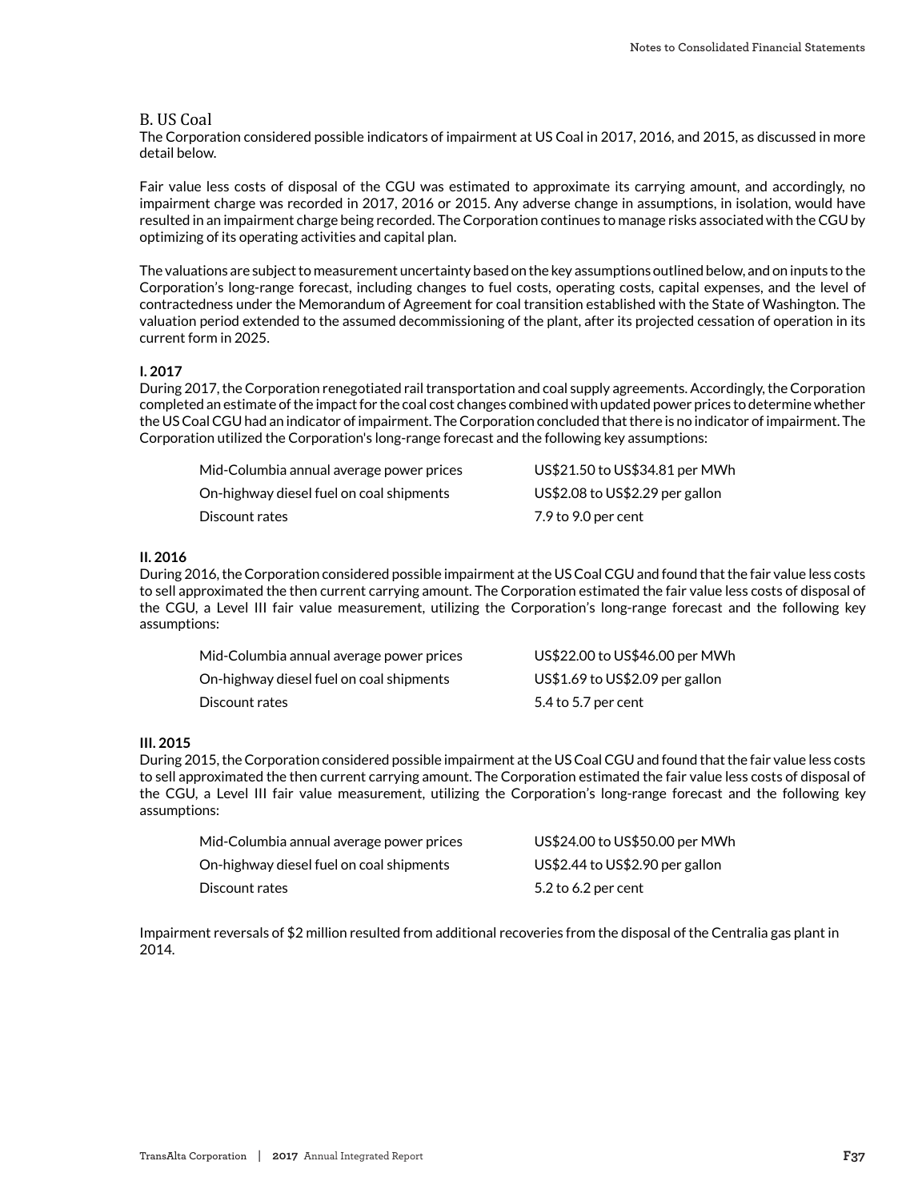## B. US Coal

The Corporation considered possible indicators of impairment at US Coal in 2017, 2016, and 2015, as discussed in more detail below.

Fair value less costs of disposal of the CGU was estimated to approximate its carrying amount, and accordingly, no impairment charge was recorded in 2017, 2016 or 2015. Any adverse change in assumptions, in isolation, would have resulted in an impairment charge being recorded. The Corporation continues to manage risks associated with the CGU by optimizing of its operating activities and capital plan.

The valuations are subject to measurement uncertainty based on the key assumptions outlined below, and on inputs to the Corporation's long-range forecast, including changes to fuel costs, operating costs, capital expenses, and the level of contractedness under the Memorandum of Agreement for coal transition established with the State of Washington. The valuation period extended to the assumed decommissioning of the plant, after its projected cessation of operation in its current form in 2025.

**I. 2017**

During 2017, the Corporation renegotiated rail transportation and coal supply agreements. Accordingly, the Corporation completed an estimate of the impact for the coal cost changes combined with updated power prices to determine whether the US Coal CGU had an indicator of impairment. The Corporation concluded that there is no indicator of impairment. The Corporation utilized the Corporation's long-range forecast and the following key assumptions:

| | |
|---|---|
| Mid-Columbia annual average power prices | US$21.50 to US$34.81 per MWh |
| On-highway diesel fuel on coal shipments | US$2.08 to US$2.29 per gallon |
| Discount rates | 7.9 to 9.0 per cent |

**II. 2016**

During 2016, the Corporation considered possible impairment at the US Coal CGU and found that the fair value less costs to sell approximated the then current carrying amount. The Corporation estimated the fair value less costs of disposal of the CGU, a Level III fair value measurement, utilizing the Corporation's long-range forecast and the following key assumptions:

| | |
|---|---|
| Mid-Columbia annual average power prices | US$22.00 to US$46.00 per MWh |
| On-highway diesel fuel on coal shipments | US$1.69 to US$2.09 per gallon |
| Discount rates | 5.4 to 5.7 per cent |

**III. 2015**

During 2015, the Corporation considered possible impairment at the US Coal CGU and found that the fair value less costs to sell approximated the then current carrying amount. The Corporation estimated the fair value less costs of disposal of the CGU, a Level III fair value measurement, utilizing the Corporation's long-range forecast and the following key assumptions:

| | |
|---|---|
| Mid-Columbia annual average power prices | US$24.00 to US$50.00 per MWh |
| On-highway diesel fuel on coal shipments | US$2.44 to US$2.90 per gallon |
| Discount rates | 5.2 to 6.2 per cent |

Impairment reversals of $2 million resulted from additional recoveries from the disposal of the Centralia gas plant in 2014.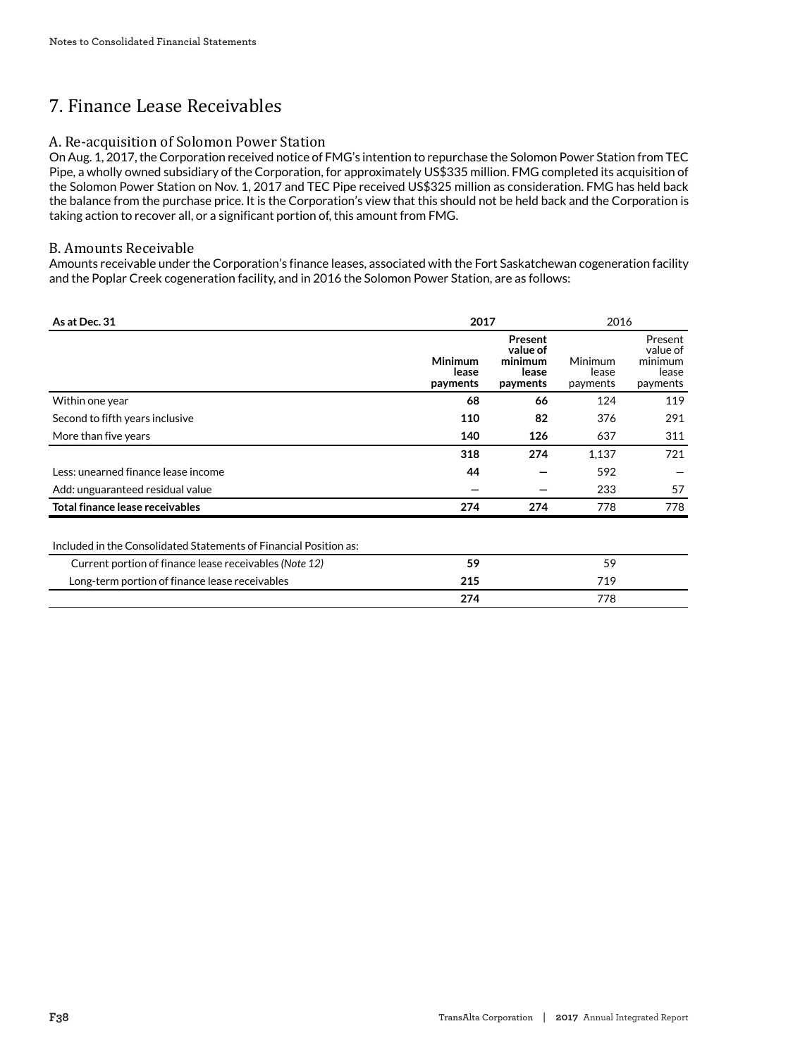# 7. Finance Lease Receivables

## A. Re-acquisition of Solomon Power Station

On Aug. 1, 2017, the Corporation received notice of FMG's intention to repurchase the Solomon Power Station from TEC Pipe, a wholly owned subsidiary of the Corporation, for approximately US$335 million. FMG completed its acquisition of the Solomon Power Station on Nov. 1, 2017 and TEC Pipe received US$325 million as consideration. FMG has held back the balance from the purchase price. It is the Corporation's view that this should not be held back and the Corporation is taking action to recover all, or a significant portion of, this amount from FMG.

## B. Amounts Receivable

Amounts receivable under the Corporation's finance leases, associated with the Fort Saskatchewan cogeneration facility and the Poplar Creek cogeneration facility, and in 2016 the Solomon Power Station, are as follows:

| **As at Dec. 31** | **2017** | | 2016 | |
|---|---|---|---|---|
| | **Minimum lease payments** | **Present value of minimum lease payments** | Minimum lease payments | Present value of minimum lease payments |
| Within one year | **68** | **66** | 124 | 119 |
| Second to fifth years inclusive | **110** | **82** | 376 | 291 |
| More than five years | **140** | **126** | 637 | 311 |
| | **318** | **274** | 1,137 | 721 |
| Less: unearned finance lease income | **44** | **—** | 592 | — |
| Add: unguaranteed residual value | **—** | **—** | 233 | 57 |
| **Total finance lease receivables** | **274** | **274** | 778 | 778 |

| Included in the Consolidated Statements of Financial Position as: | | |
|---|---|---|
| Current portion of finance lease receivables *(Note 12)* | **59** | 59 |
| Long-term portion of finance lease receivables | **215** | 719 |
| | **274** | 778 |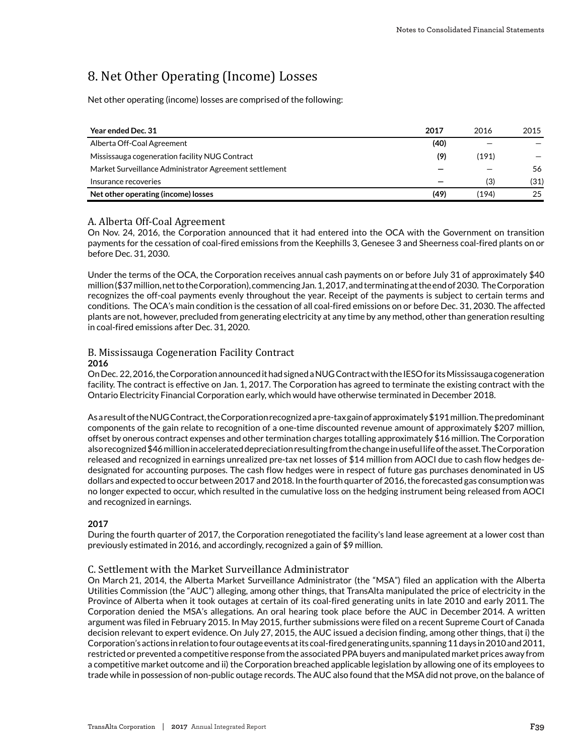# 8. Net Other Operating (Income) Losses

Net other operating (income) losses are comprised of the following:

| Year ended Dec. 31 | 2017 | 2016 | 2015 |
|---|---|---|---|
| Alberta Off-Coal Agreement | **(40)** | — | — |
| Mississauga cogeneration facility NUG Contract | **(9)** | (191) | — |
| Market Surveillance Administrator Agreement settlement | **—** | — | 56 |
| Insurance recoveries | **—** | (3) | (31) |
| **Net other operating (income) losses** | **(49)** | (194) | 25 |

## A. Alberta Off-Coal Agreement

On Nov. 24, 2016, the Corporation announced that it had entered into the OCA with the Government on transition payments for the cessation of coal-fired emissions from the Keephills 3, Genesee 3 and Sheerness coal-fired plants on or before Dec. 31, 2030.

Under the terms of the OCA, the Corporation receives annual cash payments on or before July 31 of approximately $40 million ($37 million, net to the Corporation), commencing Jan. 1, 2017, and terminating at the end of 2030. The Corporation recognizes the off-coal payments evenly throughout the year. Receipt of the payments is subject to certain terms and conditions. The OCA's main condition is the cessation of all coal-fired emissions on or before Dec. 31, 2030. The affected plants are not, however, precluded from generating electricity at any time by any method, other than generation resulting in coal-fired emissions after Dec. 31, 2020.

## B. Mississauga Cogeneration Facility Contract

**2016**

On Dec. 22, 2016, the Corporation announced it had signed a NUG Contract with the IESO for its Mississauga cogeneration facility. The contract is effective on Jan. 1, 2017. The Corporation has agreed to terminate the existing contract with the Ontario Electricity Financial Corporation early, which would have otherwise terminated in December 2018.

As a result of the NUG Contract, the Corporation recognized a pre-tax gain of approximately $191 million. The predominant components of the gain relate to recognition of a one-time discounted revenue amount of approximately $207 million, offset by onerous contract expenses and other termination charges totalling approximately $16 million. The Corporation also recognized $46 million in accelerated depreciation resulting from the change in useful life of the asset. The Corporation released and recognized in earnings unrealized pre-tax net losses of $14 million from AOCI due to cash flow hedges de-designated for accounting purposes. The cash flow hedges were in respect of future gas purchases denominated in US dollars and expected to occur between 2017 and 2018. In the fourth quarter of 2016, the forecasted gas consumption was no longer expected to occur, which resulted in the cumulative loss on the hedging instrument being released from AOCI and recognized in earnings.

**2017**

During the fourth quarter of 2017, the Corporation renegotiated the facility's land lease agreement at a lower cost than previously estimated in 2016, and accordingly, recognized a gain of $9 million.

## C. Settlement with the Market Surveillance Administrator

On March 21, 2014, the Alberta Market Surveillance Administrator (the "MSA") filed an application with the Alberta Utilities Commission (the "AUC") alleging, among other things, that TransAlta manipulated the price of electricity in the Province of Alberta when it took outages at certain of its coal-fired generating units in late 2010 and early 2011. The Corporation denied the MSA's allegations. An oral hearing took place before the AUC in December 2014. A written argument was filed in February 2015. In May 2015, further submissions were filed on a recent Supreme Court of Canada decision relevant to expert evidence. On July 27, 2015, the AUC issued a decision finding, among other things, that i) the Corporation's actions in relation to four outage events at its coal-fired generating units, spanning 11 days in 2010 and 2011, restricted or prevented a competitive response from the associated PPA buyers and manipulated market prices away from a competitive market outcome and ii) the Corporation breached applicable legislation by allowing one of its employees to trade while in possession of non-public outage records. The AUC also found that the MSA did not prove, on the balance of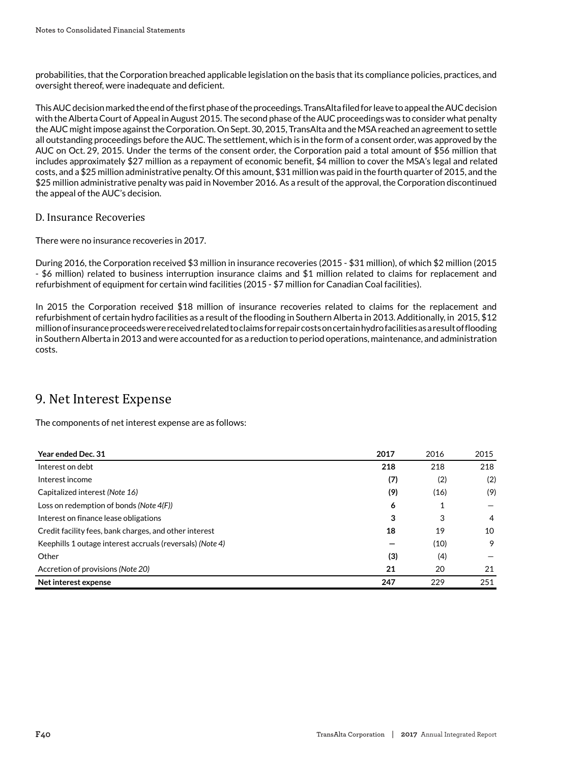probabilities, that the Corporation breached applicable legislation on the basis that its compliance policies, practices, and oversight thereof, were inadequate and deficient.

This AUC decision marked the end of the first phase of the proceedings. TransAlta filed for leave to appeal the AUC decision with the Alberta Court of Appeal in August 2015. The second phase of the AUC proceedings was to consider what penalty the AUC might impose against the Corporation. On Sept. 30, 2015, TransAlta and the MSA reached an agreement to settle all outstanding proceedings before the AUC. The settlement, which is in the form of a consent order, was approved by the AUC on Oct. 29, 2015. Under the terms of the consent order, the Corporation paid a total amount of $56 million that includes approximately $27 million as a repayment of economic benefit, $4 million to cover the MSA's legal and related costs, and a $25 million administrative penalty. Of this amount, $31 million was paid in the fourth quarter of 2015, and the $25 million administrative penalty was paid in November 2016. As a result of the approval, the Corporation discontinued the appeal of the AUC's decision.

### D. Insurance Recoveries

There were no insurance recoveries in 2017.

During 2016, the Corporation received $3 million in insurance recoveries (2015 - $31 million), of which $2 million (2015 - $6 million) related to business interruption insurance claims and $1 million related to claims for replacement and refurbishment of equipment for certain wind facilities (2015 - $7 million for Canadian Coal facilities).

In 2015 the Corporation received $18 million of insurance recoveries related to claims for the replacement and refurbishment of certain hydro facilities as a result of the flooding in Southern Alberta in 2013. Additionally, in 2015, $12 million of insurance proceeds were received related to claims for repair costs on certain hydro facilities as a result of flooding in Southern Alberta in 2013 and were accounted for as a reduction to period operations, maintenance, and administration costs.

## 9. Net Interest Expense

The components of net interest expense are as follows:

| Year ended Dec. 31 | **2017** | 2016 | 2015 |
|---|---|---|---|
| Interest on debt | **218** | 218 | 218 |
| Interest income | **(7)** | (2) | (2) |
| Capitalized interest *(Note 16)* | **(9)** | (16) | (9) |
| Loss on redemption of bonds *(Note 4(F))* | **6** | 1 | — |
| Interest on finance lease obligations | **3** | 3 | 4 |
| Credit facility fees, bank charges, and other interest | **18** | 19 | 10 |
| Keephills 1 outage interest accruals (reversals) *(Note 4)* | **—** | (10) | 9 |
| Other | **(3)** | (4) | — |
| Accretion of provisions *(Note 20)* | **21** | 20 | 21 |
| **Net interest expense** | **247** | 229 | 251 |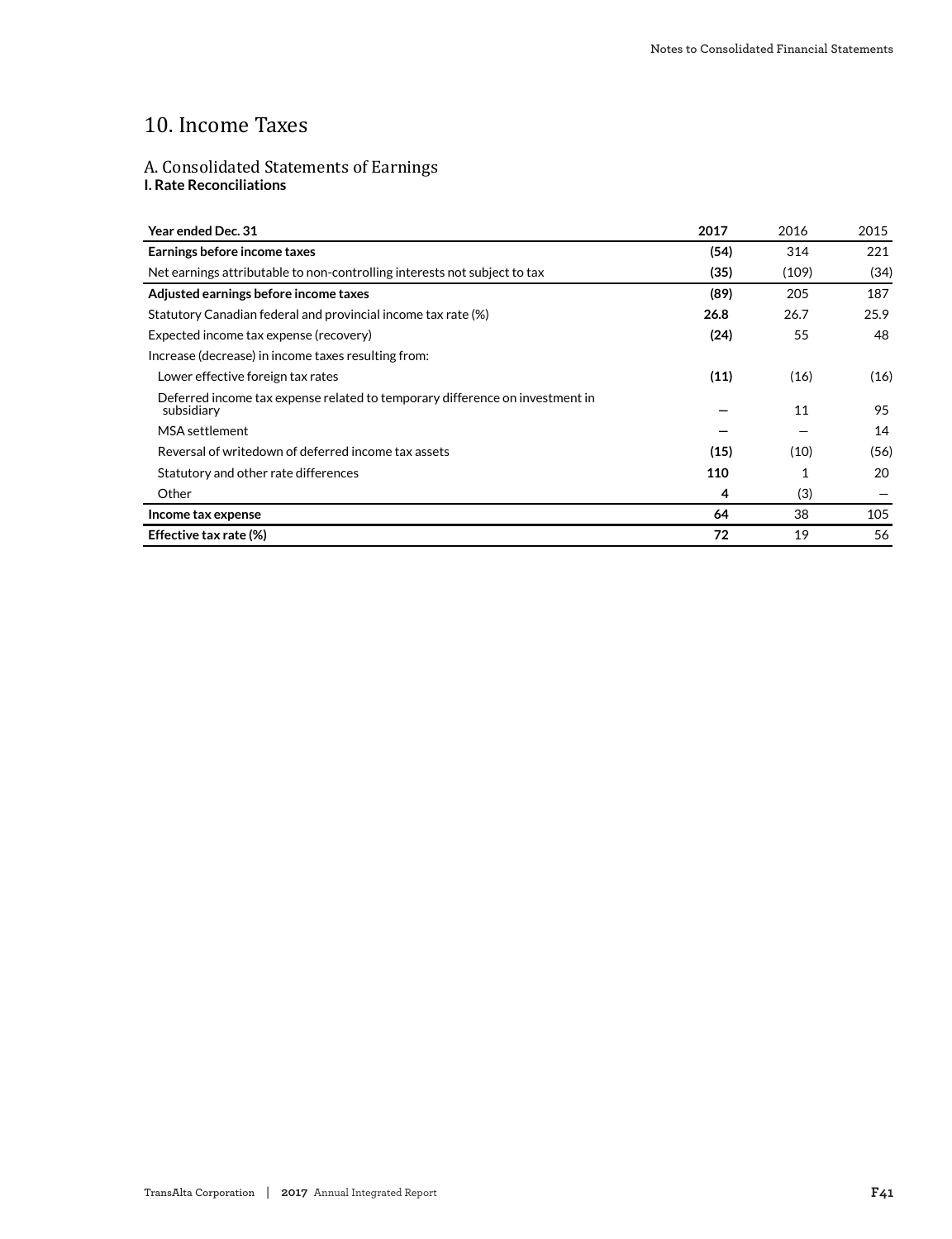# 10. Income Taxes

## A. Consolidated Statements of Earnings

### I. Rate Reconciliations

| Year ended Dec. 31 | 2017 | 2016 | 2015 |
|---|---|---|---|
| **Earnings before income taxes** | **(54)** | 314 | 221 |
| Net earnings attributable to non-controlling interests not subject to tax | **(35)** | (109) | (34) |
| **Adjusted earnings before income taxes** | **(89)** | 205 | 187 |
| Statutory Canadian federal and provincial income tax rate (%) | **26.8** | 26.7 | 25.9 |
| Expected income tax expense (recovery) | **(24)** | 55 | 48 |
| Increase (decrease) in income taxes resulting from: | | | |
| Lower effective foreign tax rates | **(11)** | (16) | (16) |
| Deferred income tax expense related to temporary difference on investment in subsidiary | **—** | 11 | 95 |
| MSA settlement | **—** | — | 14 |
| Reversal of writedown of deferred income tax assets | **(15)** | (10) | (56) |
| Statutory and other rate differences | **110** | 1 | 20 |
| Other | **4** | (3) | — |
| **Income tax expense** | **64** | 38 | 105 |
| **Effective tax rate (%)** | **72** | 19 | 56 |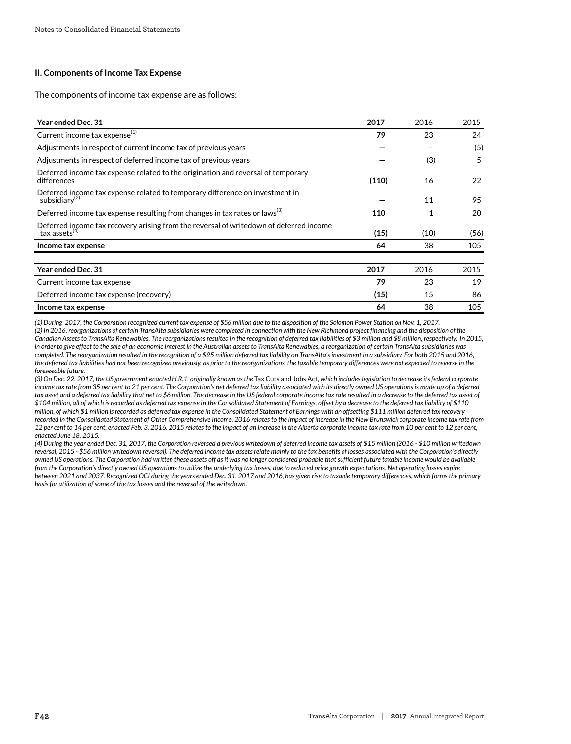## II. Components of Income Tax Expense

The components of income tax expense are as follows:

| Year ended Dec. 31 | 2017 | 2016 | 2015 |
|---|---|---|---|
| Current income tax expense[1] | **79** | 23 | 24 |
| Adjustments in respect of current income tax of previous years | **—** | — | (5) |
| Adjustments in respect of deferred income tax of previous years | **—** | (3) | 5 |
| Deferred income tax expense related to the origination and reversal of temporary differences | **(110)** | 16 | 22 |
| Deferred income tax expense related to temporary difference on investment in subsidiary[2] | **—** | 11 | 95 |
| Deferred income tax expense resulting from changes in tax rates or laws[3] | **110** | 1 | 20 |
| Deferred income tax recovery arising from the reversal of writedown of deferred income tax assets[4] | **(15)** | (10) | (56) |
| **Income tax expense** | **64** | 38 | 105 |

| Year ended Dec. 31 | 2017 | 2016 | 2015 |
|---|---|---|---|
| Current income tax expense | **79** | 23 | 19 |
| Deferred income tax expense (recovery) | **(15)** | 15 | 86 |
| **Income tax expense** | **64** | 38 | 105 |

*(1) During 2017, the Corporation recognized current tax expense of $56 million due to the disposition of the Solomon Power Station on Nov. 1, 2017.*
*(2) In 2016, reorganizations of certain TransAlta subsidiaries were completed in connection with the New Richmond project financing and the disposition of the Canadian Assets to TransAlta Renewables. The reorganizations resulted in the recognition of deferred tax liabilities of $3 million and $8 million, respectively. In 2015, in order to give effect to the sale of an economic interest in the Australian assets to TransAlta Renewables, a reorganization of certain TransAlta subsidiaries was completed. The reorganization resulted in the recognition of a $95 million deferred tax liability on TransAlta's investment in a subsidiary. For both 2015 and 2016, the deferred tax liabilities had not been recognized previously, as prior to the reorganizations, the taxable temporary differences were not expected to reverse in the foreseeable future.*
*(3) On Dec. 22, 2017, the US government enacted H.R.1, originally known as the* Tax Cuts and Jobs Act, *which includes legislation to decrease its federal corporate income tax rate from 35 per cent to 21 per cent. The Corporation's net deferred tax liability associated with its directly owned US operations is made up of a deferred tax asset and a deferred tax liability that net to $6 million. The decrease in the US federal corporate income tax rate resulted in a decrease to the deferred tax asset of $104 million, all of which is recorded as deferred tax expense in the Consolidated Statement of Earnings, offset by a decrease to the deferred tax liability of $110 million, of which $1 million is recorded as deferred tax expense in the Consolidated Statement of Earnings with an offsetting $111 million deferred tax recovery recorded in the Consolidated Statement of Other Comprehensive Income. 2016 relates to the impact of increase in the New Brunswick corporate income tax rate from 12 per cent to 14 per cent, enacted Feb. 3, 2016. 2015 relates to the impact of an increase in the Alberta corporate income tax rate from 10 per cent to 12 per cent, enacted June 18, 2015.*
*(4) During the year ended Dec. 31, 2017, the Corporation reversed a previous writedown of deferred income tax assets of $15 million (2016 - $10 million writedown reversal, 2015 - $56 million writedown reversal). The deferred income tax assets relate mainly to the tax benefits of losses associated with the Corporation's directly owned US operations. The Corporation had written these assets off as it was no longer considered probable that sufficient future taxable income would be available from the Corporation's directly owned US operations to utilize the underlying tax losses, due to reduced price growth expectations. Net operating losses expire between 2021 and 2037. Recognized OCI during the years ended Dec. 31, 2017 and 2016, has given rise to taxable temporary differences, which forms the primary basis for utilization of some of the tax losses and the reversal of the writedown.*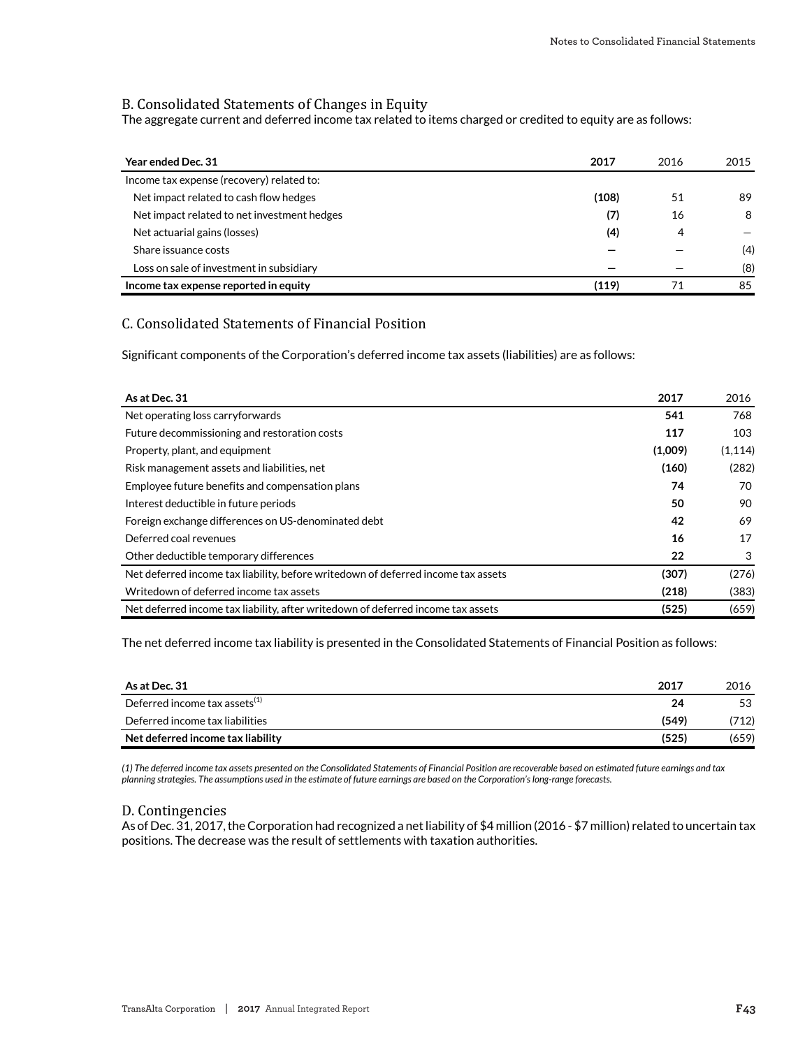## B. Consolidated Statements of Changes in Equity

The aggregate current and deferred income tax related to items charged or credited to equity are as follows:

| Year ended Dec. 31 | 2017 | 2016 | 2015 |
|---|---|---|---|
| Income tax expense (recovery) related to: | | | |
| Net impact related to cash flow hedges | **(108)** | 51 | 89 |
| Net impact related to net investment hedges | **(7)** | 16 | 8 |
| Net actuarial gains (losses) | **(4)** | 4 | — |
| Share issuance costs | **—** | — | (4) |
| Loss on sale of investment in subsidiary | **—** | — | (8) |
| **Income tax expense reported in equity** | **(119)** | 71 | 85 |

## C. Consolidated Statements of Financial Position

Significant components of the Corporation's deferred income tax assets (liabilities) are as follows:

| As at Dec. 31 | 2017 | 2016 |
|---|---|---|
| Net operating loss carryforwards | **541** | 768 |
| Future decommissioning and restoration costs | **117** | 103 |
| Property, plant, and equipment | **(1,009)** | (1,114) |
| Risk management assets and liabilities, net | **(160)** | (282) |
| Employee future benefits and compensation plans | **74** | 70 |
| Interest deductible in future periods | **50** | 90 |
| Foreign exchange differences on US-denominated debt | **42** | 69 |
| Deferred coal revenues | **16** | 17 |
| Other deductible temporary differences | **22** | 3 |
| Net deferred income tax liability, before writedown of deferred income tax assets | **(307)** | (276) |
| Writedown of deferred income tax assets | **(218)** | (383) |
| Net deferred income tax liability, after writedown of deferred income tax assets | **(525)** | (659) |

The net deferred income tax liability is presented in the Consolidated Statements of Financial Position as follows:

| As at Dec. 31 | 2017 | 2016 |
|---|---|---|
| Deferred income tax assets[(1)] | **24** | 53 |
| Deferred income tax liabilities | **(549)** | (712) |
| **Net deferred income tax liability** | **(525)** | (659) |

*(1) The deferred income tax assets presented on the Consolidated Statements of Financial Position are recoverable based on estimated future earnings and tax planning strategies. The assumptions used in the estimate of future earnings are based on the Corporation's long-range forecasts.*

## D. Contingencies

As of Dec. 31, 2017, the Corporation had recognized a net liability of $4 million (2016 - $7 million) related to uncertain tax positions. The decrease was the result of settlements with taxation authorities.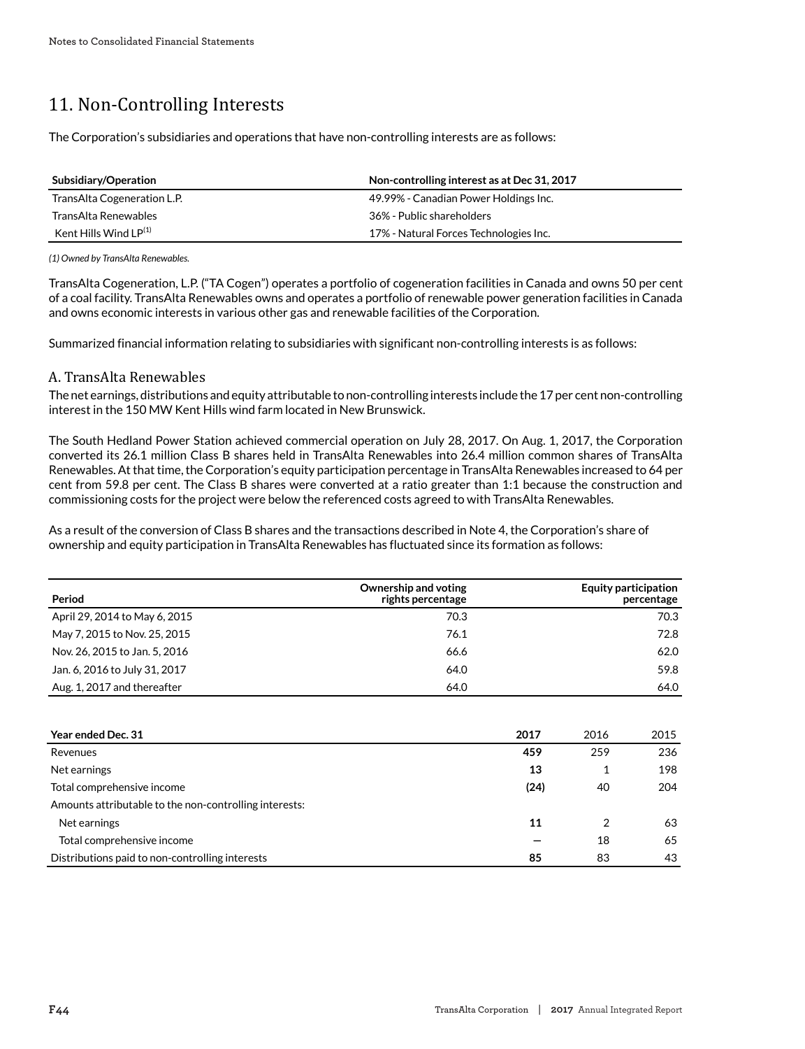# 11. Non-Controlling Interests

The Corporation's subsidiaries and operations that have non-controlling interests are as follows:

| Subsidiary/Operation | Non-controlling interest as at Dec 31, 2017 |
|---|---|
| TransAlta Cogeneration L.P. | 49.99% - Canadian Power Holdings Inc. |
| TransAlta Renewables | 36% - Public shareholders |
| Kent Hills Wind LP[1] | 17% - Natural Forces Technologies Inc. |

*(1) Owned by TransAlta Renewables.*

TransAlta Cogeneration, L.P. ("TA Cogen") operates a portfolio of cogeneration facilities in Canada and owns 50 per cent of a coal facility. TransAlta Renewables owns and operates a portfolio of renewable power generation facilities in Canada and owns economic interests in various other gas and renewable facilities of the Corporation.

Summarized financial information relating to subsidiaries with significant non-controlling interests is as follows:

## A. TransAlta Renewables

The net earnings, distributions and equity attributable to non-controlling interests include the 17 per cent non-controlling interest in the 150 MW Kent Hills wind farm located in New Brunswick.

The South Hedland Power Station achieved commercial operation on July 28, 2017. On Aug. 1, 2017, the Corporation converted its 26.1 million Class B shares held in TransAlta Renewables into 26.4 million common shares of TransAlta Renewables. At that time, the Corporation's equity participation percentage in TransAlta Renewables increased to 64 per cent from 59.8 per cent. The Class B shares were converted at a ratio greater than 1:1 because the construction and commissioning costs for the project were below the referenced costs agreed to with TransAlta Renewables.

As a result of the conversion of Class B shares and the transactions described in Note 4, the Corporation's share of ownership and equity participation in TransAlta Renewables has fluctuated since its formation as follows:

| Period | Ownership and voting rights percentage | Equity participation percentage |
|---|---|---|
| April 29, 2014 to May 6, 2015 | 70.3 | 70.3 |
| May 7, 2015 to Nov. 25, 2015 | 76.1 | 72.8 |
| Nov. 26, 2015 to Jan. 5, 2016 | 66.6 | 62.0 |
| Jan. 6, 2016 to July 31, 2017 | 64.0 | 59.8 |
| Aug. 1, 2017 and thereafter | 64.0 | 64.0 |

| Year ended Dec. 31 | 2017 | 2016 | 2015 |
|---|---|---|---|
| Revenues | **459** | 259 | 236 |
| Net earnings | **13** | 1 | 198 |
| Total comprehensive income | **(24)** | 40 | 204 |
| Amounts attributable to the non-controlling interests: | | | |
| Net earnings | **11** | 2 | 63 |
| Total comprehensive income | **—** | 18 | 65 |
| Distributions paid to non-controlling interests | **85** | 83 | 43 |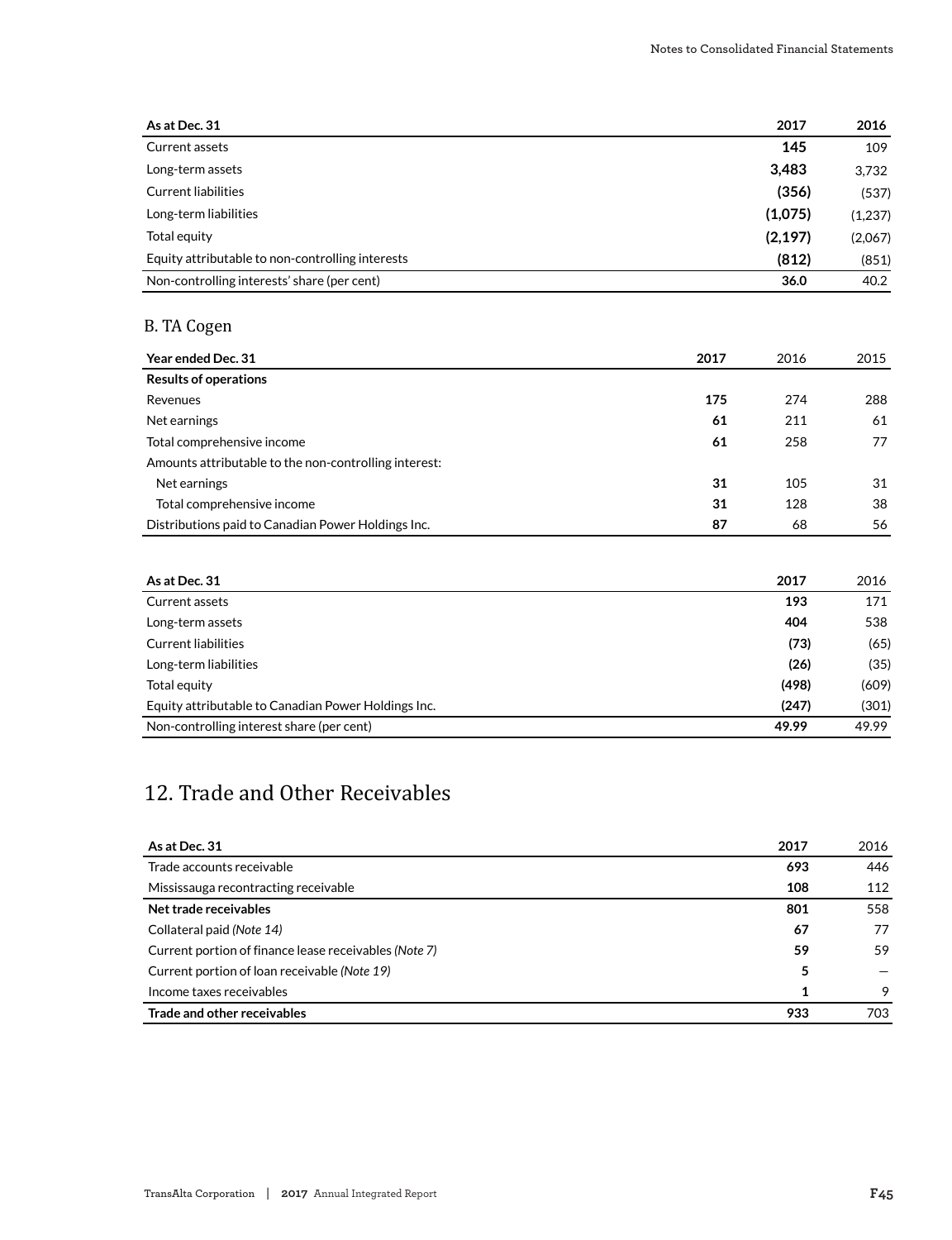| As at Dec. 31 | 2017 | 2016 |
|---|---|---|
| Current assets | **145** | 109 |
| Long-term assets | **3,483** | 3,732 |
| Current liabilities | **(356)** | (537) |
| Long-term liabilities | **(1,075)** | (1,237) |
| Total equity | **(2,197)** | (2,067) |
| Equity attributable to non-controlling interests | **(812)** | (851) |
| Non-controlling interests' share (per cent) | **36.0** | 40.2 |

## B. TA Cogen

| Year ended Dec. 31 | 2017 | 2016 | 2015 |
|---|---|---|---|
| **Results of operations** | | | |
| Revenues | **175** | 274 | 288 |
| Net earnings | **61** | 211 | 61 |
| Total comprehensive income | **61** | 258 | 77 |
| Amounts attributable to the non-controlling interest: | | | |
| Net earnings | **31** | 105 | 31 |
| Total comprehensive income | **31** | 128 | 38 |
| Distributions paid to Canadian Power Holdings Inc. | **87** | 68 | 56 |

| As at Dec. 31 | 2017 | 2016 |
|---|---|---|
| Current assets | **193** | 171 |
| Long-term assets | **404** | 538 |
| Current liabilities | **(73)** | (65) |
| Long-term liabilities | **(26)** | (35) |
| Total equity | **(498)** | (609) |
| Equity attributable to Canadian Power Holdings Inc. | **(247)** | (301) |
| Non-controlling interest share (per cent) | **49.99** | 49.99 |

# 12. Trade and Other Receivables

| As at Dec. 31 | 2017 | 2016 |
|---|---|---|
| Trade accounts receivable | **693** | 446 |
| Mississauga recontracting receivable | **108** | 112 |
| **Net trade receivables** | **801** | 558 |
| Collateral paid *(Note 14)* | **67** | 77 |
| Current portion of finance lease receivables *(Note 7)* | **59** | 59 |
| Current portion of loan receivable *(Note 19)* | **5** | — |
| Income taxes receivables | **1** | 9 |
| **Trade and other receivables** | **933** | 703 |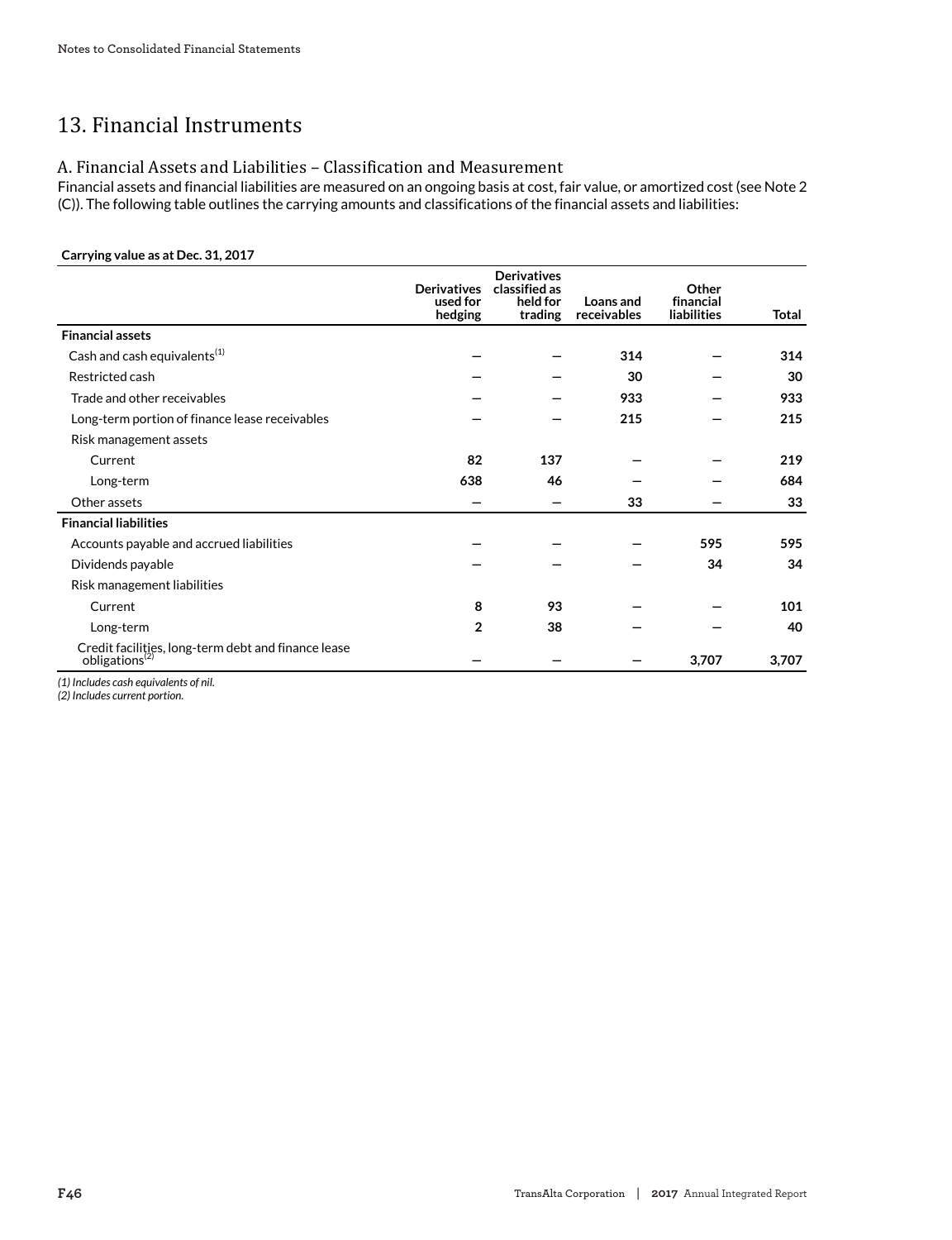# 13. Financial Instruments

## A. Financial Assets and Liabilities – Classification and Measurement

Financial assets and financial liabilities are measured on an ongoing basis at cost, fair value, or amortized cost (see Note 2 (C)). The following table outlines the carrying amounts and classifications of the financial assets and liabilities:

**Carrying value as at Dec. 31, 2017**

| | Derivatives used for hedging | Derivatives classified as held for trading | Loans and receivables | Other financial liabilities | Total |
|---|---|---|---|---|---|
| **Financial assets** | | | | | |
| Cash and cash equivalents[1] | — | — | 314 | — | 314 |
| Restricted cash | — | — | 30 | — | 30 |
| Trade and other receivables | — | — | 933 | — | 933 |
| Long-term portion of finance lease receivables | — | — | 215 | — | 215 |
| Risk management assets | | | | | |
| Current | 82 | 137 | — | — | 219 |
| Long-term | 638 | 46 | — | — | 684 |
| Other assets | — | — | 33 | — | 33 |
| **Financial liabilities** | | | | | |
| Accounts payable and accrued liabilities | — | — | — | 595 | 595 |
| Dividends payable | — | — | — | 34 | 34 |
| Risk management liabilities | | | | | |
| Current | 8 | 93 | — | — | 101 |
| Long-term | 2 | 38 | — | — | 40 |
| Credit facilities, long-term debt and finance lease obligations[2] | — | — | — | 3,707 | 3,707 |

*(1) Includes cash equivalents of nil.*
*(2) Includes current portion.*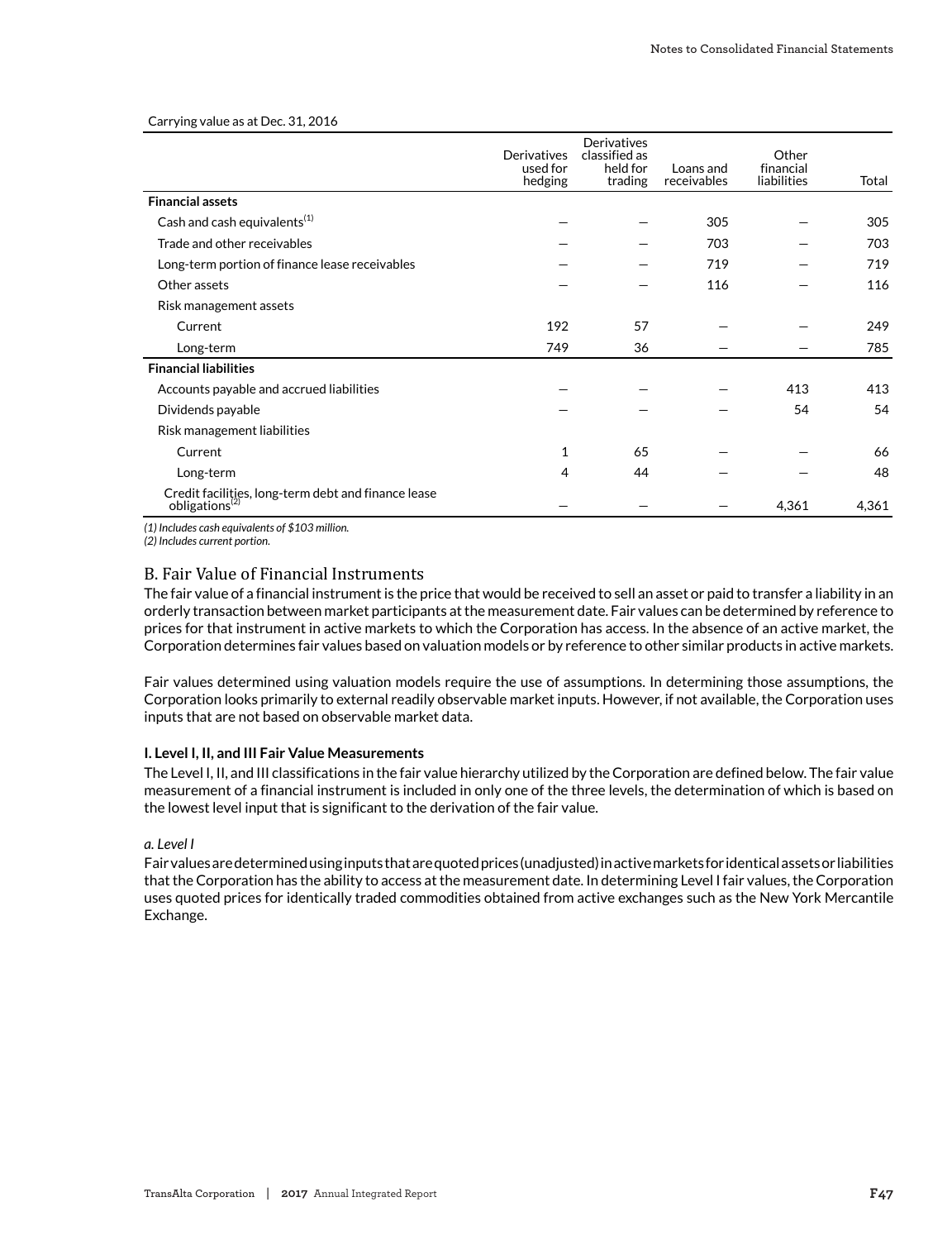Carrying value as at Dec. 31, 2016

| | Derivatives used for hedging | Derivatives classified as held for trading | Loans and receivables | Other financial liabilities | Total |
|---|---|---|---|---|---|
| **Financial assets** | | | | | |
| Cash and cash equivalents[(1)] | — | — | 305 | — | 305 |
| Trade and other receivables | — | — | 703 | — | 703 |
| Long-term portion of finance lease receivables | — | — | 719 | — | 719 |
| Other assets | — | — | 116 | — | 116 |
| Risk management assets | | | | | |
| Current | 192 | 57 | — | — | 249 |
| Long-term | 749 | 36 | — | — | 785 |
| **Financial liabilities** | | | | | |
| Accounts payable and accrued liabilities | — | — | — | 413 | 413 |
| Dividends payable | — | — | — | 54 | 54 |
| Risk management liabilities | | | | | |
| Current | 1 | 65 | — | — | 66 |
| Long-term | 4 | 44 | — | — | 48 |
| Credit facilities, long-term debt and finance lease obligations[(2)] | — | — | — | 4,361 | 4,361 |

*(1) Includes cash equivalents of $103 million.*
*(2) Includes current portion.*

## B. Fair Value of Financial Instruments

The fair value of a financial instrument is the price that would be received to sell an asset or paid to transfer a liability in an orderly transaction between market participants at the measurement date. Fair values can be determined by reference to prices for that instrument in active markets to which the Corporation has access. In the absence of an active market, the Corporation determines fair values based on valuation models or by reference to other similar products in active markets.

Fair values determined using valuation models require the use of assumptions. In determining those assumptions, the Corporation looks primarily to external readily observable market inputs. However, if not available, the Corporation uses inputs that are not based on observable market data.

**I. Level I, II, and III Fair Value Measurements**

The Level I, II, and III classifications in the fair value hierarchy utilized by the Corporation are defined below. The fair value measurement of a financial instrument is included in only one of the three levels, the determination of which is based on the lowest level input that is significant to the derivation of the fair value.

*a. Level I*

Fair values are determined using inputs that are quoted prices (unadjusted) in active markets for identical assets or liabilities that the Corporation has the ability to access at the measurement date. In determining Level I fair values, the Corporation uses quoted prices for identically traded commodities obtained from active exchanges such as the New York Mercantile Exchange.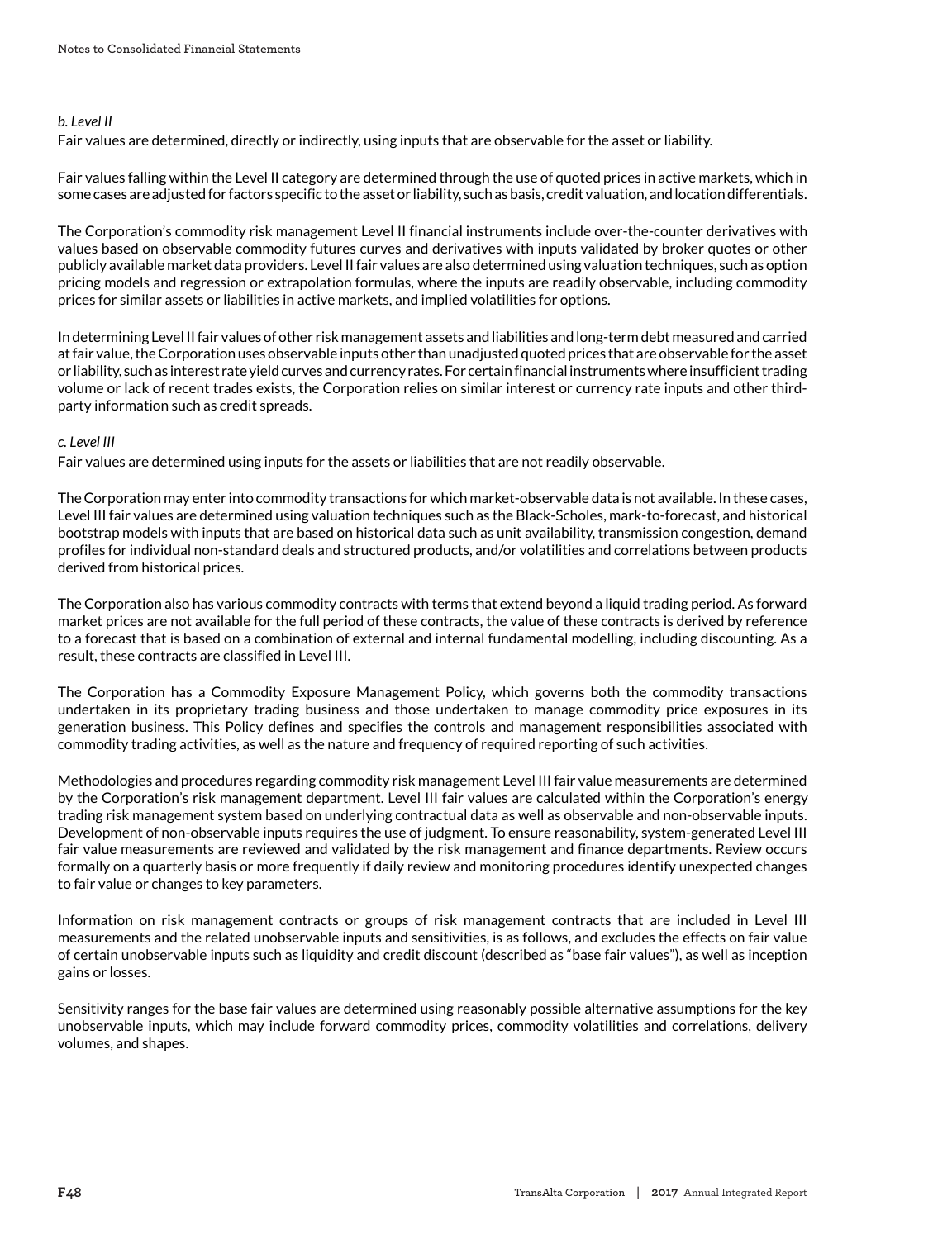*b. Level II*

Fair values are determined, directly or indirectly, using inputs that are observable for the asset or liability.

Fair values falling within the Level II category are determined through the use of quoted prices in active markets, which in some cases are adjusted for factors specific to the asset or liability, such as basis, credit valuation, and location differentials.

The Corporation's commodity risk management Level II financial instruments include over-the-counter derivatives with values based on observable commodity futures curves and derivatives with inputs validated by broker quotes or other publicly available market data providers. Level II fair values are also determined using valuation techniques, such as option pricing models and regression or extrapolation formulas, where the inputs are readily observable, including commodity prices for similar assets or liabilities in active markets, and implied volatilities for options.

In determining Level II fair values of other risk management assets and liabilities and long-term debt measured and carried at fair value, the Corporation uses observable inputs other than unadjusted quoted prices that are observable for the asset or liability, such as interest rate yield curves and currency rates. For certain financial instruments where insufficient trading volume or lack of recent trades exists, the Corporation relies on similar interest or currency rate inputs and other third-party information such as credit spreads.

*c. Level III*

Fair values are determined using inputs for the assets or liabilities that are not readily observable.

The Corporation may enter into commodity transactions for which market-observable data is not available. In these cases, Level III fair values are determined using valuation techniques such as the Black-Scholes, mark-to-forecast, and historical bootstrap models with inputs that are based on historical data such as unit availability, transmission congestion, demand profiles for individual non-standard deals and structured products, and/or volatilities and correlations between products derived from historical prices.

The Corporation also has various commodity contracts with terms that extend beyond a liquid trading period. As forward market prices are not available for the full period of these contracts, the value of these contracts is derived by reference to a forecast that is based on a combination of external and internal fundamental modelling, including discounting. As a result, these contracts are classified in Level III.

The Corporation has a Commodity Exposure Management Policy, which governs both the commodity transactions undertaken in its proprietary trading business and those undertaken to manage commodity price exposures in its generation business. This Policy defines and specifies the controls and management responsibilities associated with commodity trading activities, as well as the nature and frequency of required reporting of such activities.

Methodologies and procedures regarding commodity risk management Level III fair value measurements are determined by the Corporation's risk management department. Level III fair values are calculated within the Corporation's energy trading risk management system based on underlying contractual data as well as observable and non-observable inputs. Development of non-observable inputs requires the use of judgment. To ensure reasonability, system-generated Level III fair value measurements are reviewed and validated by the risk management and finance departments. Review occurs formally on a quarterly basis or more frequently if daily review and monitoring procedures identify unexpected changes to fair value or changes to key parameters.

Information on risk management contracts or groups of risk management contracts that are included in Level III measurements and the related unobservable inputs and sensitivities, is as follows, and excludes the effects on fair value of certain unobservable inputs such as liquidity and credit discount (described as "base fair values"), as well as inception gains or losses.

Sensitivity ranges for the base fair values are determined using reasonably possible alternative assumptions for the key unobservable inputs, which may include forward commodity prices, commodity volatilities and correlations, delivery volumes, and shapes.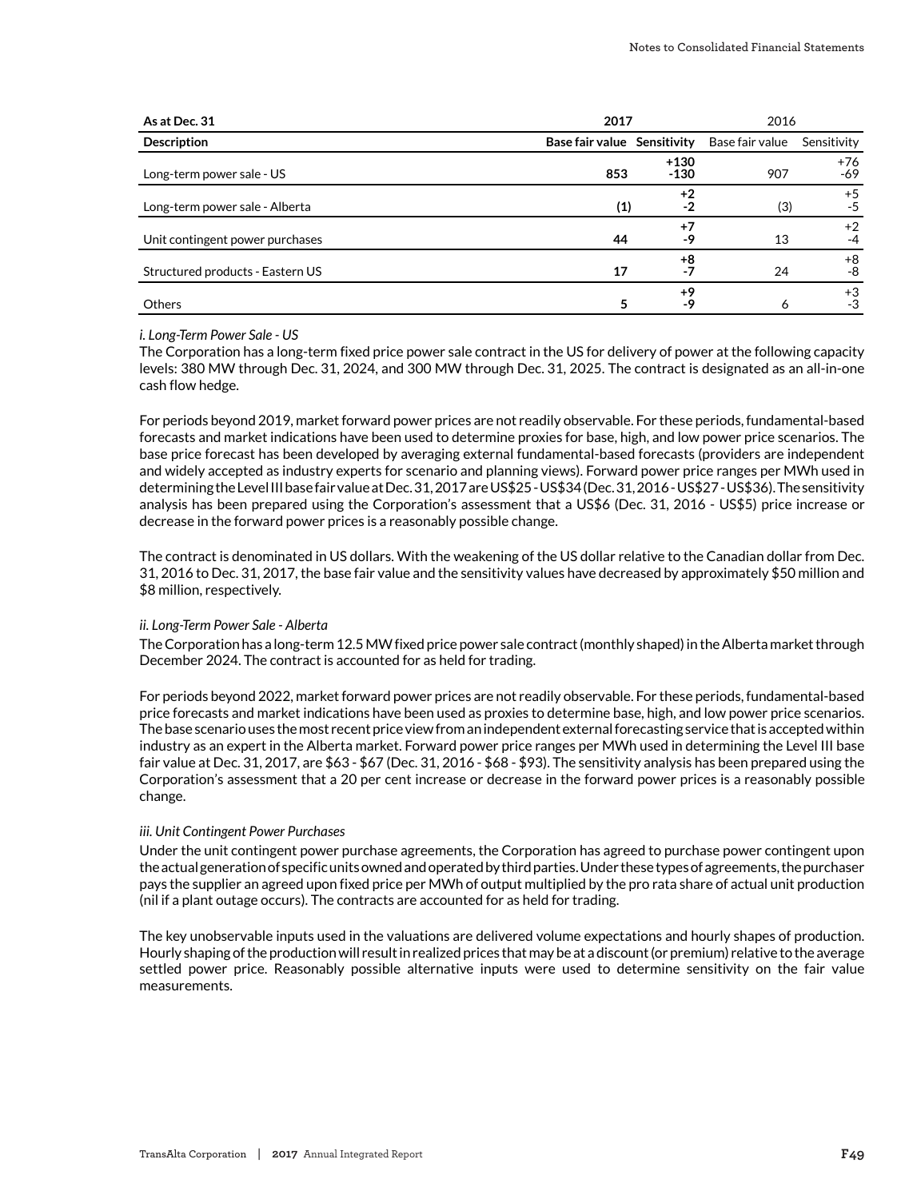| As at Dec. 31 | 2017 | | 2016 | |
|---|---|---|---|---|
| **Description** | **Base fair value** | **Sensitivity** | Base fair value | Sensitivity |
| Long-term power sale - US | **853** | **+130<br>-130** | 907 | +76<br>-69 |
| Long-term power sale - Alberta | **(1)** | **+2<br>-2** | (3) | +5<br>-5 |
| Unit contingent power purchases | **44** | **+7<br>-9** | 13 | +2<br>-4 |
| Structured products - Eastern US | **17** | **+8<br>-7** | 24 | +8<br>-8 |
| Others | **5** | **+9<br>-9** | 6 | +3<br>-3 |

*i. Long-Term Power Sale - US*

The Corporation has a long-term fixed price power sale contract in the US for delivery of power at the following capacity levels: 380 MW through Dec. 31, 2024, and 300 MW through Dec. 31, 2025. The contract is designated as an all-in-one cash flow hedge.

For periods beyond 2019, market forward power prices are not readily observable. For these periods, fundamental-based forecasts and market indications have been used to determine proxies for base, high, and low power price scenarios. The base price forecast has been developed by averaging external fundamental-based forecasts (providers are independent and widely accepted as industry experts for scenario and planning views). Forward power price ranges per MWh used in determining the Level III base fair value at Dec. 31, 2017 are US$25 - US$34 (Dec. 31, 2016 - US$27 - US$36). The sensitivity analysis has been prepared using the Corporation's assessment that a US$6 (Dec. 31, 2016 - US$5) price increase or decrease in the forward power prices is a reasonably possible change.

The contract is denominated in US dollars. With the weakening of the US dollar relative to the Canadian dollar from Dec. 31, 2016 to Dec. 31, 2017, the base fair value and the sensitivity values have decreased by approximately $50 million and $8 million, respectively.

*ii. Long-Term Power Sale - Alberta*

The Corporation has a long-term 12.5 MW fixed price power sale contract (monthly shaped) in the Alberta market through December 2024. The contract is accounted for as held for trading.

For periods beyond 2022, market forward power prices are not readily observable. For these periods, fundamental-based price forecasts and market indications have been used as proxies to determine base, high, and low power price scenarios. The base scenario uses the most recent price view from an independent external forecasting service that is accepted within industry as an expert in the Alberta market. Forward power price ranges per MWh used in determining the Level III base fair value at Dec. 31, 2017, are $63 - $67 (Dec. 31, 2016 - $68 - $93). The sensitivity analysis has been prepared using the Corporation's assessment that a 20 per cent increase or decrease in the forward power prices is a reasonably possible change.

*iii. Unit Contingent Power Purchases*

Under the unit contingent power purchase agreements, the Corporation has agreed to purchase power contingent upon the actual generation of specific units owned and operated by third parties. Under these types of agreements, the purchaser pays the supplier an agreed upon fixed price per MWh of output multiplied by the pro rata share of actual unit production (nil if a plant outage occurs). The contracts are accounted for as held for trading.

The key unobservable inputs used in the valuations are delivered volume expectations and hourly shapes of production. Hourly shaping of the production will result in realized prices that may be at a discount (or premium) relative to the average settled power price. Reasonably possible alternative inputs were used to determine sensitivity on the fair value measurements.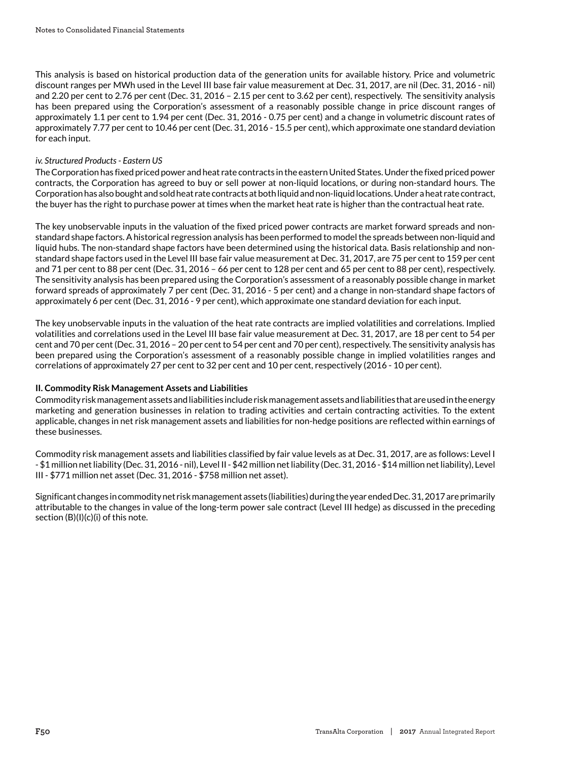This analysis is based on historical production data of the generation units for available history. Price and volumetric discount ranges per MWh used in the Level III base fair value measurement at Dec. 31, 2017, are nil (Dec. 31, 2016 - nil) and 2.20 per cent to 2.76 per cent (Dec. 31, 2016 – 2.15 per cent to 3.62 per cent), respectively. The sensitivity analysis has been prepared using the Corporation's assessment of a reasonably possible change in price discount ranges of approximately 1.1 per cent to 1.94 per cent (Dec. 31, 2016 - 0.75 per cent) and a change in volumetric discount rates of approximately 7.77 per cent to 10.46 per cent (Dec. 31, 2016 - 15.5 per cent), which approximate one standard deviation for each input.

*iv. Structured Products - Eastern US*

The Corporation has fixed priced power and heat rate contracts in the eastern United States. Under the fixed priced power contracts, the Corporation has agreed to buy or sell power at non-liquid locations, or during non-standard hours. The Corporation has also bought and sold heat rate contracts at both liquid and non-liquid locations. Under a heat rate contract, the buyer has the right to purchase power at times when the market heat rate is higher than the contractual heat rate.

The key unobservable inputs in the valuation of the fixed priced power contracts are market forward spreads and non-standard shape factors. A historical regression analysis has been performed to model the spreads between non-liquid and liquid hubs. The non-standard shape factors have been determined using the historical data. Basis relationship and non-standard shape factors used in the Level III base fair value measurement at Dec. 31, 2017, are 75 per cent to 159 per cent and 71 per cent to 88 per cent (Dec. 31, 2016 – 66 per cent to 128 per cent and 65 per cent to 88 per cent), respectively. The sensitivity analysis has been prepared using the Corporation's assessment of a reasonably possible change in market forward spreads of approximately 7 per cent (Dec. 31, 2016 - 5 per cent) and a change in non-standard shape factors of approximately 6 per cent (Dec. 31, 2016 - 9 per cent), which approximate one standard deviation for each input.

The key unobservable inputs in the valuation of the heat rate contracts are implied volatilities and correlations. Implied volatilities and correlations used in the Level III base fair value measurement at Dec. 31, 2017, are 18 per cent to 54 per cent and 70 per cent (Dec. 31, 2016 – 20 per cent to 54 per cent and 70 per cent), respectively. The sensitivity analysis has been prepared using the Corporation's assessment of a reasonably possible change in implied volatilities ranges and correlations of approximately 27 per cent to 32 per cent and 10 per cent, respectively (2016 - 10 per cent).

**II. Commodity Risk Management Assets and Liabilities**

Commodity risk management assets and liabilities include risk management assets and liabilities that are used in the energy marketing and generation businesses in relation to trading activities and certain contracting activities. To the extent applicable, changes in net risk management assets and liabilities for non-hedge positions are reflected within earnings of these businesses.

Commodity risk management assets and liabilities classified by fair value levels as at Dec. 31, 2017, are as follows: Level I - $1 million net liability (Dec. 31, 2016 - nil), Level II - $42 million net liability (Dec. 31, 2016 - $14 million net liability), Level III - $771 million net asset (Dec. 31, 2016 - $758 million net asset).

Significant changes in commodity net risk management assets (liabilities) during the year ended Dec. 31, 2017 are primarily attributable to the changes in value of the long-term power sale contract (Level III hedge) as discussed in the preceding section (B)(I)(c)(i) of this note.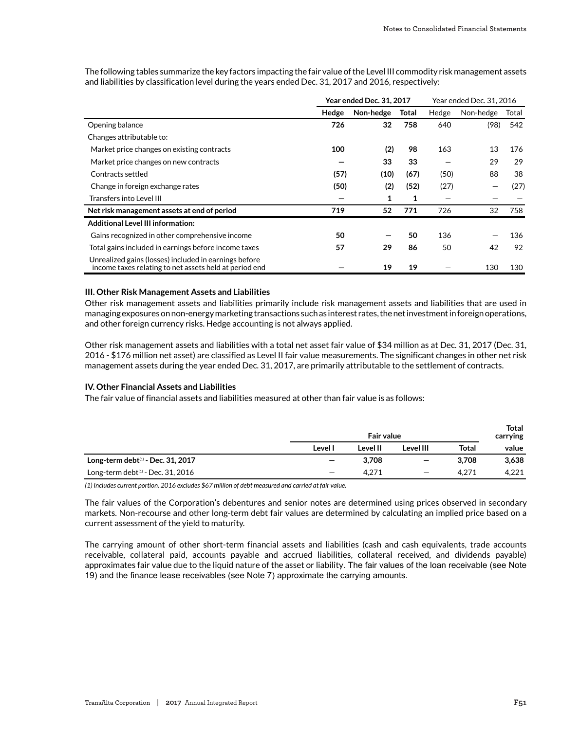The following tables summarize the key factors impacting the fair value of the Level III commodity risk management assets and liabilities by classification level during the years ended Dec. 31, 2017 and 2016, respectively:

| | **Year ended Dec. 31, 2017** | | | Year ended Dec. 31, 2016 | | |
|---|---|---|---|---|---|---|
| | **Hedge** | **Non-hedge** | **Total** | Hedge | Non-hedge | Total |
| Opening balance | **726** | **32** | **758** | 640 | (98) | 542 |
| Changes attributable to: | | | | | | |
| Market price changes on existing contracts | **100** | **(2)** | **98** | 163 | 13 | 176 |
| Market price changes on new contracts | **—** | **33** | **33** | — | 29 | 29 |
| Contracts settled | **(57)** | **(10)** | **(67)** | (50) | 88 | 38 |
| Change in foreign exchange rates | **(50)** | **(2)** | **(52)** | (27) | — | (27) |
| Transfers into Level III | **—** | **1** | **1** | — | — | — |
| **Net risk management assets at end of period** | **719** | **52** | **771** | 726 | 32 | 758 |
| **Additional Level III information:** | | | | | | |
| Gains recognized in other comprehensive income | **50** | **—** | **50** | 136 | — | 136 |
| Total gains included in earnings before income taxes | **57** | **29** | **86** | 50 | 42 | 92 |
| Unrealized gains (losses) included in earnings before income taxes relating to net assets held at period end | **—** | **19** | **19** | — | 130 | 130 |

### III. Other Risk Management Assets and Liabilities

Other risk management assets and liabilities primarily include risk management assets and liabilities that are used in managing exposures on non-energy marketing transactions such as interest rates, the net investment in foreign operations, and other foreign currency risks. Hedge accounting is not always applied.

Other risk management assets and liabilities with a total net asset fair value of $34 million as at Dec. 31, 2017 (Dec. 31, 2016 - $176 million net asset) are classified as Level II fair value measurements. The significant changes in other net risk management assets during the year ended Dec. 31, 2017, are primarily attributable to the settlement of contracts.

### IV. Other Financial Assets and Liabilities

The fair value of financial assets and liabilities measured at other than fair value is as follows:

| | Fair value | | | | **Total carrying** |
|---|---|---|---|---|---|
| | **Level I** | **Level II** | **Level III** | **Total** | **value** |
| **Long-term debt[1] - Dec. 31, 2017** | **—** | **3,708** | **—** | **3,708** | **3,638** |
| Long-term debt[1] - Dec. 31, 2016 | — | 4,271 | — | 4,271 | 4,221 |

*(1) Includes current portion. 2016 excludes $67 million of debt measured and carried at fair value.*

The fair values of the Corporation's debentures and senior notes are determined using prices observed in secondary markets. Non-recourse and other long-term debt fair values are determined by calculating an implied price based on a current assessment of the yield to maturity.

The carrying amount of other short-term financial assets and liabilities (cash and cash equivalents, trade accounts receivable, collateral paid, accounts payable and accrued liabilities, collateral received, and dividends payable) approximates fair value due to the liquid nature of the asset or liability. The fair values of the loan receivable (see Note 19) and the finance lease receivables (see Note 7) approximate the carrying amounts.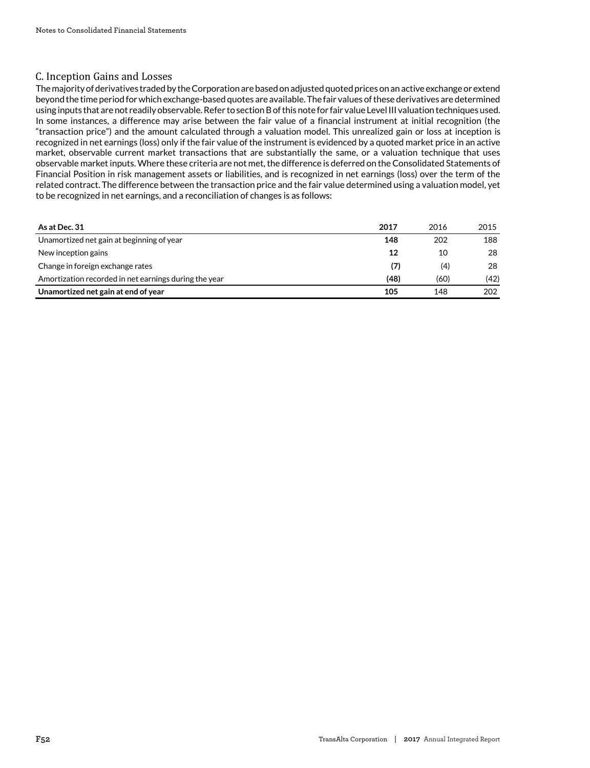## C. Inception Gains and Losses

The majority of derivatives traded by the Corporation are based on adjusted quoted prices on an active exchange or extend beyond the time period for which exchange-based quotes are available. The fair values of these derivatives are determined using inputs that are not readily observable. Refer to section B of this note for fair value Level III valuation techniques used. In some instances, a difference may arise between the fair value of a financial instrument at initial recognition (the "transaction price") and the amount calculated through a valuation model. This unrealized gain or loss at inception is recognized in net earnings (loss) only if the fair value of the instrument is evidenced by a quoted market price in an active market, observable current market transactions that are substantially the same, or a valuation technique that uses observable market inputs. Where these criteria are not met, the difference is deferred on the Consolidated Statements of Financial Position in risk management assets or liabilities, and is recognized in net earnings (loss) over the term of the related contract. The difference between the transaction price and the fair value determined using a valuation model, yet to be recognized in net earnings, and a reconciliation of changes is as follows:

| **As at Dec. 31** | **2017** | 2016 | 2015 |
|---|---|---|---|
| Unamortized net gain at beginning of year | **148** | 202 | 188 |
| New inception gains | **12** | 10 | 28 |
| Change in foreign exchange rates | **(7)** | (4) | 28 |
| Amortization recorded in net earnings during the year | **(48)** | (60) | (42) |
| **Unamortized net gain at end of year** | **105** | 148 | 202 |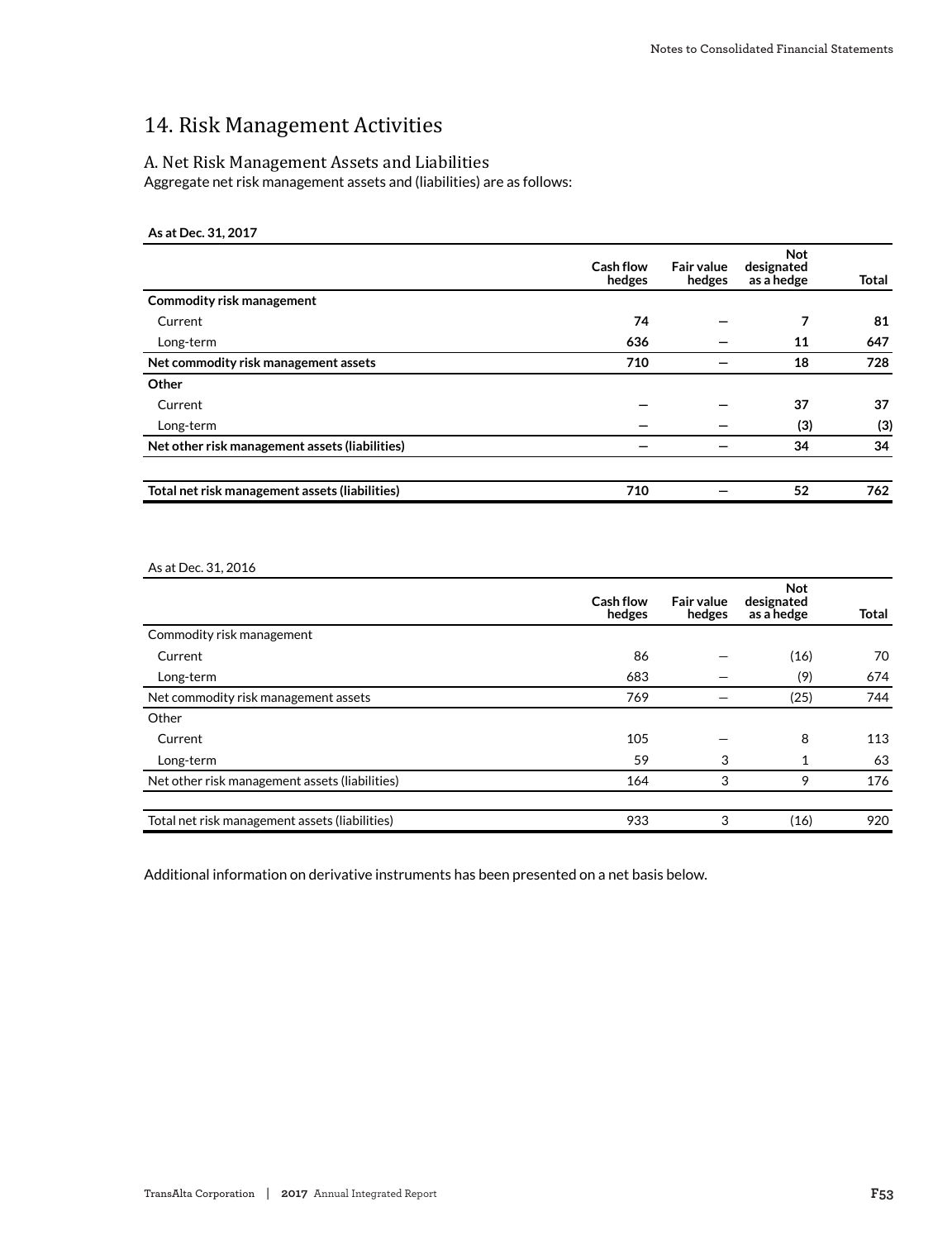# 14. Risk Management Activities

## A. Net Risk Management Assets and Liabilities

Aggregate net risk management assets and (liabilities) are as follows:

**As at Dec. 31, 2017**

| | Cash flow hedges | Fair value hedges | Not designated as a hedge | Total |
|---|---|---|---|---|
| **Commodity risk management** | | | | |
| Current | **74** | **—** | **7** | **81** |
| Long-term | **636** | **—** | **11** | **647** |
| **Net commodity risk management assets** | **710** | **—** | **18** | **728** |
| **Other** | | | | |
| Current | **—** | **—** | **37** | **37** |
| Long-term | **—** | **—** | **(3)** | **(3)** |
| **Net other risk management assets (liabilities)** | **—** | **—** | **34** | **34** |
| **Total net risk management assets (liabilities)** | **710** | **—** | **52** | **762** |

As at Dec. 31, 2016

| | Cash flow hedges | Fair value hedges | Not designated as a hedge | Total |
|---|---|---|---|---|
| Commodity risk management | | | | |
| Current | 86 | — | (16) | 70 |
| Long-term | 683 | — | (9) | 674 |
| Net commodity risk management assets | 769 | — | (25) | 744 |
| Other | | | | |
| Current | 105 | — | 8 | 113 |
| Long-term | 59 | 3 | 1 | 63 |
| Net other risk management assets (liabilities) | 164 | 3 | 9 | 176 |
| Total net risk management assets (liabilities) | 933 | 3 | (16) | 920 |

Additional information on derivative instruments has been presented on a net basis below.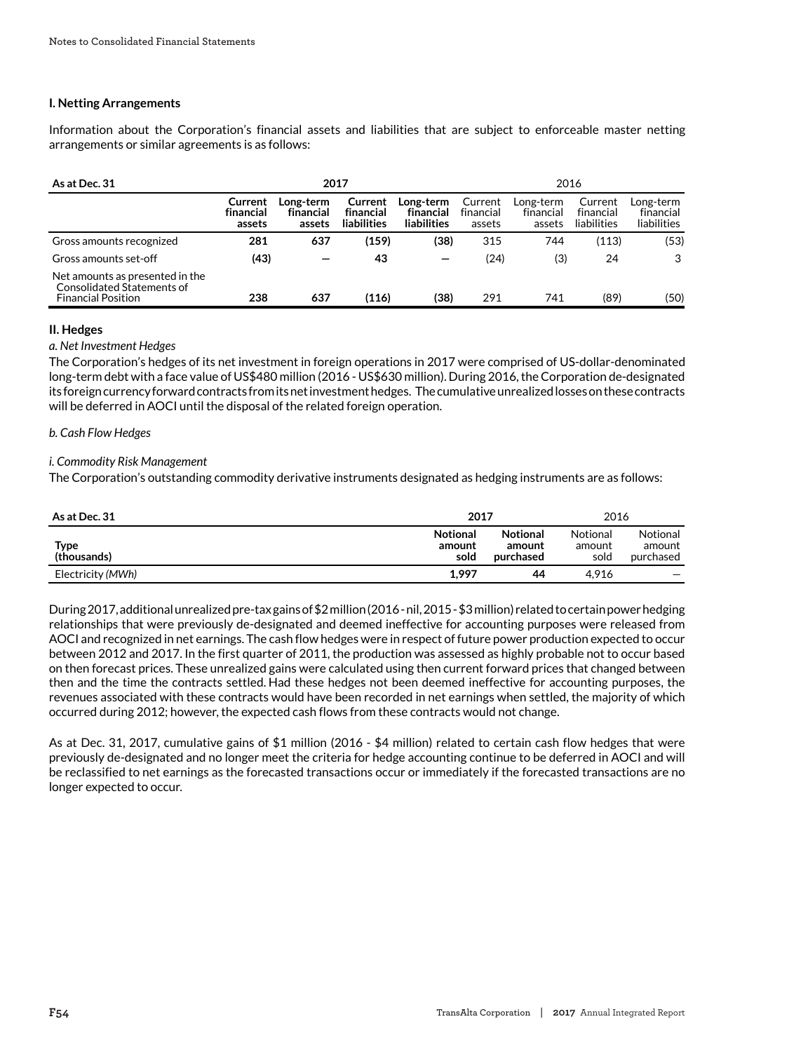### I. Netting Arrangements

Information about the Corporation's financial assets and liabilities that are subject to enforceable master netting arrangements or similar agreements is as follows:

| As at Dec. 31 | 2017 | | | | 2016 | | | |
|---|---|---|---|---|---|---|---|---|
| | **Current financial assets** | **Long-term financial assets** | **Current financial liabilities** | **Long-term financial liabilities** | Current financial assets | Long-term financial assets | Current financial liabilities | Long-term financial liabilities |
| Gross amounts recognized | **281** | **637** | **(159)** | **(38)** | 315 | 744 | (113) | (53) |
| Gross amounts set-off | **(43)** | **—** | **43** | **—** | (24) | (3) | 24 | 3 |
| Net amounts as presented in the Consolidated Statements of Financial Position | **238** | **637** | **(116)** | **(38)** | 291 | 741 | (89) | (50) |

### II. Hedges

*a. Net Investment Hedges*

The Corporation's hedges of its net investment in foreign operations in 2017 were comprised of US-dollar-denominated long-term debt with a face value of US$480 million (2016 - US$630 million). During 2016, the Corporation de-designated its foreign currency forward contracts from its net investment hedges. The cumulative unrealized losses on these contracts will be deferred in AOCI until the disposal of the related foreign operation.

*b. Cash Flow Hedges*

*i. Commodity Risk Management*

The Corporation's outstanding commodity derivative instruments designated as hedging instruments are as follows:

| As at Dec. 31 | 2017 | | 2016 | |
|---|---|---|---|---|
| **Type (thousands)** | **Notional amount sold** | **Notional amount purchased** | Notional amount sold | Notional amount purchased |
| Electricity *(MWh)* | **1,997** | **44** | 4,916 | — |

During 2017, additional unrealized pre-tax gains of $2 million (2016 - nil, 2015 - $3 million) related to certain power hedging relationships that were previously de-designated and deemed ineffective for accounting purposes were released from AOCI and recognized in net earnings. The cash flow hedges were in respect of future power production expected to occur between 2012 and 2017. In the first quarter of 2011, the production was assessed as highly probable not to occur based on then forecast prices. These unrealized gains were calculated using then current forward prices that changed between then and the time the contracts settled. Had these hedges not been deemed ineffective for accounting purposes, the revenues associated with these contracts would have been recorded in net earnings when settled, the majority of which occurred during 2012; however, the expected cash flows from these contracts would not change.

As at Dec. 31, 2017, cumulative gains of $1 million (2016 - $4 million) related to certain cash flow hedges that were previously de-designated and no longer meet the criteria for hedge accounting continue to be deferred in AOCI and will be reclassified to net earnings as the forecasted transactions occur or immediately if the forecasted transactions are no longer expected to occur.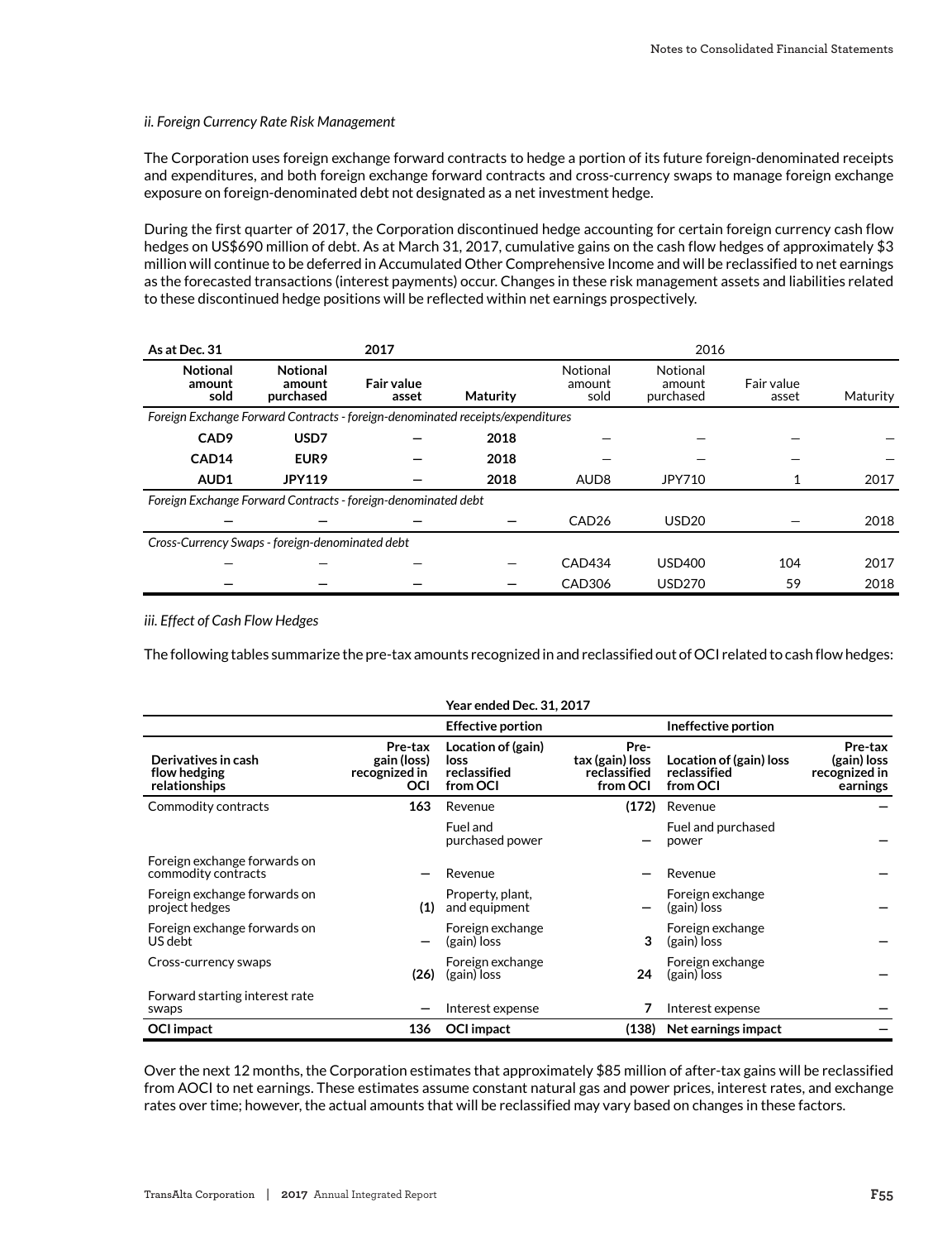*ii. Foreign Currency Rate Risk Management*

The Corporation uses foreign exchange forward contracts to hedge a portion of its future foreign-denominated receipts and expenditures, and both foreign exchange forward contracts and cross-currency swaps to manage foreign exchange exposure on foreign-denominated debt not designated as a net investment hedge.

During the first quarter of 2017, the Corporation discontinued hedge accounting for certain foreign currency cash flow hedges on US$690 million of debt. As at March 31, 2017, cumulative gains on the cash flow hedges of approximately $3 million will continue to be deferred in Accumulated Other Comprehensive Income and will be reclassified to net earnings as the forecasted transactions (interest payments) occur. Changes in these risk management assets and liabilities related to these discontinued hedge positions will be reflected within net earnings prospectively.

| **As at Dec. 31** | | **2017** | | 2016 | | | |
|---|---|---|---|---|---|---|---|
| **Notional amount sold** | **Notional amount purchased** | **Fair value asset** | **Maturity** | Notional amount sold | Notional amount purchased | Fair value asset | Maturity |
| *Foreign Exchange Forward Contracts - foreign-denominated receipts/expenditures* | | | | | | | |
| **CAD9** | **USD7** | **—** | **2018** | — | — | — | — |
| **CAD14** | **EUR9** | **—** | **2018** | — | — | — | — |
| **AUD1** | **JPY119** | **—** | **2018** | AUD8 | JPY710 | 1 | 2017 |
| *Foreign Exchange Forward Contracts - foreign-denominated debt* | | | | | | | |
| **—** | **—** | **—** | **—** | CAD26 | USD20 | — | 2018 |
| *Cross-Currency Swaps - foreign-denominated debt* | | | | | | | |
| **—** | **—** | **—** | **—** | CAD434 | USD400 | 104 | 2017 |
| **—** | **—** | **—** | **—** | CAD306 | USD270 | 59 | 2018 |

*iii. Effect of Cash Flow Hedges*

The following tables summarize the pre-tax amounts recognized in and reclassified out of OCI related to cash flow hedges:

| | | **Year ended Dec. 31, 2017** | | | |
|---|---|---|---|---|---|
| | | **Effective portion** | | **Ineffective portion** | |
| **Derivatives in cash flow hedging relationships** | **Pre-tax gain (loss) recognized in OCI** | **Location of (gain) loss reclassified from OCI** | **Pre-tax (gain) loss reclassified from OCI** | **Location of (gain) loss reclassified from OCI** | **Pre-tax (gain) loss recognized in earnings** |
| Commodity contracts | **163** | Revenue | **(172)** | Revenue | **—** |
| | | Fuel and purchased power | **—** | Fuel and purchased power | **—** |
| Foreign exchange forwards on commodity contracts | **—** | Revenue | **—** | Revenue | **—** |
| Foreign exchange forwards on project hedges | **(1)** | Property, plant, and equipment | **—** | Foreign exchange (gain) loss | **—** |
| Foreign exchange forwards on US debt | **—** | Foreign exchange (gain) loss | **3** | Foreign exchange (gain) loss | **—** |
| Cross-currency swaps | **(26)** | Foreign exchange (gain) loss | **24** | Foreign exchange (gain) loss | **—** |
| Forward starting interest rate swaps | **—** | Interest expense | **7** | Interest expense | **—** |
| **OCI impact** | **136** | **OCI impact** | **(138)** | **Net earnings impact** | **—** |

Over the next 12 months, the Corporation estimates that approximately $85 million of after-tax gains will be reclassified from AOCI to net earnings. These estimates assume constant natural gas and power prices, interest rates, and exchange rates over time; however, the actual amounts that will be reclassified may vary based on changes in these factors.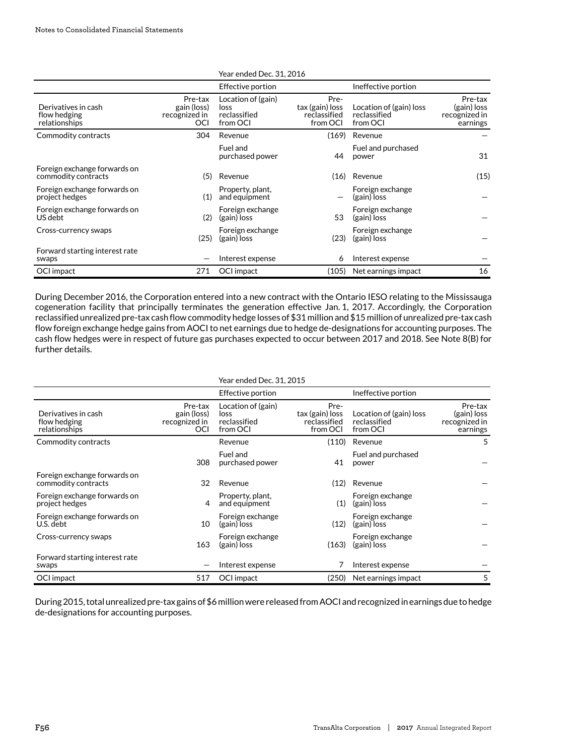| Year ended Dec. 31, 2016 | | | | | | |
|---|---|---|---|---|---|---|
| | | Effective portion | | Ineffective portion | | |
| Derivatives in cash flow hedging relationships | Pre-tax gain (loss) recognized in OCI | Location of (gain) loss reclassified from OCI | Pre-tax (gain) loss reclassified from OCI | Location of (gain) loss reclassified from OCI | Pre-tax (gain) loss recognized in earnings |
| Commodity contracts | 304 | Revenue | (169) | Revenue | — |
| | | Fuel and purchased power | 44 | Fuel and purchased power | 31 |
| Foreign exchange forwards on commodity contracts | (5) | Revenue | (16) | Revenue | (15) |
| Foreign exchange forwards on project hedges | (1) | Property, plant, and equipment | — | Foreign exchange (gain) loss | — |
| Foreign exchange forwards on US debt | (2) | Foreign exchange (gain) loss | 53 | Foreign exchange (gain) loss | — |
| Cross-currency swaps | (25) | Foreign exchange (gain) loss | (23) | Foreign exchange (gain) loss | — |
| Forward starting interest rate swaps | — | Interest expense | 6 | Interest expense | — |
| OCI impact | 271 | OCI impact | (105) | Net earnings impact | 16 |

During December 2016, the Corporation entered into a new contract with the Ontario IESO relating to the Mississauga cogeneration facility that principally terminates the generation effective Jan. 1, 2017. Accordingly, the Corporation reclassified unrealized pre-tax cash flow commodity hedge losses of $31 million and $15 million of unrealized pre-tax cash flow foreign exchange hedge gains from AOCI to net earnings due to hedge de-designations for accounting purposes. The cash flow hedges were in respect of future gas purchases expected to occur between 2017 and 2018. See Note 8(B) for further details.

| Year ended Dec. 31, 2015 | | | | | |
|---|---|---|---|---|---|
| | | Effective portion | | Ineffective portion | |
| Derivatives in cash flow hedging relationships | Pre-tax gain (loss) recognized in OCI | Location of (gain) loss reclassified from OCI | Pre-tax (gain) loss reclassified from OCI | Location of (gain) loss reclassified from OCI | Pre-tax (gain) loss recognized in earnings |
| Commodity contracts | | Revenue | (110) | Revenue | 5 |
| | 308 | Fuel and purchased power | 41 | Fuel and purchased power | — |
| Foreign exchange forwards on commodity contracts | 32 | Revenue | (12) | Revenue | — |
| Foreign exchange forwards on project hedges | 4 | Property, plant, and equipment | (1) | Foreign exchange (gain) loss | — |
| Foreign exchange forwards on U.S. debt | 10 | Foreign exchange (gain) loss | (12) | Foreign exchange (gain) loss | — |
| Cross-currency swaps | 163 | Foreign exchange (gain) loss | (163) | Foreign exchange (gain) loss | — |
| Forward starting interest rate swaps | — | Interest expense | 7 | Interest expense | — |
| OCI impact | 517 | OCI impact | (250) | Net earnings impact | 5 |

During 2015, total unrealized pre-tax gains of $6 million were released from AOCI and recognized in earnings due to hedge de-designations for accounting purposes.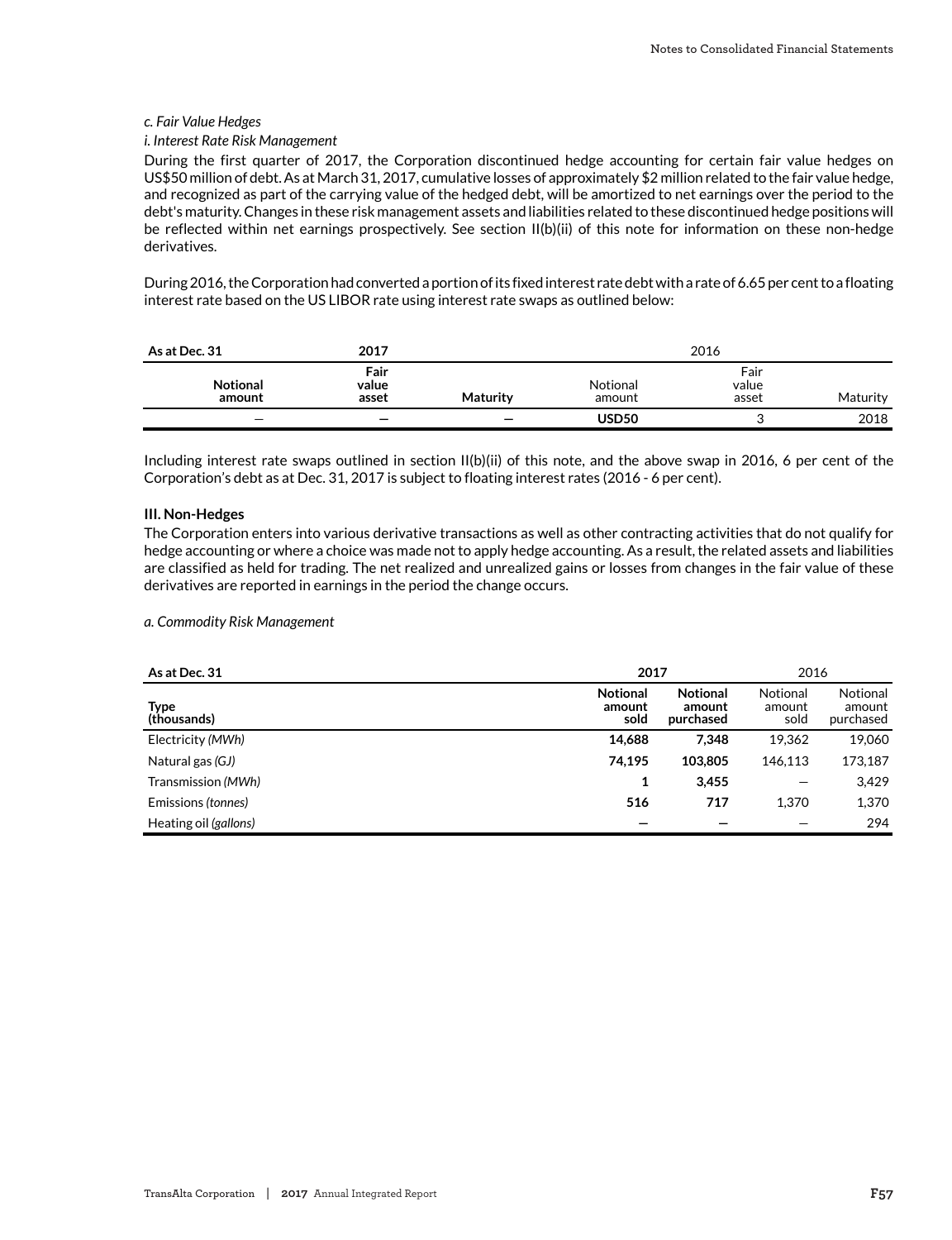*c. Fair Value Hedges*

*i. Interest Rate Risk Management*

During the first quarter of 2017, the Corporation discontinued hedge accounting for certain fair value hedges on US$50 million of debt. As at March 31, 2017, cumulative losses of approximately $2 million related to the fair value hedge, and recognized as part of the carrying value of the hedged debt, will be amortized to net earnings over the period to the debt's maturity. Changes in these risk management assets and liabilities related to these discontinued hedge positions will be reflected within net earnings prospectively. See section II(b)(ii) of this note for information on these non-hedge derivatives.

During 2016, the Corporation had converted a portion of its fixed interest rate debt with a rate of 6.65 per cent to a floating interest rate based on the US LIBOR rate using interest rate swaps as outlined below:

| As at Dec. 31 | 2017 | | 2016 | | |
|---|---|---|---|---|---|
| **Notional amount** | **Fair value asset** | **Maturity** | Notional amount | Fair value asset | Maturity |
| — | — | — | **USD50** | 3 | 2018 |

Including interest rate swaps outlined in section II(b)(ii) of this note, and the above swap in 2016, 6 per cent of the Corporation's debt as at Dec. 31, 2017 is subject to floating interest rates (2016 - 6 per cent).

**III. Non-Hedges**

The Corporation enters into various derivative transactions as well as other contracting activities that do not qualify for hedge accounting or where a choice was made not to apply hedge accounting. As a result, the related assets and liabilities are classified as held for trading. The net realized and unrealized gains or losses from changes in the fair value of these derivatives are reported in earnings in the period the change occurs.

*a. Commodity Risk Management*

| As at Dec. 31 | 2017 | | 2016 | |
|---|---|---|---|---|
| **Type (thousands)** | **Notional amount sold** | **Notional amount purchased** | Notional amount sold | Notional amount purchased |
| Electricity *(MWh)* | **14,688** | **7,348** | 19,362 | 19,060 |
| Natural gas *(GJ)* | **74,195** | **103,805** | 146,113 | 173,187 |
| Transmission *(MWh)* | **1** | **3,455** | — | 3,429 |
| Emissions *(tonnes)* | **516** | **717** | 1,370 | 1,370 |
| Heating oil *(gallons)* | **—** | **—** | — | 294 |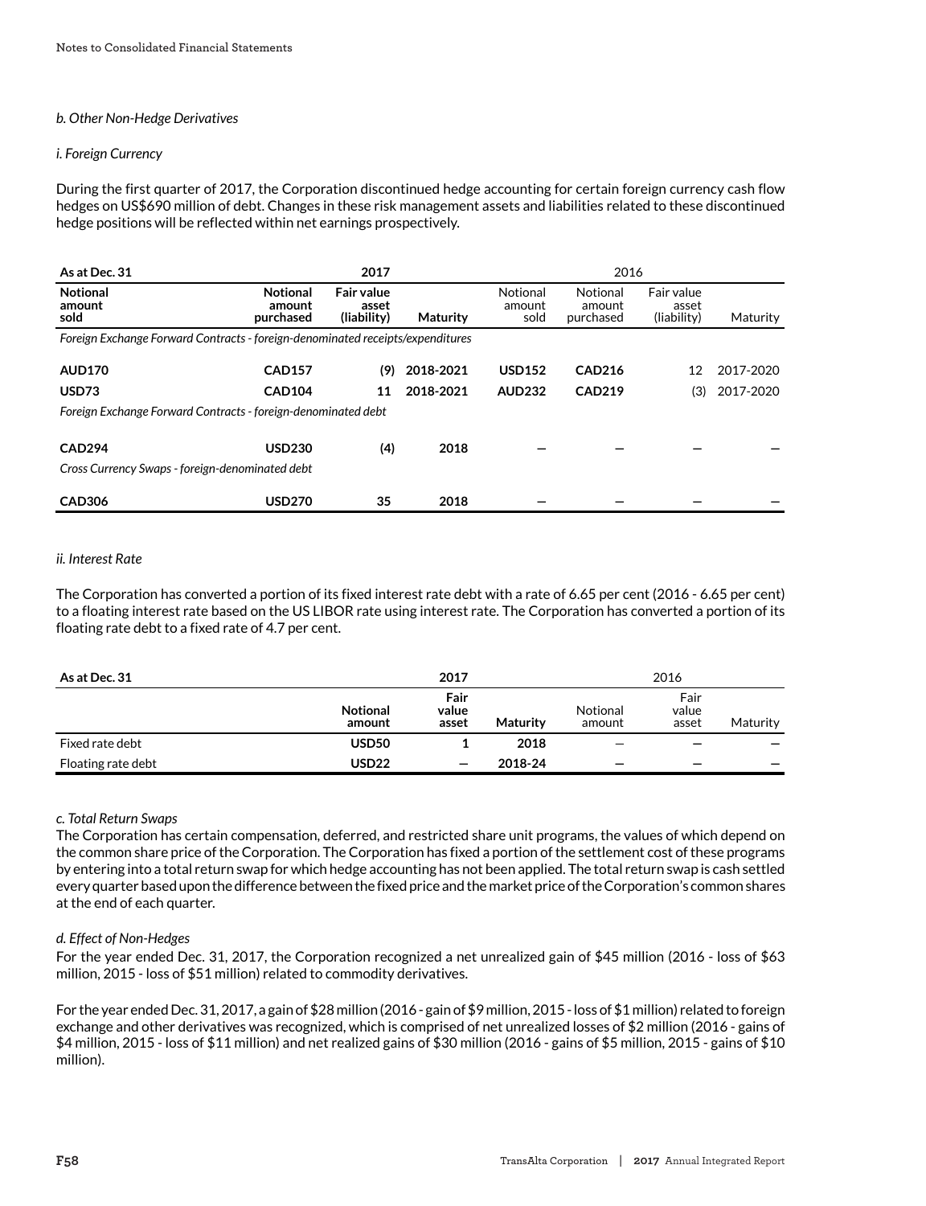*b. Other Non-Hedge Derivatives*

*i. Foreign Currency*

During the first quarter of 2017, the Corporation discontinued hedge accounting for certain foreign currency cash flow hedges on US$690 million of debt. Changes in these risk management assets and liabilities related to these discontinued hedge positions will be reflected within net earnings prospectively.

| As at Dec. 31 | | 2017 | | | 2016 | | |
|---|---|---|---|---|---|---|---|
| **Notional amount sold** | **Notional amount purchased** | **Fair value asset (liability)** | **Maturity** | Notional amount sold | Notional amount purchased | Fair value asset (liability) | Maturity |
| *Foreign Exchange Forward Contracts - foreign-denominated receipts/expenditures* | | | | | | | |
| **AUD170** | **CAD157** | **(9)** | **2018-2021** | **USD152** | **CAD216** | 12 | 2017-2020 |
| **USD73** | **CAD104** | **11** | **2018-2021** | **AUD232** | **CAD219** | (3) | 2017-2020 |
| *Foreign Exchange Forward Contracts - foreign-denominated debt* | | | | | | | |
| **CAD294** | **USD230** | **(4)** | **2018** | — | — | — | — |
| *Cross Currency Swaps - foreign-denominated debt* | | | | | | | |
| **CAD306** | **USD270** | **35** | **2018** | — | — | — | — |

*ii. Interest Rate*

The Corporation has converted a portion of its fixed interest rate debt with a rate of 6.65 per cent (2016 - 6.65 per cent) to a floating interest rate based on the US LIBOR rate using interest rate. The Corporation has converted a portion of its floating rate debt to a fixed rate of 4.7 per cent.

| As at Dec. 31 | | 2017 | | | 2016 | |
|---|---|---|---|---|---|---|
| | **Notional amount** | **Fair value asset** | **Maturity** | Notional amount | Fair value asset | Maturity |
| Fixed rate debt | **USD50** | **1** | **2018** | — | — | — |
| Floating rate debt | **USD22** | **—** | **2018-24** | — | — | — |

*c. Total Return Swaps*

The Corporation has certain compensation, deferred, and restricted share unit programs, the values of which depend on the common share price of the Corporation. The Corporation has fixed a portion of the settlement cost of these programs by entering into a total return swap for which hedge accounting has not been applied. The total return swap is cash settled every quarter based upon the difference between the fixed price and the market price of the Corporation's common shares at the end of each quarter.

*d. Effect of Non-Hedges*

For the year ended Dec. 31, 2017, the Corporation recognized a net unrealized gain of $45 million (2016 - loss of $63 million, 2015 - loss of $51 million) related to commodity derivatives.

For the year ended Dec. 31, 2017, a gain of $28 million (2016 - gain of $9 million, 2015 - loss of $1 million) related to foreign exchange and other derivatives was recognized, which is comprised of net unrealized losses of $2 million (2016 - gains of $4 million, 2015 - loss of $11 million) and net realized gains of $30 million (2016 - gains of $5 million, 2015 - gains of $10 million).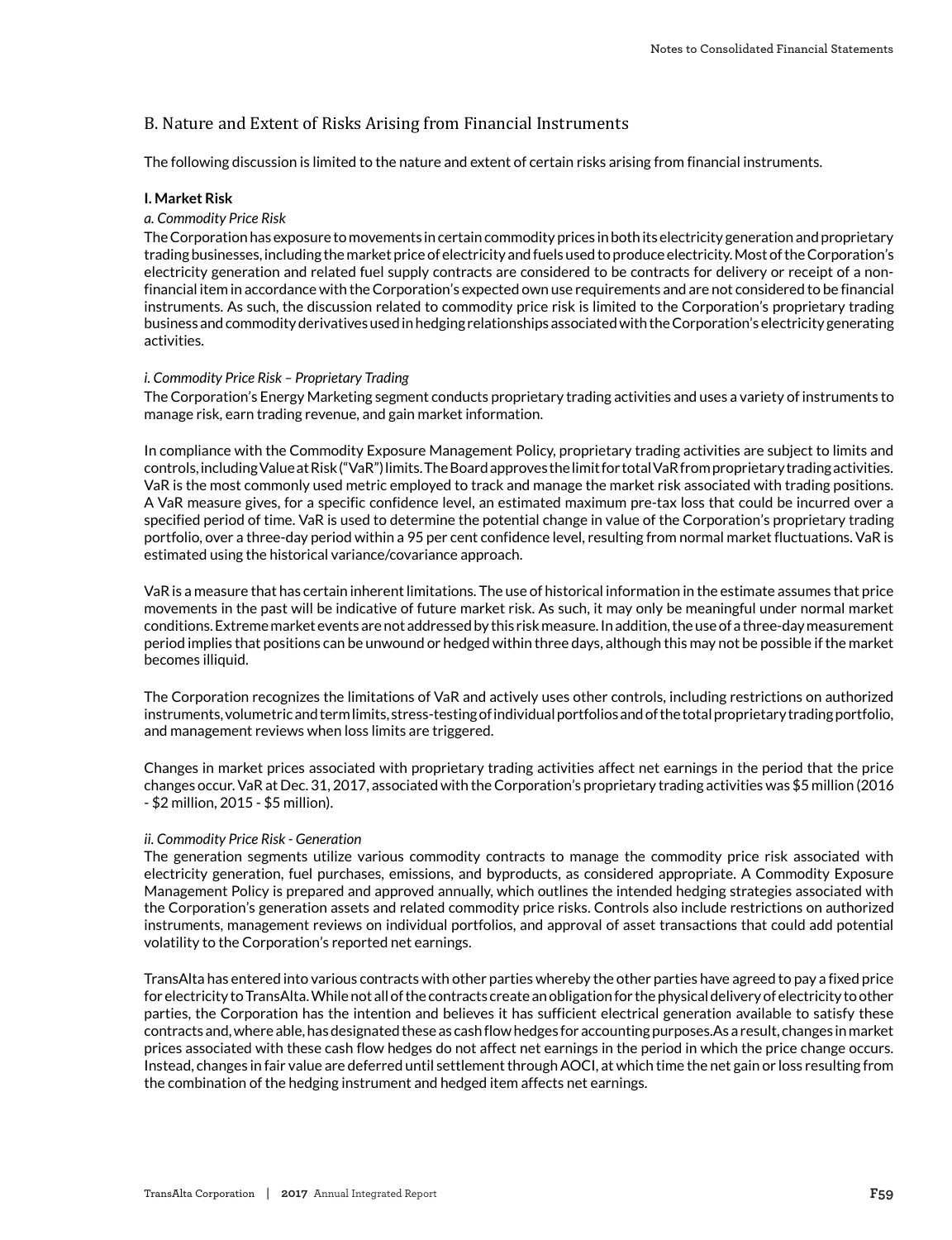## B. Nature and Extent of Risks Arising from Financial Instruments

The following discussion is limited to the nature and extent of certain risks arising from financial instruments.

**I. Market Risk**

*a. Commodity Price Risk*

The Corporation has exposure to movements in certain commodity prices in both its electricity generation and proprietary trading businesses, including the market price of electricity and fuels used to produce electricity. Most of the Corporation's electricity generation and related fuel supply contracts are considered to be contracts for delivery or receipt of a non-financial item in accordance with the Corporation's expected own use requirements and are not considered to be financial instruments. As such, the discussion related to commodity price risk is limited to the Corporation's proprietary trading business and commodity derivatives used in hedging relationships associated with the Corporation's electricity generating activities.

*i. Commodity Price Risk – Proprietary Trading*

The Corporation's Energy Marketing segment conducts proprietary trading activities and uses a variety of instruments to manage risk, earn trading revenue, and gain market information.

In compliance with the Commodity Exposure Management Policy, proprietary trading activities are subject to limits and controls, including Value at Risk ("VaR") limits. The Board approves the limit for total VaR from proprietary trading activities. VaR is the most commonly used metric employed to track and manage the market risk associated with trading positions. A VaR measure gives, for a specific confidence level, an estimated maximum pre-tax loss that could be incurred over a specified period of time. VaR is used to determine the potential change in value of the Corporation's proprietary trading portfolio, over a three-day period within a 95 per cent confidence level, resulting from normal market fluctuations. VaR is estimated using the historical variance/covariance approach.

VaR is a measure that has certain inherent limitations. The use of historical information in the estimate assumes that price movements in the past will be indicative of future market risk. As such, it may only be meaningful under normal market conditions. Extreme market events are not addressed by this risk measure. In addition, the use of a three-day measurement period implies that positions can be unwound or hedged within three days, although this may not be possible if the market becomes illiquid.

The Corporation recognizes the limitations of VaR and actively uses other controls, including restrictions on authorized instruments, volumetric and term limits, stress-testing of individual portfolios and of the total proprietary trading portfolio, and management reviews when loss limits are triggered.

Changes in market prices associated with proprietary trading activities affect net earnings in the period that the price changes occur. VaR at Dec. 31, 2017, associated with the Corporation's proprietary trading activities was $5 million (2016 - $2 million, 2015 - $5 million).

*ii. Commodity Price Risk - Generation*

The generation segments utilize various commodity contracts to manage the commodity price risk associated with electricity generation, fuel purchases, emissions, and byproducts, as considered appropriate. A Commodity Exposure Management Policy is prepared and approved annually, which outlines the intended hedging strategies associated with the Corporation's generation assets and related commodity price risks. Controls also include restrictions on authorized instruments, management reviews on individual portfolios, and approval of asset transactions that could add potential volatility to the Corporation's reported net earnings.

TransAlta has entered into various contracts with other parties whereby the other parties have agreed to pay a fixed price for electricity to TransAlta. While not all of the contracts create an obligation for the physical delivery of electricity to other parties, the Corporation has the intention and believes it has sufficient electrical generation available to satisfy these contracts and, where able, has designated these as cash flow hedges for accounting purposes.As a result, changes in market prices associated with these cash flow hedges do not affect net earnings in the period in which the price change occurs. Instead, changes in fair value are deferred until settlement through AOCI, at which time the net gain or loss resulting from the combination of the hedging instrument and hedged item affects net earnings.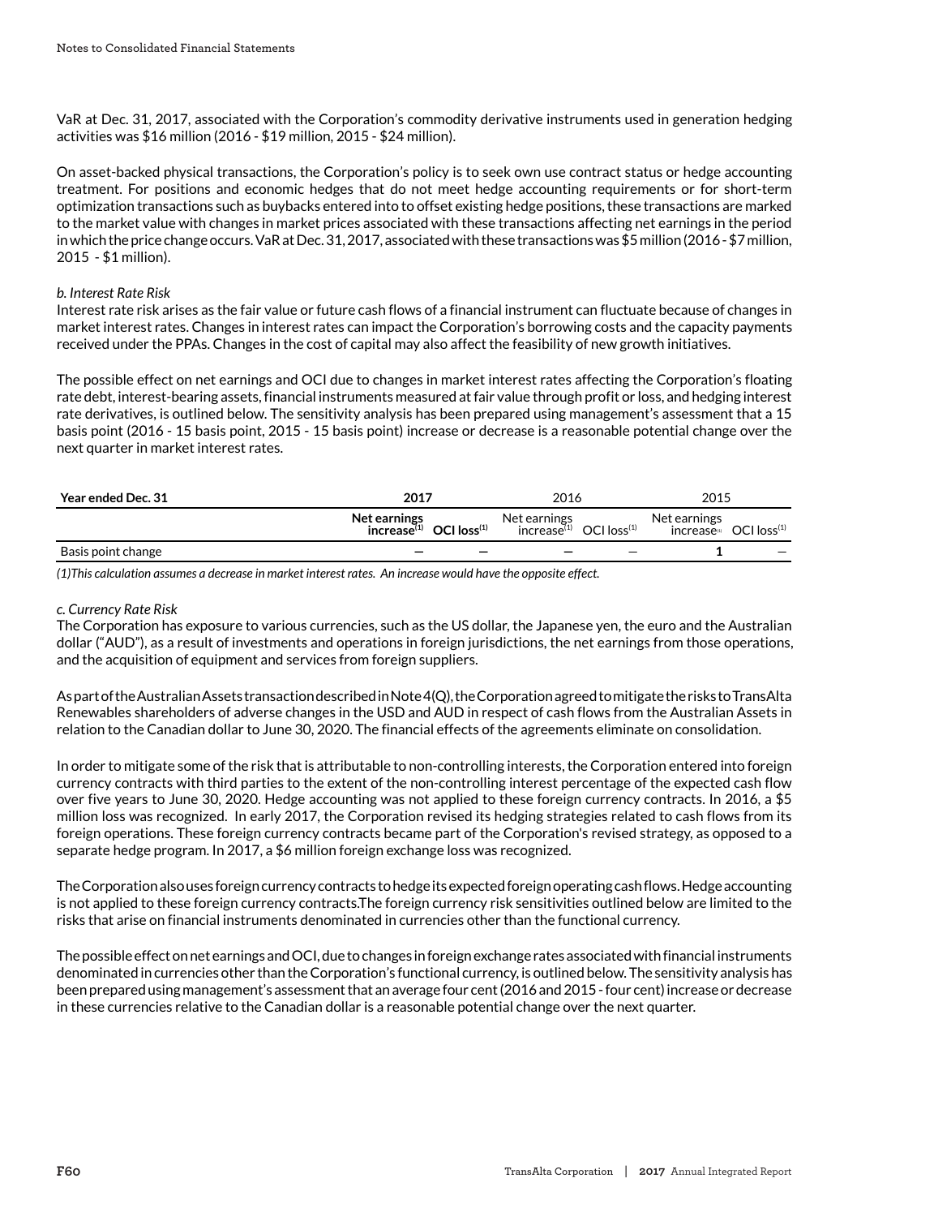VaR at Dec. 31, 2017, associated with the Corporation's commodity derivative instruments used in generation hedging activities was $16 million (2016 - $19 million, 2015 - $24 million).

On asset-backed physical transactions, the Corporation's policy is to seek own use contract status or hedge accounting treatment. For positions and economic hedges that do not meet hedge accounting requirements or for short-term optimization transactions such as buybacks entered into to offset existing hedge positions, these transactions are marked to the market value with changes in market prices associated with these transactions affecting net earnings in the period in which the price change occurs. VaR at Dec. 31, 2017, associated with these transactions was $5 million (2016 - $7 million, 2015 - $1 million).

*b. Interest Rate Risk*

Interest rate risk arises as the fair value or future cash flows of a financial instrument can fluctuate because of changes in market interest rates. Changes in interest rates can impact the Corporation's borrowing costs and the capacity payments received under the PPAs. Changes in the cost of capital may also affect the feasibility of new growth initiatives.

The possible effect on net earnings and OCI due to changes in market interest rates affecting the Corporation's floating rate debt, interest-bearing assets, financial instruments measured at fair value through profit or loss, and hedging interest rate derivatives, is outlined below. The sensitivity analysis has been prepared using management's assessment that a 15 basis point (2016 - 15 basis point, 2015 - 15 basis point) increase or decrease is a reasonable potential change over the next quarter in market interest rates.

| Year ended Dec. 31 | **2017** | | 2016 | | 2015 | |
|---|---|---|---|---|---|---|
| | **Net earnings increase[(1)]** | **OCI loss[(1)]** | Net earnings increase[(1)] | OCI loss[(1)] | Net earnings increase[(1)] | OCI loss[(1)] |
| Basis point change | **—** | **—** | — | — | 1 | — |

*(1)This calculation assumes a decrease in market interest rates. An increase would have the opposite effect.*

*c. Currency Rate Risk*

The Corporation has exposure to various currencies, such as the US dollar, the Japanese yen, the euro and the Australian dollar ("AUD"), as a result of investments and operations in foreign jurisdictions, the net earnings from those operations, and the acquisition of equipment and services from foreign suppliers.

As part of the Australian Assets transaction described in Note 4(Q), the Corporation agreed to mitigate the risks to TransAlta Renewables shareholders of adverse changes in the USD and AUD in respect of cash flows from the Australian Assets in relation to the Canadian dollar to June 30, 2020. The financial effects of the agreements eliminate on consolidation.

In order to mitigate some of the risk that is attributable to non-controlling interests, the Corporation entered into foreign currency contracts with third parties to the extent of the non-controlling interest percentage of the expected cash flow over five years to June 30, 2020. Hedge accounting was not applied to these foreign currency contracts. In 2016, a $5 million loss was recognized. In early 2017, the Corporation revised its hedging strategies related to cash flows from its foreign operations. These foreign currency contracts became part of the Corporation's revised strategy, as opposed to a separate hedge program. In 2017, a $6 million foreign exchange loss was recognized.

The Corporation also uses foreign currency contracts to hedge its expected foreign operating cash flows. Hedge accounting is not applied to these foreign currency contracts.The foreign currency risk sensitivities outlined below are limited to the risks that arise on financial instruments denominated in currencies other than the functional currency.

The possible effect on net earnings and OCI, due to changes in foreign exchange rates associated with financial instruments denominated in currencies other than the Corporation's functional currency, is outlined below. The sensitivity analysis has been prepared using management's assessment that an average four cent (2016 and 2015 - four cent) increase or decrease in these currencies relative to the Canadian dollar is a reasonable potential change over the next quarter.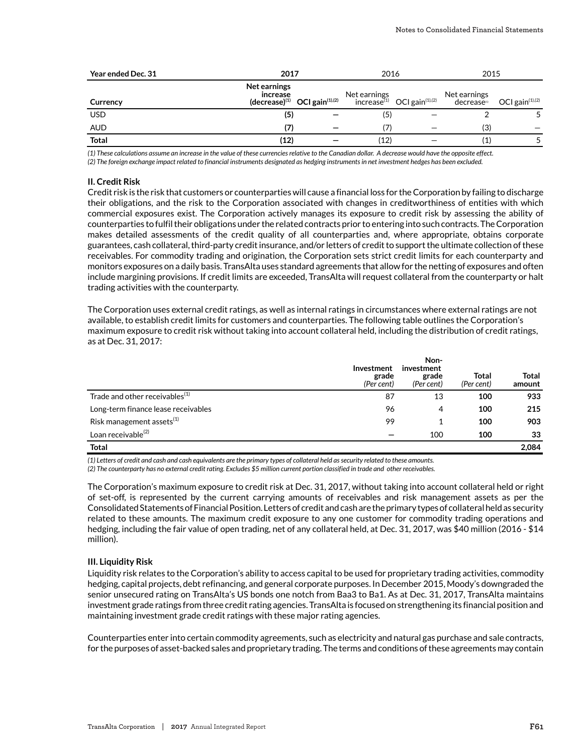| Year ended Dec. 31 | 2017 | | 2016 | | 2015 | |
|---|---|---|---|---|---|---|
| **Currency** | **Net earnings increase (decrease)[1]** | **OCI gain[1],[2]** | Net earnings increase[1] | OCI gain[1],[2] | Net earnings decrease[1] | OCI gain[1],[2] |
| USD | **(5)** | **—** | (5) | — | 2 | 5 |
| AUD | **(7)** | **—** | (7) | — | (3) | — |
| **Total** | **(12)** | **—** | (12) | — | (1) | 5 |

*(1) These calculations assume an increase in the value of these currencies relative to the Canadian dollar. A decrease would have the opposite effect.*

*(2) The foreign exchange impact related to financial instruments designated as hedging instruments in net investment hedges has been excluded.*

#### II. Credit Risk

Credit risk is the risk that customers or counterparties will cause a financial loss for the Corporation by failing to discharge their obligations, and the risk to the Corporation associated with changes in creditworthiness of entities with which commercial exposures exist. The Corporation actively manages its exposure to credit risk by assessing the ability of counterparties to fulfil their obligations under the related contracts prior to entering into such contracts. The Corporation makes detailed assessments of the credit quality of all counterparties and, where appropriate, obtains corporate guarantees, cash collateral, third-party credit insurance, and/or letters of credit to support the ultimate collection of these receivables. For commodity trading and origination, the Corporation sets strict credit limits for each counterparty and monitors exposures on a daily basis. TransAlta uses standard agreements that allow for the netting of exposures and often include margining provisions. If credit limits are exceeded, TransAlta will request collateral from the counterparty or halt trading activities with the counterparty.

The Corporation uses external credit ratings, as well as internal ratings in circumstances where external ratings are not available, to establish credit limits for customers and counterparties. The following table outlines the Corporation's maximum exposure to credit risk without taking into account collateral held, including the distribution of credit ratings, as at Dec. 31, 2017:

| | Investment grade *(Per cent)* | Non-investment grade *(Per cent)* | Total *(Per cent)* | Total amount |
|---|---|---|---|---|
| Trade and other receivables[1] | 87 | 13 | **100** | **933** |
| Long-term finance lease receivables | 96 | 4 | **100** | **215** |
| Risk management assets[1] | 99 | 1 | **100** | **903** |
| Loan receivable[2] | — | 100 | **100** | **33** |
| **Total** | | | | **2,084** |

*(1) Letters of credit and cash and cash equivalents are the primary types of collateral held as security related to these amounts.*

*(2) The counterparty has no external credit rating. Excludes $5 million current portion classified in trade and other receivables.*

The Corporation's maximum exposure to credit risk at Dec. 31, 2017, without taking into account collateral held or right of set-off, is represented by the current carrying amounts of receivables and risk management assets as per the Consolidated Statements of Financial Position. Letters of credit and cash are the primary types of collateral held as security related to these amounts. The maximum credit exposure to any one customer for commodity trading operations and hedging, including the fair value of open trading, net of any collateral held, at Dec. 31, 2017, was $40 million (2016 - $14 million).

#### III. Liquidity Risk

Liquidity risk relates to the Corporation's ability to access capital to be used for proprietary trading activities, commodity hedging, capital projects, debt refinancing, and general corporate purposes. In December 2015, Moody's downgraded the senior unsecured rating on TransAlta's US bonds one notch from Baa3 to Ba1. As at Dec. 31, 2017, TransAlta maintains investment grade ratings from three credit rating agencies. TransAlta is focused on strengthening its financial position and maintaining investment grade credit ratings with these major rating agencies.

Counterparties enter into certain commodity agreements, such as electricity and natural gas purchase and sale contracts, for the purposes of asset-backed sales and proprietary trading. The terms and conditions of these agreements may contain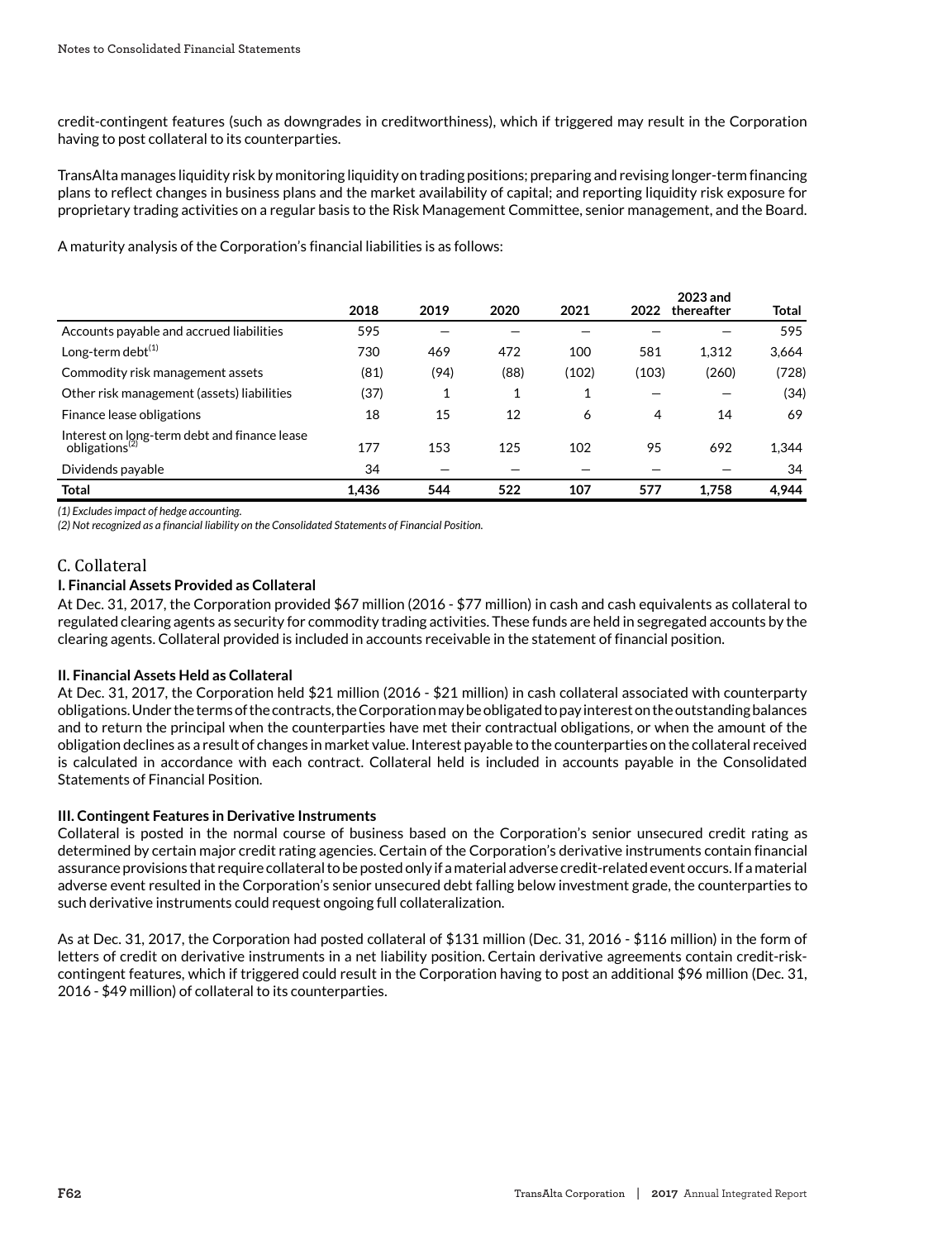credit-contingent features (such as downgrades in creditworthiness), which if triggered may result in the Corporation having to post collateral to its counterparties.

TransAlta manages liquidity risk by monitoring liquidity on trading positions; preparing and revising longer-term financing plans to reflect changes in business plans and the market availability of capital; and reporting liquidity risk exposure for proprietary trading activities on a regular basis to the Risk Management Committee, senior management, and the Board.

A maturity analysis of the Corporation's financial liabilities is as follows:

| | 2018 | 2019 | 2020 | 2021 | 2022 | 2023 and thereafter | Total |
|---|---|---|---|---|---|---|---|
| Accounts payable and accrued liabilities | 595 | — | — | — | — | — | 595 |
| Long-term debt[1] | 730 | 469 | 472 | 100 | 581 | 1,312 | 3,664 |
| Commodity risk management assets | (81) | (94) | (88) | (102) | (103) | (260) | (728) |
| Other risk management (assets) liabilities | (37) | 1 | 1 | 1 | — | — | (34) |
| Finance lease obligations | 18 | 15 | 12 | 6 | 4 | 14 | 69 |
| Interest on long-term debt and finance lease obligations[2] | 177 | 153 | 125 | 102 | 95 | 692 | 1,344 |
| Dividends payable | 34 | — | — | — | — | — | 34 |
| **Total** | **1,436** | **544** | **522** | **107** | **577** | **1,758** | **4,944** |

*(1) Excludes impact of hedge accounting.*
*(2) Not recognized as a financial liability on the Consolidated Statements of Financial Position.*

## C. Collateral

### I. Financial Assets Provided as Collateral

At Dec. 31, 2017, the Corporation provided $67 million (2016 - $77 million) in cash and cash equivalents as collateral to regulated clearing agents as security for commodity trading activities. These funds are held in segregated accounts by the clearing agents. Collateral provided is included in accounts receivable in the statement of financial position.

### II. Financial Assets Held as Collateral

At Dec. 31, 2017, the Corporation held $21 million (2016 - $21 million) in cash collateral associated with counterparty obligations. Under the terms of the contracts, the Corporation may be obligated to pay interest on the outstanding balances and to return the principal when the counterparties have met their contractual obligations, or when the amount of the obligation declines as a result of changes in market value. Interest payable to the counterparties on the collateral received is calculated in accordance with each contract. Collateral held is included in accounts payable in the Consolidated Statements of Financial Position.

### III. Contingent Features in Derivative Instruments

Collateral is posted in the normal course of business based on the Corporation's senior unsecured credit rating as determined by certain major credit rating agencies. Certain of the Corporation's derivative instruments contain financial assurance provisions that require collateral to be posted only if a material adverse credit-related event occurs. If a material adverse event resulted in the Corporation's senior unsecured debt falling below investment grade, the counterparties to such derivative instruments could request ongoing full collateralization.

As at Dec. 31, 2017, the Corporation had posted collateral of $131 million (Dec. 31, 2016 - $116 million) in the form of letters of credit on derivative instruments in a net liability position. Certain derivative agreements contain credit-risk-contingent features, which if triggered could result in the Corporation having to post an additional $96 million (Dec. 31, 2016 - $49 million) of collateral to its counterparties.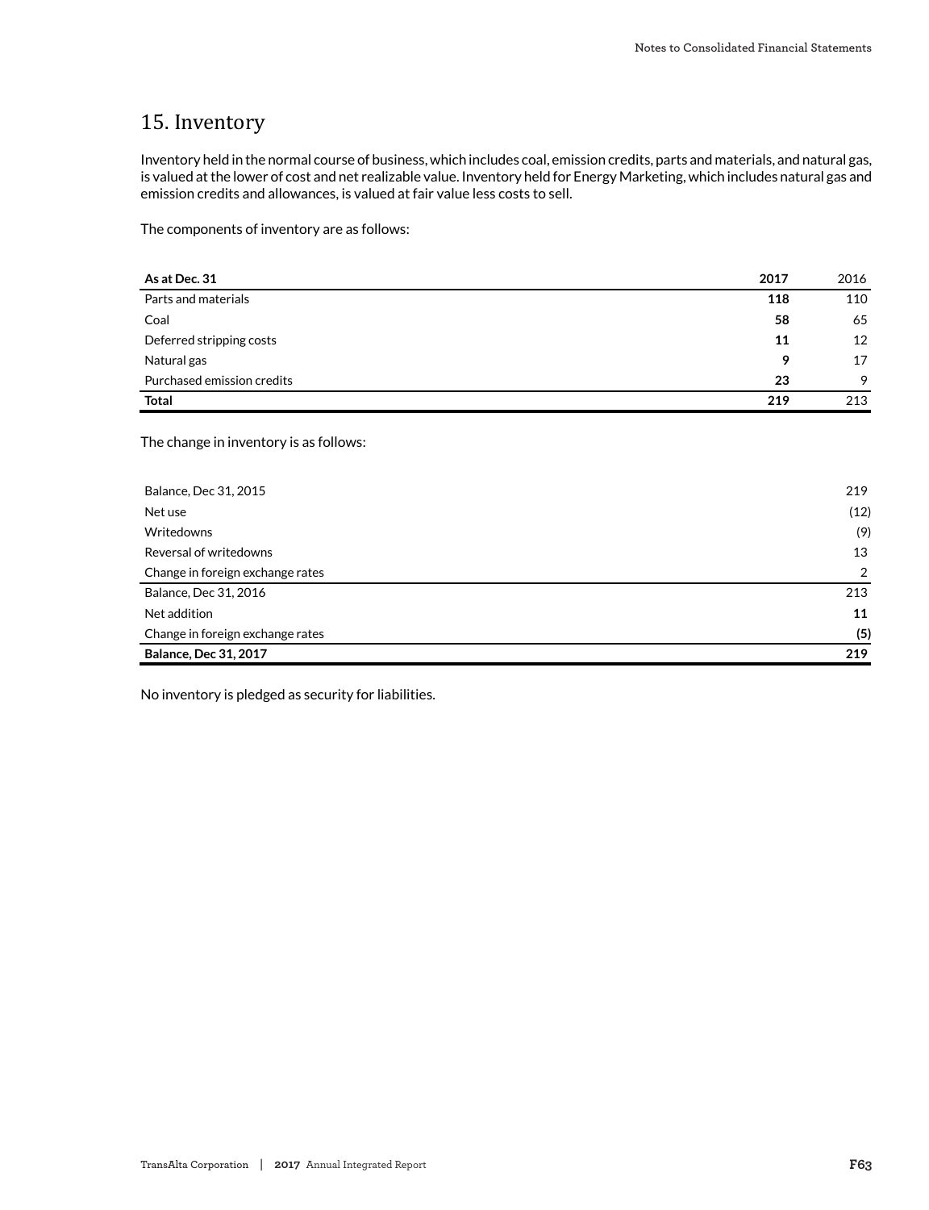## 15. Inventory

Inventory held in the normal course of business, which includes coal, emission credits, parts and materials, and natural gas, is valued at the lower of cost and net realizable value. Inventory held for Energy Marketing, which includes natural gas and emission credits and allowances, is valued at fair value less costs to sell.

The components of inventory are as follows:

| As at Dec. 31 | 2017 | 2016 |
|---|---|---|
| Parts and materials | **118** | 110 |
| Coal | **58** | 65 |
| Deferred stripping costs | **11** | 12 |
| Natural gas | **9** | 17 |
| Purchased emission credits | **23** | 9 |
| **Total** | **219** | 213 |

The change in inventory is as follows:

| | |
|---|---|
| Balance, Dec 31, 2015 | 219 |
| Net use | (12) |
| Writedowns | (9) |
| Reversal of writedowns | 13 |
| Change in foreign exchange rates | 2 |
| Balance, Dec 31, 2016 | 213 |
| Net addition | **11** |
| Change in foreign exchange rates | **(5)** |
| **Balance, Dec 31, 2017** | **219** |

No inventory is pledged as security for liabilities.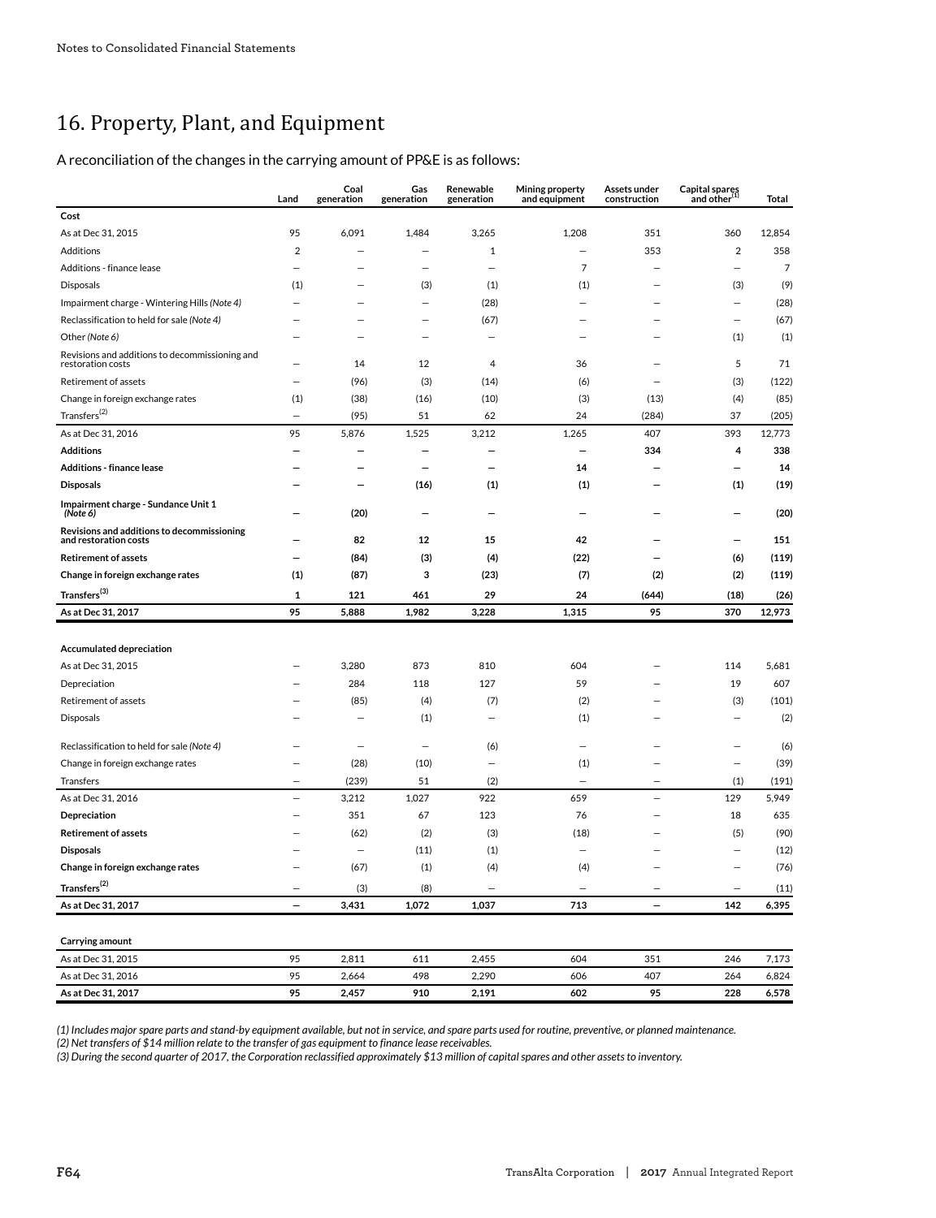# 16. Property, Plant, and Equipment

A reconciliation of the changes in the carrying amount of PP&E is as follows:

| | Land | Coal generation | Gas generation | Renewable generation | Mining property and equipment | Assets under construction | Capital spares and other[1] | Total |
|---|---|---|---|---|---|---|---|---|
| **Cost** | | | | | | | | |
| As at Dec 31, 2015 | 95 | 6,091 | 1,484 | 3,265 | 1,208 | 351 | 360 | 12,854 |
| Additions | 2 | — | — | 1 | — | 353 | 2 | 358 |
| Additions - finance lease | — | — | — | — | 7 | — | — | 7 |
| Disposals | (1) | — | (3) | (1) | (1) | — | (3) | (9) |
| Impairment charge - Wintering Hills *(Note 4)* | — | — | — | (28) | — | — | — | (28) |
| Reclassification to held for sale *(Note 4)* | — | — | — | (67) | — | — | — | (67) |
| Other *(Note 6)* | — | — | — | — | — | — | (1) | (1) |
| Revisions and additions to decommissioning and restoration costs | — | 14 | 12 | 4 | 36 | — | 5 | 71 |
| Retirement of assets | — | (96) | (3) | (14) | (6) | — | (3) | (122) |
| Change in foreign exchange rates | (1) | (38) | (16) | (10) | (3) | (13) | (4) | (85) |
| Transfers[2] | — | (95) | 51 | 62 | 24 | (284) | 37 | (205) |
| As at Dec 31, 2016 | 95 | 5,876 | 1,525 | 3,212 | 1,265 | 407 | 393 | 12,773 |
| **Additions** | **—** | **—** | **—** | **—** | **—** | **334** | **4** | **338** |
| **Additions - finance lease** | **—** | **—** | **—** | **—** | **14** | **—** | **—** | **14** |
| **Disposals** | **—** | **—** | **(16)** | **(1)** | **(1)** | **—** | **(1)** | **(19)** |
| **Impairment charge - Sundance Unit 1 *(Note 6)*** | **—** | **(20)** | **—** | **—** | **—** | **—** | **—** | **(20)** |
| **Revisions and additions to decommissioning and restoration costs** | **—** | **82** | **12** | **15** | **42** | **—** | **—** | **151** |
| **Retirement of assets** | **—** | **(84)** | **(3)** | **(4)** | **(22)** | **—** | **(6)** | **(119)** |
| **Change in foreign exchange rates** | **(1)** | **(87)** | **3** | **(23)** | **(7)** | **(2)** | **(2)** | **(119)** |
| **Transfers[3]** | **1** | **121** | **461** | **29** | **24** | **(644)** | **(18)** | **(26)** |
| **As at Dec 31, 2017** | **95** | **5,888** | **1,982** | **3,228** | **1,315** | **95** | **370** | **12,973** |
| | | | | | | | | |
| **Accumulated depreciation** | | | | | | | | |
| As at Dec 31, 2015 | — | 3,280 | 873 | 810 | 604 | — | 114 | 5,681 |
| Depreciation | — | 284 | 118 | 127 | 59 | — | 19 | 607 |
| Retirement of assets | — | (85) | (4) | (7) | (2) | — | (3) | (101) |
| Disposals | — | — | (1) | — | (1) | — | — | (2) |
| Reclassification to held for sale *(Note 4)* | — | — | — | (6) | — | — | — | (6) |
| Change in foreign exchange rates | — | (28) | (10) | — | (1) | — | — | (39) |
| Transfers | — | (239) | 51 | (2) | — | — | (1) | (191) |
| As at Dec 31, 2016 | — | 3,212 | 1,027 | 922 | 659 | — | 129 | 5,949 |
| **Depreciation** | — | 351 | 67 | 123 | 76 | — | 18 | 635 |
| **Retirement of assets** | — | (62) | (2) | (3) | (18) | — | (5) | (90) |
| **Disposals** | — | — | (11) | (1) | — | — | — | (12) |
| **Change in foreign exchange rates** | — | (67) | (1) | (4) | (4) | — | — | (76) |
| **Transfers[2]** | — | (3) | (8) | — | — | — | — | (11) |
| **As at Dec 31, 2017** | **—** | **3,431** | **1,072** | **1,037** | **713** | **—** | **142** | **6,395** |
| | | | | | | | | |
| **Carrying amount** | | | | | | | | |
| As at Dec 31, 2015 | 95 | 2,811 | 611 | 2,455 | 604 | 351 | 246 | 7,173 |
| As at Dec 31, 2016 | 95 | 2,664 | 498 | 2,290 | 606 | 407 | 264 | 6,824 |
| **As at Dec 31, 2017** | **95** | **2,457** | **910** | **2,191** | **602** | **95** | **228** | **6,578** |

*(1) Includes major spare parts and stand-by equipment available, but not in service, and spare parts used for routine, preventive, or planned maintenance.*
*(2) Net transfers of $14 million relate to the transfer of gas equipment to finance lease receivables.*
*(3) During the second quarter of 2017, the Corporation reclassified approximately $13 million of capital spares and other assets to inventory.*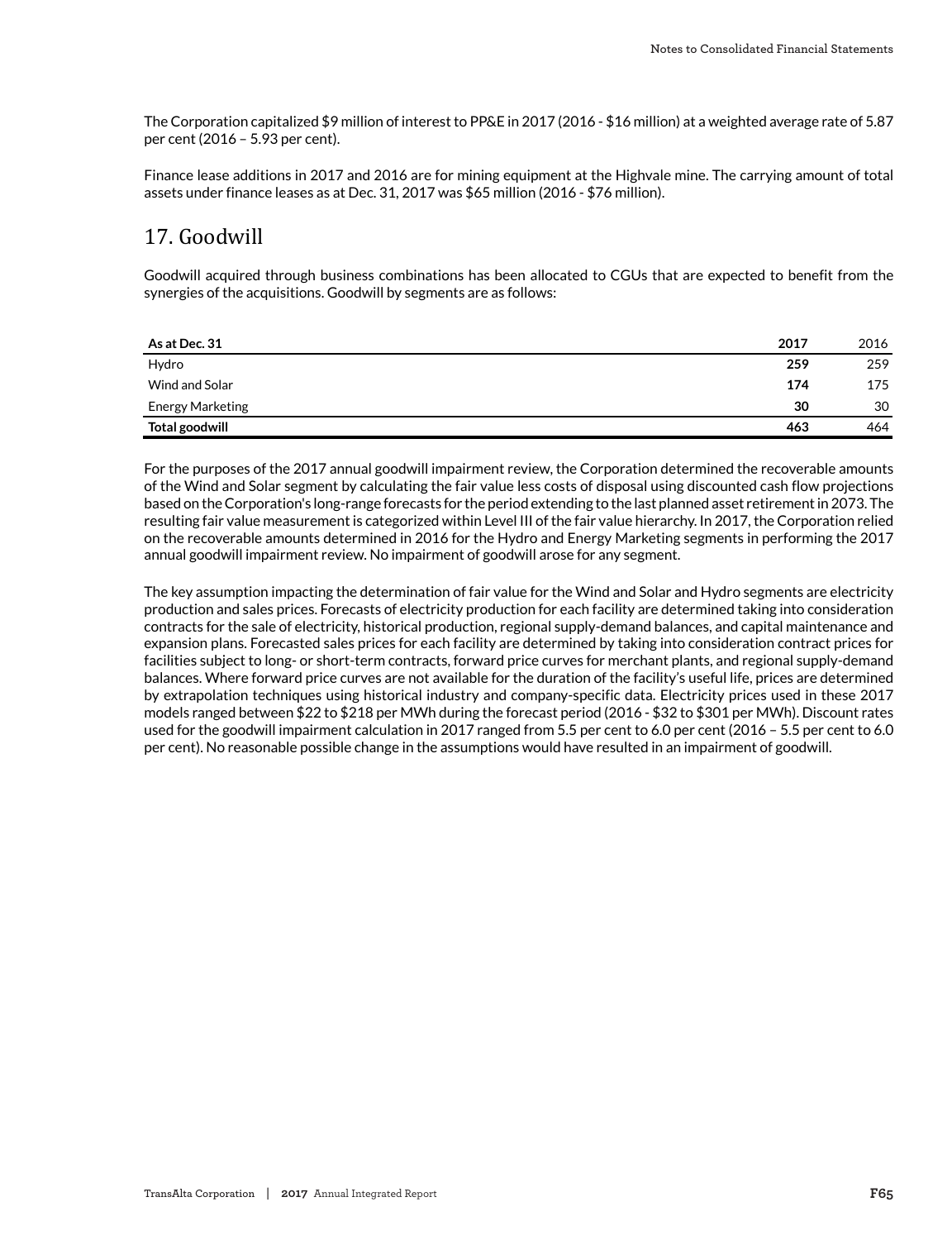The Corporation capitalized $9 million of interest to PP&E in 2017 (2016 - $16 million) at a weighted average rate of 5.87 per cent (2016 – 5.93 per cent).

Finance lease additions in 2017 and 2016 are for mining equipment at the Highvale mine. The carrying amount of total assets under finance leases as at Dec. 31, 2017 was $65 million (2016 - $76 million).

## 17. Goodwill

Goodwill acquired through business combinations has been allocated to CGUs that are expected to benefit from the synergies of the acquisitions. Goodwill by segments are as follows:

| As at Dec. 31 | 2017 | 2016 |
|---|---|---|
| Hydro | **259** | 259 |
| Wind and Solar | **174** | 175 |
| Energy Marketing | **30** | 30 |
| **Total goodwill** | **463** | 464 |

For the purposes of the 2017 annual goodwill impairment review, the Corporation determined the recoverable amounts of the Wind and Solar segment by calculating the fair value less costs of disposal using discounted cash flow projections based on the Corporation's long-range forecasts for the period extending to the last planned asset retirement in 2073. The resulting fair value measurement is categorized within Level III of the fair value hierarchy. In 2017, the Corporation relied on the recoverable amounts determined in 2016 for the Hydro and Energy Marketing segments in performing the 2017 annual goodwill impairment review. No impairment of goodwill arose for any segment.

The key assumption impacting the determination of fair value for the Wind and Solar and Hydro segments are electricity production and sales prices. Forecasts of electricity production for each facility are determined taking into consideration contracts for the sale of electricity, historical production, regional supply-demand balances, and capital maintenance and expansion plans. Forecasted sales prices for each facility are determined by taking into consideration contract prices for facilities subject to long- or short-term contracts, forward price curves for merchant plants, and regional supply-demand balances. Where forward price curves are not available for the duration of the facility's useful life, prices are determined by extrapolation techniques using historical industry and company-specific data. Electricity prices used in these 2017 models ranged between $22 to $218 per MWh during the forecast period (2016 - $32 to $301 per MWh). Discount rates used for the goodwill impairment calculation in 2017 ranged from 5.5 per cent to 6.0 per cent (2016 – 5.5 per cent to 6.0 per cent). No reasonable possible change in the assumptions would have resulted in an impairment of goodwill.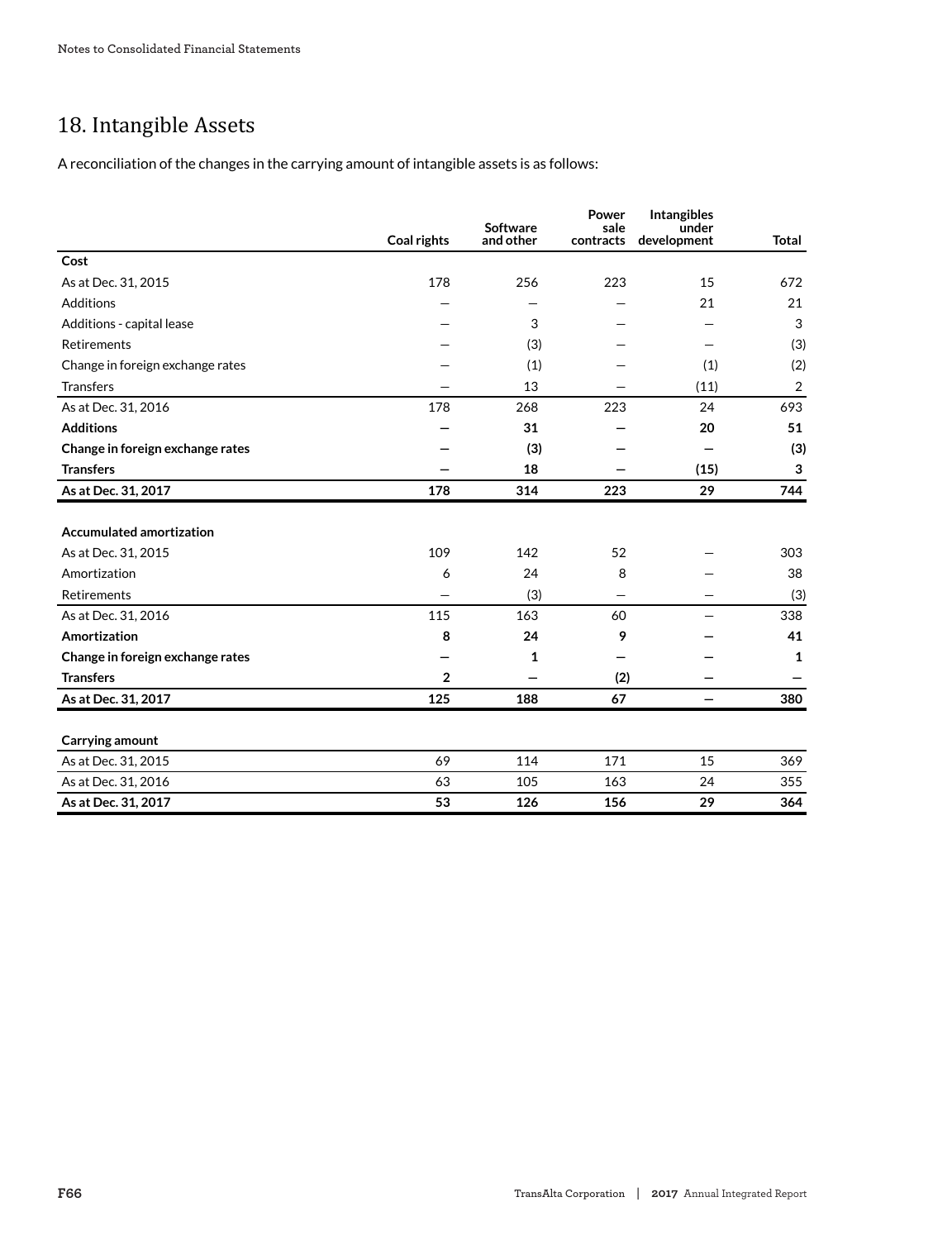# 18. Intangible Assets

A reconciliation of the changes in the carrying amount of intangible assets is as follows:

| | Coal rights | Software and other | Power sale contracts | Intangibles under development | Total |
|---|---|---|---|---|---|
| **Cost** | | | | | |
| As at Dec. 31, 2015 | 178 | 256 | 223 | 15 | 672 |
| Additions | — | — | — | 21 | 21 |
| Additions - capital lease | — | 3 | — | — | 3 |
| Retirements | — | (3) | — | — | (3) |
| Change in foreign exchange rates | — | (1) | — | (1) | (2) |
| Transfers | — | 13 | — | (11) | 2 |
| As at Dec. 31, 2016 | 178 | 268 | 223 | 24 | 693 |
| **Additions** | **—** | **31** | **—** | **20** | **51** |
| **Change in foreign exchange rates** | **—** | **(3)** | **—** | **—** | **(3)** |
| **Transfers** | **—** | **18** | **—** | **(15)** | **3** |
| **As at Dec. 31, 2017** | **178** | **314** | **223** | **29** | **744** |
| | | | | | |
| **Accumulated amortization** | | | | | |
| As at Dec. 31, 2015 | 109 | 142 | 52 | — | 303 |
| Amortization | 6 | 24 | 8 | — | 38 |
| Retirements | — | (3) | — | — | (3) |
| As at Dec. 31, 2016 | 115 | 163 | 60 | — | 338 |
| **Amortization** | **8** | **24** | **9** | **—** | **41** |
| **Change in foreign exchange rates** | **—** | **1** | **—** | **—** | **1** |
| **Transfers** | **2** | **—** | **(2)** | **—** | **—** |
| **As at Dec. 31, 2017** | **125** | **188** | **67** | **—** | **380** |
| | | | | | |
| **Carrying amount** | | | | | |
| As at Dec. 31, 2015 | 69 | 114 | 171 | 15 | 369 |
| As at Dec. 31, 2016 | 63 | 105 | 163 | 24 | 355 |
| **As at Dec. 31, 2017** | **53** | **126** | **156** | **29** | **364** |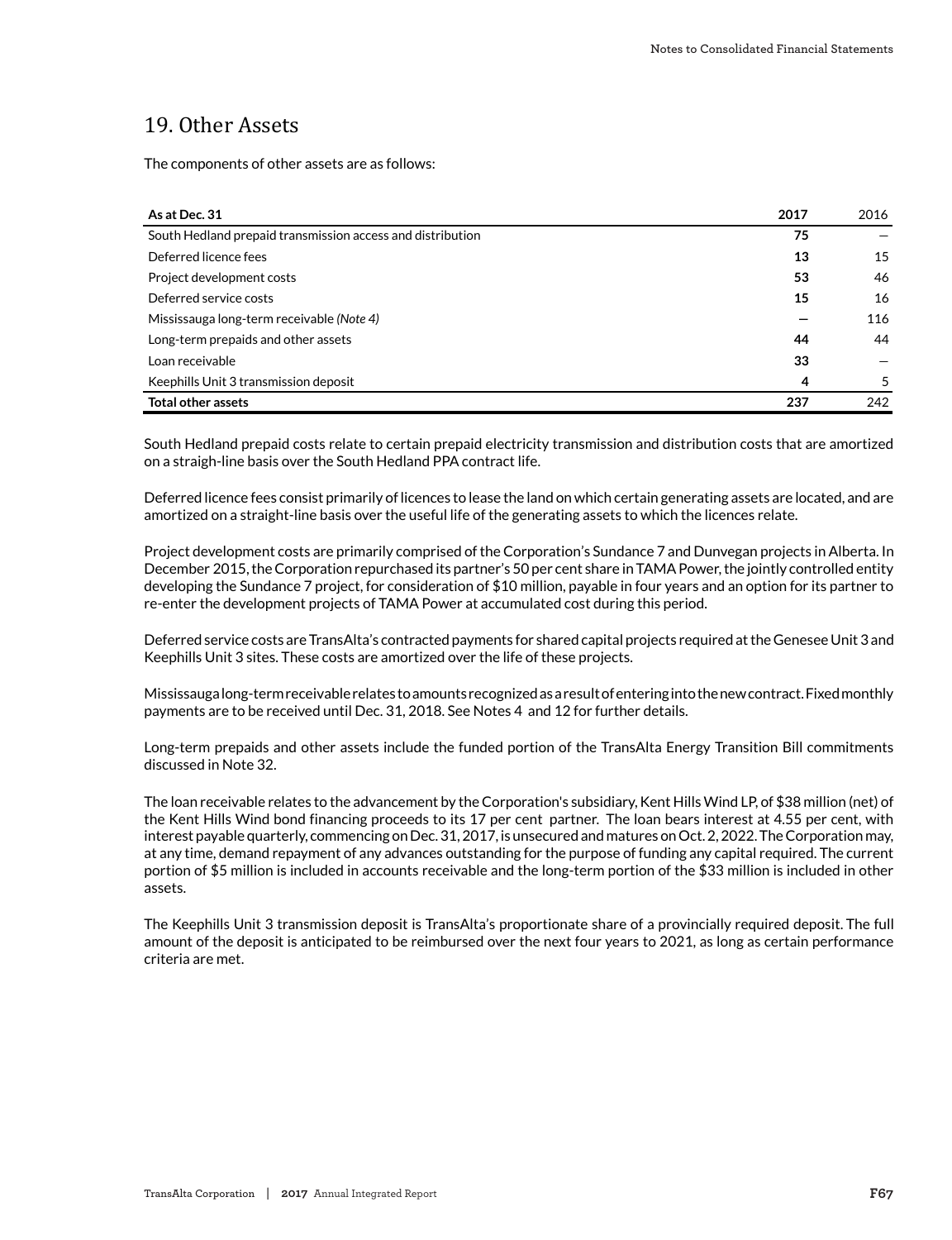## 19. Other Assets

The components of other assets are as follows:

| As at Dec. 31 | 2017 | 2016 |
|---|---|---|
| South Hedland prepaid transmission access and distribution | **75** | — |
| Deferred licence fees | **13** | 15 |
| Project development costs | **53** | 46 |
| Deferred service costs | **15** | 16 |
| Mississauga long-term receivable *(Note 4)* | **—** | 116 |
| Long-term prepaids and other assets | **44** | 44 |
| Loan receivable | **33** | — |
| Keephills Unit 3 transmission deposit | **4** | 5 |
| **Total other assets** | **237** | 242 |

South Hedland prepaid costs relate to certain prepaid electricity transmission and distribution costs that are amortized on a straigh-line basis over the South Hedland PPA contract life.

Deferred licence fees consist primarily of licences to lease the land on which certain generating assets are located, and are amortized on a straight-line basis over the useful life of the generating assets to which the licences relate.

Project development costs are primarily comprised of the Corporation's Sundance 7 and Dunvegan projects in Alberta. In December 2015, the Corporation repurchased its partner's 50 per cent share in TAMA Power, the jointly controlled entity developing the Sundance 7 project, for consideration of $10 million, payable in four years and an option for its partner to re-enter the development projects of TAMA Power at accumulated cost during this period.

Deferred service costs are TransAlta's contracted payments for shared capital projects required at the Genesee Unit 3 and Keephills Unit 3 sites. These costs are amortized over the life of these projects.

Mississauga long-term receivable relates to amounts recognized as a result of entering into the new contract. Fixed monthly payments are to be received until Dec. 31, 2018. See Notes 4 and 12 for further details.

Long-term prepaids and other assets include the funded portion of the TransAlta Energy Transition Bill commitments discussed in Note 32.

The loan receivable relates to the advancement by the Corporation's subsidiary, Kent Hills Wind LP, of $38 million (net) of the Kent Hills Wind bond financing proceeds to its 17 per cent partner. The loan bears interest at 4.55 per cent, with interest payable quarterly, commencing on Dec. 31, 2017, is unsecured and matures on Oct. 2, 2022. The Corporation may, at any time, demand repayment of any advances outstanding for the purpose of funding any capital required. The current portion of $5 million is included in accounts receivable and the long-term portion of the $33 million is included in other assets.

The Keephills Unit 3 transmission deposit is TransAlta's proportionate share of a provincially required deposit. The full amount of the deposit is anticipated to be reimbursed over the next four years to 2021, as long as certain performance criteria are met.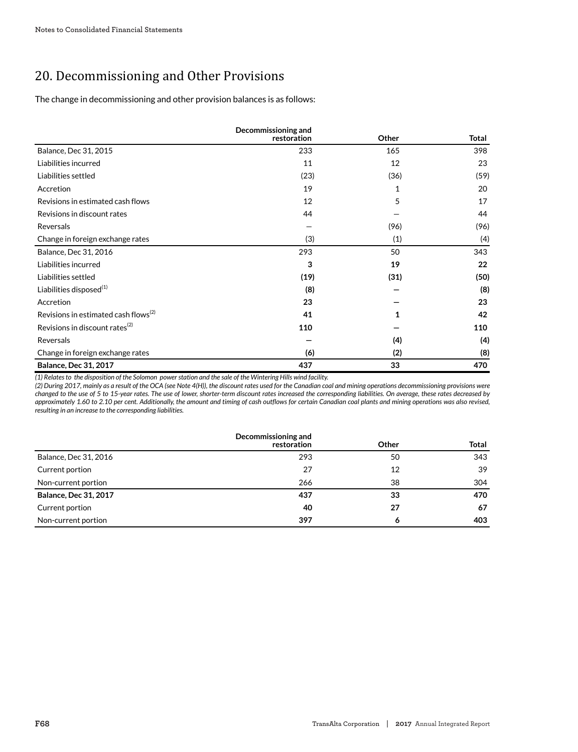## 20. Decommissioning and Other Provisions

The change in decommissioning and other provision balances is as follows:

| | Decommissioning and restoration | Other | Total |
|---|---|---|---|
| Balance, Dec 31, 2015 | 233 | 165 | 398 |
| Liabilities incurred | 11 | 12 | 23 |
| Liabilities settled | (23) | (36) | (59) |
| Accretion | 19 | 1 | 20 |
| Revisions in estimated cash flows | 12 | 5 | 17 |
| Revisions in discount rates | 44 | — | 44 |
| Reversals | — | (96) | (96) |
| Change in foreign exchange rates | (3) | (1) | (4) |
| Balance, Dec 31, 2016 | 293 | 50 | 343 |
| Liabilities incurred | **3** | **19** | **22** |
| Liabilities settled | **(19)** | **(31)** | **(50)** |
| Liabilities disposed[(1)] | **(8)** | **—** | **(8)** |
| Accretion | **23** | **—** | **23** |
| Revisions in estimated cash flows[(2)] | **41** | **1** | **42** |
| Revisions in discount rates[(2)] | **110** | **—** | **110** |
| Reversals | **—** | **(4)** | **(4)** |
| Change in foreign exchange rates | **(6)** | **(2)** | **(8)** |
| **Balance, Dec 31, 2017** | **437** | **33** | **470** |

*(1) Relates to the disposition of the Solomon power station and the sale of the Wintering Hills wind facility.*
*(2) During 2017, mainly as a result of the OCA (see Note 4(H)), the discount rates used for the Canadian coal and mining operations decommissioning provisions were changed to the use of 5 to 15-year rates. The use of lower, shorter-term discount rates increased the corresponding liabilities. On average, these rates decreased by approximately 1.60 to 2.10 per cent. Additionally, the amount and timing of cash outflows for certain Canadian coal plants and mining operations was also revised, resulting in an increase to the corresponding liabilities.*

| | Decommissioning and restoration | Other | Total |
|---|---|---|---|
| Balance, Dec 31, 2016 | 293 | 50 | 343 |
| Current portion | 27 | 12 | 39 |
| Non-current portion | 266 | 38 | 304 |
| **Balance, Dec 31, 2017** | **437** | **33** | **470** |
| Current portion | **40** | **27** | **67** |
| Non-current portion | **397** | **6** | **403** |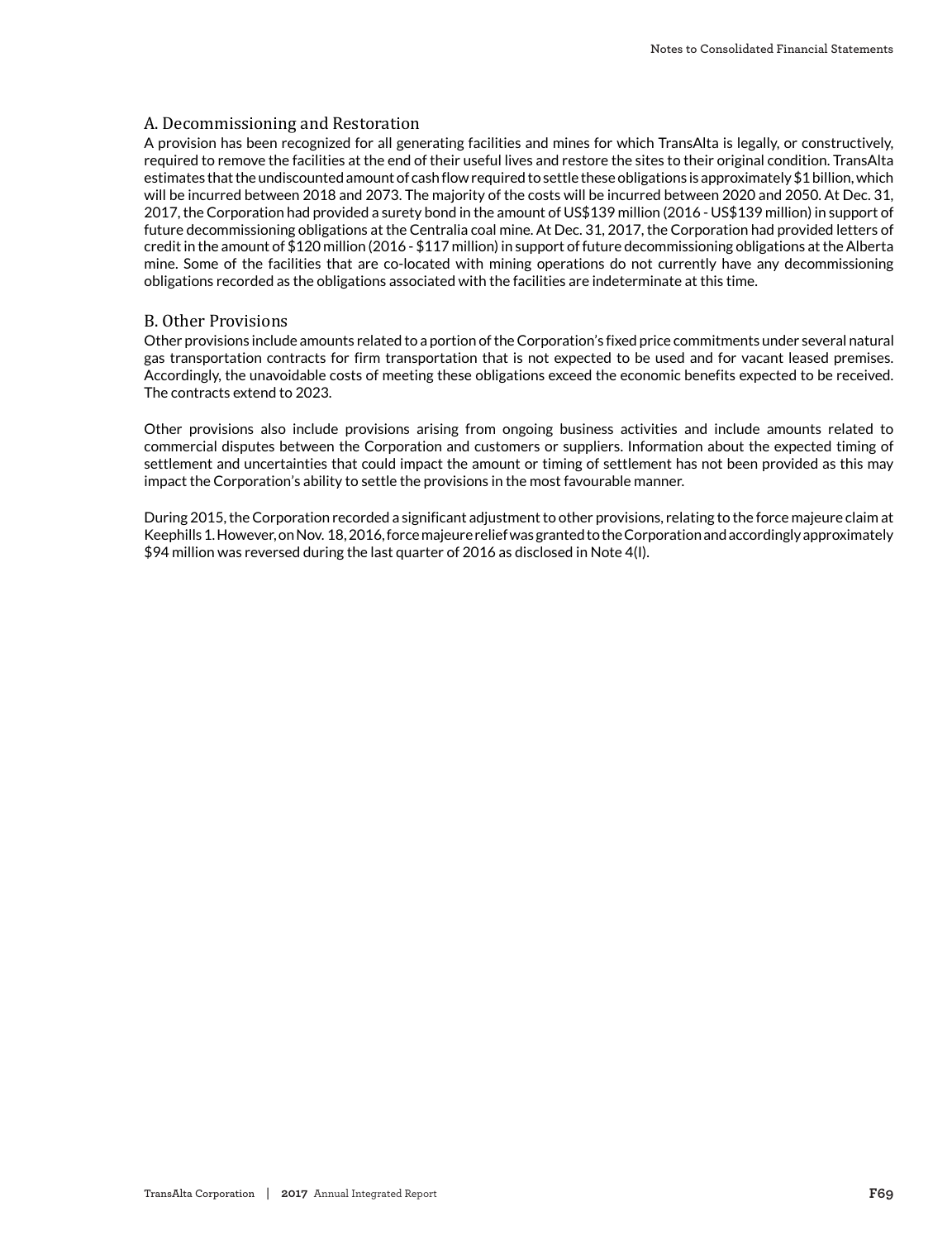## A. Decommissioning and Restoration

A provision has been recognized for all generating facilities and mines for which TransAlta is legally, or constructively, required to remove the facilities at the end of their useful lives and restore the sites to their original condition. TransAlta estimates that the undiscounted amount of cash flow required to settle these obligations is approximately $1 billion, which will be incurred between 2018 and 2073. The majority of the costs will be incurred between 2020 and 2050. At Dec. 31, 2017, the Corporation had provided a surety bond in the amount of US$139 million (2016 - US$139 million) in support of future decommissioning obligations at the Centralia coal mine. At Dec. 31, 2017, the Corporation had provided letters of credit in the amount of $120 million (2016 - $117 million) in support of future decommissioning obligations at the Alberta mine. Some of the facilities that are co-located with mining operations do not currently have any decommissioning obligations recorded as the obligations associated with the facilities are indeterminate at this time.

## B. Other Provisions

Other provisions include amounts related to a portion of the Corporation's fixed price commitments under several natural gas transportation contracts for firm transportation that is not expected to be used and for vacant leased premises. Accordingly, the unavoidable costs of meeting these obligations exceed the economic benefits expected to be received. The contracts extend to 2023.

Other provisions also include provisions arising from ongoing business activities and include amounts related to commercial disputes between the Corporation and customers or suppliers. Information about the expected timing of settlement and uncertainties that could impact the amount or timing of settlement has not been provided as this may impact the Corporation's ability to settle the provisions in the most favourable manner.

During 2015, the Corporation recorded a significant adjustment to other provisions, relating to the force majeure claim at Keephills 1. However, on Nov. 18, 2016, force majeure relief was granted to the Corporation and accordingly approximately $94 million was reversed during the last quarter of 2016 as disclosed in Note 4(I).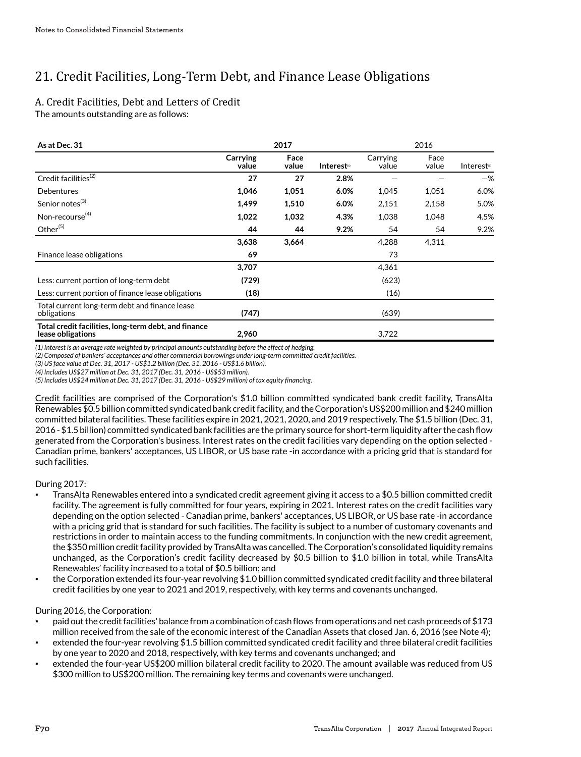# 21. Credit Facilities, Long-Term Debt, and Finance Lease Obligations

## A. Credit Facilities, Debt and Letters of Credit

The amounts outstanding are as follows:

| As at Dec. 31 | 2017 | | | 2016 | | |
|---|---|---|---|---|---|---|
| | **Carrying value** | **Face value** | **Interest(1)** | Carrying value | Face value | Interest(1) |
| Credit facilities(2) | **27** | **27** | **2.8%** | — | — | —% |
| Debentures | **1,046** | **1,051** | **6.0%** | 1,045 | 1,051 | 6.0% |
| Senior notes(3) | **1,499** | **1,510** | **6.0%** | 2,151 | 2,158 | 5.0% |
| Non-recourse(4) | **1,022** | **1,032** | **4.3%** | 1,038 | 1,048 | 4.5% |
| Other(5) | **44** | **44** | **9.2%** | 54 | 54 | 9.2% |
| | **3,638** | **3,664** | | 4,288 | 4,311 | |
| Finance lease obligations | **69** | | | 73 | | |
| | **3,707** | | | 4,361 | | |
| Less: current portion of long-term debt | **(729)** | | | (623) | | |
| Less: current portion of finance lease obligations | **(18)** | | | (16) | | |
| Total current long-term debt and finance lease obligations | **(747)** | | | (639) | | |
| **Total credit facilities, long-term debt, and finance lease obligations** | **2,960** | | | 3,722 | | |

*(1) Interest is an average rate weighted by principal amounts outstanding before the effect of hedging.*
*(2) Composed of bankers' acceptances and other commercial borrowings under long-term committed credit facilities.*
*(3) US face value at Dec. 31, 2017 - US$1.2 billion (Dec. 31, 2016 - US$1.6 billion).*
*(4) Includes US$27 million at Dec. 31, 2017 (Dec. 31, 2016 - US$53 million).*
*(5) Includes US$24 million at Dec. 31, 2017 (Dec. 31, 2016 - US$29 million) of tax equity financing.*

Credit facilities are comprised of the Corporation's $1.0 billion committed syndicated bank credit facility, TransAlta Renewables $0.5 billion committed syndicated bank credit facility, and the Corporation's US$200 million and $240 million committed bilateral facilities. These facilities expire in 2021, 2021, 2020, and 2019 respectively. The $1.5 billion (Dec. 31, 2016 - $1.5 billion) committed syndicated bank facilities are the primary source for short-term liquidity after the cash flow generated from the Corporation's business. Interest rates on the credit facilities vary depending on the option selected - Canadian prime, bankers' acceptances, US LIBOR, or US base rate -in accordance with a pricing grid that is standard for such facilities.

During 2017:

- TransAlta Renewables entered into a syndicated credit agreement giving it access to a $0.5 billion committed credit facility. The agreement is fully committed for four years, expiring in 2021. Interest rates on the credit facilities vary depending on the option selected - Canadian prime, bankers' acceptances, US LIBOR, or US base rate -in accordance with a pricing grid that is standard for such facilities. The facility is subject to a number of customary covenants and restrictions in order to maintain access to the funding commitments. In conjunction with the new credit agreement, the $350 million credit facility provided by TransAlta was cancelled. The Corporation's consolidated liquidity remains unchanged, as the Corporation's credit facility decreased by $0.5 billion to $1.0 billion in total, while TransAlta Renewables' facility increased to a total of $0.5 billion; and
- the Corporation extended its four-year revolving $1.0 billion committed syndicated credit facility and three bilateral credit facilities by one year to 2021 and 2019, respectively, with key terms and covenants unchanged.

During 2016, the Corporation:

- paid out the credit facilities' balance from a combination of cash flows from operations and net cash proceeds of $173 million received from the sale of the economic interest of the Canadian Assets that closed Jan. 6, 2016 (see Note 4);
- extended the four-year revolving $1.5 billion committed syndicated credit facility and three bilateral credit facilities by one year to 2020 and 2018, respectively, with key terms and covenants unchanged; and
- extended the four-year US$200 million bilateral credit facility to 2020. The amount available was reduced from US $300 million to US$200 million. The remaining key terms and covenants were unchanged.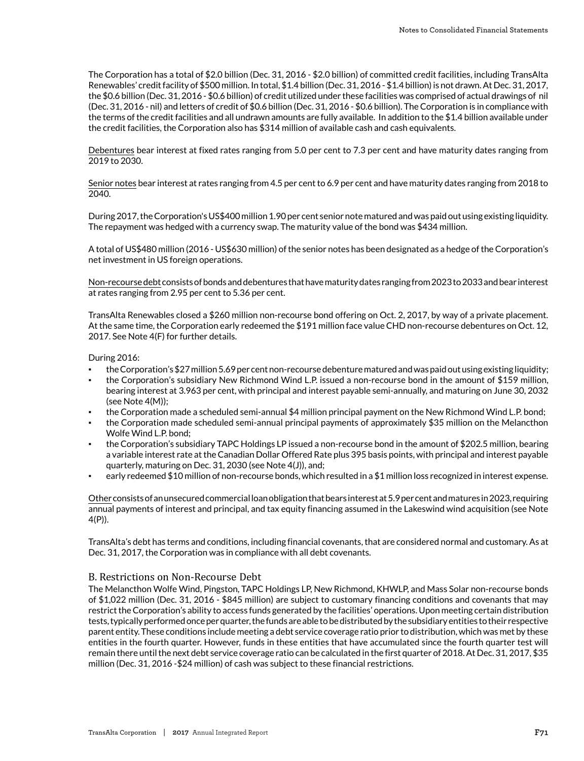The Corporation has a total of $2.0 billion (Dec. 31, 2016 - $2.0 billion) of committed credit facilities, including TransAlta Renewables' credit facility of $500 million. In total, $1.4 billion (Dec. 31, 2016 - $1.4 billion) is not drawn. At Dec. 31, 2017, the $0.6 billion (Dec. 31, 2016 - $0.6 billion) of credit utilized under these facilities was comprised of actual drawings of nil (Dec. 31, 2016 - nil) and letters of credit of $0.6 billion (Dec. 31, 2016 - $0.6 billion). The Corporation is in compliance with the terms of the credit facilities and all undrawn amounts are fully available. In addition to the $1.4 billion available under the credit facilities, the Corporation also has $314 million of available cash and cash equivalents.

Debentures bear interest at fixed rates ranging from 5.0 per cent to 7.3 per cent and have maturity dates ranging from 2019 to 2030.

Senior notes bear interest at rates ranging from 4.5 per cent to 6.9 per cent and have maturity dates ranging from 2018 to 2040.

During 2017, the Corporation's US$400 million 1.90 per cent senior note matured and was paid out using existing liquidity. The repayment was hedged with a currency swap. The maturity value of the bond was $434 million.

A total of US$480 million (2016 - US$630 million) of the senior notes has been designated as a hedge of the Corporation's net investment in US foreign operations.

Non-recourse debt consists of bonds and debentures that have maturity dates ranging from 2023 to 2033 and bear interest at rates ranging from 2.95 per cent to 5.36 per cent.

TransAlta Renewables closed a $260 million non-recourse bond offering on Oct. 2, 2017, by way of a private placement. At the same time, the Corporation early redeemed the $191 million face value CHD non-recourse debentures on Oct. 12, 2017. See Note 4(F) for further details.

During 2016:

- the Corporation's $27 million 5.69 per cent non-recourse debenture matured and was paid out using existing liquidity;
- the Corporation's subsidiary New Richmond Wind L.P. issued a non-recourse bond in the amount of $159 million, bearing interest at 3.963 per cent, with principal and interest payable semi-annually, and maturing on June 30, 2032 (see Note 4(M));
- the Corporation made a scheduled semi-annual $4 million principal payment on the New Richmond Wind L.P. bond;
- the Corporation made scheduled semi-annual principal payments of approximately $35 million on the Melancthon Wolfe Wind L.P. bond;
- the Corporation's subsidiary TAPC Holdings LP issued a non-recourse bond in the amount of $202.5 million, bearing a variable interest rate at the Canadian Dollar Offered Rate plus 395 basis points, with principal and interest payable quarterly, maturing on Dec. 31, 2030 (see Note 4(J)), and;
- early redeemed $10 million of non-recourse bonds, which resulted in a $1 million loss recognized in interest expense.

Other consists of an unsecured commercial loan obligation that bears interest at 5.9 per cent and matures in 2023, requiring annual payments of interest and principal, and tax equity financing assumed in the Lakeswind wind acquisition (see Note 4(P)).

TransAlta's debt has terms and conditions, including financial covenants, that are considered normal and customary. As at Dec. 31, 2017, the Corporation was in compliance with all debt covenants.

### B. Restrictions on Non-Recourse Debt

The Melancthon Wolfe Wind, Pingston, TAPC Holdings LP, New Richmond, KHWLP, and Mass Solar non-recourse bonds of $1,022 million (Dec. 31, 2016 - $845 million) are subject to customary financing conditions and covenants that may restrict the Corporation's ability to access funds generated by the facilities' operations. Upon meeting certain distribution tests, typically performed once per quarter, the funds are able to be distributed by the subsidiary entities to their respective parent entity. These conditions include meeting a debt service coverage ratio prior to distribution, which was met by these entities in the fourth quarter. However, funds in these entities that have accumulated since the fourth quarter test will remain there until the next debt service coverage ratio can be calculated in the first quarter of 2018. At Dec. 31, 2017, $35 million (Dec. 31, 2016 -$24 million) of cash was subject to these financial restrictions.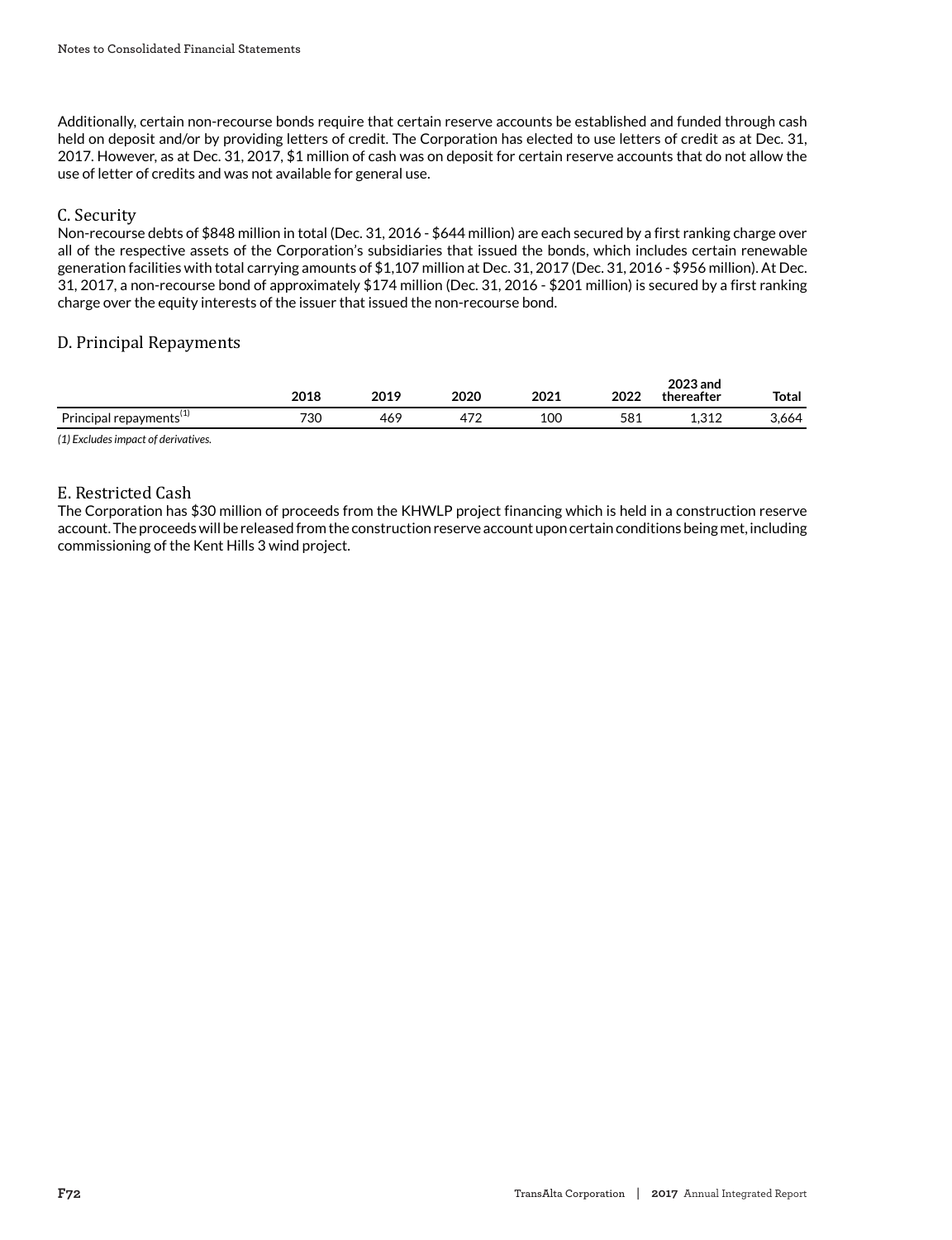Additionally, certain non-recourse bonds require that certain reserve accounts be established and funded through cash held on deposit and/or by providing letters of credit. The Corporation has elected to use letters of credit as at Dec. 31, 2017. However, as at Dec. 31, 2017, $1 million of cash was on deposit for certain reserve accounts that do not allow the use of letter of credits and was not available for general use.

## C. Security

Non-recourse debts of $848 million in total (Dec. 31, 2016 - $644 million) are each secured by a first ranking charge over all of the respective assets of the Corporation's subsidiaries that issued the bonds, which includes certain renewable generation facilities with total carrying amounts of $1,107 million at Dec. 31, 2017 (Dec. 31, 2016 - $956 million). At Dec. 31, 2017, a non-recourse bond of approximately $174 million (Dec. 31, 2016 - $201 million) is secured by a first ranking charge over the equity interests of the issuer that issued the non-recourse bond.

## D. Principal Repayments

| | 2018 | 2019 | 2020 | 2021 | 2022 | 2023 and thereafter | Total |
|---|---|---|---|---|---|---|---|
| Principal repayments[1] | 730 | 469 | 472 | 100 | 581 | 1,312 | 3,664 |

*(1) Excludes impact of derivatives.*

## E. Restricted Cash

The Corporation has $30 million of proceeds from the KHWLP project financing which is held in a construction reserve account. The proceeds will be released from the construction reserve account upon certain conditions being met, including commissioning of the Kent Hills 3 wind project.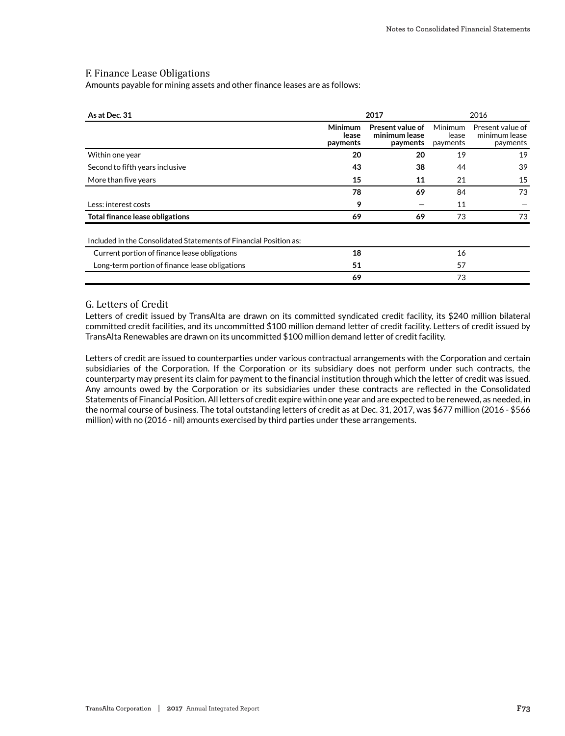## F. Finance Lease Obligations

Amounts payable for mining assets and other finance leases are as follows:

| As at Dec. 31 | 2017 | | 2016 | |
|---|---|---|---|---|
| | **Minimum lease payments** | **Present value of minimum lease payments** | Minimum lease payments | Present value of minimum lease payments |
| Within one year | **20** | **20** | 19 | 19 |
| Second to fifth years inclusive | **43** | **38** | 44 | 39 |
| More than five years | **15** | **11** | 21 | 15 |
| | **78** | **69** | 84 | 73 |
| Less: interest costs | **9** | **—** | 11 | — |
| **Total finance lease obligations** | **69** | **69** | 73 | 73 |

| Included in the Consolidated Statements of Financial Position as: | 2017 | 2016 |
|---|---|---|
| Current portion of finance lease obligations | **18** | 16 |
| Long-term portion of finance lease obligations | **51** | 57 |
| | **69** | 73 |

## G. Letters of Credit

Letters of credit issued by TransAlta are drawn on its committed syndicated credit facility, its $240 million bilateral committed credit facilities, and its uncommitted $100 million demand letter of credit facility. Letters of credit issued by TransAlta Renewables are drawn on its uncommitted $100 million demand letter of credit facility.

Letters of credit are issued to counterparties under various contractual arrangements with the Corporation and certain subsidiaries of the Corporation. If the Corporation or its subsidiary does not perform under such contracts, the counterparty may present its claim for payment to the financial institution through which the letter of credit was issued. Any amounts owed by the Corporation or its subsidiaries under these contracts are reflected in the Consolidated Statements of Financial Position. All letters of credit expire within one year and are expected to be renewed, as needed, in the normal course of business. The total outstanding letters of credit as at Dec. 31, 2017, was $677 million (2016 - $566 million) with no (2016 - nil) amounts exercised by third parties under these arrangements.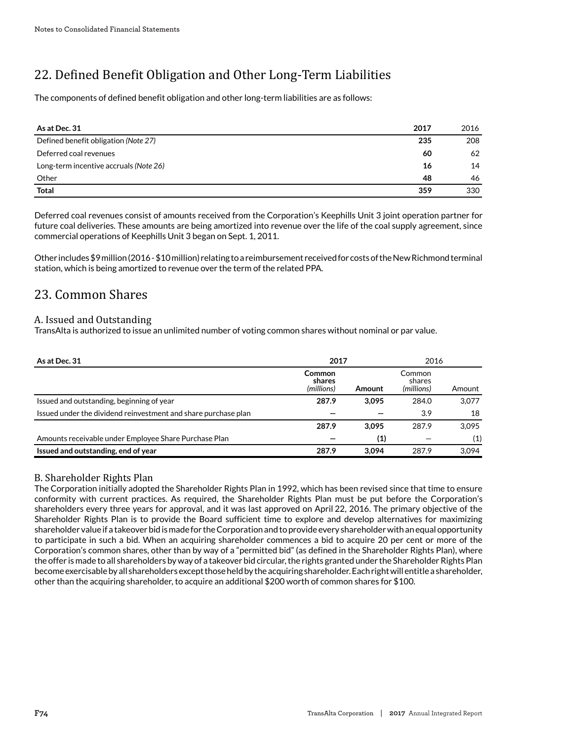# 22. Defined Benefit Obligation and Other Long-Term Liabilities

The components of defined benefit obligation and other long-term liabilities are as follows:

| As at Dec. 31 | 2017 | 2016 |
|---|---|---|
| Defined benefit obligation *(Note 27)* | **235** | 208 |
| Deferred coal revenues | **60** | 62 |
| Long-term incentive accruals *(Note 26)* | **16** | 14 |
| Other | **48** | 46 |
| **Total** | **359** | 330 |

Deferred coal revenues consist of amounts received from the Corporation's Keephills Unit 3 joint operation partner for future coal deliveries. These amounts are being amortized into revenue over the life of the coal supply agreement, since commercial operations of Keephills Unit 3 began on Sept. 1, 2011.

Other includes $9 million (2016 - $10 million) relating to a reimbursement received for costs of the New Richmond terminal station, which is being amortized to revenue over the term of the related PPA.

# 23. Common Shares

## A. Issued and Outstanding

TransAlta is authorized to issue an unlimited number of voting common shares without nominal or par value.

| As at Dec. 31 | 2017 | | 2016 | |
|---|---|---|---|---|
| | **Common shares *(millions)*** | **Amount** | Common shares *(millions)* | Amount |
| Issued and outstanding, beginning of year | **287.9** | **3,095** | 284.0 | 3,077 |
| Issued under the dividend reinvestment and share purchase plan | **—** | **—** | 3.9 | 18 |
| | **287.9** | **3,095** | 287.9 | 3,095 |
| Amounts receivable under Employee Share Purchase Plan | **—** | **(1)** | — | (1) |
| **Issued and outstanding, end of year** | **287.9** | **3,094** | 287.9 | 3,094 |

## B. Shareholder Rights Plan

The Corporation initially adopted the Shareholder Rights Plan in 1992, which has been revised since that time to ensure conformity with current practices. As required, the Shareholder Rights Plan must be put before the Corporation's shareholders every three years for approval, and it was last approved on April 22, 2016. The primary objective of the Shareholder Rights Plan is to provide the Board sufficient time to explore and develop alternatives for maximizing shareholder value if a takeover bid is made for the Corporation and to provide every shareholder with an equal opportunity to participate in such a bid. When an acquiring shareholder commences a bid to acquire 20 per cent or more of the Corporation's common shares, other than by way of a "permitted bid" (as defined in the Shareholder Rights Plan), where the offer is made to all shareholders by way of a takeover bid circular, the rights granted under the Shareholder Rights Plan become exercisable by all shareholders except those held by the acquiring shareholder. Each right will entitle a shareholder, other than the acquiring shareholder, to acquire an additional $200 worth of common shares for $100.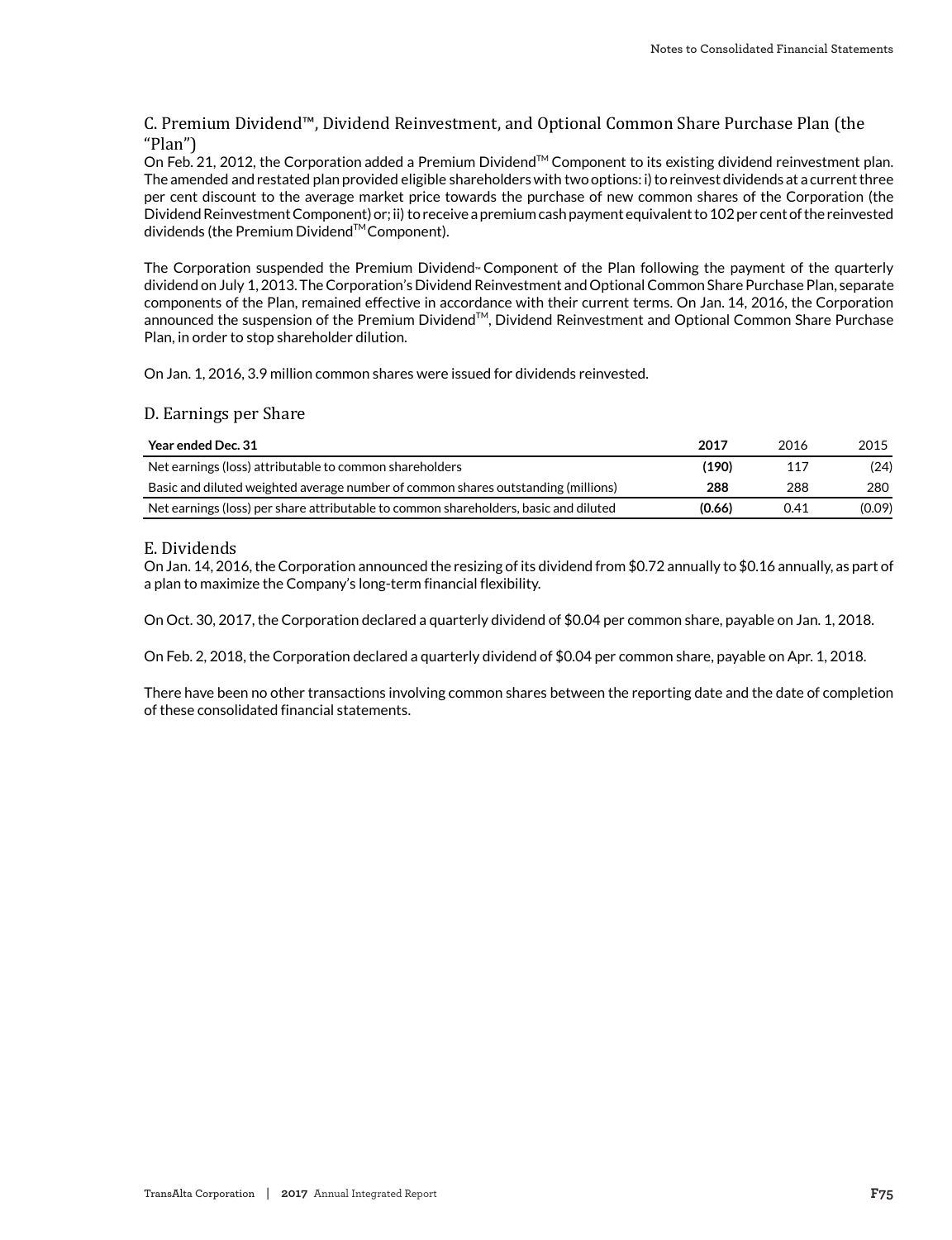## C. Premium Dividend™, Dividend Reinvestment, and Optional Common Share Purchase Plan (the "Plan")

On Feb. 21, 2012, the Corporation added a Premium Dividend™ Component to its existing dividend reinvestment plan. The amended and restated plan provided eligible shareholders with two options: i) to reinvest dividends at a current three per cent discount to the average market price towards the purchase of new common shares of the Corporation (the Dividend Reinvestment Component) or; ii) to receive a premium cash payment equivalent to 102 per cent of the reinvested dividends (the Premium Dividend™ Component).

The Corporation suspended the Premium Dividend™ Component of the Plan following the payment of the quarterly dividend on July 1, 2013. The Corporation's Dividend Reinvestment and Optional Common Share Purchase Plan, separate components of the Plan, remained effective in accordance with their current terms. On Jan. 14, 2016, the Corporation announced the suspension of the Premium Dividend™, Dividend Reinvestment and Optional Common Share Purchase Plan, in order to stop shareholder dilution.

On Jan. 1, 2016, 3.9 million common shares were issued for dividends reinvested.

## D. Earnings per Share

| Year ended Dec. 31 | **2017** | 2016 | 2015 |
|---|---|---|---|
| Net earnings (loss) attributable to common shareholders | **(190)** | 117 | (24) |
| Basic and diluted weighted average number of common shares outstanding (millions) | **288** | 288 | 280 |
| Net earnings (loss) per share attributable to common shareholders, basic and diluted | **(0.66)** | 0.41 | (0.09) |

## E. Dividends

On Jan. 14, 2016, the Corporation announced the resizing of its dividend from $0.72 annually to $0.16 annually, as part of a plan to maximize the Company's long-term financial flexibility.

On Oct. 30, 2017, the Corporation declared a quarterly dividend of $0.04 per common share, payable on Jan. 1, 2018.

On Feb. 2, 2018, the Corporation declared a quarterly dividend of $0.04 per common share, payable on Apr. 1, 2018.

There have been no other transactions involving common shares between the reporting date and the date of completion of these consolidated financial statements.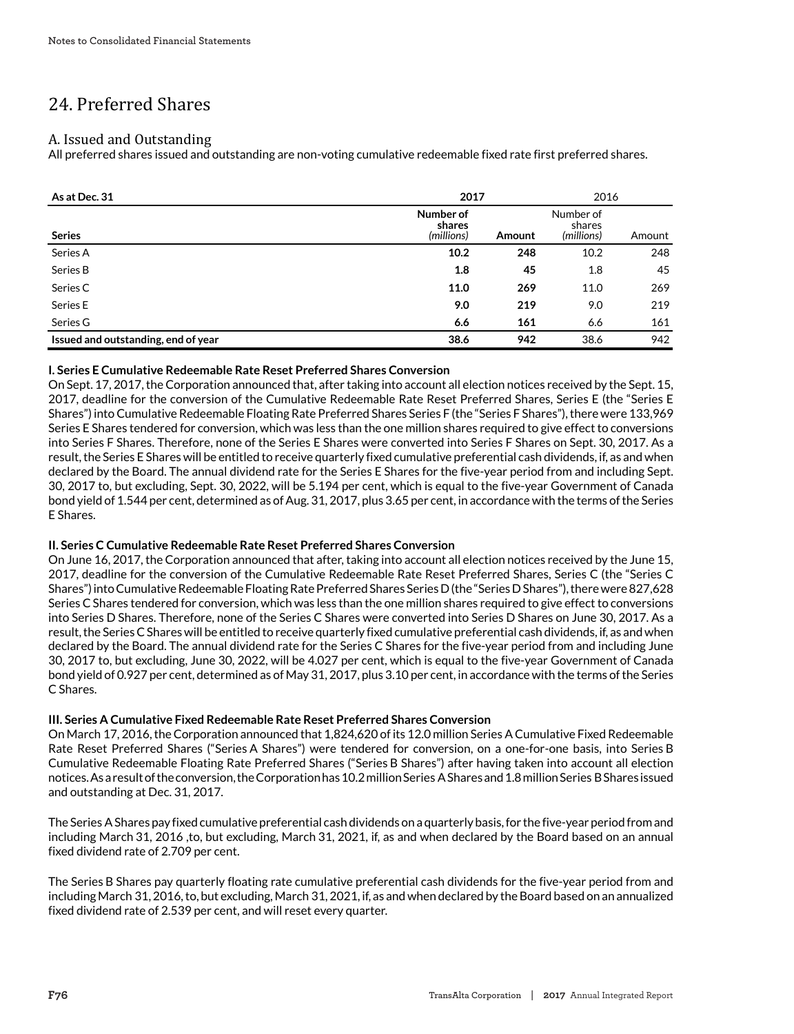# 24. Preferred Shares

## A. Issued and Outstanding

All preferred shares issued and outstanding are non-voting cumulative redeemable fixed rate first preferred shares.

| As at Dec. 31 | 2017 | | 2016 | |
|---|---|---|---|---|
| Series | Number of shares *(millions)* | Amount | Number of shares *(millions)* | Amount |
| Series A | **10.2** | **248** | 10.2 | 248 |
| Series B | **1.8** | **45** | 1.8 | 45 |
| Series C | **11.0** | **269** | 11.0 | 269 |
| Series E | **9.0** | **219** | 9.0 | 219 |
| Series G | **6.6** | **161** | 6.6 | 161 |
| **Issued and outstanding, end of year** | **38.6** | **942** | 38.6 | 942 |

**I. Series E Cumulative Redeemable Rate Reset Preferred Shares Conversion**

On Sept. 17, 2017, the Corporation announced that, after taking into account all election notices received by the Sept. 15, 2017, deadline for the conversion of the Cumulative Redeemable Rate Reset Preferred Shares, Series E (the "Series E Shares") into Cumulative Redeemable Floating Rate Preferred Shares Series F (the "Series F Shares"), there were 133,969 Series E Shares tendered for conversion, which was less than the one million shares required to give effect to conversions into Series F Shares. Therefore, none of the Series E Shares were converted into Series F Shares on Sept. 30, 2017. As a result, the Series E Shares will be entitled to receive quarterly fixed cumulative preferential cash dividends, if, as and when declared by the Board. The annual dividend rate for the Series E Shares for the five-year period from and including Sept. 30, 2017 to, but excluding, Sept. 30, 2022, will be 5.194 per cent, which is equal to the five-year Government of Canada bond yield of 1.544 per cent, determined as of Aug. 31, 2017, plus 3.65 per cent, in accordance with the terms of the Series E Shares.

**II. Series C Cumulative Redeemable Rate Reset Preferred Shares Conversion**

On June 16, 2017, the Corporation announced that after, taking into account all election notices received by the June 15, 2017, deadline for the conversion of the Cumulative Redeemable Rate Reset Preferred Shares, Series C (the "Series C Shares") into Cumulative Redeemable Floating Rate Preferred Shares Series D (the "Series D Shares"), there were 827,628 Series C Shares tendered for conversion, which was less than the one million shares required to give effect to conversions into Series D Shares. Therefore, none of the Series C Shares were converted into Series D Shares on June 30, 2017. As a result, the Series C Shares will be entitled to receive quarterly fixed cumulative preferential cash dividends, if, as and when declared by the Board. The annual dividend rate for the Series C Shares for the five-year period from and including June 30, 2017 to, but excluding, June 30, 2022, will be 4.027 per cent, which is equal to the five-year Government of Canada bond yield of 0.927 per cent, determined as of May 31, 2017, plus 3.10 per cent, in accordance with the terms of the Series C Shares.

**III. Series A Cumulative Fixed Redeemable Rate Reset Preferred Shares Conversion**

On March 17, 2016, the Corporation announced that 1,824,620 of its 12.0 million Series A Cumulative Fixed Redeemable Rate Reset Preferred Shares ("Series A Shares") were tendered for conversion, on a one-for-one basis, into Series B Cumulative Redeemable Floating Rate Preferred Shares ("Series B Shares") after having taken into account all election notices. As a result of the conversion, the Corporation has 10.2 million Series A Shares and 1.8 million Series B Shares issued and outstanding at Dec. 31, 2017.

The Series A Shares pay fixed cumulative preferential cash dividends on a quarterly basis, for the five-year period from and including March 31, 2016 ,to, but excluding, March 31, 2021, if, as and when declared by the Board based on an annual fixed dividend rate of 2.709 per cent.

The Series B Shares pay quarterly floating rate cumulative preferential cash dividends for the five-year period from and including March 31, 2016, to, but excluding, March 31, 2021, if, as and when declared by the Board based on an annualized fixed dividend rate of 2.539 per cent, and will reset every quarter.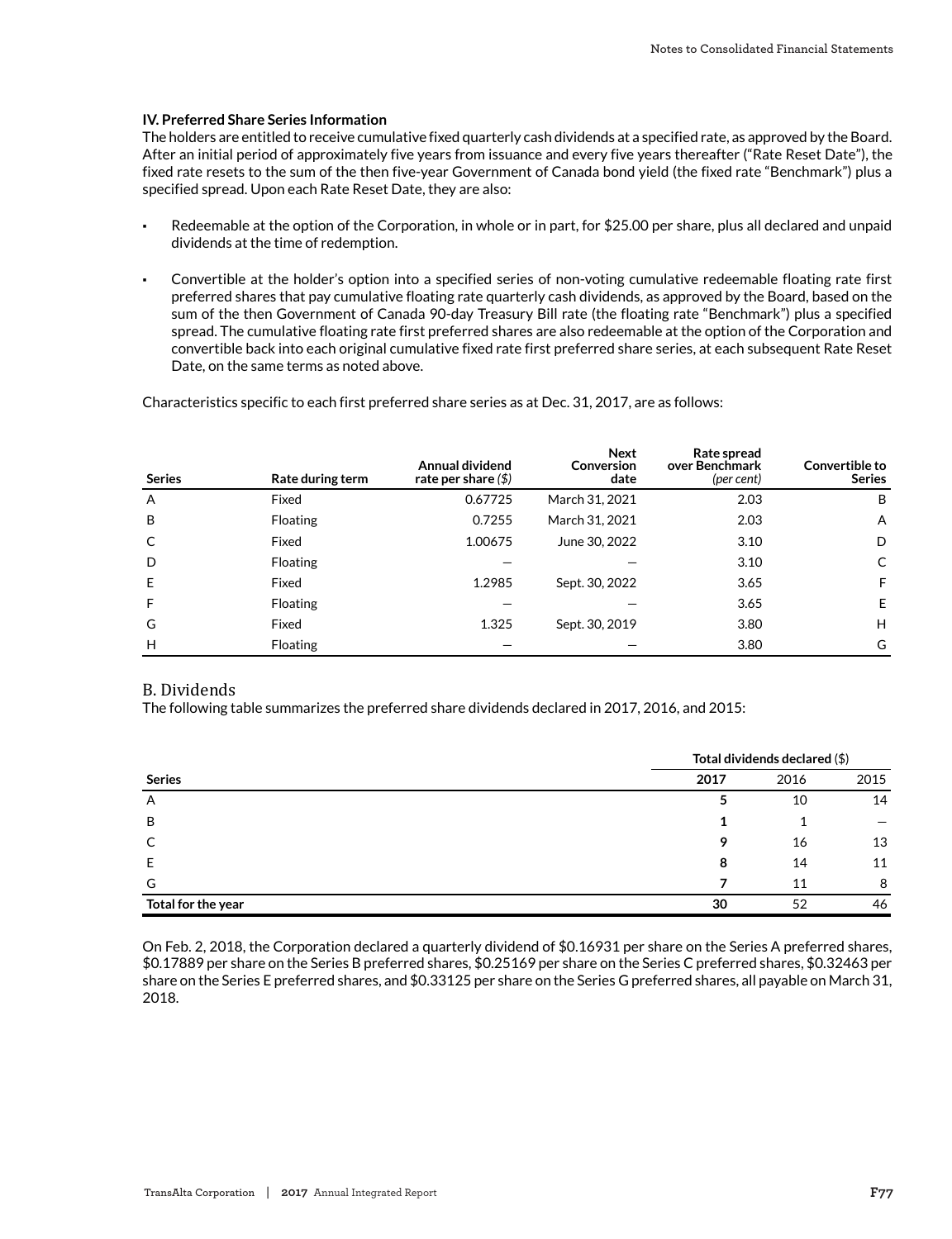### IV. Preferred Share Series Information

The holders are entitled to receive cumulative fixed quarterly cash dividends at a specified rate, as approved by the Board. After an initial period of approximately five years from issuance and every five years thereafter ("Rate Reset Date"), the fixed rate resets to the sum of the then five-year Government of Canada bond yield (the fixed rate "Benchmark") plus a specified spread. Upon each Rate Reset Date, they are also:

- Redeemable at the option of the Corporation, in whole or in part, for $25.00 per share, plus all declared and unpaid dividends at the time of redemption.
- Convertible at the holder's option into a specified series of non-voting cumulative redeemable floating rate first preferred shares that pay cumulative floating rate quarterly cash dividends, as approved by the Board, based on the sum of the then Government of Canada 90-day Treasury Bill rate (the floating rate "Benchmark") plus a specified spread. The cumulative floating rate first preferred shares are also redeemable at the option of the Corporation and convertible back into each original cumulative fixed rate first preferred share series, at each subsequent Rate Reset Date, on the same terms as noted above.

Characteristics specific to each first preferred share series as at Dec. 31, 2017, are as follows:

| Series | Rate during term | Annual dividend rate per share *($)* | Next Conversion date | Rate spread over Benchmark *(per cent)* | Convertible to Series |
|---|---|---|---|---|---|
| A | Fixed | 0.67725 | March 31, 2021 | 2.03 | B |
| B | Floating | 0.7255 | March 31, 2021 | 2.03 | A |
| C | Fixed | 1.00675 | June 30, 2022 | 3.10 | D |
| D | Floating | — | — | 3.10 | C |
| E | Fixed | 1.2985 | Sept. 30, 2022 | 3.65 | F |
| F | Floating | — | — | 3.65 | E |
| G | Fixed | 1.325 | Sept. 30, 2019 | 3.80 | H |
| H | Floating | — | — | 3.80 | G |

## B. Dividends

The following table summarizes the preferred share dividends declared in 2017, 2016, and 2015:

| | Total dividends declared ($) | | |
|---|---|---|---|
| **Series** | **2017** | 2016 | 2015 |
| A | **5** | 10 | 14 |
| B | **1** | 1 | — |
| C | **9** | 16 | 13 |
| E | **8** | 14 | 11 |
| G | **7** | 11 | 8 |
| **Total for the year** | **30** | 52 | 46 |

On Feb. 2, 2018, the Corporation declared a quarterly dividend of $0.16931 per share on the Series A preferred shares, $0.17889 per share on the Series B preferred shares, $0.25169 per share on the Series C preferred shares, $0.32463 per share on the Series E preferred shares, and $0.33125 per share on the Series G preferred shares, all payable on March 31, 2018.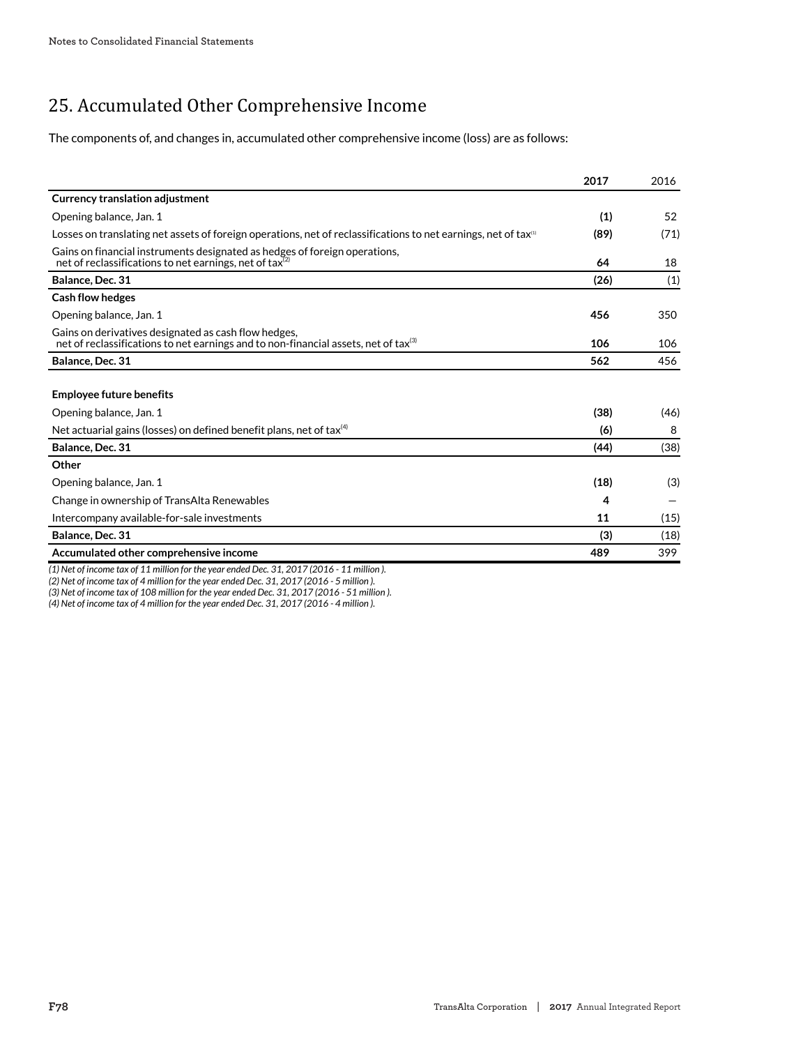## 25. Accumulated Other Comprehensive Income

The components of, and changes in, accumulated other comprehensive income (loss) are as follows:

| | **2017** | 2016 |
|---|---|---|
| **Currency translation adjustment** | | |
| Opening balance, Jan. 1 | **(1)** | 52 |
| Losses on translating net assets of foreign operations, net of reclassifications to net earnings, net of tax[1] | **(89)** | (71) |
| Gains on financial instruments designated as hedges of foreign operations, net of reclassifications to net earnings, net of tax[2] | **64** | 18 |
| **Balance, Dec. 31** | **(26)** | (1) |
| **Cash flow hedges** | | |
| Opening balance, Jan. 1 | **456** | 350 |
| Gains on derivatives designated as cash flow hedges, net of reclassifications to net earnings and to non-financial assets, net of tax[3] | **106** | 106 |
| **Balance, Dec. 31** | **562** | 456 |
| **Employee future benefits** | | |
| Opening balance, Jan. 1 | **(38)** | (46) |
| Net actuarial gains (losses) on defined benefit plans, net of tax[4] | **(6)** | 8 |
| **Balance, Dec. 31** | **(44)** | (38) |
| **Other** | | |
| Opening balance, Jan. 1 | **(18)** | (3) |
| Change in ownership of TransAlta Renewables | **4** | — |
| Intercompany available-for-sale investments | **11** | (15) |
| **Balance, Dec. 31** | **(3)** | (18) |
| **Accumulated other comprehensive income** | **489** | 399 |

*(1) Net of income tax of 11 million for the year ended Dec. 31, 2017 (2016 - 11 million ).*
*(2) Net of income tax of 4 million for the year ended Dec. 31, 2017 (2016 - 5 million ).*
*(3) Net of income tax of 108 million for the year ended Dec. 31, 2017 (2016 - 51 million ).*
*(4) Net of income tax of 4 million for the year ended Dec. 31, 2017 (2016 - 4 million ).*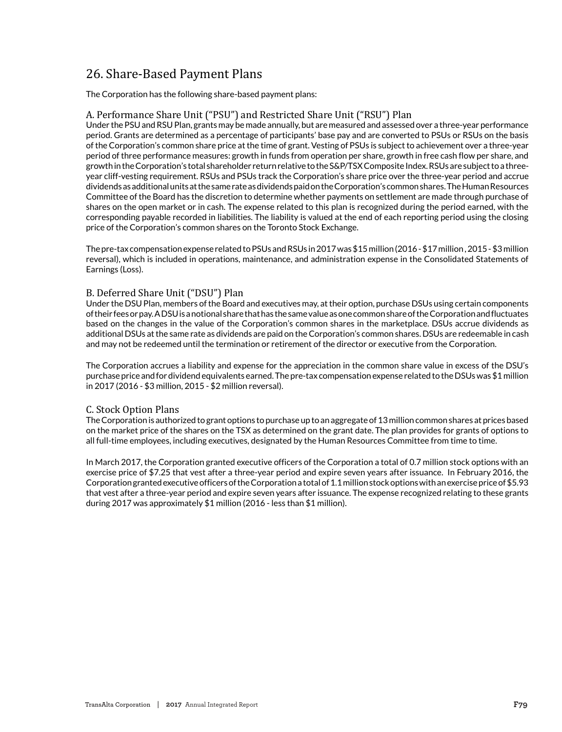## 26. Share-Based Payment Plans

The Corporation has the following share-based payment plans:

### A. Performance Share Unit ("PSU") and Restricted Share Unit ("RSU") Plan

Under the PSU and RSU Plan, grants may be made annually, but are measured and assessed over a three-year performance period. Grants are determined as a percentage of participants' base pay and are converted to PSUs or RSUs on the basis of the Corporation's common share price at the time of grant. Vesting of PSUs is subject to achievement over a three-year period of three performance measures: growth in funds from operation per share, growth in free cash flow per share, and growth in the Corporation's total shareholder return relative to the S&P/TSX Composite Index. RSUs are subject to a three-year cliff-vesting requirement. RSUs and PSUs track the Corporation's share price over the three-year period and accrue dividends as additional units at the same rate as dividends paid on the Corporation's common shares. The Human Resources Committee of the Board has the discretion to determine whether payments on settlement are made through purchase of shares on the open market or in cash. The expense related to this plan is recognized during the period earned, with the corresponding payable recorded in liabilities. The liability is valued at the end of each reporting period using the closing price of the Corporation's common shares on the Toronto Stock Exchange.

The pre-tax compensation expense related to PSUs and RSUs in 2017 was $15 million (2016 - $17 million , 2015 - $3 million reversal), which is included in operations, maintenance, and administration expense in the Consolidated Statements of Earnings (Loss).

### B. Deferred Share Unit ("DSU") Plan

Under the DSU Plan, members of the Board and executives may, at their option, purchase DSUs using certain components of their fees or pay. A DSU is a notional share that has the same value as one common share of the Corporation and fluctuates based on the changes in the value of the Corporation's common shares in the marketplace. DSUs accrue dividends as additional DSUs at the same rate as dividends are paid on the Corporation's common shares. DSUs are redeemable in cash and may not be redeemed until the termination or retirement of the director or executive from the Corporation.

The Corporation accrues a liability and expense for the appreciation in the common share value in excess of the DSU's purchase price and for dividend equivalents earned. The pre-tax compensation expense related to the DSUs was $1 million in 2017 (2016 - $3 million, 2015 - $2 million reversal).

### C. Stock Option Plans

The Corporation is authorized to grant options to purchase up to an aggregate of 13 million common shares at prices based on the market price of the shares on the TSX as determined on the grant date. The plan provides for grants of options to all full-time employees, including executives, designated by the Human Resources Committee from time to time.

In March 2017, the Corporation granted executive officers of the Corporation a total of 0.7 million stock options with an exercise price of $7.25 that vest after a three-year period and expire seven years after issuance. In February 2016, the Corporation granted executive officers of the Corporation a total of 1.1 million stock options with an exercise price of $5.93 that vest after a three-year period and expire seven years after issuance. The expense recognized relating to these grants during 2017 was approximately $1 million (2016 - less than $1 million).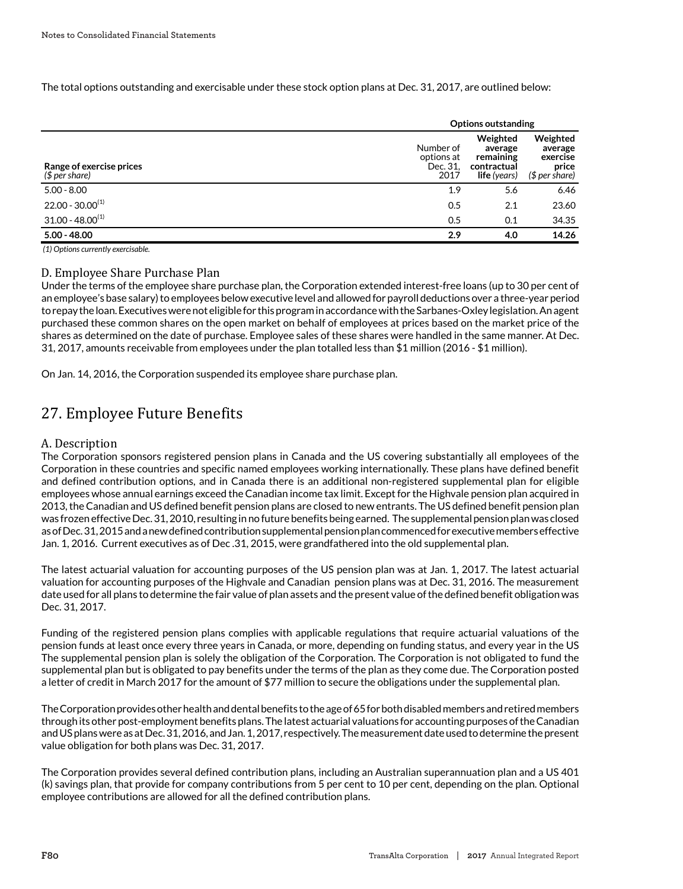The total options outstanding and exercisable under these stock option plans at Dec. 31, 2017, are outlined below:

| | Options outstanding | | |
|---|---|---|---|
| **Range of exercise prices** *($ per share)* | Number of options at Dec. 31, 2017 | **Weighted average remaining contractual life** *(years)* | **Weighted average exercise price** *($ per share)* |
| 5.00 - 8.00 | 1.9 | 5.6 | 6.46 |
| 22.00 - 30.00[1] | 0.5 | 2.1 | 23.60 |
| 31.00 - 48.00[1] | 0.5 | 0.1 | 34.35 |
| **5.00 - 48.00** | **2.9** | **4.0** | **14.26** |

*(1) Options currently exercisable.*

### D. Employee Share Purchase Plan

Under the terms of the employee share purchase plan, the Corporation extended interest-free loans (up to 30 per cent of an employee's base salary) to employees below executive level and allowed for payroll deductions over a three-year period to repay the loan. Executives were not eligible for this program in accordance with the Sarbanes-Oxley legislation. An agent purchased these common shares on the open market on behalf of employees at prices based on the market price of the shares as determined on the date of purchase. Employee sales of these shares were handled in the same manner. At Dec. 31, 2017, amounts receivable from employees under the plan totalled less than $1 million (2016 - $1 million).

On Jan. 14, 2016, the Corporation suspended its employee share purchase plan.

## 27. Employee Future Benefits

### A. Description

The Corporation sponsors registered pension plans in Canada and the US covering substantially all employees of the Corporation in these countries and specific named employees working internationally. These plans have defined benefit and defined contribution options, and in Canada there is an additional non-registered supplemental plan for eligible employees whose annual earnings exceed the Canadian income tax limit. Except for the Highvale pension plan acquired in 2013, the Canadian and US defined benefit pension plans are closed to new entrants. The US defined benefit pension plan was frozen effective Dec. 31, 2010, resulting in no future benefits being earned. The supplemental pension plan was closed as of Dec. 31, 2015 and a new defined contribution supplemental pension plan commenced for executive members effective Jan. 1, 2016. Current executives as of Dec .31, 2015, were grandfathered into the old supplemental plan.

The latest actuarial valuation for accounting purposes of the US pension plan was at Jan. 1, 2017. The latest actuarial valuation for accounting purposes of the Highvale and Canadian pension plans was at Dec. 31, 2016. The measurement date used for all plans to determine the fair value of plan assets and the present value of the defined benefit obligation was Dec. 31, 2017.

Funding of the registered pension plans complies with applicable regulations that require actuarial valuations of the pension funds at least once every three years in Canada, or more, depending on funding status, and every year in the US The supplemental pension plan is solely the obligation of the Corporation. The Corporation is not obligated to fund the supplemental plan but is obligated to pay benefits under the terms of the plan as they come due. The Corporation posted a letter of credit in March 2017 for the amount of $77 million to secure the obligations under the supplemental plan.

The Corporation provides other health and dental benefits to the age of 65 for both disabled members and retired members through its other post-employment benefits plans. The latest actuarial valuations for accounting purposes of the Canadian and US plans were as at Dec. 31, 2016, and Jan. 1, 2017, respectively. The measurement date used to determine the present value obligation for both plans was Dec. 31, 2017.

The Corporation provides several defined contribution plans, including an Australian superannuation plan and a US 401 (k) savings plan, that provide for company contributions from 5 per cent to 10 per cent, depending on the plan. Optional employee contributions are allowed for all the defined contribution plans.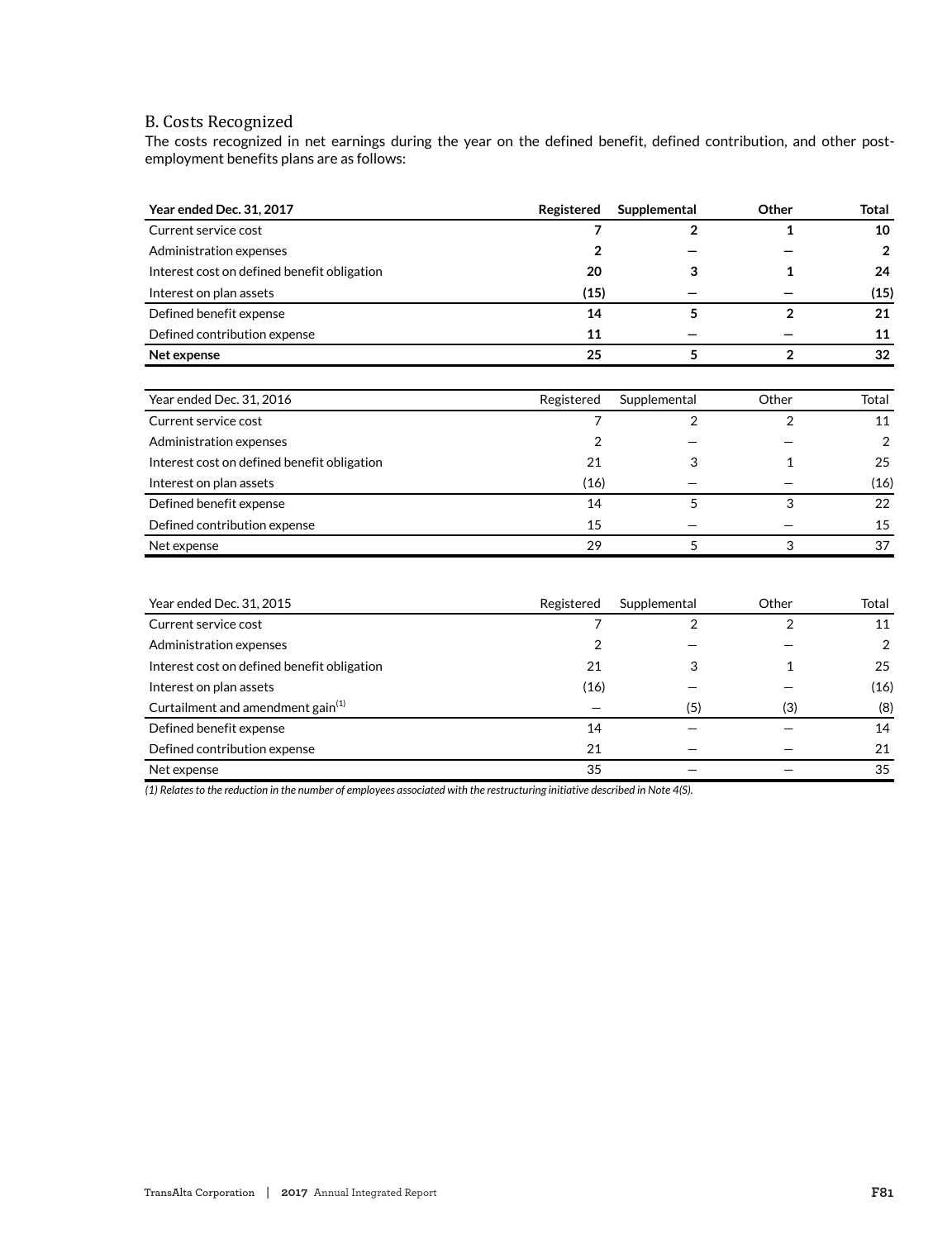## B. Costs Recognized

The costs recognized in net earnings during the year on the defined benefit, defined contribution, and other post-employment benefits plans are as follows:

| **Year ended Dec. 31, 2017** | **Registered** | **Supplemental** | **Other** | **Total** |
|---|---|---|---|---|
| Current service cost | **7** | **2** | **1** | **10** |
| Administration expenses | **2** | **—** | **—** | **2** |
| Interest cost on defined benefit obligation | **20** | **3** | **1** | **24** |
| Interest on plan assets | **(15)** | **—** | **—** | **(15)** |
| Defined benefit expense | **14** | **5** | **2** | **21** |
| Defined contribution expense | **11** | **—** | **—** | **11** |
| **Net expense** | **25** | **5** | **2** | **32** |

| Year ended Dec. 31, 2016 | Registered | Supplemental | Other | Total |
|---|---|---|---|---|
| Current service cost | 7 | 2 | 2 | 11 |
| Administration expenses | 2 | — | — | 2 |
| Interest cost on defined benefit obligation | 21 | 3 | 1 | 25 |
| Interest on plan assets | (16) | — | — | (16) |
| Defined benefit expense | 14 | 5 | 3 | 22 |
| Defined contribution expense | 15 | — | — | 15 |
| Net expense | 29 | 5 | 3 | 37 |

| Year ended Dec. 31, 2015 | Registered | Supplemental | Other | Total |
|---|---|---|---|---|
| Current service cost | 7 | 2 | 2 | 11 |
| Administration expenses | 2 | — | — | 2 |
| Interest cost on defined benefit obligation | 21 | 3 | 1 | 25 |
| Interest on plan assets | (16) | — | — | (16) |
| Curtailment and amendment gain[1] | — | (5) | (3) | (8) |
| Defined benefit expense | 14 | — | — | 14 |
| Defined contribution expense | 21 | — | — | 21 |
| Net expense | 35 | — | — | 35 |

*(1) Relates to the reduction in the number of employees associated with the restructuring initiative described in Note 4(S).*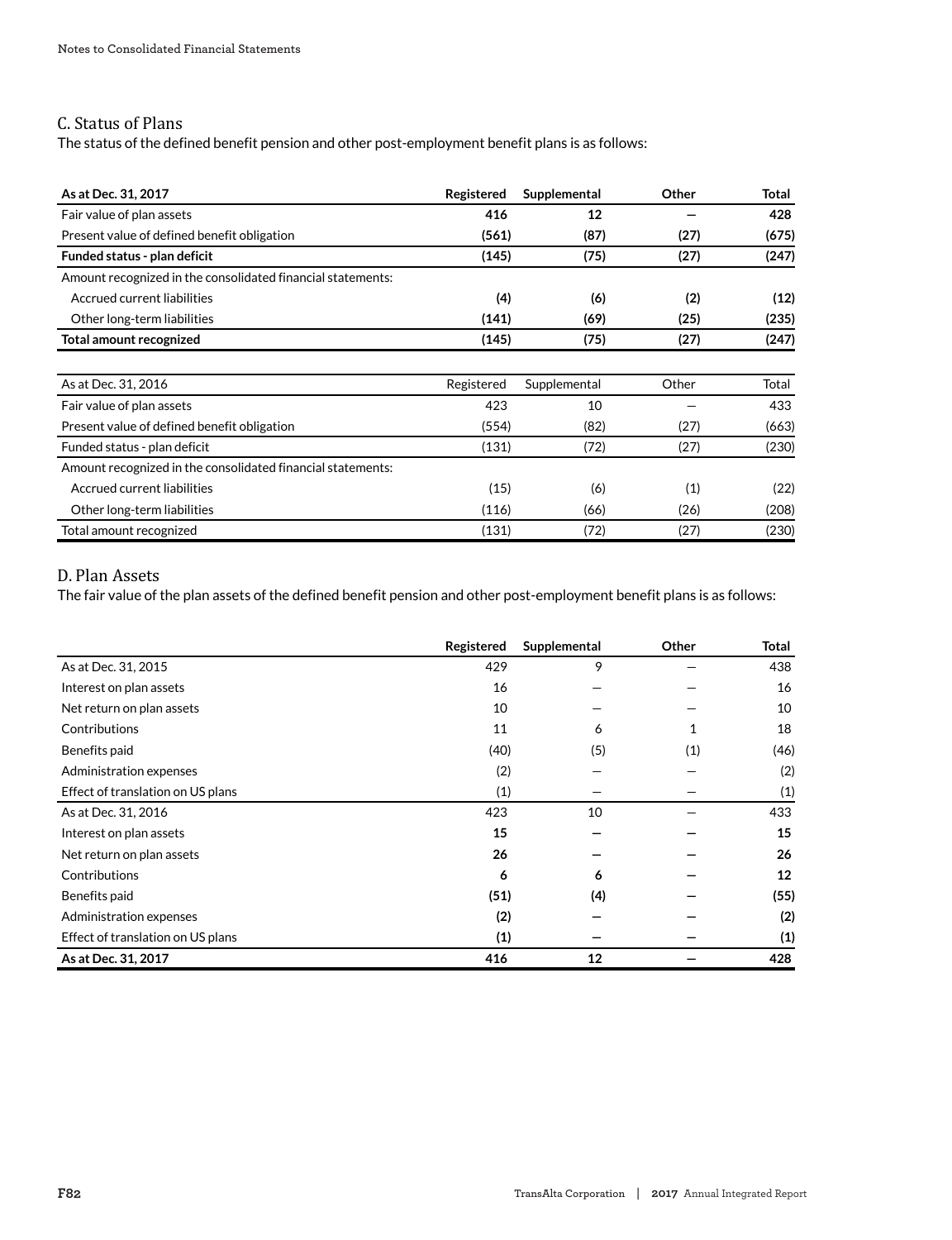## C. Status of Plans

The status of the defined benefit pension and other post-employment benefit plans is as follows:

| As at Dec. 31, 2017 | Registered | Supplemental | Other | Total |
|---|---|---|---|---|
| Fair value of plan assets | 416 | 12 | — | 428 |
| Present value of defined benefit obligation | (561) | (87) | (27) | (675) |
| **Funded status - plan deficit** | **(145)** | **(75)** | **(27)** | **(247)** |
| Amount recognized in the consolidated financial statements: | | | | |
| Accrued current liabilities | (4) | (6) | (2) | (12) |
| Other long-term liabilities | (141) | (69) | (25) | (235) |
| **Total amount recognized** | **(145)** | **(75)** | **(27)** | **(247)** |

| As at Dec. 31, 2016 | Registered | Supplemental | Other | Total |
|---|---|---|---|---|
| Fair value of plan assets | 423 | 10 | — | 433 |
| Present value of defined benefit obligation | (554) | (82) | (27) | (663) |
| Funded status - plan deficit | (131) | (72) | (27) | (230) |
| Amount recognized in the consolidated financial statements: | | | | |
| Accrued current liabilities | (15) | (6) | (1) | (22) |
| Other long-term liabilities | (116) | (66) | (26) | (208) |
| Total amount recognized | (131) | (72) | (27) | (230) |

## D. Plan Assets

The fair value of the plan assets of the defined benefit pension and other post-employment benefit plans is as follows:

| | Registered | Supplemental | Other | Total |
|---|---|---|---|---|
| As at Dec. 31, 2015 | 429 | 9 | — | 438 |
| Interest on plan assets | 16 | — | — | 16 |
| Net return on plan assets | 10 | — | — | 10 |
| Contributions | 11 | 6 | 1 | 18 |
| Benefits paid | (40) | (5) | (1) | (46) |
| Administration expenses | (2) | — | — | (2) |
| Effect of translation on US plans | (1) | — | — | (1) |
| As at Dec. 31, 2016 | 423 | 10 | — | 433 |
| Interest on plan assets | 15 | — | — | 15 |
| Net return on plan assets | 26 | — | — | 26 |
| Contributions | 6 | 6 | — | 12 |
| Benefits paid | (51) | (4) | — | (55) |
| Administration expenses | (2) | — | — | (2) |
| Effect of translation on US plans | (1) | — | — | (1) |
| **As at Dec. 31, 2017** | **416** | **12** | **—** | **428** |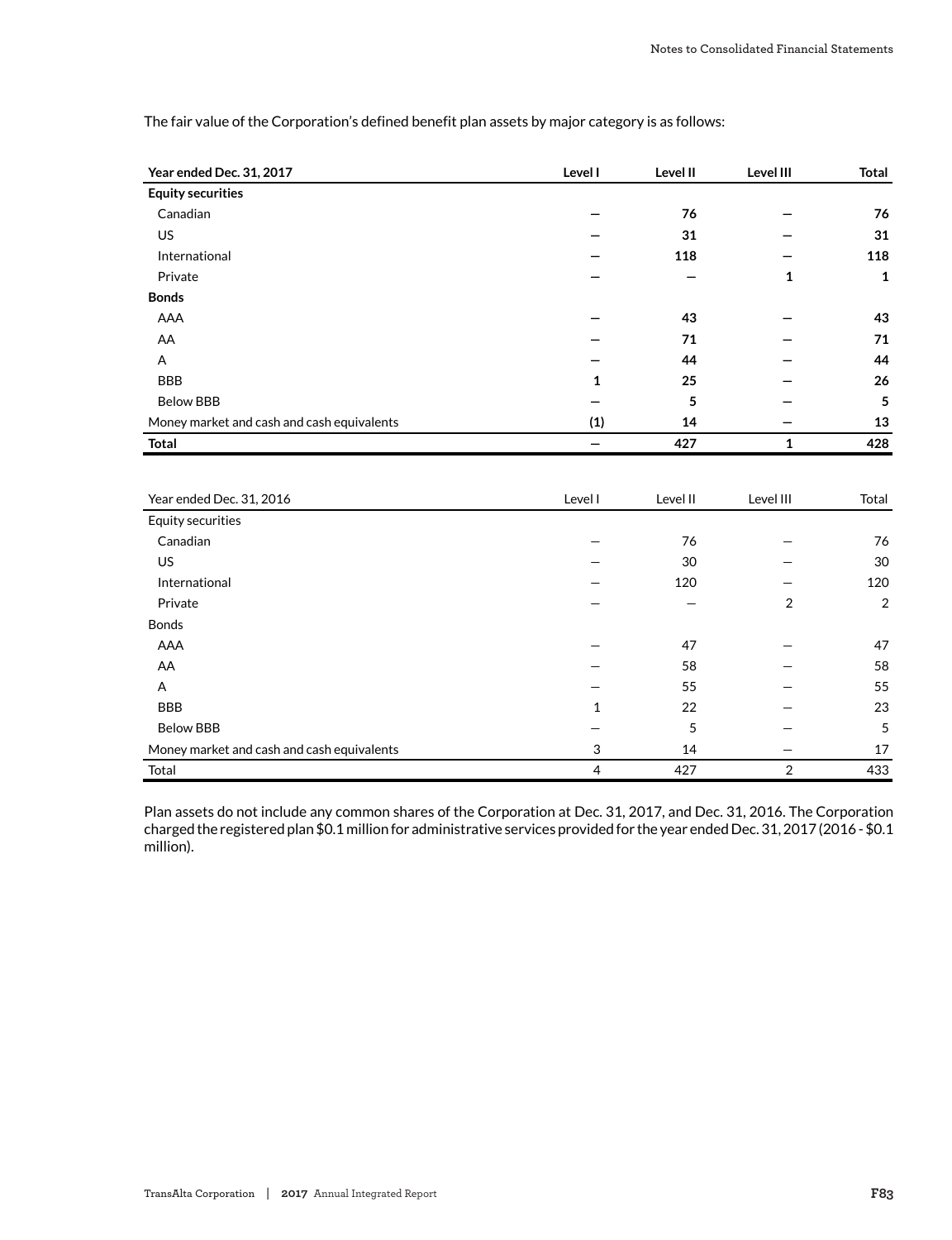The fair value of the Corporation's defined benefit plan assets by major category is as follows:

| **Year ended Dec. 31, 2017** | **Level I** | **Level II** | **Level III** | **Total** |
|---|---|---|---|---|
| **Equity securities** | | | | |
| Canadian | **—** | **76** | **—** | **76** |
| US | **—** | **31** | **—** | **31** |
| International | **—** | **118** | **—** | **118** |
| Private | **—** | **—** | **1** | **1** |
| **Bonds** | | | | |
| AAA | **—** | **43** | **—** | **43** |
| AA | **—** | **71** | **—** | **71** |
| A | **—** | **44** | **—** | **44** |
| BBB | **1** | **25** | **—** | **26** |
| Below BBB | **—** | **5** | **—** | **5** |
| Money market and cash and cash equivalents | **(1)** | **14** | **—** | **13** |
| **Total** | **—** | **427** | **1** | **428** |

| Year ended Dec. 31, 2016 | Level I | Level II | Level III | Total |
|---|---|---|---|---|
| Equity securities | | | | |
| Canadian | — | 76 | — | 76 |
| US | — | 30 | — | 30 |
| International | — | 120 | — | 120 |
| Private | — | — | 2 | 2 |
| Bonds | | | | |
| AAA | — | 47 | — | 47 |
| AA | — | 58 | — | 58 |
| A | — | 55 | — | 55 |
| BBB | 1 | 22 | — | 23 |
| Below BBB | — | 5 | — | 5 |
| Money market and cash and cash equivalents | 3 | 14 | — | 17 |
| Total | 4 | 427 | 2 | 433 |

Plan assets do not include any common shares of the Corporation at Dec. 31, 2017, and Dec. 31, 2016. The Corporation charged the registered plan $0.1 million for administrative services provided for the year ended Dec. 31, 2017 (2016 - $0.1 million).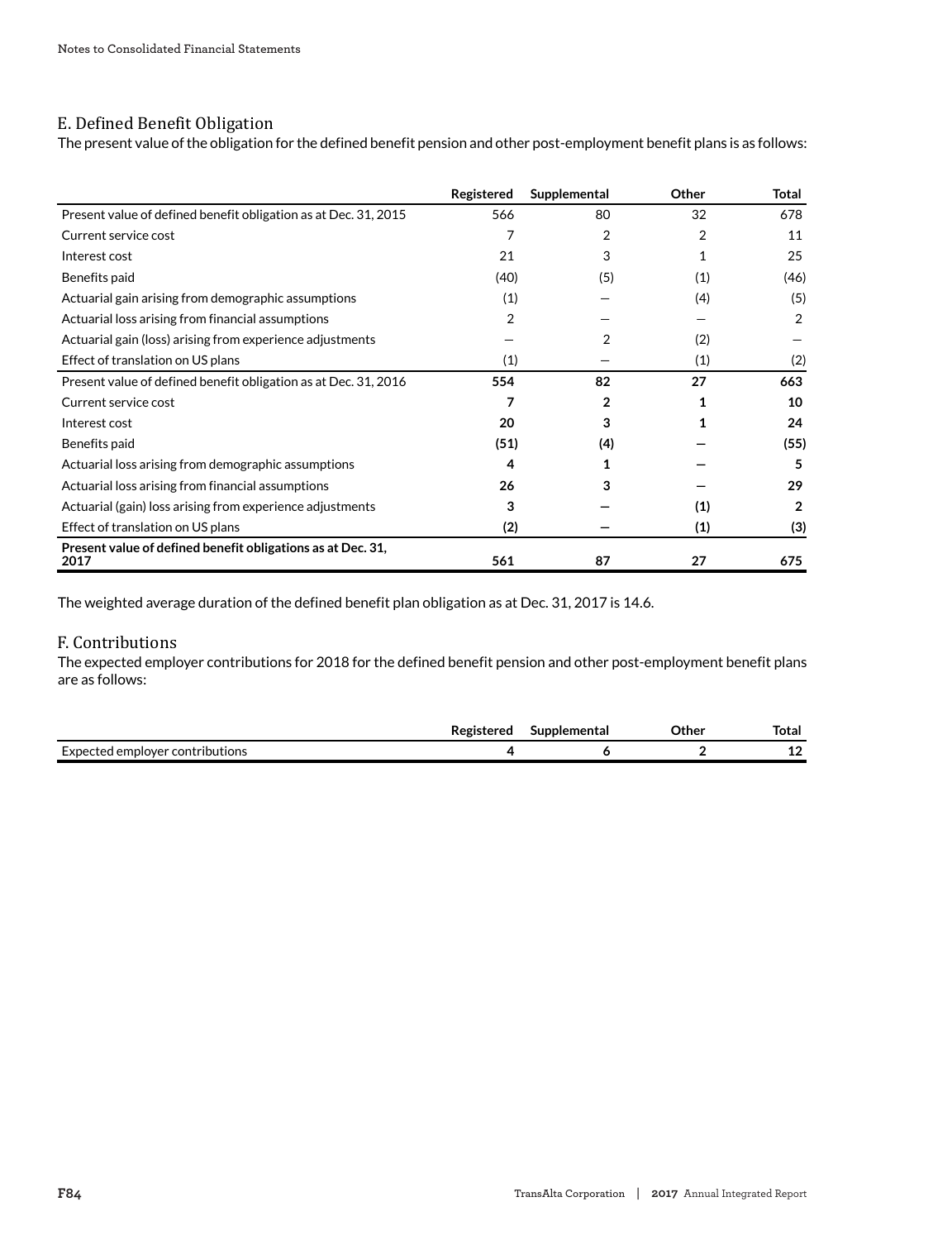## E. Defined Benefit Obligation

The present value of the obligation for the defined benefit pension and other post-employment benefit plans is as follows:

| | Registered | Supplemental | Other | Total |
|---|---|---|---|---|
| Present value of defined benefit obligation as at Dec. 31, 2015 | 566 | 80 | 32 | 678 |
| Current service cost | 7 | 2 | 2 | 11 |
| Interest cost | 21 | 3 | 1 | 25 |
| Benefits paid | (40) | (5) | (1) | (46) |
| Actuarial gain arising from demographic assumptions | (1) | — | (4) | (5) |
| Actuarial loss arising from financial assumptions | 2 | — | — | 2 |
| Actuarial gain (loss) arising from experience adjustments | — | 2 | (2) | — |
| Effect of translation on US plans | (1) | — | (1) | (2) |
| Present value of defined benefit obligation as at Dec. 31, 2016 | 554 | 82 | 27 | 663 |
| Current service cost | **7** | **2** | **1** | **10** |
| Interest cost | **20** | **3** | **1** | **24** |
| Benefits paid | **(51)** | **(4)** | **—** | **(55)** |
| Actuarial loss arising from demographic assumptions | **4** | **1** | **—** | **5** |
| Actuarial loss arising from financial assumptions | **26** | **3** | **—** | **29** |
| Actuarial (gain) loss arising from experience adjustments | **3** | **—** | **(1)** | **2** |
| Effect of translation on US plans | **(2)** | **—** | **(1)** | **(3)** |
| **Present value of defined benefit obligations as at Dec. 31, 2017** | **561** | **87** | **27** | **675** |

The weighted average duration of the defined benefit plan obligation as at Dec. 31, 2017 is 14.6.

## F. Contributions

The expected employer contributions for 2018 for the defined benefit pension and other post-employment benefit plans are as follows:

| | Registered | Supplemental | Other | Total |
|---|---|---|---|---|
| Expected employer contributions | **4** | **6** | **2** | **12** |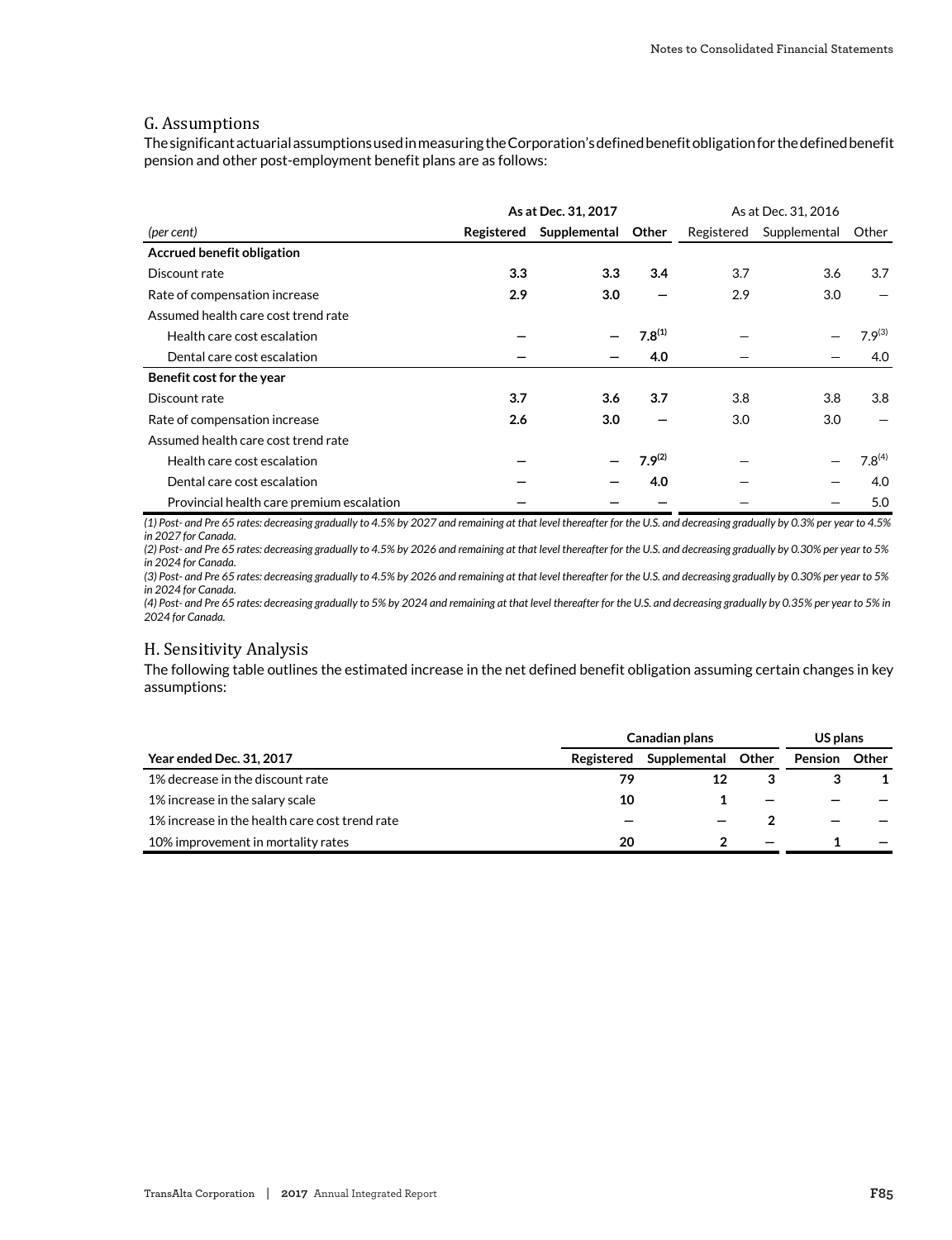## G. Assumptions

The significant actuarial assumptions used in measuring the Corporation's defined benefit obligation for the defined benefit pension and other post-employment benefit plans are as follows:

| | As at Dec. 31, 2017 | | | As at Dec. 31, 2016 | | |
|---|---|---|---|---|---|---|
| *(per cent)* | **Registered** | **Supplemental** | **Other** | Registered | Supplemental | Other |
| **Accrued benefit obligation** | | | | | | |
| Discount rate | **3.3** | **3.3** | **3.4** | 3.7 | 3.6 | 3.7 |
| Rate of compensation increase | **2.9** | **3.0** | **—** | 2.9 | 3.0 | — |
| Assumed health care cost trend rate | | | | | | |
| Health care cost escalation | **—** | **—** | **7.8(1)** | — | — | 7.9(3) |
| Dental care cost escalation | **—** | **—** | **4.0** | — | — | 4.0 |
| **Benefit cost for the year** | | | | | | |
| Discount rate | **3.7** | **3.6** | **3.7** | 3.8 | 3.8 | 3.8 |
| Rate of compensation increase | **2.6** | **3.0** | **—** | 3.0 | 3.0 | — |
| Assumed health care cost trend rate | | | | | | |
| Health care cost escalation | **—** | **—** | **7.9(2)** | — | — | 7.8(4) |
| Dental care cost escalation | **—** | **—** | **4.0** | — | — | 4.0 |
| Provincial health care premium escalation | **—** | **—** | **—** | — | — | 5.0 |

*(1) Post- and Pre 65 rates: decreasing gradually to 4.5% by 2027 and remaining at that level thereafter for the U.S. and decreasing gradually by 0.3% per year to 4.5% in 2027 for Canada.*

*(2) Post- and Pre 65 rates: decreasing gradually to 4.5% by 2026 and remaining at that level thereafter for the U.S. and decreasing gradually by 0.30% per year to 5% in 2024 for Canada.*

*(3) Post- and Pre 65 rates: decreasing gradually to 4.5% by 2026 and remaining at that level thereafter for the U.S. and decreasing gradually by 0.30% per year to 5% in 2024 for Canada.*

*(4) Post- and Pre 65 rates: decreasing gradually to 5% by 2024 and remaining at that level thereafter for the U.S. and decreasing gradually by 0.35% per year to 5% in 2024 for Canada.*

## H. Sensitivity Analysis

The following table outlines the estimated increase in the net defined benefit obligation assuming certain changes in key assumptions:

| | Canadian plans | | | US plans | |
|---|---|---|---|---|---|
| **Year ended Dec. 31, 2017** | **Registered** | **Supplemental** | **Other** | **Pension** | **Other** |
| 1% decrease in the discount rate | **79** | **12** | **3** | **3** | **1** |
| 1% increase in the salary scale | **10** | **1** | **—** | **—** | **—** |
| 1% increase in the health care cost trend rate | **—** | **—** | **2** | **—** | **—** |
| 10% improvement in mortality rates | **20** | **2** | **—** | **1** | **—** |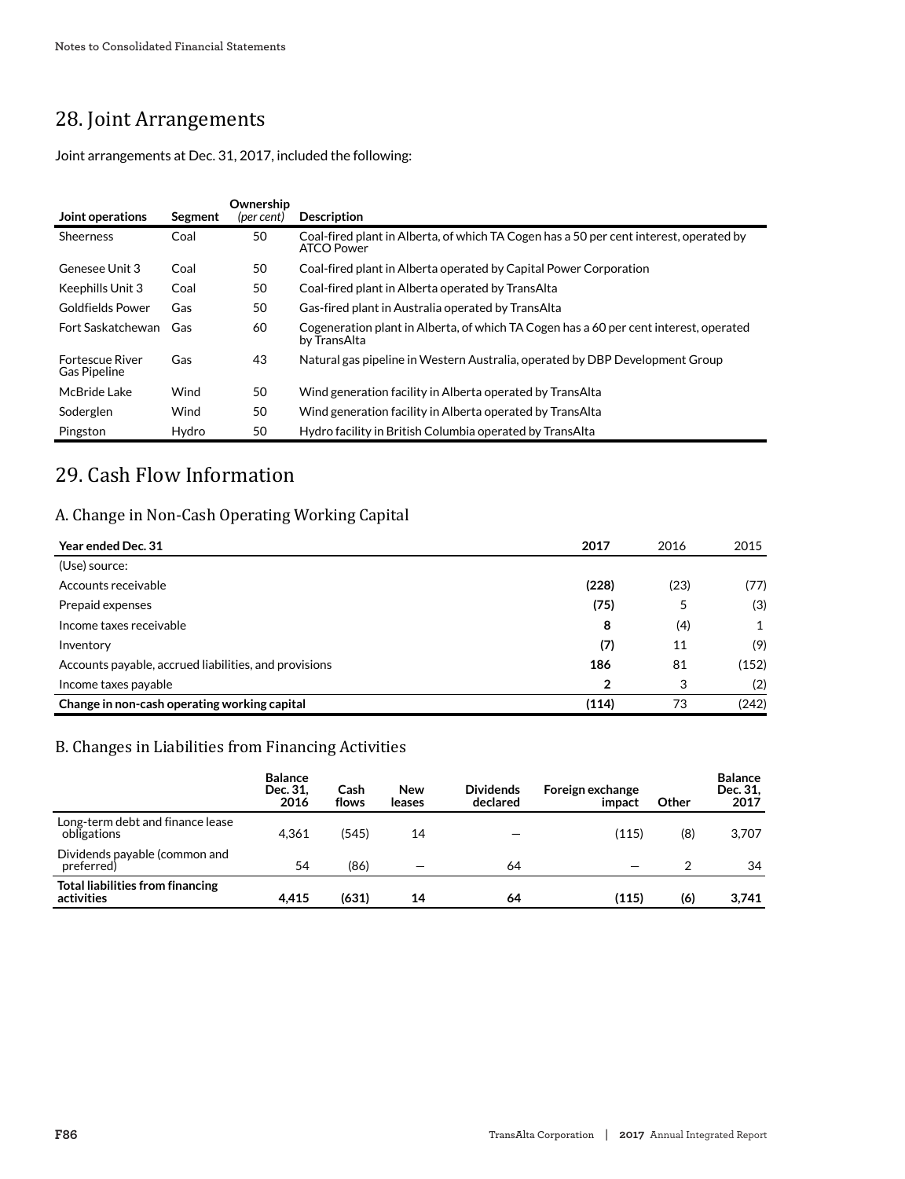## 28. Joint Arrangements

Joint arrangements at Dec. 31, 2017, included the following:

| Joint operations | Segment | Ownership *(per cent)* | Description |
|---|---|---|---|
| Sheerness | Coal | 50 | Coal-fired plant in Alberta, of which TA Cogen has a 50 per cent interest, operated by ATCO Power |
| Genesee Unit 3 | Coal | 50 | Coal-fired plant in Alberta operated by Capital Power Corporation |
| Keephills Unit 3 | Coal | 50 | Coal-fired plant in Alberta operated by TransAlta |
| Goldfields Power | Gas | 50 | Gas-fired plant in Australia operated by TransAlta |
| Fort Saskatchewan | Gas | 60 | Cogeneration plant in Alberta, of which TA Cogen has a 60 per cent interest, operated by TransAlta |
| Fortescue River Gas Pipeline | Gas | 43 | Natural gas pipeline in Western Australia, operated by DBP Development Group |
| McBride Lake | Wind | 50 | Wind generation facility in Alberta operated by TransAlta |
| Soderglen | Wind | 50 | Wind generation facility in Alberta operated by TransAlta |
| Pingston | Hydro | 50 | Hydro facility in British Columbia operated by TransAlta |

## 29. Cash Flow Information

### A. Change in Non-Cash Operating Working Capital

| Year ended Dec. 31 | 2017 | 2016 | 2015 |
|---|---|---|---|
| (Use) source: | | | |
| Accounts receivable | **(228)** | (23) | (77) |
| Prepaid expenses | **(75)** | 5 | (3) |
| Income taxes receivable | **8** | (4) | 1 |
| Inventory | **(7)** | 11 | (9) |
| Accounts payable, accrued liabilities, and provisions | **186** | 81 | (152) |
| Income taxes payable | **2** | 3 | (2) |
| **Change in non-cash operating working capital** | **(114)** | 73 | (242) |

### B. Changes in Liabilities from Financing Activities

| | Balance Dec. 31, 2016 | Cash flows | New leases | Dividends declared | Foreign exchange impact | Other | Balance Dec. 31, 2017 |
|---|---|---|---|---|---|---|---|
| Long-term debt and finance lease obligations | 4,361 | (545) | 14 | — | (115) | (8) | 3,707 |
| Dividends payable (common and preferred) | 54 | (86) | — | 64 | — | 2 | 34 |
| **Total liabilities from financing activities** | **4,415** | **(631)** | **14** | **64** | **(115)** | **(6)** | **3,741** |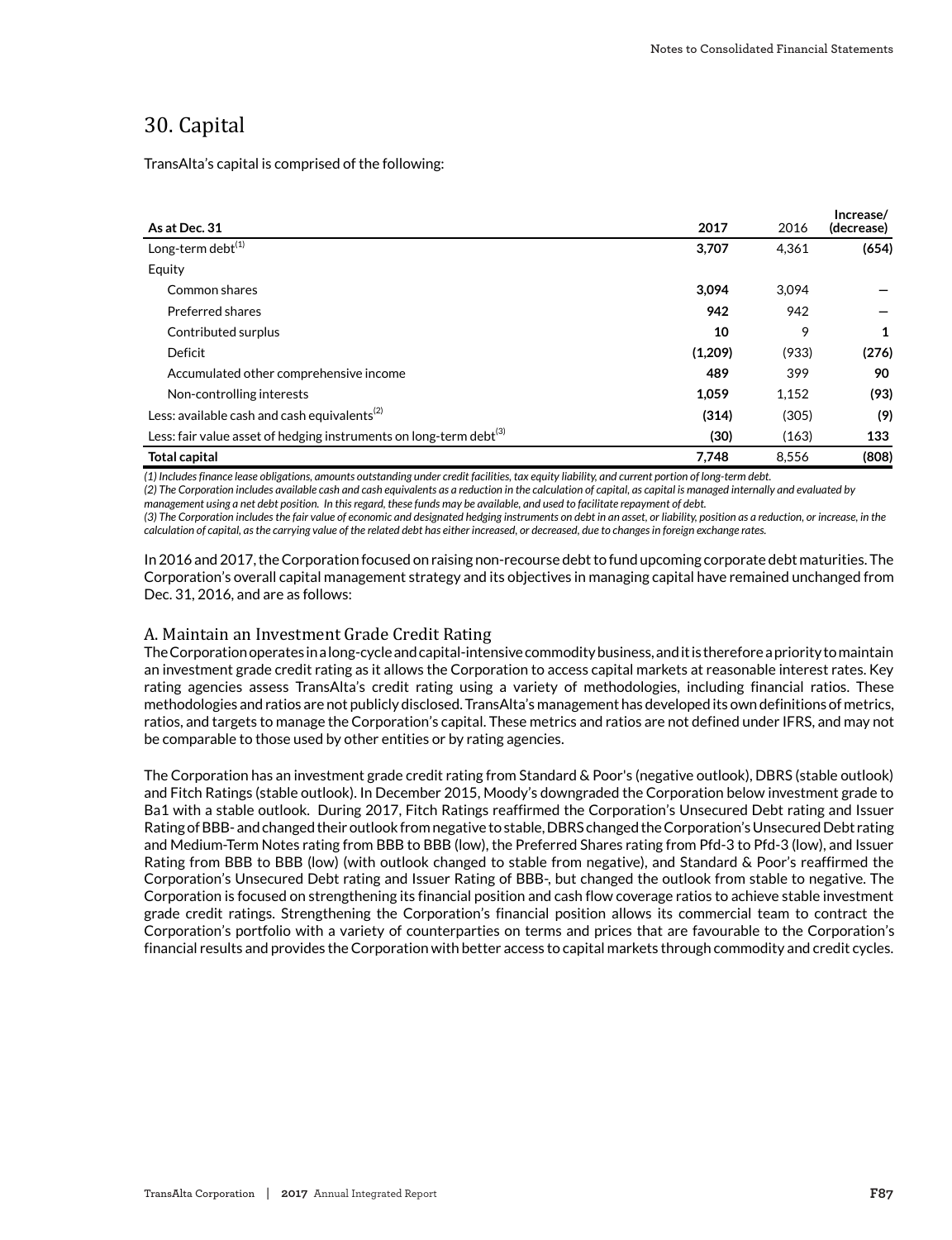## 30. Capital

TransAlta's capital is comprised of the following:

| As at Dec. 31 | 2017 | 2016 | Increase/ (decrease) |
|---|---|---|---|
| Long-term debt[1] | **3,707** | 4,361 | **(654)** |
| Equity | | | |
| Common shares | **3,094** | 3,094 | **—** |
| Preferred shares | **942** | 942 | **—** |
| Contributed surplus | **10** | 9 | **1** |
| Deficit | **(1,209)** | (933) | **(276)** |
| Accumulated other comprehensive income | **489** | 399 | **90** |
| Non-controlling interests | **1,059** | 1,152 | **(93)** |
| Less: available cash and cash equivalents[2] | **(314)** | (305) | **(9)** |
| Less: fair value asset of hedging instruments on long-term debt[3] | **(30)** | (163) | **133** |
| **Total capital** | **7,748** | 8,556 | **(808)** |

*(1) Includes finance lease obligations, amounts outstanding under credit facilities, tax equity liability, and current portion of long-term debt.*
*(2) The Corporation includes available cash and cash equivalents as a reduction in the calculation of capital, as capital is managed internally and evaluated by management using a net debt position. In this regard, these funds may be available, and used to facilitate repayment of debt.*
*(3) The Corporation includes the fair value of economic and designated hedging instruments on debt in an asset, or liability, position as a reduction, or increase, in the calculation of capital, as the carrying value of the related debt has either increased, or decreased, due to changes in foreign exchange rates.*

In 2016 and 2017, the Corporation focused on raising non-recourse debt to fund upcoming corporate debt maturities. The Corporation's overall capital management strategy and its objectives in managing capital have remained unchanged from Dec. 31, 2016, and are as follows:

### A. Maintain an Investment Grade Credit Rating

The Corporation operates in a long-cycle and capital-intensive commodity business, and it is therefore a priority to maintain an investment grade credit rating as it allows the Corporation to access capital markets at reasonable interest rates. Key rating agencies assess TransAlta's credit rating using a variety of methodologies, including financial ratios. These methodologies and ratios are not publicly disclosed. TransAlta's management has developed its own definitions of metrics, ratios, and targets to manage the Corporation's capital. These metrics and ratios are not defined under IFRS, and may not be comparable to those used by other entities or by rating agencies.

The Corporation has an investment grade credit rating from Standard & Poor's (negative outlook), DBRS (stable outlook) and Fitch Ratings (stable outlook). In December 2015, Moody's downgraded the Corporation below investment grade to Ba1 with a stable outlook. During 2017, Fitch Ratings reaffirmed the Corporation's Unsecured Debt rating and Issuer Rating of BBB- and changed their outlook from negative to stable, DBRS changed the Corporation's Unsecured Debt rating and Medium-Term Notes rating from BBB to BBB (low), the Preferred Shares rating from Pfd-3 to Pfd-3 (low), and Issuer Rating from BBB to BBB (low) (with outlook changed to stable from negative), and Standard & Poor's reaffirmed the Corporation's Unsecured Debt rating and Issuer Rating of BBB-, but changed the outlook from stable to negative. The Corporation is focused on strengthening its financial position and cash flow coverage ratios to achieve stable investment grade credit ratings. Strengthening the Corporation's financial position allows its commercial team to contract the Corporation's portfolio with a variety of counterparties on terms and prices that are favourable to the Corporation's financial results and provides the Corporation with better access to capital markets through commodity and credit cycles.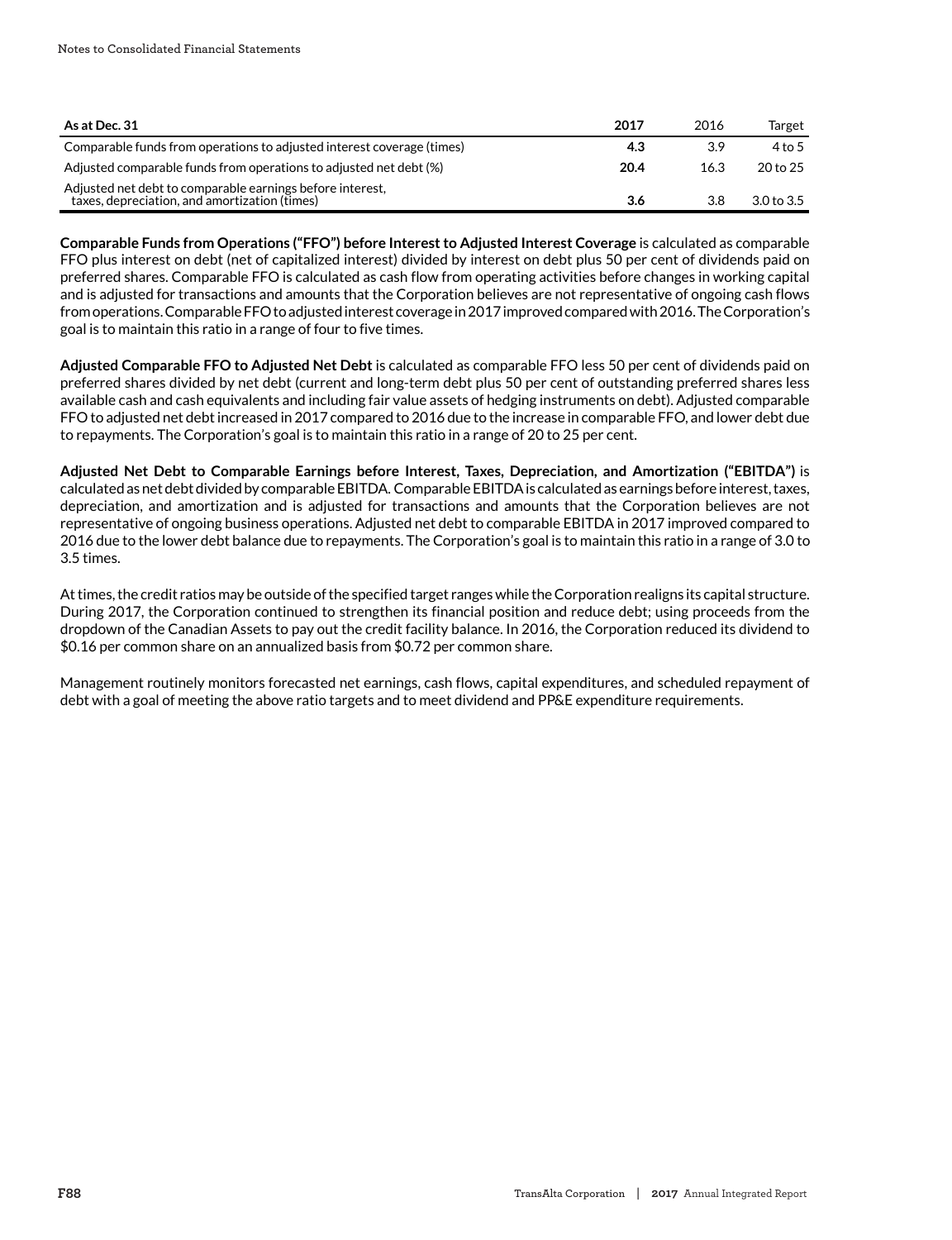| As at Dec. 31 | 2017 | 2016 | Target |
|---|---|---|---|
| Comparable funds from operations to adjusted interest coverage (times) | **4.3** | 3.9 | 4 to 5 |
| Adjusted comparable funds from operations to adjusted net debt (%) | **20.4** | 16.3 | 20 to 25 |
| Adjusted net debt to comparable earnings before interest, taxes, depreciation, and amortization (times) | **3.6** | 3.8 | 3.0 to 3.5 |

**Comparable Funds from Operations ("FFO") before Interest to Adjusted Interest Coverage** is calculated as comparable FFO plus interest on debt (net of capitalized interest) divided by interest on debt plus 50 per cent of dividends paid on preferred shares. Comparable FFO is calculated as cash flow from operating activities before changes in working capital and is adjusted for transactions and amounts that the Corporation believes are not representative of ongoing cash flows from operations. Comparable FFO to adjusted interest coverage in 2017 improved compared with 2016. The Corporation's goal is to maintain this ratio in a range of four to five times.

**Adjusted Comparable FFO to Adjusted Net Debt** is calculated as comparable FFO less 50 per cent of dividends paid on preferred shares divided by net debt (current and long-term debt plus 50 per cent of outstanding preferred shares less available cash and cash equivalents and including fair value assets of hedging instruments on debt). Adjusted comparable FFO to adjusted net debt increased in 2017 compared to 2016 due to the increase in comparable FFO, and lower debt due to repayments. The Corporation's goal is to maintain this ratio in a range of 20 to 25 per cent.

**Adjusted Net Debt to Comparable Earnings before Interest, Taxes, Depreciation, and Amortization ("EBITDA")** is calculated as net debt divided by comparable EBITDA. Comparable EBITDA is calculated as earnings before interest, taxes, depreciation, and amortization and is adjusted for transactions and amounts that the Corporation believes are not representative of ongoing business operations. Adjusted net debt to comparable EBITDA in 2017 improved compared to 2016 due to the lower debt balance due to repayments. The Corporation's goal is to maintain this ratio in a range of 3.0 to 3.5 times.

At times, the credit ratios may be outside of the specified target ranges while the Corporation realigns its capital structure. During 2017, the Corporation continued to strengthen its financial position and reduce debt; using proceeds from the dropdown of the Canadian Assets to pay out the credit facility balance. In 2016, the Corporation reduced its dividend to $0.16 per common share on an annualized basis from $0.72 per common share.

Management routinely monitors forecasted net earnings, cash flows, capital expenditures, and scheduled repayment of debt with a goal of meeting the above ratio targets and to meet dividend and PP&E expenditure requirements.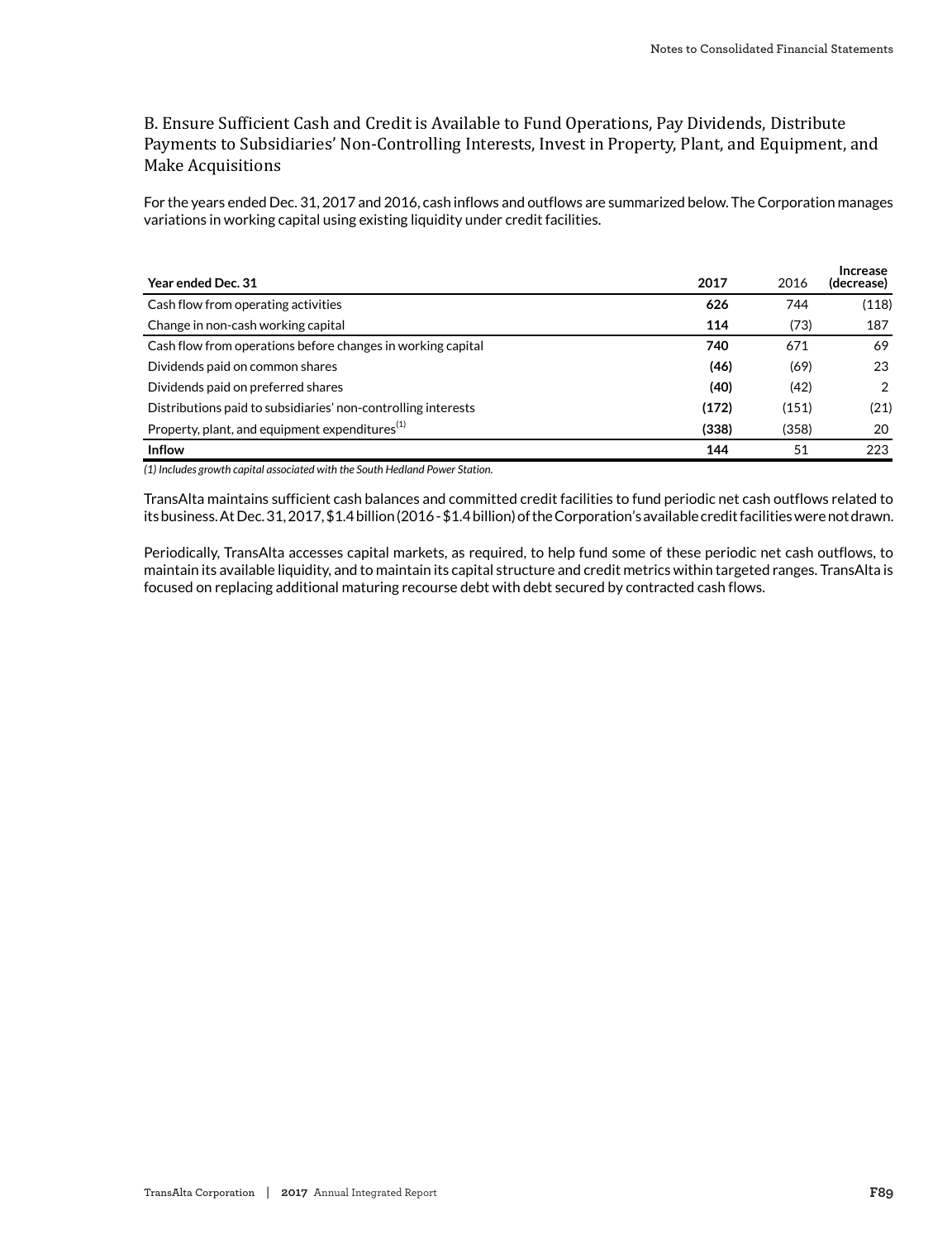### B. Ensure Sufficient Cash and Credit is Available to Fund Operations, Pay Dividends, Distribute Payments to Subsidiaries' Non-Controlling Interests, Invest in Property, Plant, and Equipment, and Make Acquisitions

For the years ended Dec. 31, 2017 and 2016, cash inflows and outflows are summarized below. The Corporation manages variations in working capital using existing liquidity under credit facilities.

| Year ended Dec. 31 | 2017 | 2016 | Increase (decrease) |
|---|---|---|---|
| Cash flow from operating activities | **626** | 744 | (118) |
| Change in non-cash working capital | **114** | (73) | 187 |
| Cash flow from operations before changes in working capital | **740** | 671 | 69 |
| Dividends paid on common shares | **(46)** | (69) | 23 |
| Dividends paid on preferred shares | **(40)** | (42) | 2 |
| Distributions paid to subsidiaries' non-controlling interests | **(172)** | (151) | (21) |
| Property, plant, and equipment expenditures[1] | **(338)** | (358) | 20 |
| **Inflow** | **144** | 51 | 223 |

*(1) Includes growth capital associated with the South Hedland Power Station.*

TransAlta maintains sufficient cash balances and committed credit facilities to fund periodic net cash outflows related to its business. At Dec. 31, 2017, $1.4 billion (2016 - $1.4 billion) of the Corporation's available credit facilities were not drawn.

Periodically, TransAlta accesses capital markets, as required, to help fund some of these periodic net cash outflows, to maintain its available liquidity, and to maintain its capital structure and credit metrics within targeted ranges. TransAlta is focused on replacing additional maturing recourse debt with debt secured by contracted cash flows.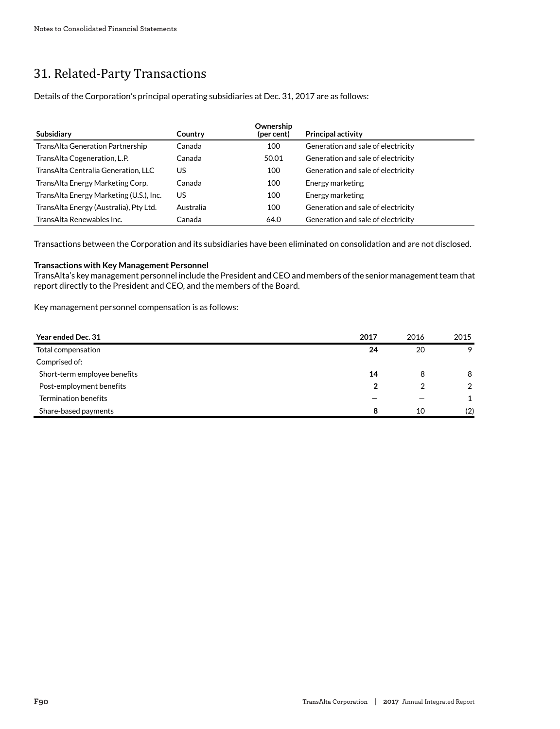# 31. Related-Party Transactions

Details of the Corporation's principal operating subsidiaries at Dec. 31, 2017 are as follows:

| Subsidiary | Country | Ownership (per cent) | Principal activity |
|---|---|---|---|
| TransAlta Generation Partnership | Canada | 100 | Generation and sale of electricity |
| TransAlta Cogeneration, L.P. | Canada | 50.01 | Generation and sale of electricity |
| TransAlta Centralia Generation, LLC | US | 100 | Generation and sale of electricity |
| TransAlta Energy Marketing Corp. | Canada | 100 | Energy marketing |
| TransAlta Energy Marketing (U.S.), Inc. | US | 100 | Energy marketing |
| TransAlta Energy (Australia), Pty Ltd. | Australia | 100 | Generation and sale of electricity |
| TransAlta Renewables Inc. | Canada | 64.0 | Generation and sale of electricity |

Transactions between the Corporation and its subsidiaries have been eliminated on consolidation and are not disclosed.

**Transactions with Key Management Personnel**

TransAlta's key management personnel include the President and CEO and members of the senior management team that report directly to the President and CEO, and the members of the Board.

Key management personnel compensation is as follows:

| Year ended Dec. 31 | 2017 | 2016 | 2015 |
|---|---|---|---|
| Total compensation | **24** | 20 | 9 |
| Comprised of: | | | |
| Short-term employee benefits | **14** | 8 | 8 |
| Post-employment benefits | **2** | 2 | 2 |
| Termination benefits | **—** | — | 1 |
| Share-based payments | **8** | 10 | (2) |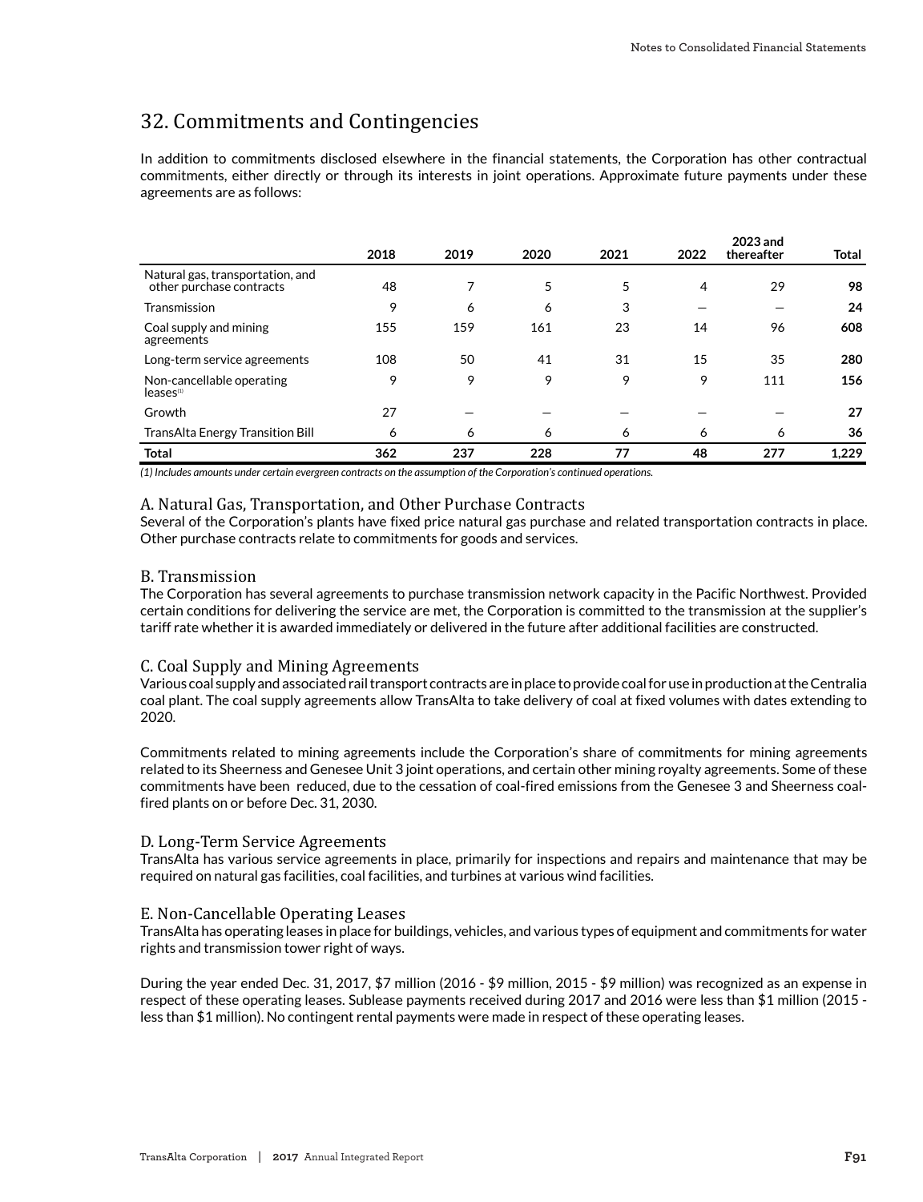## 32. Commitments and Contingencies

In addition to commitments disclosed elsewhere in the financial statements, the Corporation has other contractual commitments, either directly or through its interests in joint operations. Approximate future payments under these agreements are as follows:

| | 2018 | 2019 | 2020 | 2021 | 2022 | 2023 and thereafter | Total |
|---|---|---|---|---|---|---|---|
| Natural gas, transportation, and other purchase contracts | 48 | 7 | 5 | 5 | 4 | 29 | **98** |
| Transmission | 9 | 6 | 6 | 3 | — | — | **24** |
| Coal supply and mining agreements | 155 | 159 | 161 | 23 | 14 | 96 | **608** |
| Long-term service agreements | 108 | 50 | 41 | 31 | 15 | 35 | **280** |
| Non-cancellable operating leases[1] | 9 | 9 | 9 | 9 | 9 | 111 | **156** |
| Growth | 27 | — | — | — | — | — | **27** |
| TransAlta Energy Transition Bill | 6 | 6 | 6 | 6 | 6 | 6 | **36** |
| **Total** | **362** | **237** | **228** | **77** | **48** | **277** | **1,229** |

*(1) Includes amounts under certain evergreen contracts on the assumption of the Corporation's continued operations.*

### A. Natural Gas, Transportation, and Other Purchase Contracts

Several of the Corporation's plants have fixed price natural gas purchase and related transportation contracts in place. Other purchase contracts relate to commitments for goods and services.

### B. Transmission

The Corporation has several agreements to purchase transmission network capacity in the Pacific Northwest. Provided certain conditions for delivering the service are met, the Corporation is committed to the transmission at the supplier's tariff rate whether it is awarded immediately or delivered in the future after additional facilities are constructed.

### C. Coal Supply and Mining Agreements

Various coal supply and associated rail transport contracts are in place to provide coal for use in production at the Centralia coal plant. The coal supply agreements allow TransAlta to take delivery of coal at fixed volumes with dates extending to 2020.

Commitments related to mining agreements include the Corporation's share of commitments for mining agreements related to its Sheerness and Genesee Unit 3 joint operations, and certain other mining royalty agreements. Some of these commitments have been reduced, due to the cessation of coal-fired emissions from the Genesee 3 and Sheerness coal-fired plants on or before Dec. 31, 2030.

### D. Long-Term Service Agreements

TransAlta has various service agreements in place, primarily for inspections and repairs and maintenance that may be required on natural gas facilities, coal facilities, and turbines at various wind facilities.

### E. Non-Cancellable Operating Leases

TransAlta has operating leases in place for buildings, vehicles, and various types of equipment and commitments for water rights and transmission tower right of ways.

During the year ended Dec. 31, 2017, $7 million (2016 - $9 million, 2015 - $9 million) was recognized as an expense in respect of these operating leases. Sublease payments received during 2017 and 2016 were less than $1 million (2015 - less than $1 million). No contingent rental payments were made in respect of these operating leases.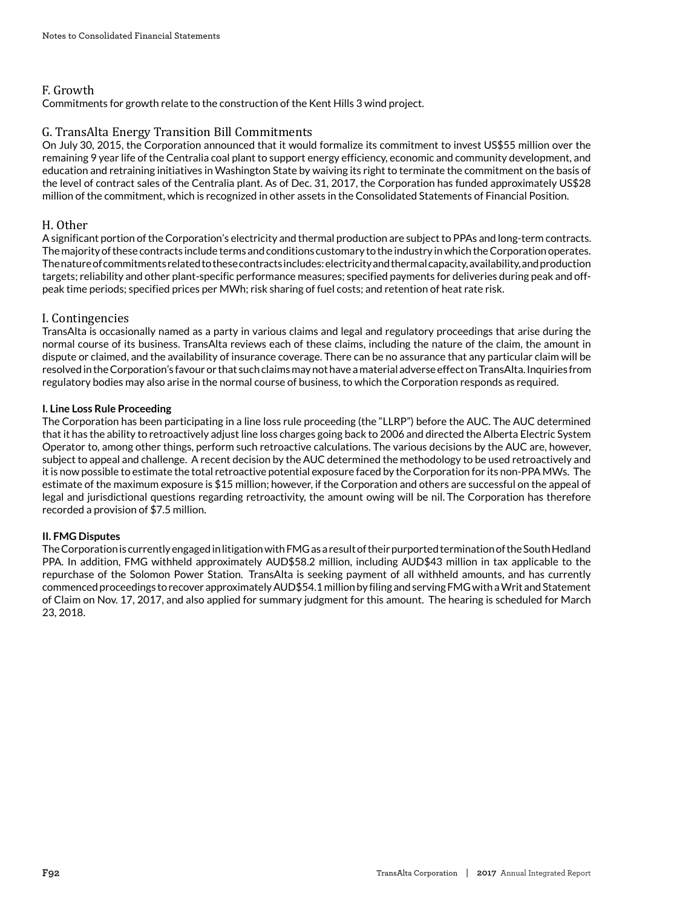## F. Growth

Commitments for growth relate to the construction of the Kent Hills 3 wind project.

## G. TransAlta Energy Transition Bill Commitments

On July 30, 2015, the Corporation announced that it would formalize its commitment to invest US$55 million over the remaining 9 year life of the Centralia coal plant to support energy efficiency, economic and community development, and education and retraining initiatives in Washington State by waiving its right to terminate the commitment on the basis of the level of contract sales of the Centralia plant. As of Dec. 31, 2017, the Corporation has funded approximately US$28 million of the commitment, which is recognized in other assets in the Consolidated Statements of Financial Position.

## H. Other

A significant portion of the Corporation's electricity and thermal production are subject to PPAs and long-term contracts. The majority of these contracts include terms and conditions customary to the industry in which the Corporation operates. The nature of commitments related to these contracts includes: electricity and thermal capacity, availability, and production targets; reliability and other plant-specific performance measures; specified payments for deliveries during peak and off-peak time periods; specified prices per MWh; risk sharing of fuel costs; and retention of heat rate risk.

## I. Contingencies

TransAlta is occasionally named as a party in various claims and legal and regulatory proceedings that arise during the normal course of its business. TransAlta reviews each of these claims, including the nature of the claim, the amount in dispute or claimed, and the availability of insurance coverage. There can be no assurance that any particular claim will be resolved in the Corporation's favour or that such claims may not have a material adverse effect on TransAlta. Inquiries from regulatory bodies may also arise in the normal course of business, to which the Corporation responds as required.

**I. Line Loss Rule Proceeding**

The Corporation has been participating in a line loss rule proceeding (the "LLRP") before the AUC. The AUC determined that it has the ability to retroactively adjust line loss charges going back to 2006 and directed the Alberta Electric System Operator to, among other things, perform such retroactive calculations. The various decisions by the AUC are, however, subject to appeal and challenge. A recent decision by the AUC determined the methodology to be used retroactively and it is now possible to estimate the total retroactive potential exposure faced by the Corporation for its non-PPA MWs. The estimate of the maximum exposure is $15 million; however, if the Corporation and others are successful on the appeal of legal and jurisdictional questions regarding retroactivity, the amount owing will be nil. The Corporation has therefore recorded a provision of $7.5 million.

**II. FMG Disputes**

The Corporation is currently engaged in litigation with FMG as a result of their purported termination of the South Hedland PPA. In addition, FMG withheld approximately AUD$58.2 million, including AUD$43 million in tax applicable to the repurchase of the Solomon Power Station. TransAlta is seeking payment of all withheld amounts, and has currently commenced proceedings to recover approximately AUD$54.1 million by filing and serving FMG with a Writ and Statement of Claim on Nov. 17, 2017, and also applied for summary judgment for this amount. The hearing is scheduled for March 23, 2018.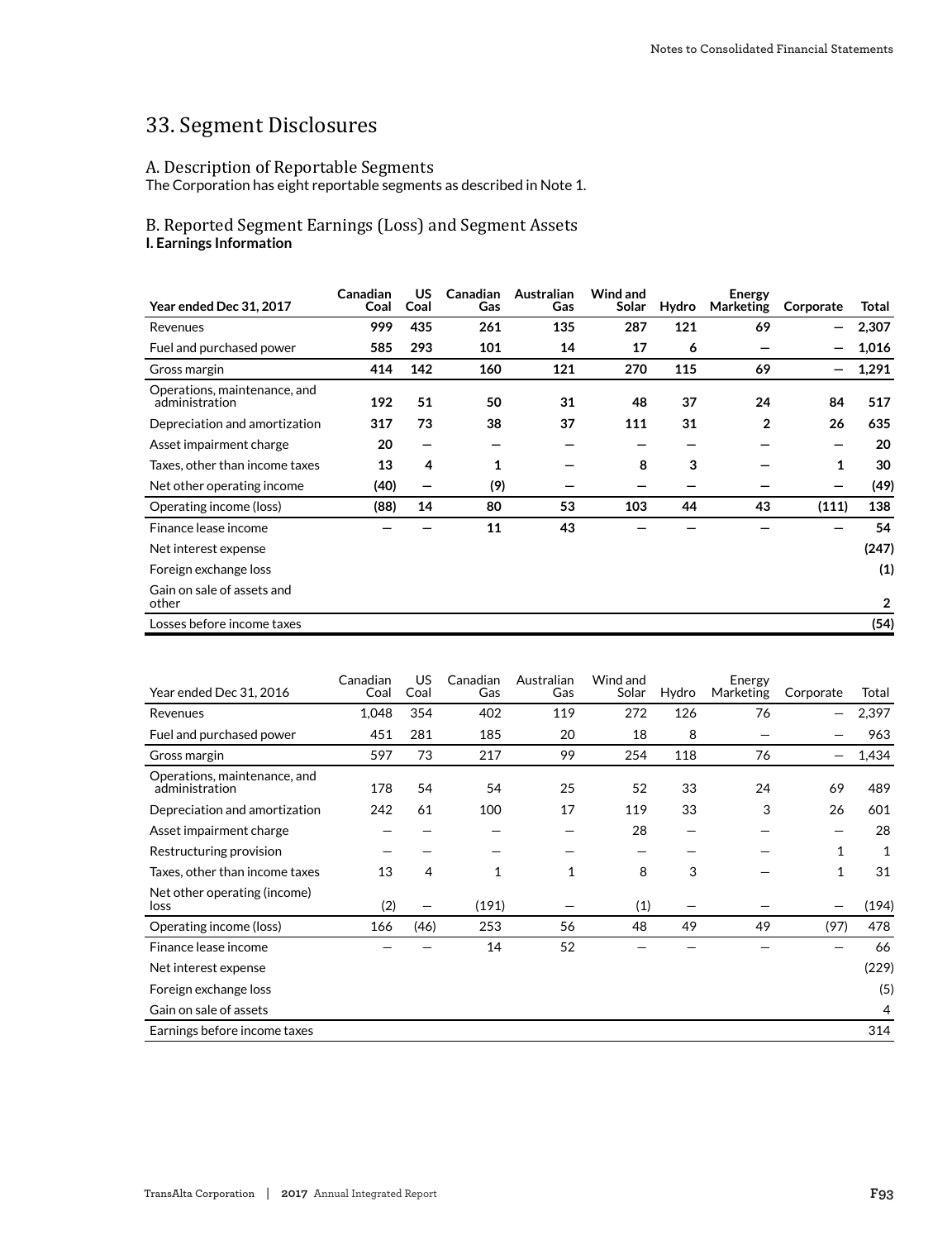# 33. Segment Disclosures

## A. Description of Reportable Segments

The Corporation has eight reportable segments as described in Note 1.

## B. Reported Segment Earnings (Loss) and Segment Assets

**I. Earnings Information**

| **Year ended Dec 31, 2017** | **Canadian Coal** | **US Coal** | **Canadian Gas** | **Australian Gas** | **Wind and Solar** | **Hydro** | **Energy Marketing** | **Corporate** | **Total** |
|---|---|---|---|---|---|---|---|---|---|
| Revenues | **999** | **435** | **261** | **135** | **287** | **121** | **69** | **—** | **2,307** |
| Fuel and purchased power | **585** | **293** | **101** | **14** | **17** | **6** | **—** | **—** | **1,016** |
| Gross margin | **414** | **142** | **160** | **121** | **270** | **115** | **69** | **—** | **1,291** |
| Operations, maintenance, and administration | **192** | **51** | **50** | **31** | **48** | **37** | **24** | **84** | **517** |
| Depreciation and amortization | **317** | **73** | **38** | **37** | **111** | **31** | **2** | **26** | **635** |
| Asset impairment charge | **20** | **—** | **—** | **—** | **—** | **—** | **—** | **—** | **20** |
| Taxes, other than income taxes | **13** | **4** | **1** | **—** | **8** | **3** | **—** | **1** | **30** |
| Net other operating income | **(40)** | **—** | **(9)** | **—** | **—** | **—** | **—** | **—** | **(49)** |
| Operating income (loss) | **(88)** | **14** | **80** | **53** | **103** | **44** | **43** | **(111)** | **138** |
| Finance lease income | **—** | **—** | **11** | **43** | **—** | **—** | **—** | **—** | **54** |
| Net interest expense | | | | | | | | | **(247)** |
| Foreign exchange loss | | | | | | | | | **(1)** |
| Gain on sale of assets and other | | | | | | | | | **2** |
| Losses before income taxes | | | | | | | | | **(54)** |

| Year ended Dec 31, 2016 | Canadian Coal | US Coal | Canadian Gas | Australian Gas | Wind and Solar | Hydro | Energy Marketing | Corporate | Total |
|---|---|---|---|---|---|---|---|---|---|
| Revenues | 1,048 | 354 | 402 | 119 | 272 | 126 | 76 | — | 2,397 |
| Fuel and purchased power | 451 | 281 | 185 | 20 | 18 | 8 | — | — | 963 |
| Gross margin | 597 | 73 | 217 | 99 | 254 | 118 | 76 | — | 1,434 |
| Operations, maintenance, and administration | 178 | 54 | 54 | 25 | 52 | 33 | 24 | 69 | 489 |
| Depreciation and amortization | 242 | 61 | 100 | 17 | 119 | 33 | 3 | 26 | 601 |
| Asset impairment charge | — | — | — | — | 28 | — | — | — | 28 |
| Restructuring provision | — | — | — | — | — | — | — | 1 | 1 |
| Taxes, other than income taxes | 13 | 4 | 1 | 1 | 8 | 3 | — | 1 | 31 |
| Net other operating (income) loss | (2) | — | (191) | — | (1) | — | — | — | (194) |
| Operating income (loss) | 166 | (46) | 253 | 56 | 48 | 49 | 49 | (97) | 478 |
| Finance lease income | — | — | 14 | 52 | — | — | — | — | 66 |
| Net interest expense | | | | | | | | | (229) |
| Foreign exchange loss | | | | | | | | | (5) |
| Gain on sale of assets | | | | | | | | | 4 |
| Earnings before income taxes | | | | | | | | | 314 |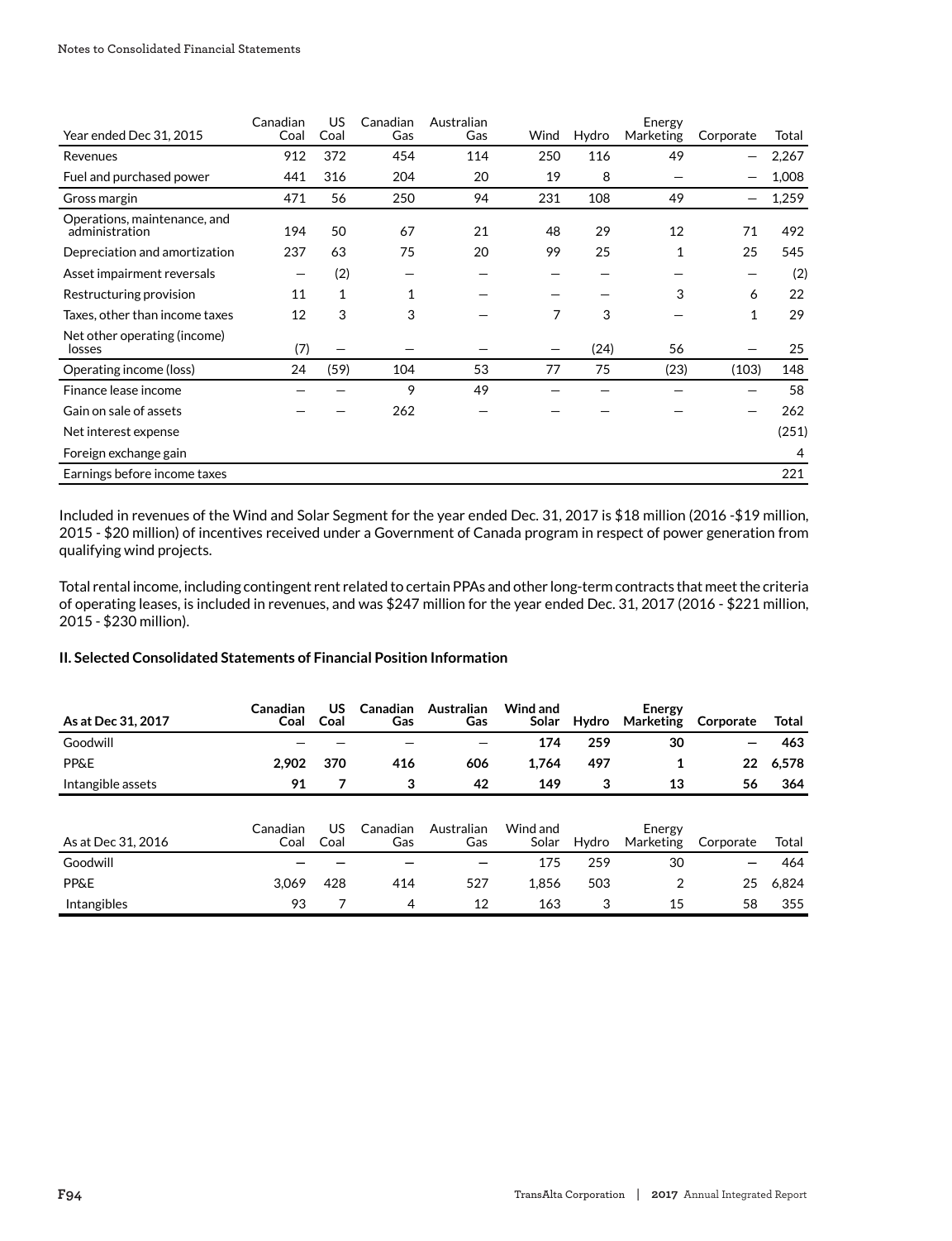| Year ended Dec 31, 2015 | Canadian Coal | US Coal | Canadian Gas | Australian Gas | Wind | Hydro | Energy Marketing | Corporate | Total |
|---|---|---|---|---|---|---|---|---|---|
| Revenues | 912 | 372 | 454 | 114 | 250 | 116 | 49 | — | 2,267 |
| Fuel and purchased power | 441 | 316 | 204 | 20 | 19 | 8 | — | — | 1,008 |
| Gross margin | 471 | 56 | 250 | 94 | 231 | 108 | 49 | — | 1,259 |
| Operations, maintenance, and administration | 194 | 50 | 67 | 21 | 48 | 29 | 12 | 71 | 492 |
| Depreciation and amortization | 237 | 63 | 75 | 20 | 99 | 25 | 1 | 25 | 545 |
| Asset impairment reversals | — | (2) | — | — | — | — | — | — | (2) |
| Restructuring provision | 11 | 1 | 1 | — | — | — | 3 | 6 | 22 |
| Taxes, other than income taxes | 12 | 3 | 3 | — | 7 | 3 | — | 1 | 29 |
| Net other operating (income) losses | (7) | — | — | — | — | (24) | 56 | — | 25 |
| Operating income (loss) | 24 | (59) | 104 | 53 | 77 | 75 | (23) | (103) | 148 |
| Finance lease income | — | — | 9 | 49 | — | — | — | — | 58 |
| Gain on sale of assets | — | — | 262 | — | — | — | — | — | 262 |
| Net interest expense | | | | | | | | | (251) |
| Foreign exchange gain | | | | | | | | | 4 |
| Earnings before income taxes | | | | | | | | | 221 |

Included in revenues of the Wind and Solar Segment for the year ended Dec. 31, 2017 is $18 million (2016 -$19 million, 2015 - $20 million) of incentives received under a Government of Canada program in respect of power generation from qualifying wind projects.

Total rental income, including contingent rent related to certain PPAs and other long-term contracts that meet the criteria of operating leases, is included in revenues, and was $247 million for the year ended Dec. 31, 2017 (2016 - $221 million, 2015 - $230 million).

### II. Selected Consolidated Statements of Financial Position Information

| **As at Dec 31, 2017** | **Canadian Coal** | **US Coal** | **Canadian Gas** | **Australian Gas** | **Wind and Solar** | **Hydro** | **Energy Marketing** | **Corporate** | **Total** |
|---|---|---|---|---|---|---|---|---|---|
| Goodwill | **—** | **—** | — | — | **174** | **259** | **30** | **—** | **463** |
| PP&E | **2,902** | **370** | **416** | **606** | **1,764** | **497** | **1** | **22** | **6,578** |
| Intangible assets | **91** | **7** | **3** | **42** | **149** | **3** | **13** | **56** | **364** |

| As at Dec 31, 2016 | Canadian Coal | US Coal | Canadian Gas | Australian Gas | Wind and Solar | Hydro | Energy Marketing | Corporate | Total |
|---|---|---|---|---|---|---|---|---|---|
| Goodwill | — | — | — | — | 175 | 259 | 30 | — | 464 |
| PP&E | 3,069 | 428 | 414 | 527 | 1,856 | 503 | 2 | 25 | 6,824 |
| Intangibles | 93 | 7 | 4 | 12 | 163 | 3 | 15 | 58 | 355 |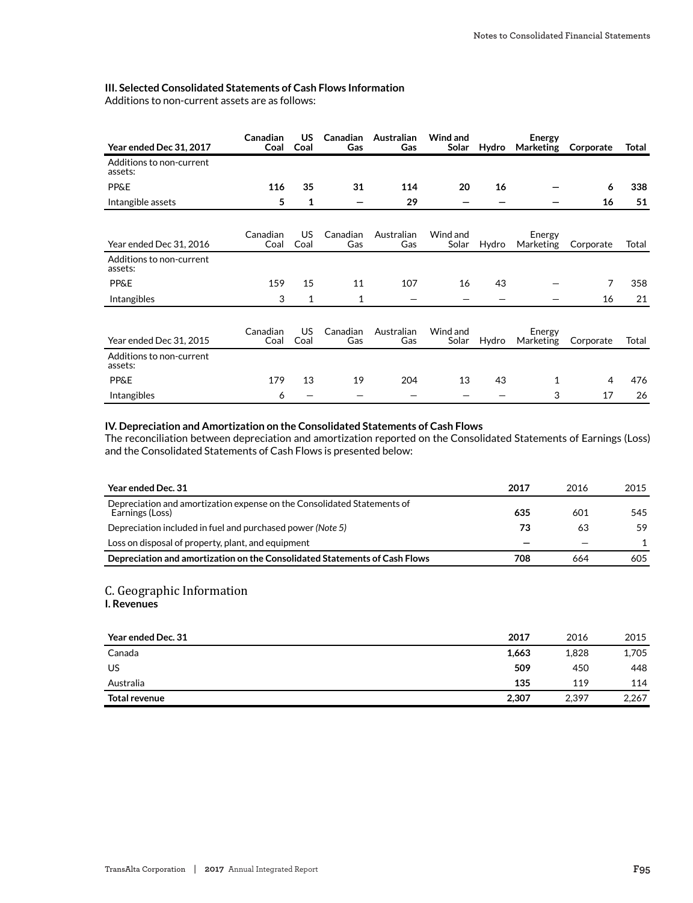### III. Selected Consolidated Statements of Cash Flows Information

Additions to non-current assets are as follows:

| **Year ended Dec 31, 2017** | **Canadian Coal** | **US Coal** | **Canadian Gas** | **Australian Gas** | **Wind and Solar** | **Hydro** | **Energy Marketing** | **Corporate** | **Total** |
|---|---|---|---|---|---|---|---|---|---|
| Additions to non-current assets: | | | | | | | | | |
| PP&E | **116** | **35** | **31** | **114** | **20** | **16** | **—** | **6** | **338** |
| Intangible assets | **5** | **1** | **—** | **29** | **—** | **—** | **—** | **16** | **51** |

| Year ended Dec 31, 2016 | Canadian Coal | US Coal | Canadian Gas | Australian Gas | Wind and Solar | Hydro | Energy Marketing | Corporate | Total |
|---|---|---|---|---|---|---|---|---|---|
| Additions to non-current assets: | | | | | | | | | |
| PP&E | 159 | 15 | 11 | 107 | 16 | 43 | — | 7 | 358 |
| Intangibles | 3 | 1 | 1 | — | — | — | — | 16 | 21 |

| Year ended Dec 31, 2015 | Canadian Coal | US Coal | Canadian Gas | Australian Gas | Wind and Solar | Hydro | Energy Marketing | Corporate | Total |
|---|---|---|---|---|---|---|---|---|---|
| Additions to non-current assets: | | | | | | | | | |
| PP&E | 179 | 13 | 19 | 204 | 13 | 43 | 1 | 4 | 476 |
| Intangibles | 6 | — | — | — | — | — | 3 | 17 | 26 |

### IV. Depreciation and Amortization on the Consolidated Statements of Cash Flows

The reconciliation between depreciation and amortization reported on the Consolidated Statements of Earnings (Loss) and the Consolidated Statements of Cash Flows is presented below:

| **Year ended Dec. 31** | **2017** | 2016 | 2015 |
|---|---|---|---|
| Depreciation and amortization expense on the Consolidated Statements of Earnings (Loss) | **635** | 601 | 545 |
| Depreciation included in fuel and purchased power *(Note 5)* | **73** | 63 | 59 |
| Loss on disposal of property, plant, and equipment | **—** | — | 1 |
| **Depreciation and amortization on the Consolidated Statements of Cash Flows** | **708** | 664 | 605 |

## C. Geographic Information

### I. Revenues

| **Year ended Dec. 31** | **2017** | 2016 | 2015 |
|---|---|---|---|
| Canada | **1,663** | 1,828 | 1,705 |
| US | **509** | 450 | 448 |
| Australia | **135** | 119 | 114 |
| **Total revenue** | **2,307** | 2,397 | 2,267 |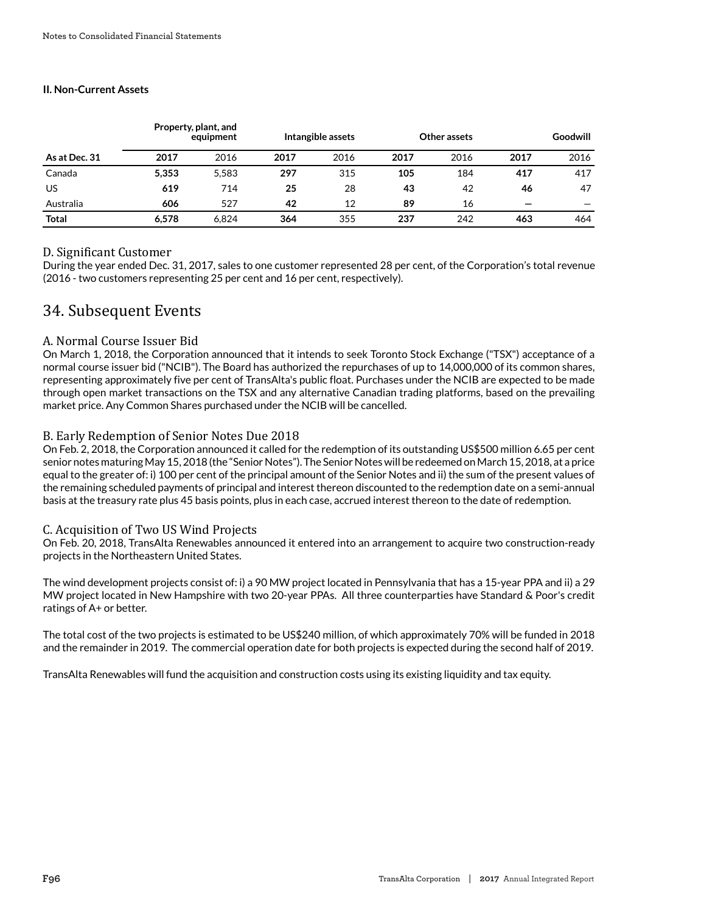### II. Non-Current Assets

| As at Dec. 31 | Property, plant, and equipment | | Intangible assets | | Other assets | | Goodwill | |
|---|---|---|---|---|---|---|---|---|
| | **2017** | 2016 | **2017** | 2016 | **2017** | 2016 | **2017** | 2016 |
| Canada | **5,353** | 5,583 | **297** | 315 | **105** | 184 | **417** | 417 |
| US | **619** | 714 | **25** | 28 | **43** | 42 | **46** | 47 |
| Australia | **606** | 527 | **42** | 12 | **89** | 16 | **—** | — |
| **Total** | **6,578** | 6,824 | **364** | 355 | **237** | 242 | **463** | 464 |

### D. Significant Customer

During the year ended Dec. 31, 2017, sales to one customer represented 28 per cent, of the Corporation's total revenue (2016 - two customers representing 25 per cent and 16 per cent, respectively).

## 34. Subsequent Events

### A. Normal Course Issuer Bid

On March 1, 2018, the Corporation announced that it intends to seek Toronto Stock Exchange ("TSX") acceptance of a normal course issuer bid ("NCIB"). The Board has authorized the repurchases of up to 14,000,000 of its common shares, representing approximately five per cent of TransAlta's public float. Purchases under the NCIB are expected to be made through open market transactions on the TSX and any alternative Canadian trading platforms, based on the prevailing market price. Any Common Shares purchased under the NCIB will be cancelled.

### B. Early Redemption of Senior Notes Due 2018

On Feb. 2, 2018, the Corporation announced it called for the redemption of its outstanding US$500 million 6.65 per cent senior notes maturing May 15, 2018 (the "Senior Notes"). The Senior Notes will be redeemed on March 15, 2018, at a price equal to the greater of: i) 100 per cent of the principal amount of the Senior Notes and ii) the sum of the present values of the remaining scheduled payments of principal and interest thereon discounted to the redemption date on a semi-annual basis at the treasury rate plus 45 basis points, plus in each case, accrued interest thereon to the date of redemption.

### C. Acquisition of Two US Wind Projects

On Feb. 20, 2018, TransAlta Renewables announced it entered into an arrangement to acquire two construction-ready projects in the Northeastern United States.

The wind development projects consist of: i) a 90 MW project located in Pennsylvania that has a 15-year PPA and ii) a 29 MW project located in New Hampshire with two 20-year PPAs. All three counterparties have Standard & Poor's credit ratings of A+ or better.

The total cost of the two projects is estimated to be US$240 million, of which approximately 70% will be funded in 2018 and the remainder in 2019. The commercial operation date for both projects is expected during the second half of 2019.

TransAlta Renewables will fund the acquisition and construction costs using its existing liquidity and tax equity.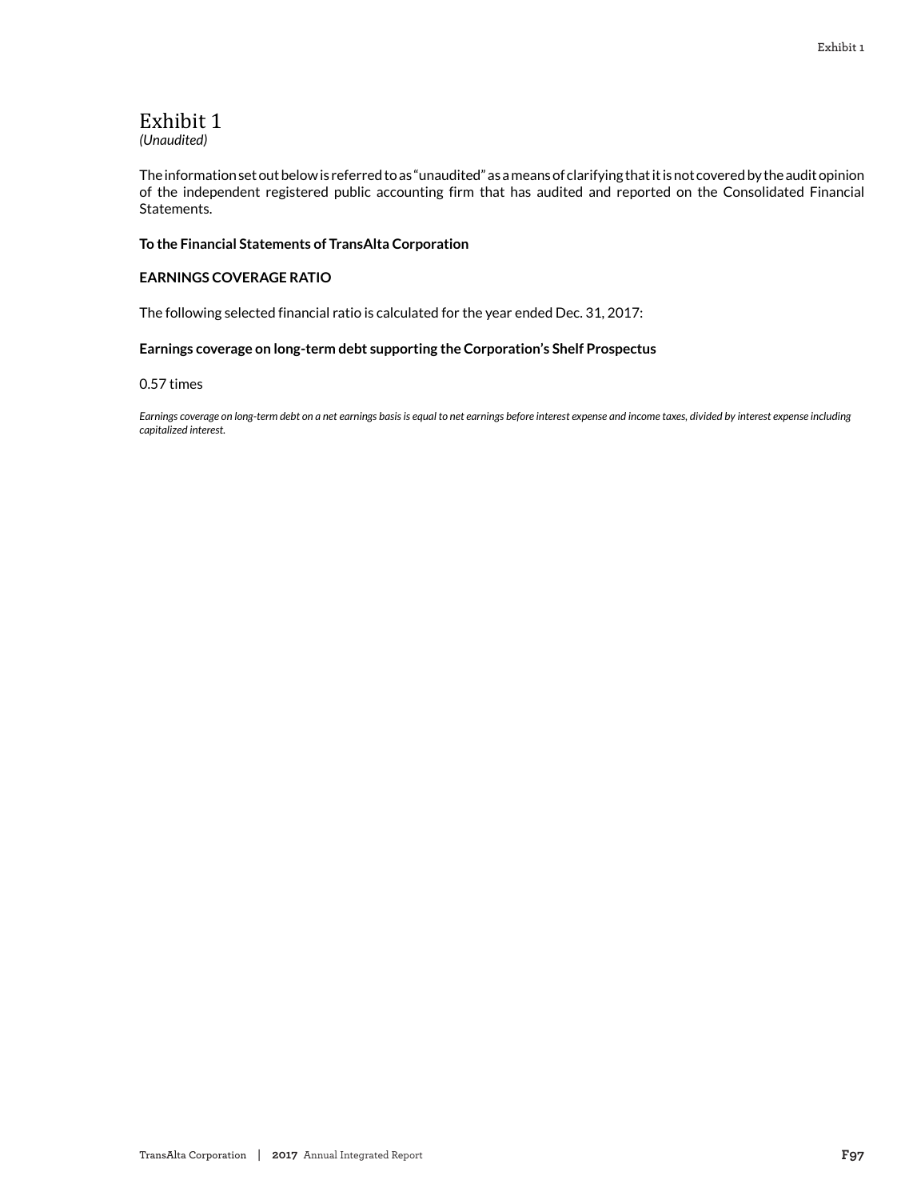# Exhibit 1

*(Unaudited)*

The information set out below is referred to as "unaudited" as a means of clarifying that it is not covered by the audit opinion of the independent registered public accounting firm that has audited and reported on the Consolidated Financial Statements.

**To the Financial Statements of TransAlta Corporation**

**EARNINGS COVERAGE RATIO**

The following selected financial ratio is calculated for the year ended Dec. 31, 2017:

**Earnings coverage on long-term debt supporting the Corporation's Shelf Prospectus**

0.57 times

*Earnings coverage on long-term debt on a net earnings basis is equal to net earnings before interest expense and income taxes, divided by interest expense including capitalized interest.*